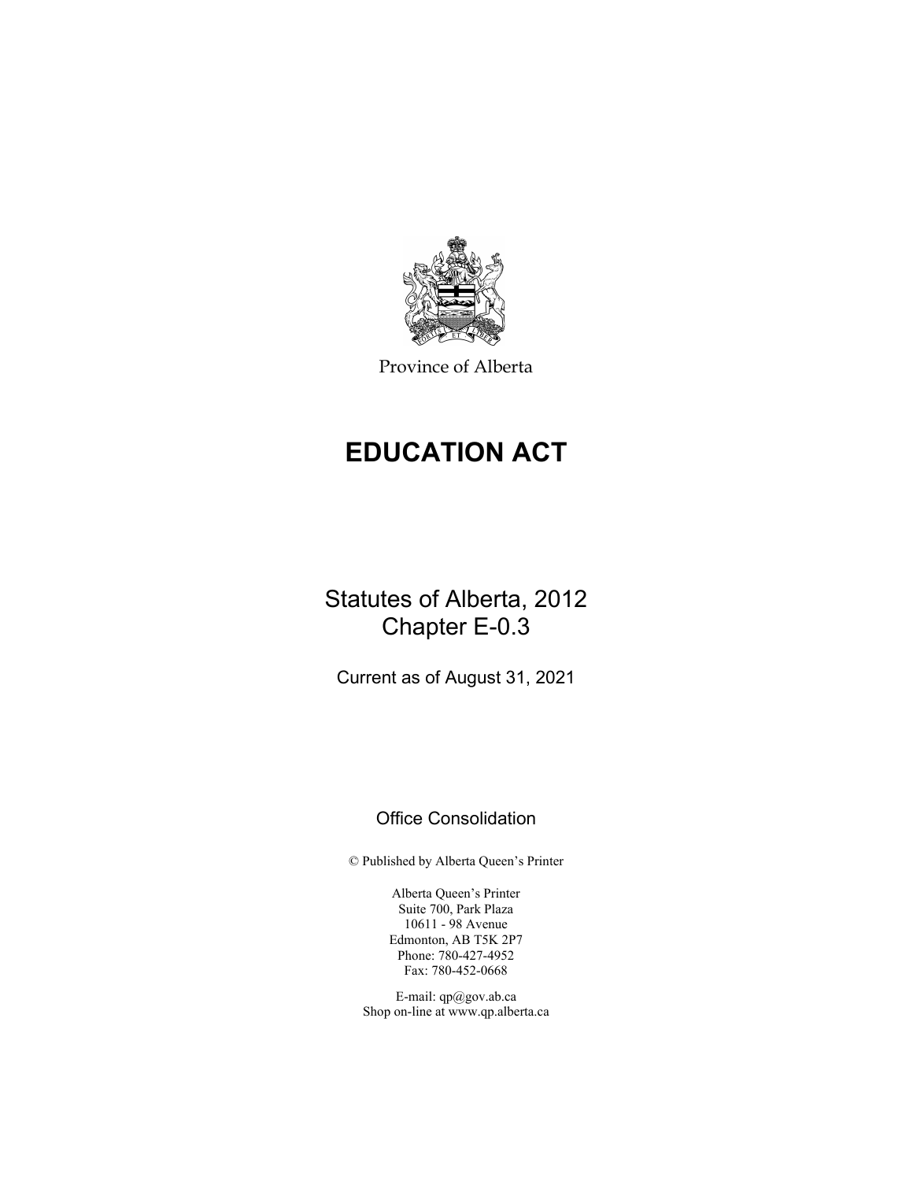Province of Alberta

# EDUCATION ACT

Statutes of Alberta, 2012
Chapter E-0.3

Current as of August 31, 2021

Office Consolidation

© Published by Alberta Queen's Printer

Alberta Queen's Printer
Suite 700, Park Plaza
10611 - 98 Avenue
Edmonton, AB T5K 2P7
Phone: 780-427-4952
Fax: 780-452-0668

E-mail: qp@gov.ab.ca
Shop on-line at www.qp.alberta.ca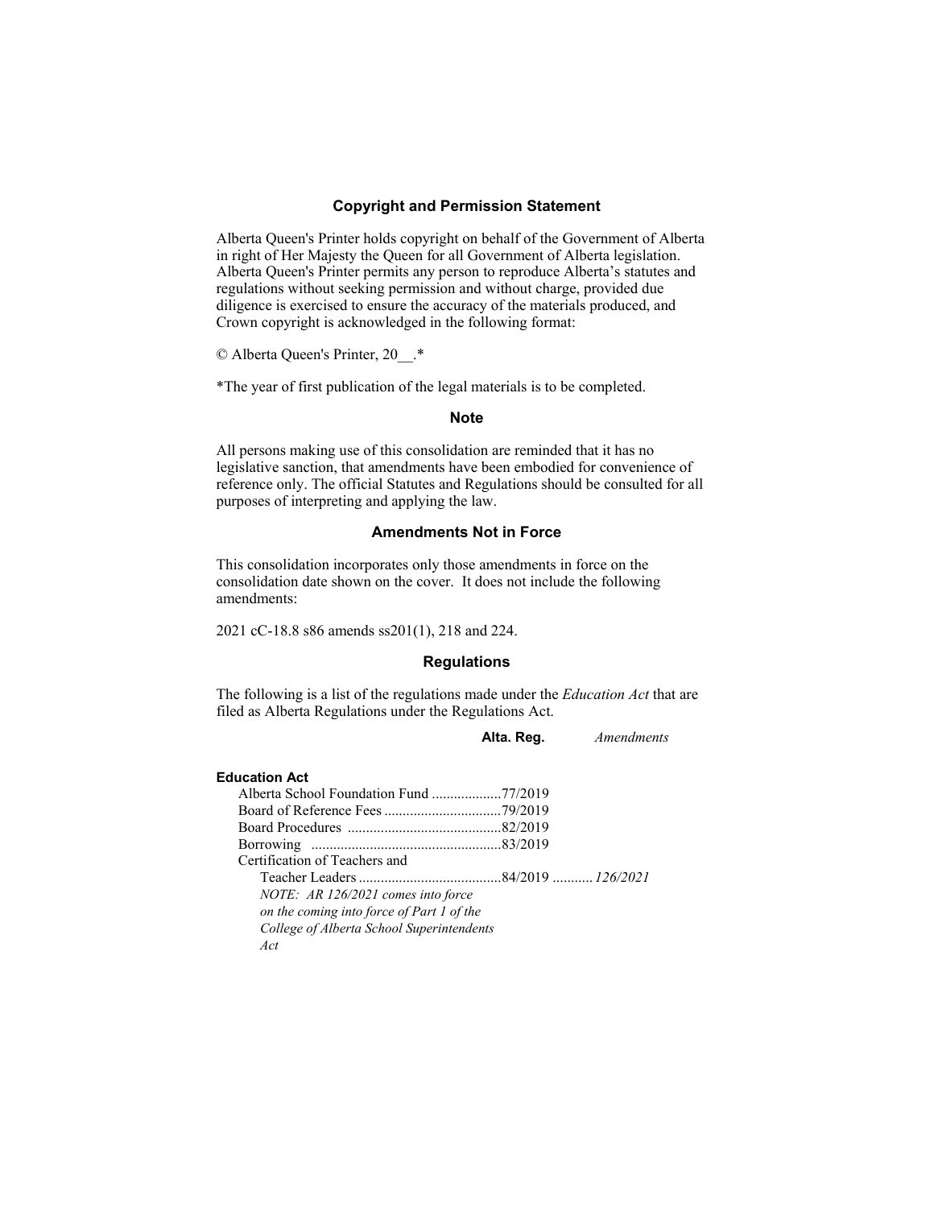### Copyright and Permission Statement

Alberta Queen's Printer holds copyright on behalf of the Government of Alberta in right of Her Majesty the Queen for all Government of Alberta legislation. Alberta Queen's Printer permits any person to reproduce Alberta's statutes and regulations without seeking permission and without charge, provided due diligence is exercised to ensure the accuracy of the materials produced, and Crown copyright is acknowledged in the following format:

© Alberta Queen's Printer, 20__.*

*The year of first publication of the legal materials is to be completed.

### Note

All persons making use of this consolidation are reminded that it has no legislative sanction, that amendments have been embodied for convenience of reference only. The official Statutes and Regulations should be consulted for all purposes of interpreting and applying the law.

### Amendments Not in Force

This consolidation incorporates only those amendments in force on the consolidation date shown on the cover. It does not include the following amendments:

2021 cC-18.8 s86 amends ss201(1), 218 and 224.

### Regulations

The following is a list of the regulations made under the *Education Act* that are filed as Alberta Regulations under the Regulations Act.

| | **Alta. Reg.** | *Amendments* |
|---|---|---|
| **Education Act** | | |
| Alberta School Foundation Fund | 77/2019 | |
| Board of Reference Fees | 79/2019 | |
| Board Procedures | 82/2019 | |
| Borrowing | 83/2019 | |
| Certification of Teachers and Teacher Leaders | 84/2019 | *126/2021* |
| *NOTE: AR 126/2021 comes into force on the coming into force of Part 1 of the College of Alberta School Superintendents Act* | | |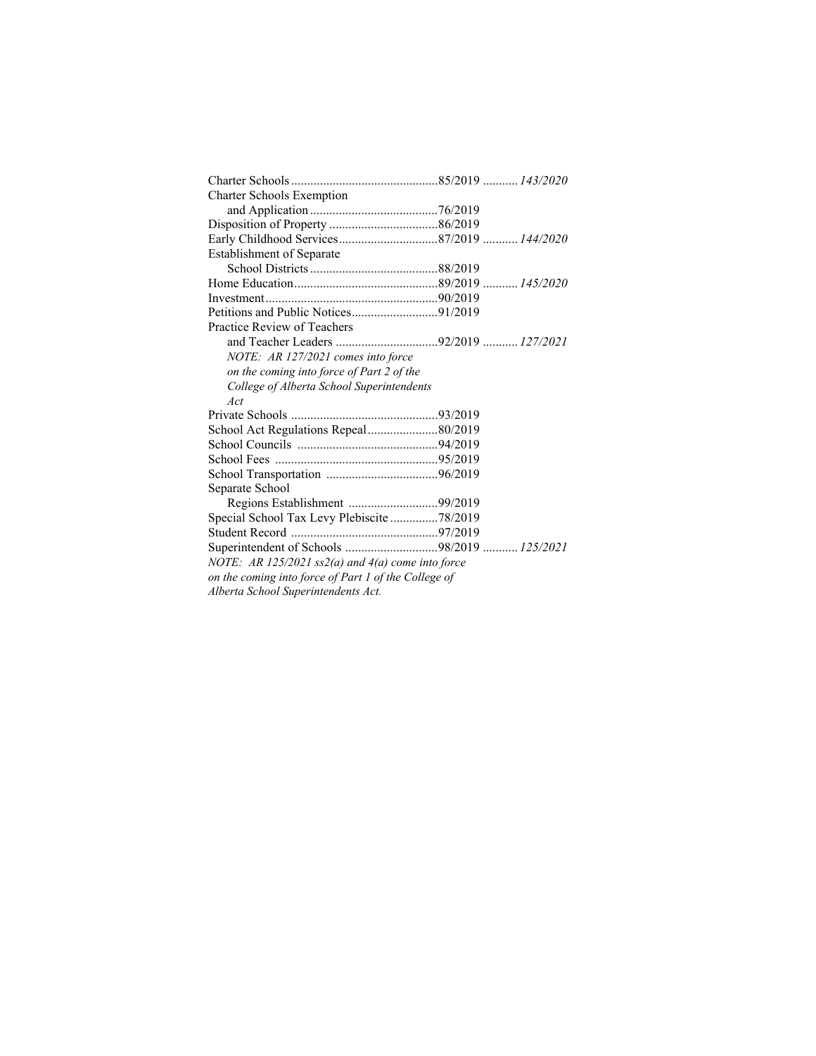| | | |
|---|---|---|
| Charter Schools | 85/2019 | *143/2020* |
| Charter Schools Exemption and Application | 76/2019 | |
| Disposition of Property | 86/2019 | |
| Early Childhood Services | 87/2019 | *144/2020* |
| Establishment of Separate School Districts | 88/2019 | |
| Home Education | 89/2019 | *145/2020* |
| Investment | 90/2019 | |
| Petitions and Public Notices | 91/2019 | |
| Practice Review of Teachers and Teacher Leaders | 92/2019 | *127/2021* |
| *NOTE: AR 127/2021 comes into force on the coming into force of Part 2 of the College of Alberta School Superintendents Act* | | |
| Private Schools | 93/2019 | |
| School Act Regulations Repeal | 80/2019 | |
| School Councils | 94/2019 | |
| School Fees | 95/2019 | |
| School Transportation | 96/2019 | |
| Separate School Regions Establishment | 99/2019 | |
| Special School Tax Levy Plebiscite | 78/2019 | |
| Student Record | 97/2019 | |
| Superintendent of Schools | 98/2019 | *125/2021* |

*NOTE: AR 125/2021 ss2(a) and 4(a) come into force on the coming into force of Part 1 of the College of Alberta School Superintendents Act.*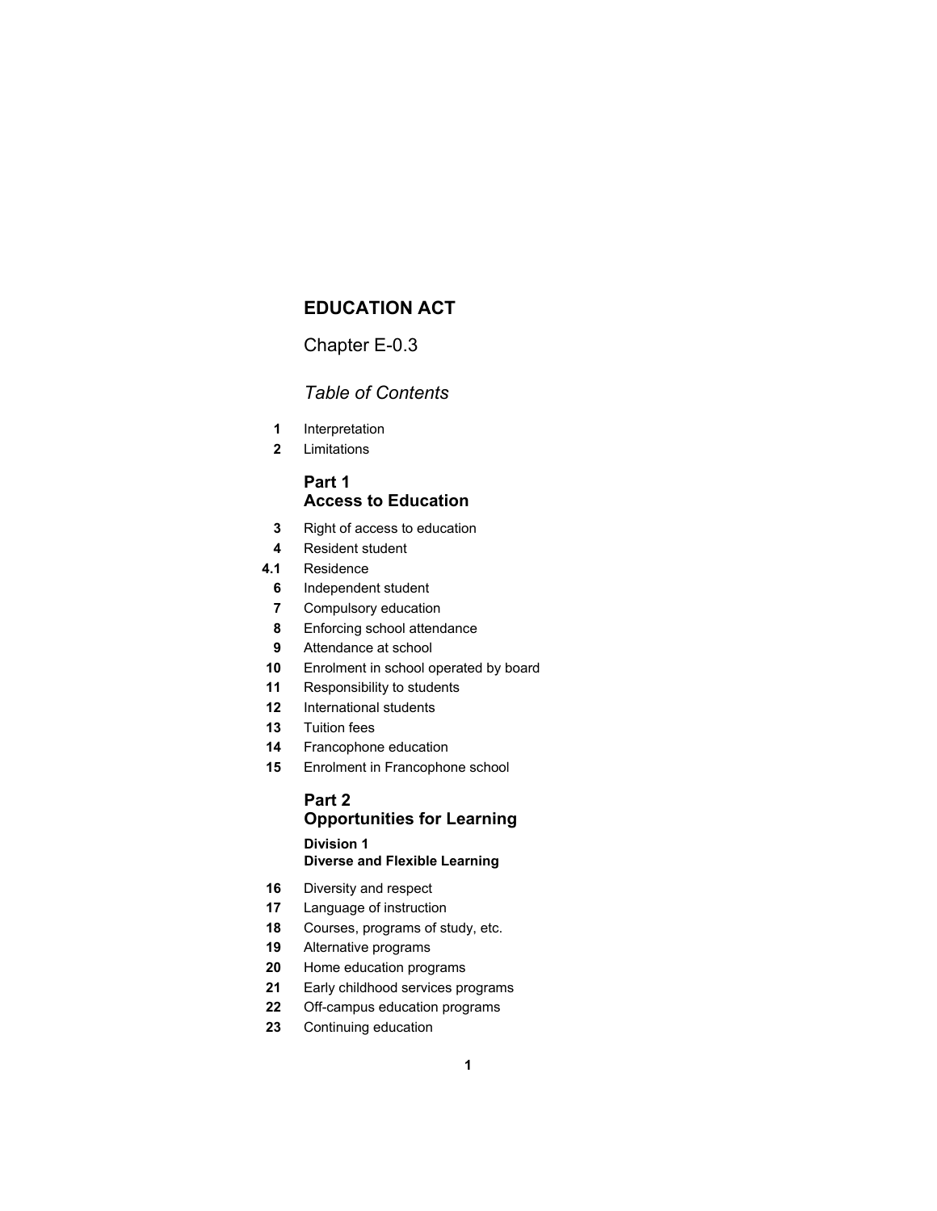# EDUCATION ACT

Chapter E-0.3

*Table of Contents*

**1** Interpretation
**2** Limitations

## Part 1
## Access to Education

**3** Right of access to education
**4** Resident student
**4.1** Residence
**6** Independent student
**7** Compulsory education
**8** Enforcing school attendance
**9** Attendance at school
**10** Enrolment in school operated by board
**11** Responsibility to students
**12** International students
**13** Tuition fees
**14** Francophone education
**15** Enrolment in Francophone school

## Part 2
## Opportunities for Learning

### Division 1
### Diverse and Flexible Learning

**16** Diversity and respect
**17** Language of instruction
**18** Courses, programs of study, etc.
**19** Alternative programs
**20** Home education programs
**21** Early childhood services programs
**22** Off-campus education programs
**23** Continuing education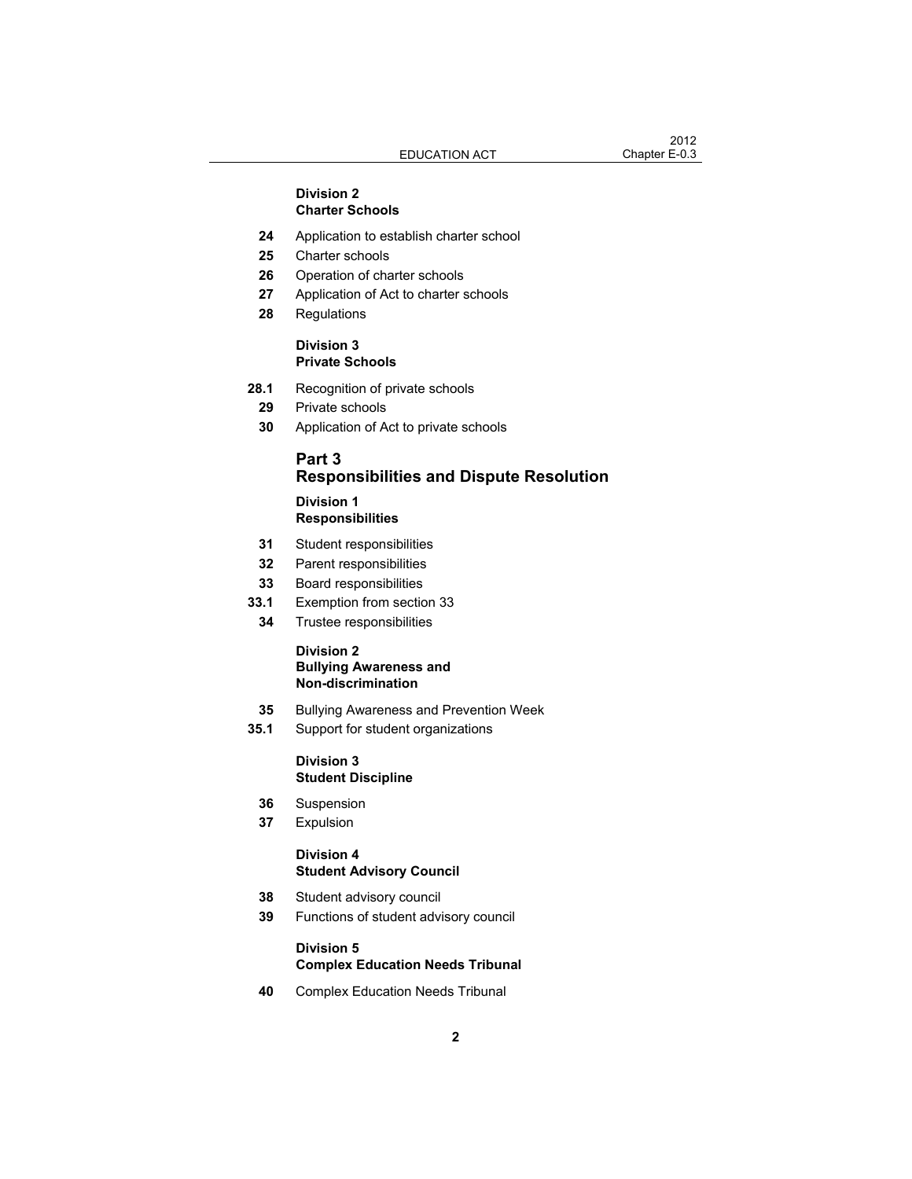**Division 2**
**Charter Schools**

| | |
|---|---|
| **24** | Application to establish charter school |
| **25** | Charter schools |
| **26** | Operation of charter schools |
| **27** | Application of Act to charter schools |
| **28** | Regulations |

**Division 3**
**Private Schools**

| | |
|---|---|
| **28.1** | Recognition of private schools |
| **29** | Private schools |
| **30** | Application of Act to private schools |

## Part 3
## Responsibilities and Dispute Resolution

**Division 1**
**Responsibilities**

| | |
|---|---|
| **31** | Student responsibilities |
| **32** | Parent responsibilities |
| **33** | Board responsibilities |
| **33.1** | Exemption from section 33 |
| **34** | Trustee responsibilities |

**Division 2**
**Bullying Awareness and Non-discrimination**

| | |
|---|---|
| **35** | Bullying Awareness and Prevention Week |
| **35.1** | Support for student organizations |

**Division 3**
**Student Discipline**

| | |
|---|---|
| **36** | Suspension |
| **37** | Expulsion |

**Division 4**
**Student Advisory Council**

| | |
|---|---|
| **38** | Student advisory council |
| **39** | Functions of student advisory council |

**Division 5**
**Complex Education Needs Tribunal**

| | |
|---|---|
| **40** | Complex Education Needs Tribunal |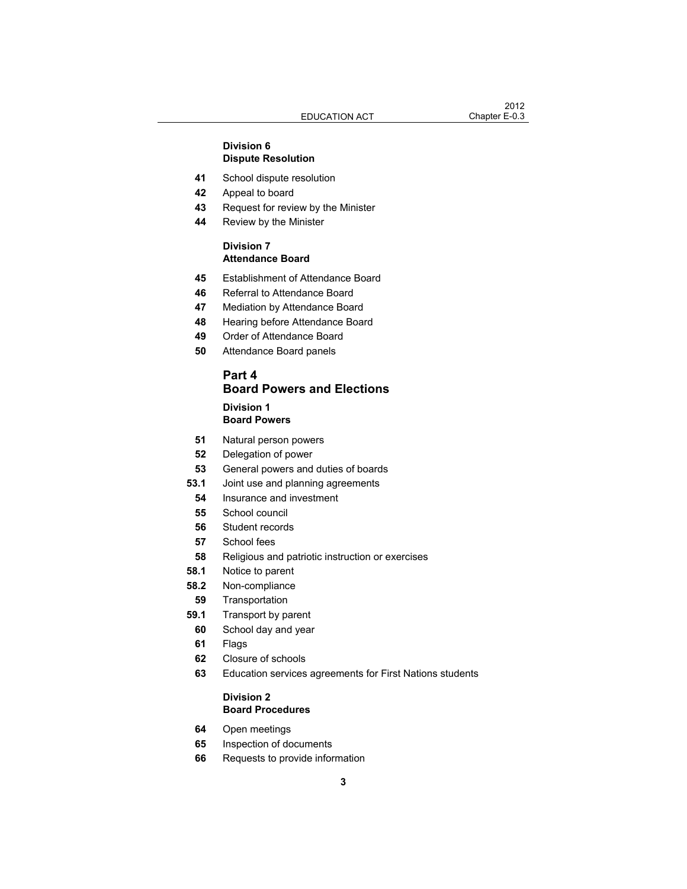### Division 6
### Dispute Resolution

**41** School dispute resolution

**42** Appeal to board

**43** Request for review by the Minister

**44** Review by the Minister

### Division 7
### Attendance Board

**45** Establishment of Attendance Board

**46** Referral to Attendance Board

**47** Mediation by Attendance Board

**48** Hearing before Attendance Board

**49** Order of Attendance Board

**50** Attendance Board panels

## Part 4
## Board Powers and Elections

### Division 1
### Board Powers

**51** Natural person powers

**52** Delegation of power

**53** General powers and duties of boards

**53.1** Joint use and planning agreements

**54** Insurance and investment

**55** School council

**56** Student records

**57** School fees

**58** Religious and patriotic instruction or exercises

**58.1** Notice to parent

**58.2** Non-compliance

**59** Transportation

**59.1** Transport by parent

**60** School day and year

**61** Flags

**62** Closure of schools

**63** Education services agreements for First Nations students

### Division 2
### Board Procedures

**64** Open meetings

**65** Inspection of documents

**66** Requests to provide information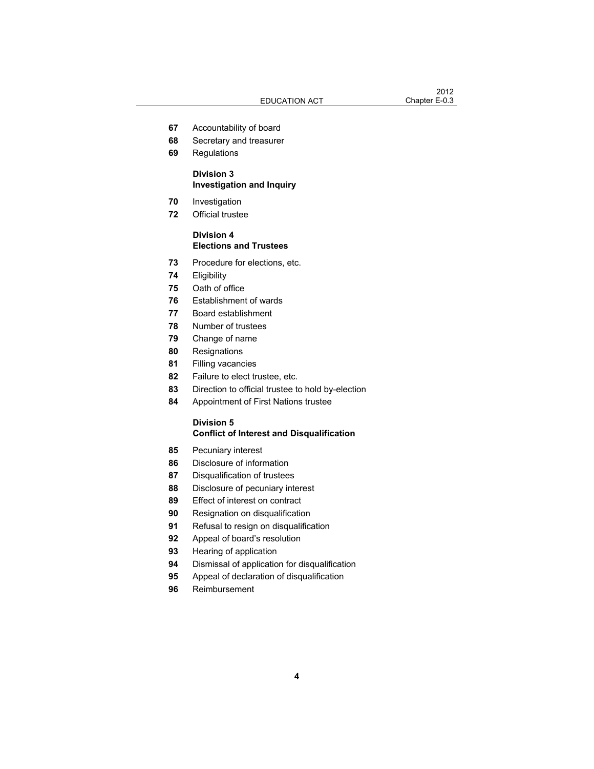**67** Accountability of board

**68** Secretary and treasurer

**69** Regulations

**Division 3**
**Investigation and Inquiry**

**70** Investigation

**72** Official trustee

**Division 4**
**Elections and Trustees**

**73** Procedure for elections, etc.

**74** Eligibility

**75** Oath of office

**76** Establishment of wards

**77** Board establishment

**78** Number of trustees

**79** Change of name

**80** Resignations

**81** Filling vacancies

**82** Failure to elect trustee, etc.

**83** Direction to official trustee to hold by-election

**84** Appointment of First Nations trustee

**Division 5**
**Conflict of Interest and Disqualification**

**85** Pecuniary interest

**86** Disclosure of information

**87** Disqualification of trustees

**88** Disclosure of pecuniary interest

**89** Effect of interest on contract

**90** Resignation on disqualification

**91** Refusal to resign on disqualification

**92** Appeal of board's resolution

**93** Hearing of application

**94** Dismissal of application for disqualification

**95** Appeal of declaration of disqualification

**96** Reimbursement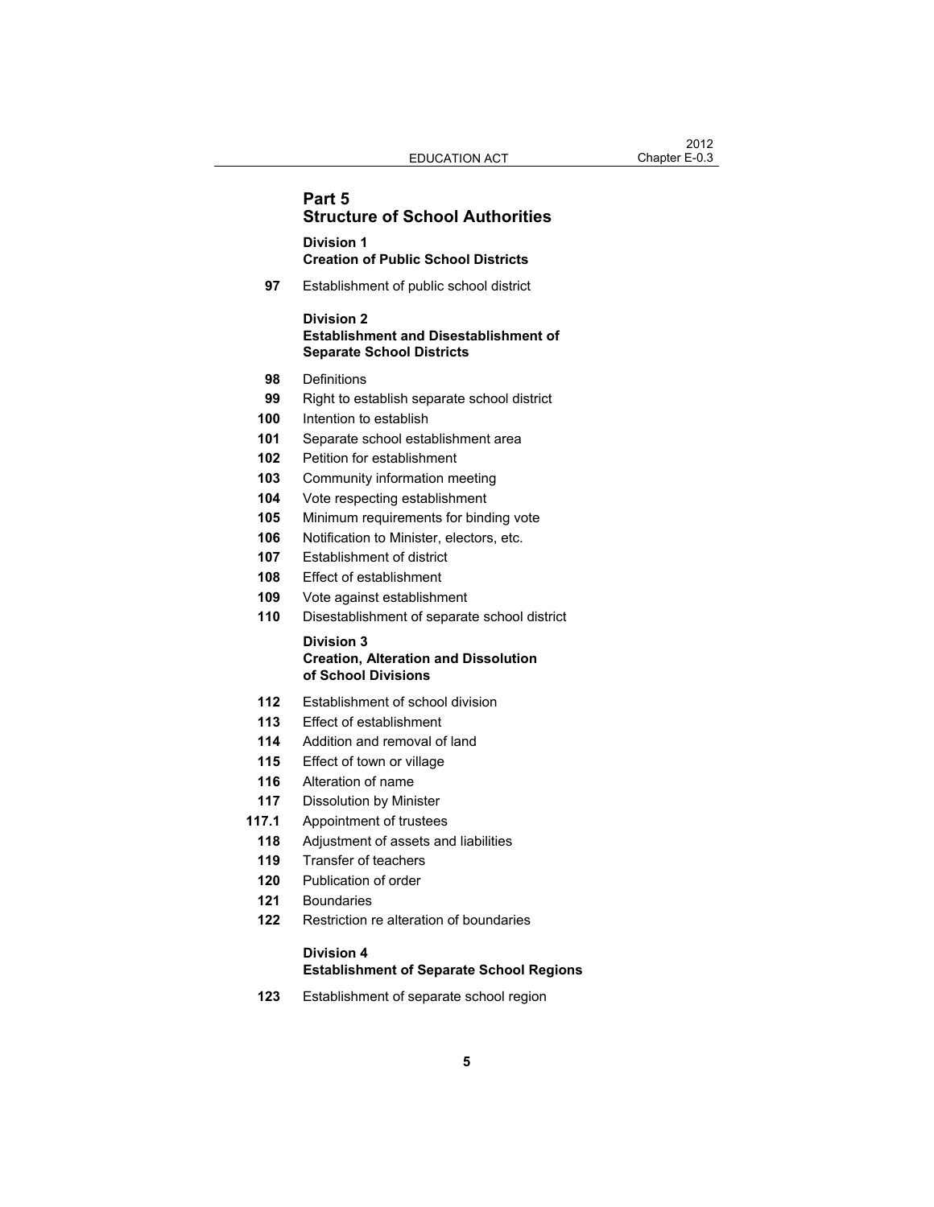## Part 5
## Structure of School Authorities

### Division 1
### Creation of Public School Districts

**97** Establishment of public school district

### Division 2
### Establishment and Disestablishment of Separate School Districts

**98** Definitions

**99** Right to establish separate school district

**100** Intention to establish

**101** Separate school establishment area

**102** Petition for establishment

**103** Community information meeting

**104** Vote respecting establishment

**105** Minimum requirements for binding vote

**106** Notification to Minister, electors, etc.

**107** Establishment of district

**108** Effect of establishment

**109** Vote against establishment

**110** Disestablishment of separate school district

### Division 3
### Creation, Alteration and Dissolution of School Divisions

**112** Establishment of school division

**113** Effect of establishment

**114** Addition and removal of land

**115** Effect of town or village

**116** Alteration of name

**117** Dissolution by Minister

**117.1** Appointment of trustees

**118** Adjustment of assets and liabilities

**119** Transfer of teachers

**120** Publication of order

**121** Boundaries

**122** Restriction re alteration of boundaries

### Division 4
### Establishment of Separate School Regions

**123** Establishment of separate school region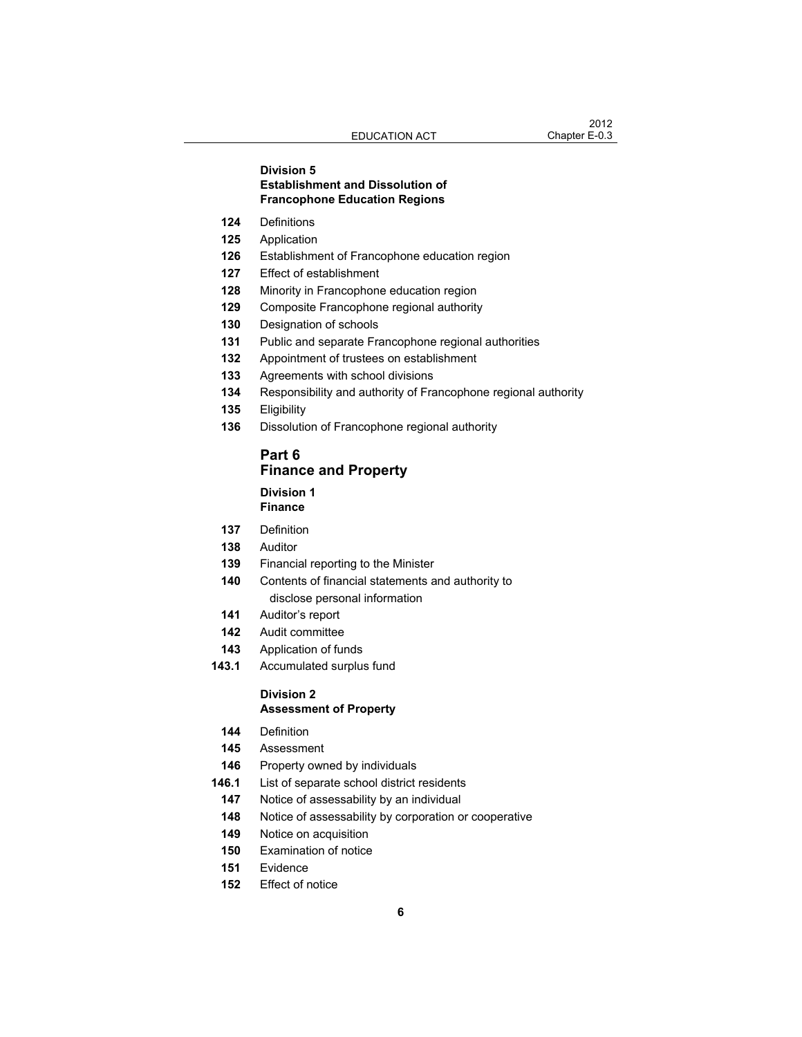### Division 5
### Establishment and Dissolution of Francophone Education Regions

**124** Definitions
**125** Application
**126** Establishment of Francophone education region
**127** Effect of establishment
**128** Minority in Francophone education region
**129** Composite Francophone regional authority
**130** Designation of schools
**131** Public and separate Francophone regional authorities
**132** Appointment of trustees on establishment
**133** Agreements with school divisions
**134** Responsibility and authority of Francophone regional authority
**135** Eligibility
**136** Dissolution of Francophone regional authority

## Part 6
## Finance and Property

### Division 1
### Finance

**137** Definition
**138** Auditor
**139** Financial reporting to the Minister
**140** Contents of financial statements and authority to disclose personal information
**141** Auditor's report
**142** Audit committee
**143** Application of funds
**143.1** Accumulated surplus fund

### Division 2
### Assessment of Property

**144** Definition
**145** Assessment
**146** Property owned by individuals
**146.1** List of separate school district residents
**147** Notice of assessability by an individual
**148** Notice of assessability by corporation or cooperative
**149** Notice on acquisition
**150** Examination of notice
**151** Evidence
**152** Effect of notice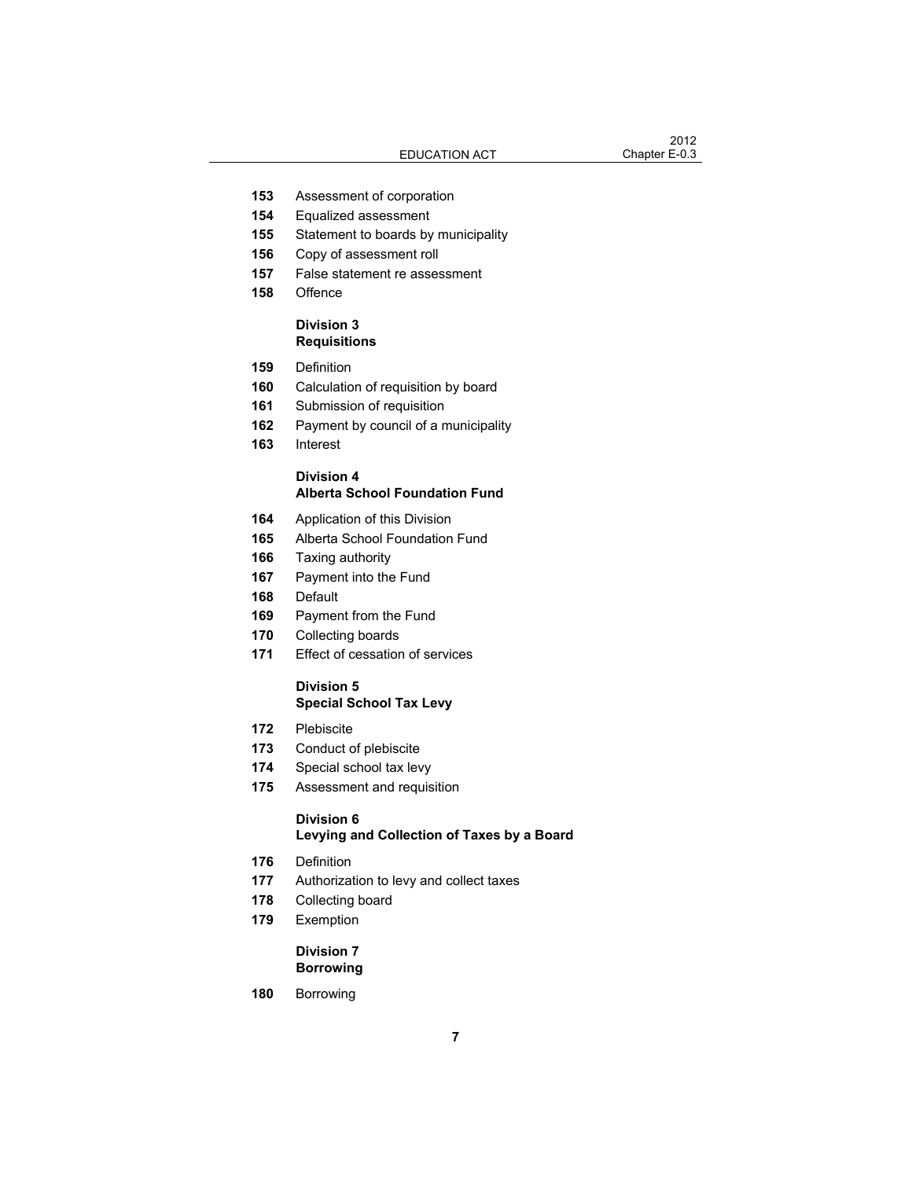**153** Assessment of corporation
**154** Equalized assessment
**155** Statement to boards by municipality
**156** Copy of assessment roll
**157** False statement re assessment
**158** Offence

**Division 3**
**Requisitions**

**159** Definition
**160** Calculation of requisition by board
**161** Submission of requisition
**162** Payment by council of a municipality
**163** Interest

**Division 4**
**Alberta School Foundation Fund**

**164** Application of this Division
**165** Alberta School Foundation Fund
**166** Taxing authority
**167** Payment into the Fund
**168** Default
**169** Payment from the Fund
**170** Collecting boards
**171** Effect of cessation of services

**Division 5**
**Special School Tax Levy**

**172** Plebiscite
**173** Conduct of plebiscite
**174** Special school tax levy
**175** Assessment and requisition

**Division 6**
**Levying and Collection of Taxes by a Board**

**176** Definition
**177** Authorization to levy and collect taxes
**178** Collecting board
**179** Exemption

**Division 7**
**Borrowing**

**180** Borrowing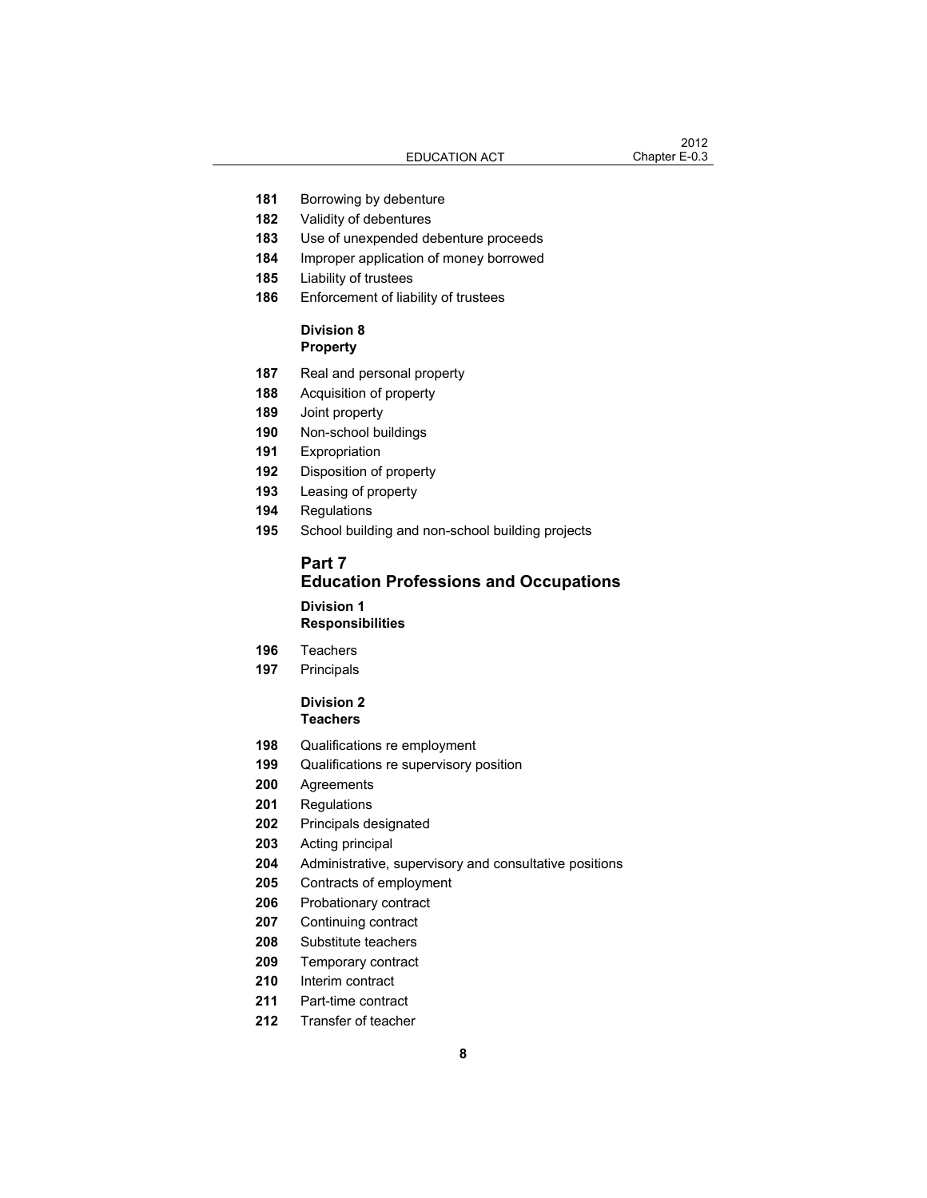181 Borrowing by debenture
182 Validity of debentures
183 Use of unexpended debenture proceeds
184 Improper application of money borrowed
185 Liability of trustees
186 Enforcement of liability of trustees

**Division 8**
**Property**

187 Real and personal property
188 Acquisition of property
189 Joint property
190 Non-school buildings
191 Expropriation
192 Disposition of property
193 Leasing of property
194 Regulations
195 School building and non-school building projects

## Part 7
## Education Professions and Occupations

**Division 1**
**Responsibilities**

196 Teachers
197 Principals

**Division 2**
**Teachers**

198 Qualifications re employment
199 Qualifications re supervisory position
200 Agreements
201 Regulations
202 Principals designated
203 Acting principal
204 Administrative, supervisory and consultative positions
205 Contracts of employment
206 Probationary contract
207 Continuing contract
208 Substitute teachers
209 Temporary contract
210 Interim contract
211 Part-time contract
212 Transfer of teacher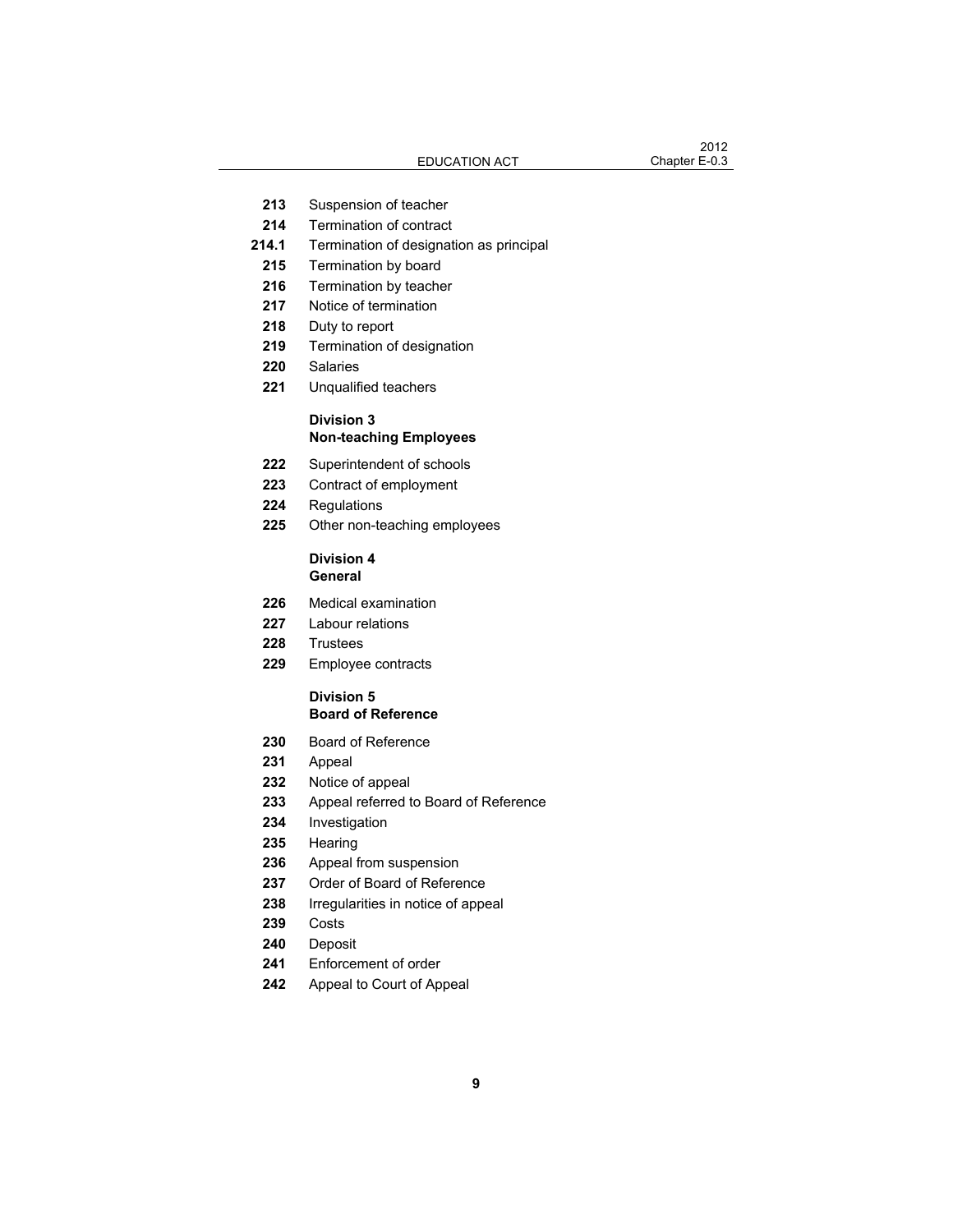213 Suspension of teacher
214 Termination of contract
214.1 Termination of designation as principal
215 Termination by board
216 Termination by teacher
217 Notice of termination
218 Duty to report
219 Termination of designation
220 Salaries
221 Unqualified teachers

**Division 3**
**Non-teaching Employees**

222 Superintendent of schools
223 Contract of employment
224 Regulations
225 Other non-teaching employees

**Division 4**
**General**

226 Medical examination
227 Labour relations
228 Trustees
229 Employee contracts

**Division 5**
**Board of Reference**

230 Board of Reference
231 Appeal
232 Notice of appeal
233 Appeal referred to Board of Reference
234 Investigation
235 Hearing
236 Appeal from suspension
237 Order of Board of Reference
238 Irregularities in notice of appeal
239 Costs
240 Deposit
241 Enforcement of order
242 Appeal to Court of Appeal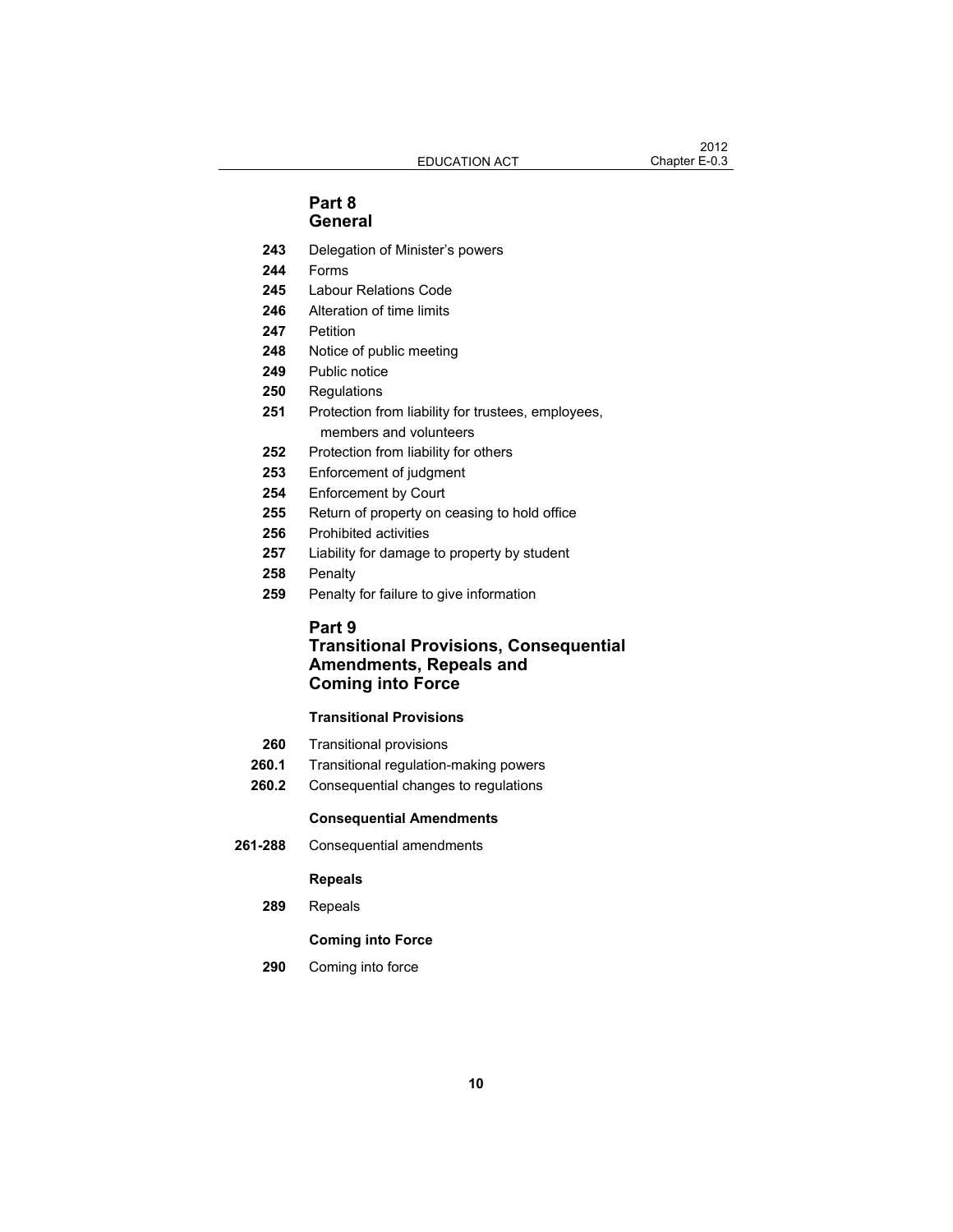## Part 8
## General

**243** Delegation of Minister's powers

**244** Forms

**245** Labour Relations Code

**246** Alteration of time limits

**247** Petition

**248** Notice of public meeting

**249** Public notice

**250** Regulations

**251** Protection from liability for trustees, employees, members and volunteers

**252** Protection from liability for others

**253** Enforcement of judgment

**254** Enforcement by Court

**255** Return of property on ceasing to hold office

**256** Prohibited activities

**257** Liability for damage to property by student

**258** Penalty

**259** Penalty for failure to give information

## Part 9
## Transitional Provisions, Consequential Amendments, Repeals and Coming into Force

### Transitional Provisions

**260** Transitional provisions

**260.1** Transitional regulation-making powers

**260.2** Consequential changes to regulations

### Consequential Amendments

**261-288** Consequential amendments

### Repeals

**289** Repeals

### Coming into Force

**290** Coming into force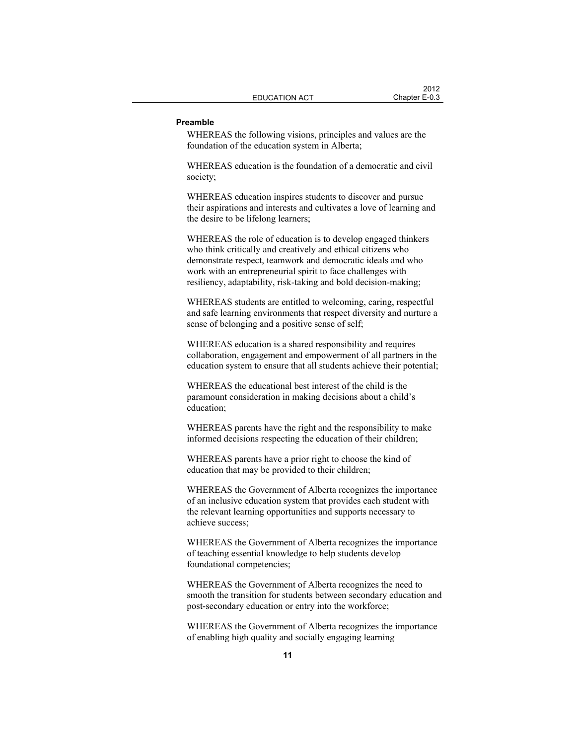## Preamble

WHEREAS the following visions, principles and values are the foundation of the education system in Alberta;

WHEREAS education is the foundation of a democratic and civil society;

WHEREAS education inspires students to discover and pursue their aspirations and interests and cultivates a love of learning and the desire to be lifelong learners;

WHEREAS the role of education is to develop engaged thinkers who think critically and creatively and ethical citizens who demonstrate respect, teamwork and democratic ideals and who work with an entrepreneurial spirit to face challenges with resiliency, adaptability, risk-taking and bold decision-making;

WHEREAS students are entitled to welcoming, caring, respectful and safe learning environments that respect diversity and nurture a sense of belonging and a positive sense of self;

WHEREAS education is a shared responsibility and requires collaboration, engagement and empowerment of all partners in the education system to ensure that all students achieve their potential;

WHEREAS the educational best interest of the child is the paramount consideration in making decisions about a child's education;

WHEREAS parents have the right and the responsibility to make informed decisions respecting the education of their children;

WHEREAS parents have a prior right to choose the kind of education that may be provided to their children;

WHEREAS the Government of Alberta recognizes the importance of an inclusive education system that provides each student with the relevant learning opportunities and supports necessary to achieve success;

WHEREAS the Government of Alberta recognizes the importance of teaching essential knowledge to help students develop foundational competencies;

WHEREAS the Government of Alberta recognizes the need to smooth the transition for students between secondary education and post-secondary education or entry into the workforce;

WHEREAS the Government of Alberta recognizes the importance of enabling high quality and socially engaging learning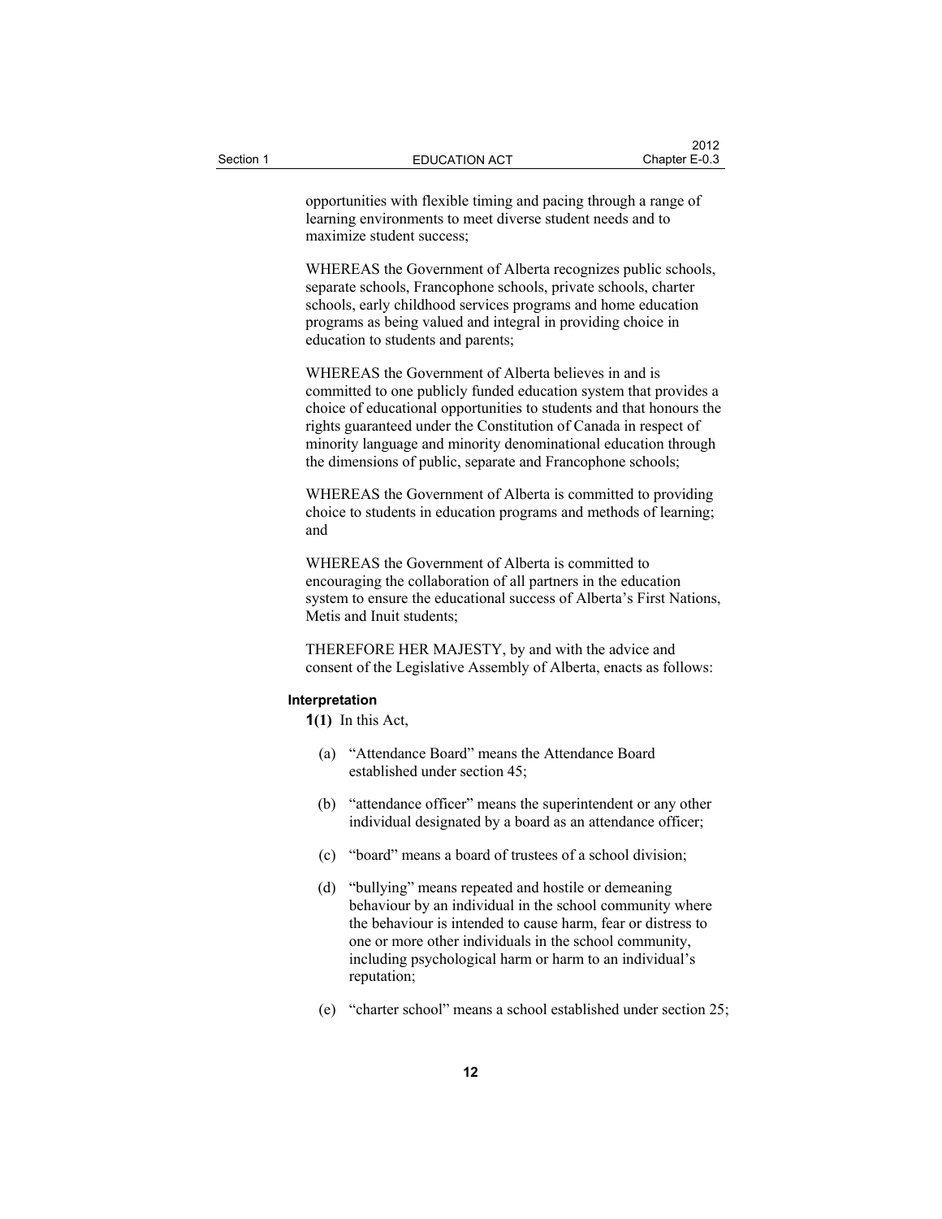opportunities with flexible timing and pacing through a range of learning environments to meet diverse student needs and to maximize student success;

WHEREAS the Government of Alberta recognizes public schools, separate schools, Francophone schools, private schools, charter schools, early childhood services programs and home education programs as being valued and integral in providing choice in education to students and parents;

WHEREAS the Government of Alberta believes in and is committed to one publicly funded education system that provides a choice of educational opportunities to students and that honours the rights guaranteed under the Constitution of Canada in respect of minority language and minority denominational education through the dimensions of public, separate and Francophone schools;

WHEREAS the Government of Alberta is committed to providing choice to students in education programs and methods of learning; and

WHEREAS the Government of Alberta is committed to encouraging the collaboration of all partners in the education system to ensure the educational success of Alberta's First Nations, Metis and Inuit students;

THEREFORE HER MAJESTY, by and with the advice and consent of the Legislative Assembly of Alberta, enacts as follows:

#### Interpretation

**1(1)** In this Act,

(a) "Attendance Board" means the Attendance Board established under section 45;

(b) "attendance officer" means the superintendent or any other individual designated by a board as an attendance officer;

(c) "board" means a board of trustees of a school division;

(d) "bullying" means repeated and hostile or demeaning behaviour by an individual in the school community where the behaviour is intended to cause harm, fear or distress to one or more other individuals in the school community, including psychological harm or harm to an individual's reputation;

(e) "charter school" means a school established under section 25;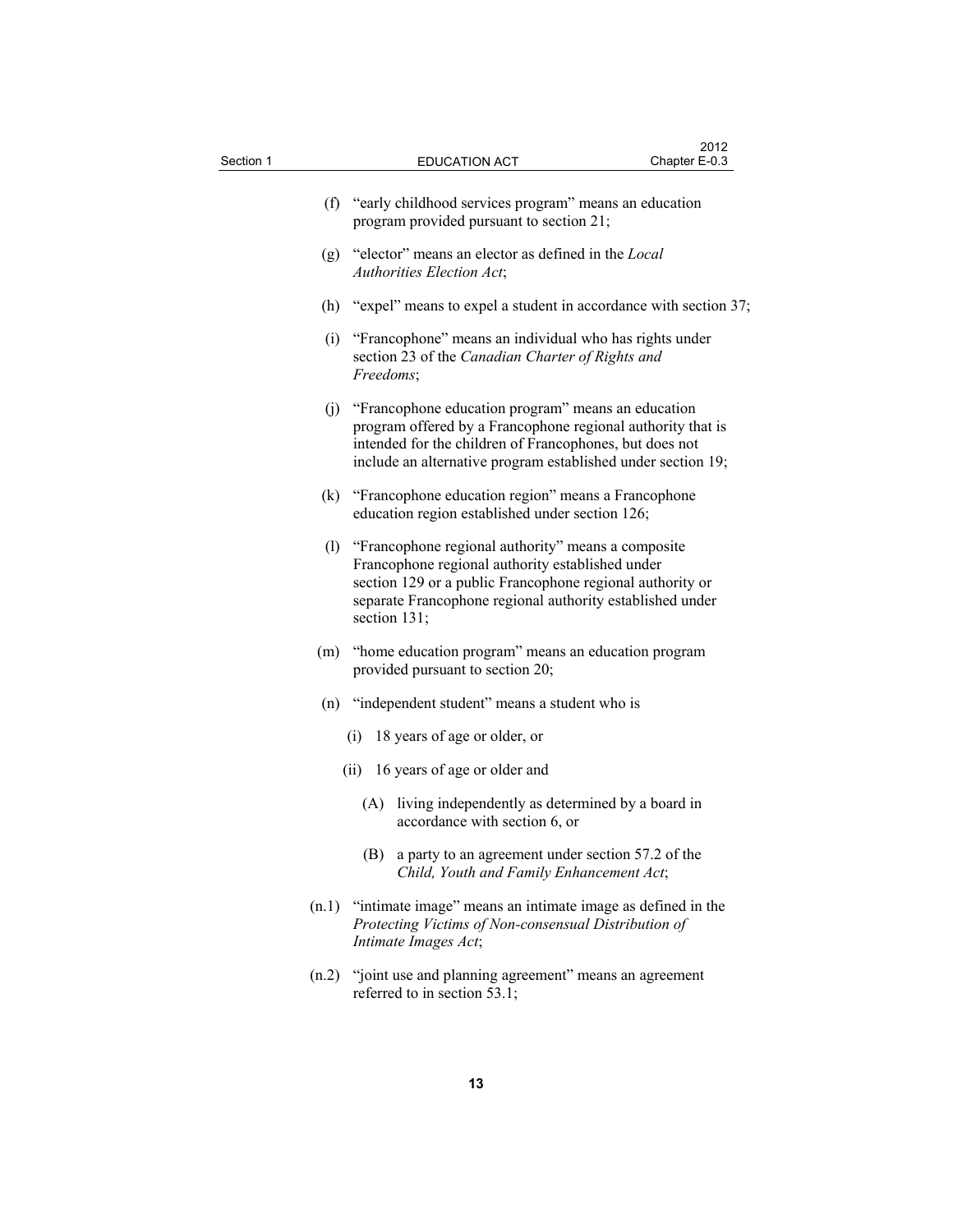(f) "early childhood services program" means an education program provided pursuant to section 21;

(g) "elector" means an elector as defined in the *Local Authorities Election Act*;

(h) "expel" means to expel a student in accordance with section 37;

(i) "Francophone" means an individual who has rights under section 23 of the *Canadian Charter of Rights and Freedoms*;

(j) "Francophone education program" means an education program offered by a Francophone regional authority that is intended for the children of Francophones, but does not include an alternative program established under section 19;

(k) "Francophone education region" means a Francophone education region established under section 126;

(l) "Francophone regional authority" means a composite Francophone regional authority established under section 129 or a public Francophone regional authority or separate Francophone regional authority established under section 131;

(m) "home education program" means an education program provided pursuant to section 20;

(n) "independent student" means a student who is

  (i) 18 years of age or older, or

  (ii) 16 years of age or older and

    (A) living independently as determined by a board in accordance with section 6, or

    (B) a party to an agreement under section 57.2 of the *Child, Youth and Family Enhancement Act*;

(n.1) "intimate image" means an intimate image as defined in the *Protecting Victims of Non-consensual Distribution of Intimate Images Act*;

(n.2) "joint use and planning agreement" means an agreement referred to in section 53.1;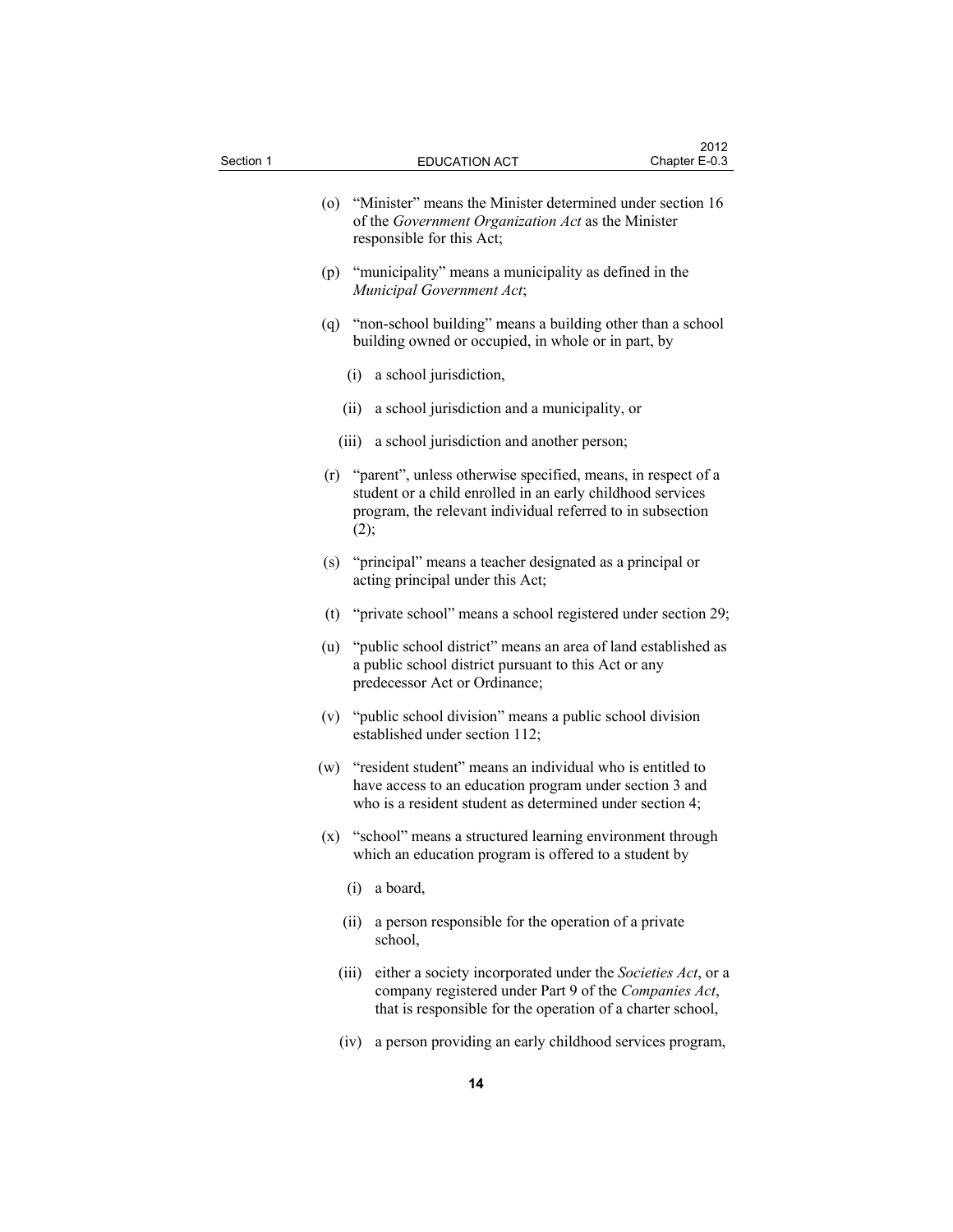(o) "Minister" means the Minister determined under section 16 of the *Government Organization Act* as the Minister responsible for this Act;

(p) "municipality" means a municipality as defined in the *Municipal Government Act*;

(q) "non-school building" means a building other than a school building owned or occupied, in whole or in part, by

(i) a school jurisdiction,

(ii) a school jurisdiction and a municipality, or

(iii) a school jurisdiction and another person;

(r) "parent", unless otherwise specified, means, in respect of a student or a child enrolled in an early childhood services program, the relevant individual referred to in subsection (2);

(s) "principal" means a teacher designated as a principal or acting principal under this Act;

(t) "private school" means a school registered under section 29;

(u) "public school district" means an area of land established as a public school district pursuant to this Act or any predecessor Act or Ordinance;

(v) "public school division" means a public school division established under section 112;

(w) "resident student" means an individual who is entitled to have access to an education program under section 3 and who is a resident student as determined under section 4;

(x) "school" means a structured learning environment through which an education program is offered to a student by

(i) a board,

(ii) a person responsible for the operation of a private school,

(iii) either a society incorporated under the *Societies Act*, or a company registered under Part 9 of the *Companies Act*, that is responsible for the operation of a charter school,

(iv) a person providing an early childhood services program,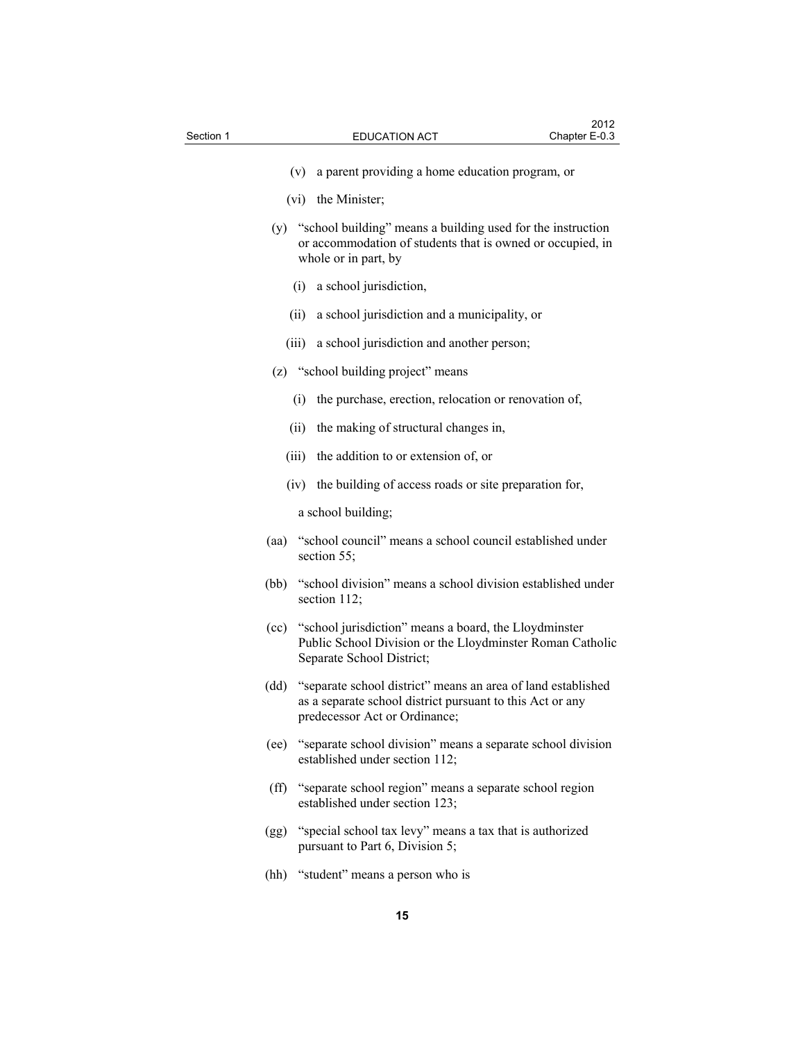(v) a parent providing a home education program, or

(vi) the Minister;

(y) "school building" means a building used for the instruction or accommodation of students that is owned or occupied, in whole or in part, by

(i) a school jurisdiction,

(ii) a school jurisdiction and a municipality, or

(iii) a school jurisdiction and another person;

(z) "school building project" means

(i) the purchase, erection, relocation or renovation of,

(ii) the making of structural changes in,

(iii) the addition to or extension of, or

(iv) the building of access roads or site preparation for,

a school building;

(aa) "school council" means a school council established under section 55;

(bb) "school division" means a school division established under section 112;

(cc) "school jurisdiction" means a board, the Lloydminster Public School Division or the Lloydminster Roman Catholic Separate School District;

(dd) "separate school district" means an area of land established as a separate school district pursuant to this Act or any predecessor Act or Ordinance;

(ee) "separate school division" means a separate school division established under section 112;

(ff) "separate school region" means a separate school region established under section 123;

(gg) "special school tax levy" means a tax that is authorized pursuant to Part 6, Division 5;

(hh) "student" means a person who is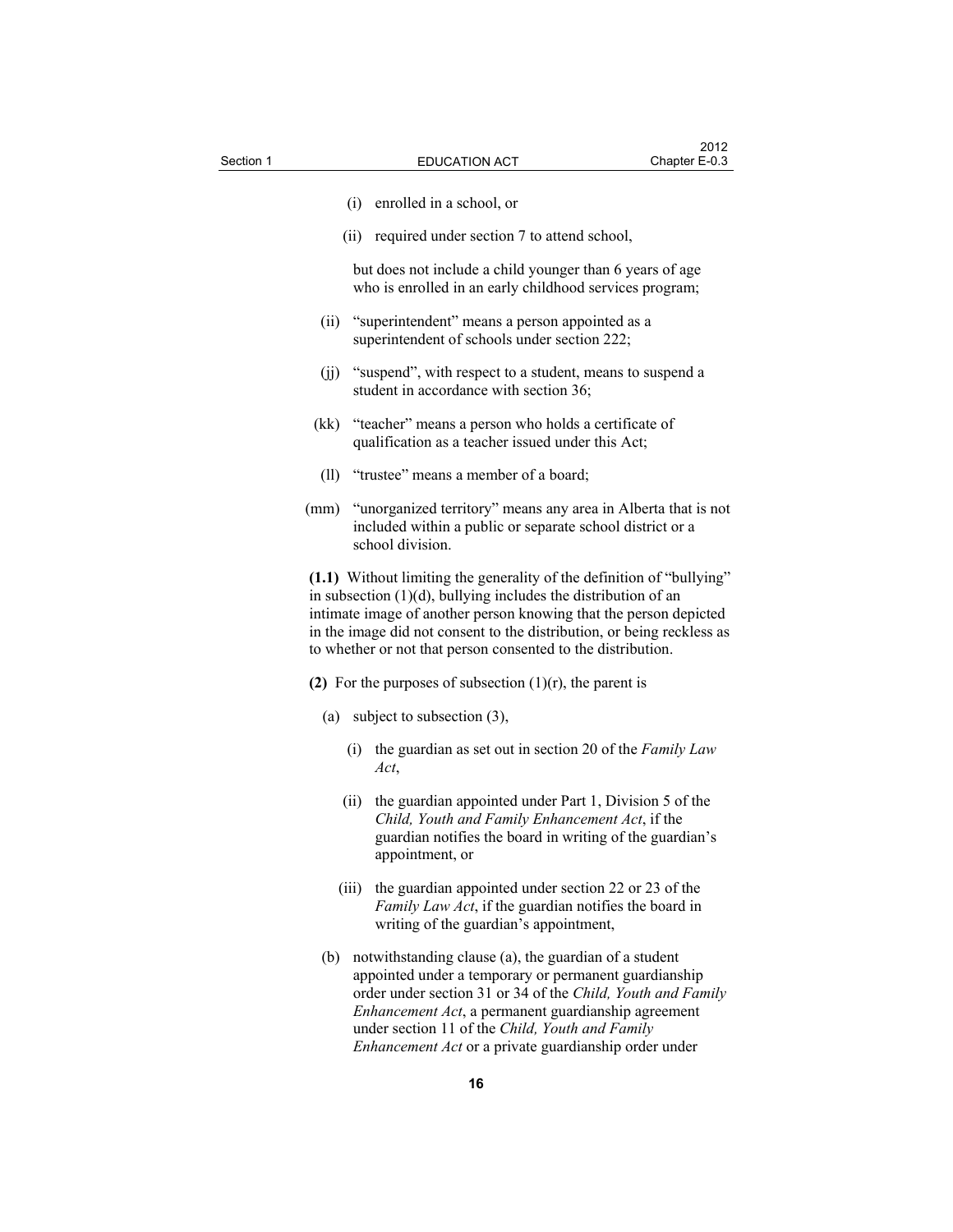(i) enrolled in a school, or

(ii) required under section 7 to attend school,

but does not include a child younger than 6 years of age who is enrolled in an early childhood services program;

(ii) "superintendent" means a person appointed as a superintendent of schools under section 222;

(jj) "suspend", with respect to a student, means to suspend a student in accordance with section 36;

(kk) "teacher" means a person who holds a certificate of qualification as a teacher issued under this Act;

(ll) "trustee" means a member of a board;

(mm) "unorganized territory" means any area in Alberta that is not included within a public or separate school district or a school division.

**(1.1)** Without limiting the generality of the definition of "bullying" in subsection (1)(d), bullying includes the distribution of an intimate image of another person knowing that the person depicted in the image did not consent to the distribution, or being reckless as to whether or not that person consented to the distribution.

**(2)** For the purposes of subsection (1)(r), the parent is

(a) subject to subsection (3),

(i) the guardian as set out in section 20 of the *Family Law Act*,

(ii) the guardian appointed under Part 1, Division 5 of the *Child, Youth and Family Enhancement Act*, if the guardian notifies the board in writing of the guardian's appointment, or

(iii) the guardian appointed under section 22 or 23 of the *Family Law Act*, if the guardian notifies the board in writing of the guardian's appointment,

(b) notwithstanding clause (a), the guardian of a student appointed under a temporary or permanent guardianship order under section 31 or 34 of the *Child, Youth and Family Enhancement Act*, a permanent guardianship agreement under section 11 of the *Child, Youth and Family Enhancement Act* or a private guardianship order under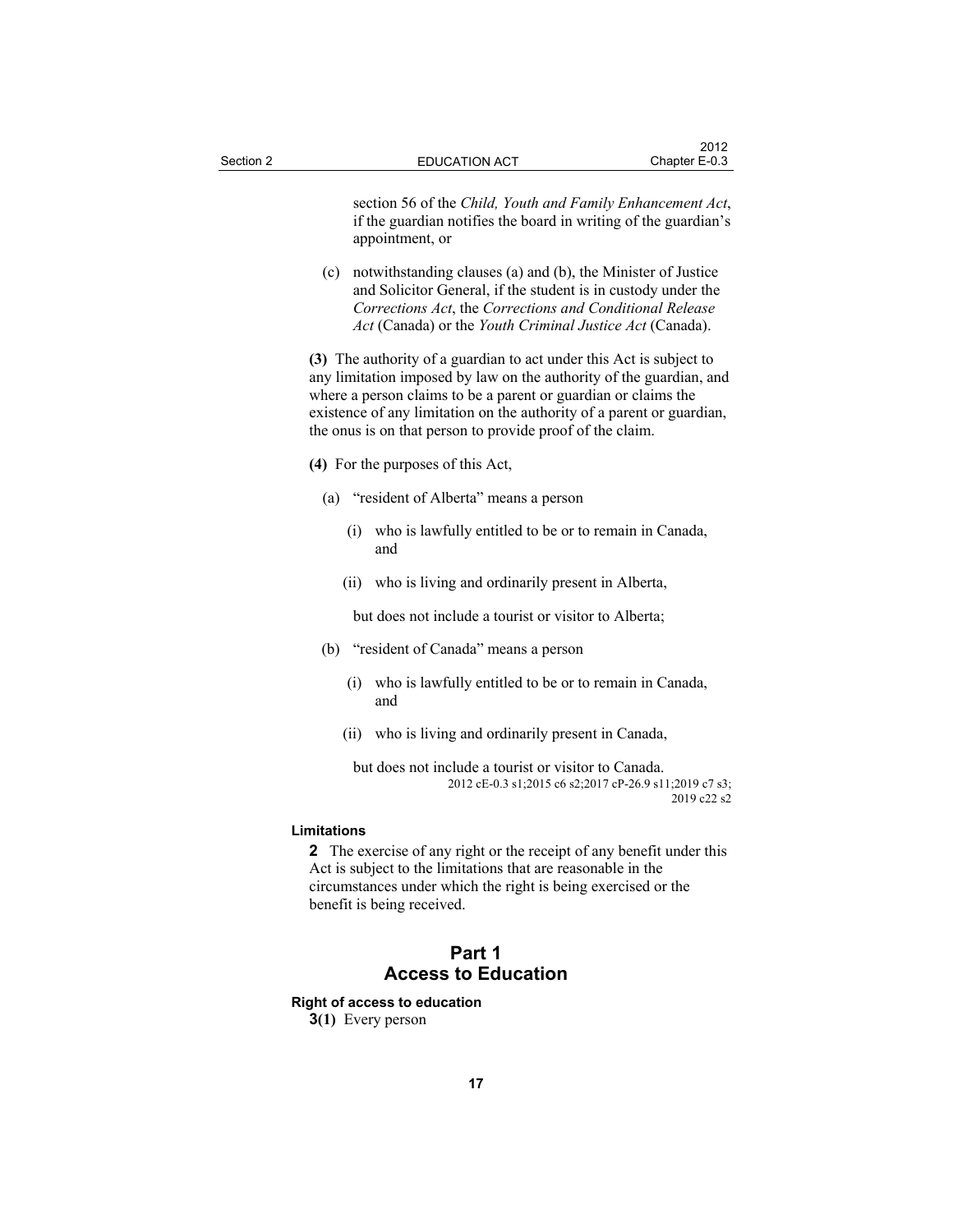section 56 of the *Child, Youth and Family Enhancement Act*, if the guardian notifies the board in writing of the guardian's appointment, or

(c) notwithstanding clauses (a) and (b), the Minister of Justice and Solicitor General, if the student is in custody under the *Corrections Act*, the *Corrections and Conditional Release Act* (Canada) or the *Youth Criminal Justice Act* (Canada).

**(3)** The authority of a guardian to act under this Act is subject to any limitation imposed by law on the authority of the guardian, and where a person claims to be a parent or guardian or claims the existence of any limitation on the authority of a parent or guardian, the onus is on that person to provide proof of the claim.

**(4)** For the purposes of this Act,

(a) "resident of Alberta" means a person

(i) who is lawfully entitled to be or to remain in Canada, and

(ii) who is living and ordinarily present in Alberta,

but does not include a tourist or visitor to Alberta;

(b) "resident of Canada" means a person

(i) who is lawfully entitled to be or to remain in Canada, and

(ii) who is living and ordinarily present in Canada,

but does not include a tourist or visitor to Canada.

2012 cE-0.3 s1;2015 c6 s2;2017 cP-26.9 s11;2019 c7 s3; 2019 c22 s2

**Limitations**

**2** The exercise of any right or the receipt of any benefit under this Act is subject to the limitations that are reasonable in the circumstances under which the right is being exercised or the benefit is being received.

## Part 1
## Access to Education

**Right of access to education**

**3(1)** Every person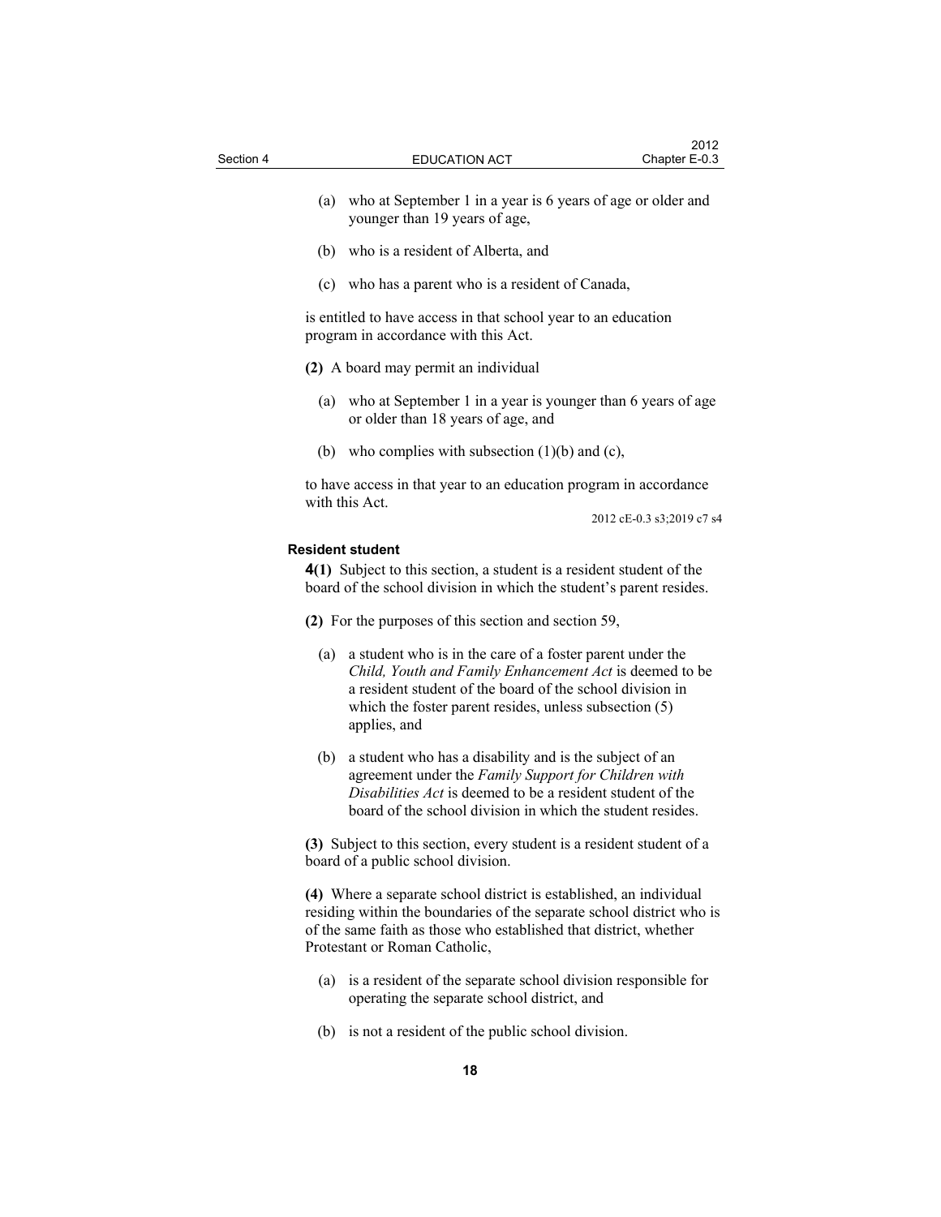(a) who at September 1 in a year is 6 years of age or older and younger than 19 years of age,

(b) who is a resident of Alberta, and

(c) who has a parent who is a resident of Canada,

is entitled to have access in that school year to an education program in accordance with this Act.

**(2)** A board may permit an individual

(a) who at September 1 in a year is younger than 6 years of age or older than 18 years of age, and

(b) who complies with subsection (1)(b) and (c),

to have access in that year to an education program in accordance with this Act.

2012 cE-0.3 s3;2019 c7 s4

**Resident student**

**4(1)** Subject to this section, a student is a resident student of the board of the school division in which the student's parent resides.

**(2)** For the purposes of this section and section 59,

(a) a student who is in the care of a foster parent under the *Child, Youth and Family Enhancement Act* is deemed to be a resident student of the board of the school division in which the foster parent resides, unless subsection (5) applies, and

(b) a student who has a disability and is the subject of an agreement under the *Family Support for Children with Disabilities Act* is deemed to be a resident student of the board of the school division in which the student resides.

**(3)** Subject to this section, every student is a resident student of a board of a public school division.

**(4)** Where a separate school district is established, an individual residing within the boundaries of the separate school district who is of the same faith as those who established that district, whether Protestant or Roman Catholic,

(a) is a resident of the separate school division responsible for operating the separate school district, and

(b) is not a resident of the public school division.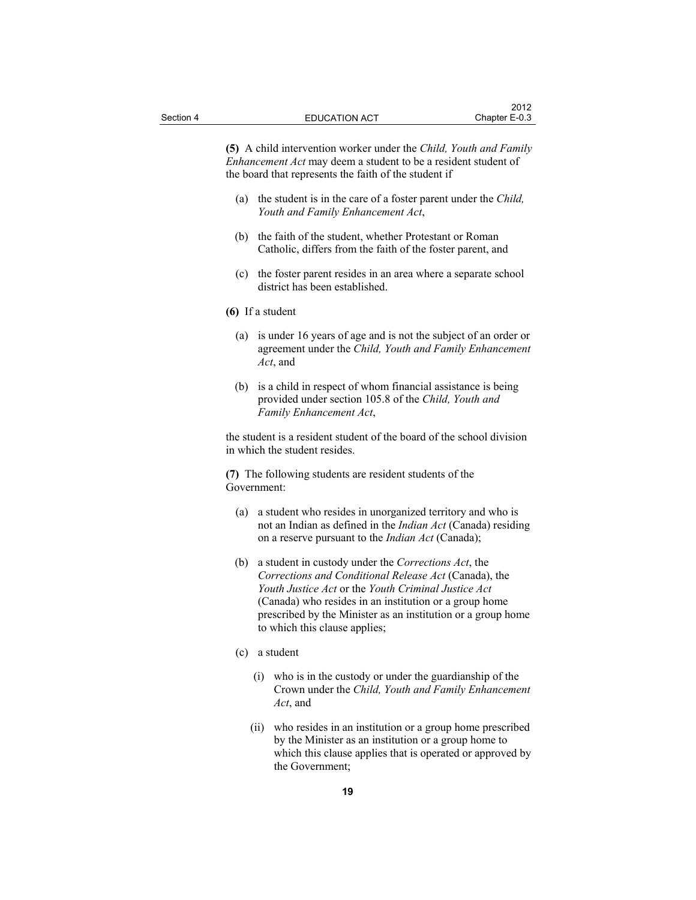**(5)** A child intervention worker under the *Child, Youth and Family Enhancement Act* may deem a student to be a resident student of the board that represents the faith of the student if

(a) the student is in the care of a foster parent under the *Child, Youth and Family Enhancement Act*,

(b) the faith of the student, whether Protestant or Roman Catholic, differs from the faith of the foster parent, and

(c) the foster parent resides in an area where a separate school district has been established.

**(6)** If a student

(a) is under 16 years of age and is not the subject of an order or agreement under the *Child, Youth and Family Enhancement Act*, and

(b) is a child in respect of whom financial assistance is being provided under section 105.8 of the *Child, Youth and Family Enhancement Act*,

the student is a resident student of the board of the school division in which the student resides.

**(7)** The following students are resident students of the Government:

(a) a student who resides in unorganized territory and who is not an Indian as defined in the *Indian Act* (Canada) residing on a reserve pursuant to the *Indian Act* (Canada);

(b) a student in custody under the *Corrections Act*, the *Corrections and Conditional Release Act* (Canada), the *Youth Justice Act* or the *Youth Criminal Justice Act* (Canada) who resides in an institution or a group home prescribed by the Minister as an institution or a group home to which this clause applies;

(c) a student

(i) who is in the custody or under the guardianship of the Crown under the *Child, Youth and Family Enhancement Act*, and

(ii) who resides in an institution or a group home prescribed by the Minister as an institution or a group home to which this clause applies that is operated or approved by the Government;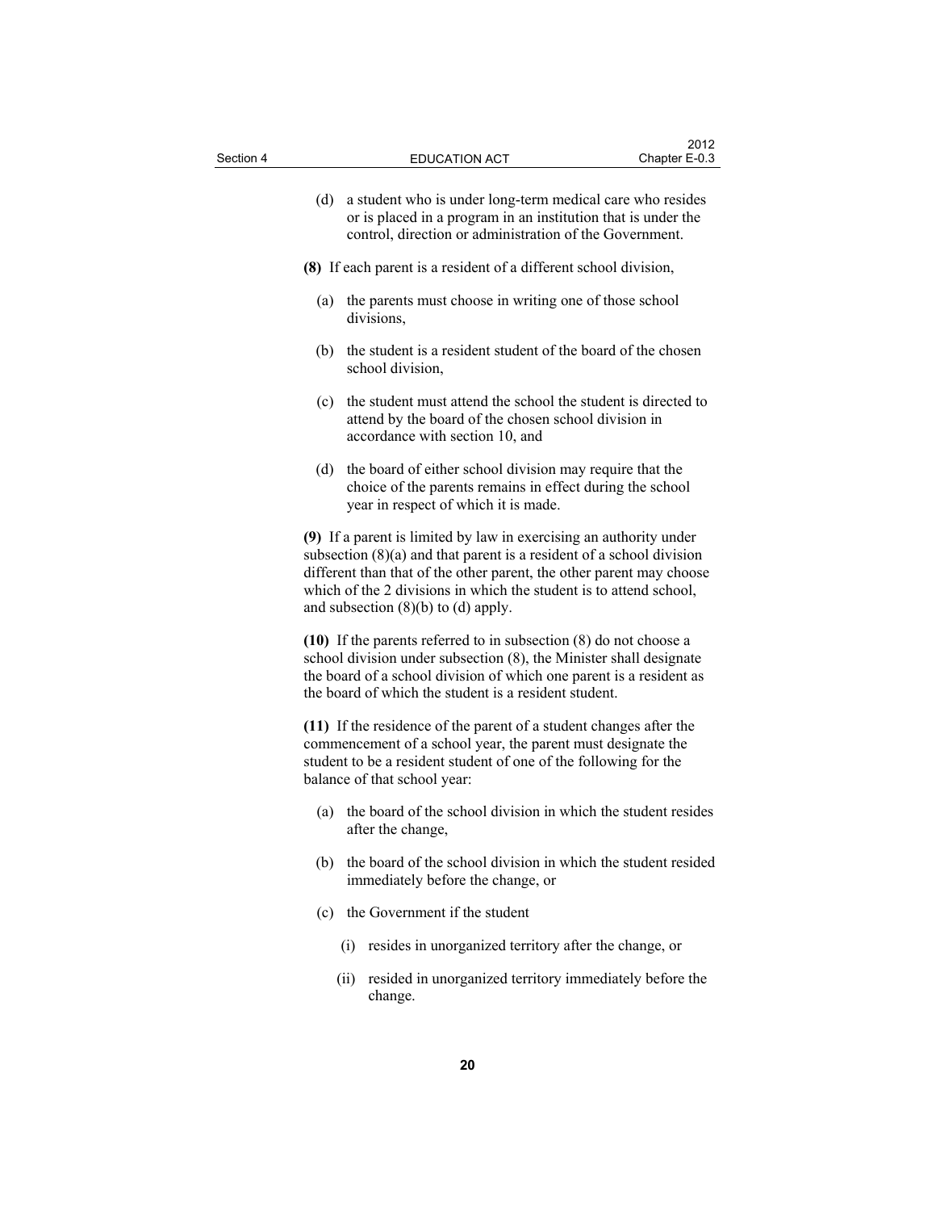(d) a student who is under long-term medical care who resides or is placed in a program in an institution that is under the control, direction or administration of the Government.

**(8)** If each parent is a resident of a different school division,

(a) the parents must choose in writing one of those school divisions,

(b) the student is a resident student of the board of the chosen school division,

(c) the student must attend the school the student is directed to attend by the board of the chosen school division in accordance with section 10, and

(d) the board of either school division may require that the choice of the parents remains in effect during the school year in respect of which it is made.

**(9)** If a parent is limited by law in exercising an authority under subsection (8)(a) and that parent is a resident of a school division different than that of the other parent, the other parent may choose which of the 2 divisions in which the student is to attend school, and subsection (8)(b) to (d) apply.

**(10)** If the parents referred to in subsection (8) do not choose a school division under subsection (8), the Minister shall designate the board of a school division of which one parent is a resident as the board of which the student is a resident student.

**(11)** If the residence of the parent of a student changes after the commencement of a school year, the parent must designate the student to be a resident student of one of the following for the balance of that school year:

(a) the board of the school division in which the student resides after the change,

(b) the board of the school division in which the student resided immediately before the change, or

(c) the Government if the student

(i) resides in unorganized territory after the change, or

(ii) resided in unorganized territory immediately before the change.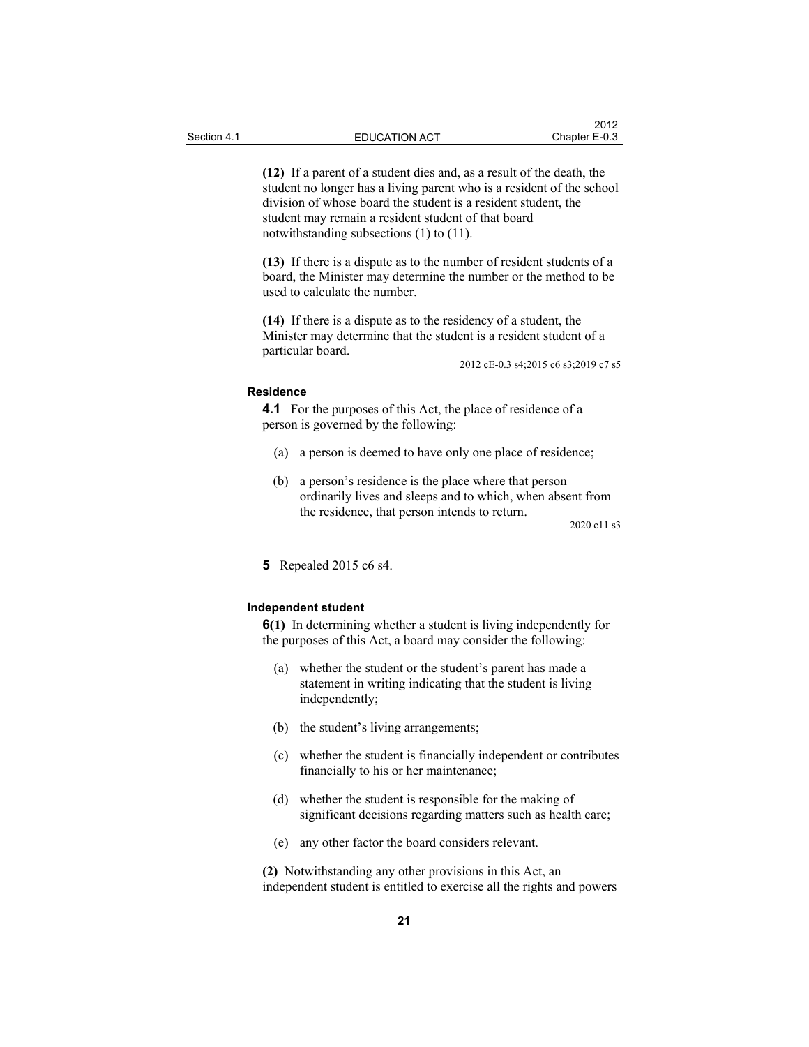**(12)** If a parent of a student dies and, as a result of the death, the student no longer has a living parent who is a resident of the school division of whose board the student is a resident student, the student may remain a resident student of that board notwithstanding subsections (1) to (11).

**(13)** If there is a dispute as to the number of resident students of a board, the Minister may determine the number or the method to be used to calculate the number.

**(14)** If there is a dispute as to the residency of a student, the Minister may determine that the student is a resident student of a particular board.

2012 cE-0.3 s4;2015 c6 s3;2019 c7 s5

#### Residence

**4.1** For the purposes of this Act, the place of residence of a person is governed by the following:

(a) a person is deemed to have only one place of residence;

(b) a person's residence is the place where that person ordinarily lives and sleeps and to which, when absent from the residence, that person intends to return.

2020 c11 s3

**5** Repealed 2015 c6 s4.

#### Independent student

**6(1)** In determining whether a student is living independently for the purposes of this Act, a board may consider the following:

(a) whether the student or the student's parent has made a statement in writing indicating that the student is living independently;

(b) the student's living arrangements;

(c) whether the student is financially independent or contributes financially to his or her maintenance;

(d) whether the student is responsible for the making of significant decisions regarding matters such as health care;

(e) any other factor the board considers relevant.

**(2)** Notwithstanding any other provisions in this Act, an independent student is entitled to exercise all the rights and powers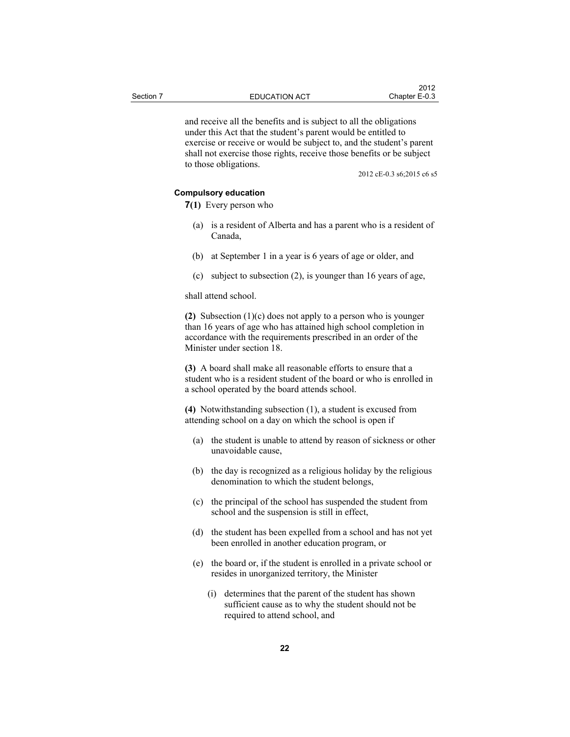and receive all the benefits and is subject to all the obligations under this Act that the student's parent would be entitled to exercise or receive or would be subject to, and the student's parent shall not exercise those rights, receive those benefits or be subject to those obligations.

2012 cE-0.3 s6;2015 c6 s5

**Compulsory education**

**7(1)** Every person who

(a) is a resident of Alberta and has a parent who is a resident of Canada,

(b) at September 1 in a year is 6 years of age or older, and

(c) subject to subsection (2), is younger than 16 years of age,

shall attend school.

**(2)** Subsection (1)(c) does not apply to a person who is younger than 16 years of age who has attained high school completion in accordance with the requirements prescribed in an order of the Minister under section 18.

**(3)** A board shall make all reasonable efforts to ensure that a student who is a resident student of the board or who is enrolled in a school operated by the board attends school.

**(4)** Notwithstanding subsection (1), a student is excused from attending school on a day on which the school is open if

(a) the student is unable to attend by reason of sickness or other unavoidable cause,

(b) the day is recognized as a religious holiday by the religious denomination to which the student belongs,

(c) the principal of the school has suspended the student from school and the suspension is still in effect,

(d) the student has been expelled from a school and has not yet been enrolled in another education program, or

(e) the board or, if the student is enrolled in a private school or resides in unorganized territory, the Minister

(i) determines that the parent of the student has shown sufficient cause as to why the student should not be required to attend school, and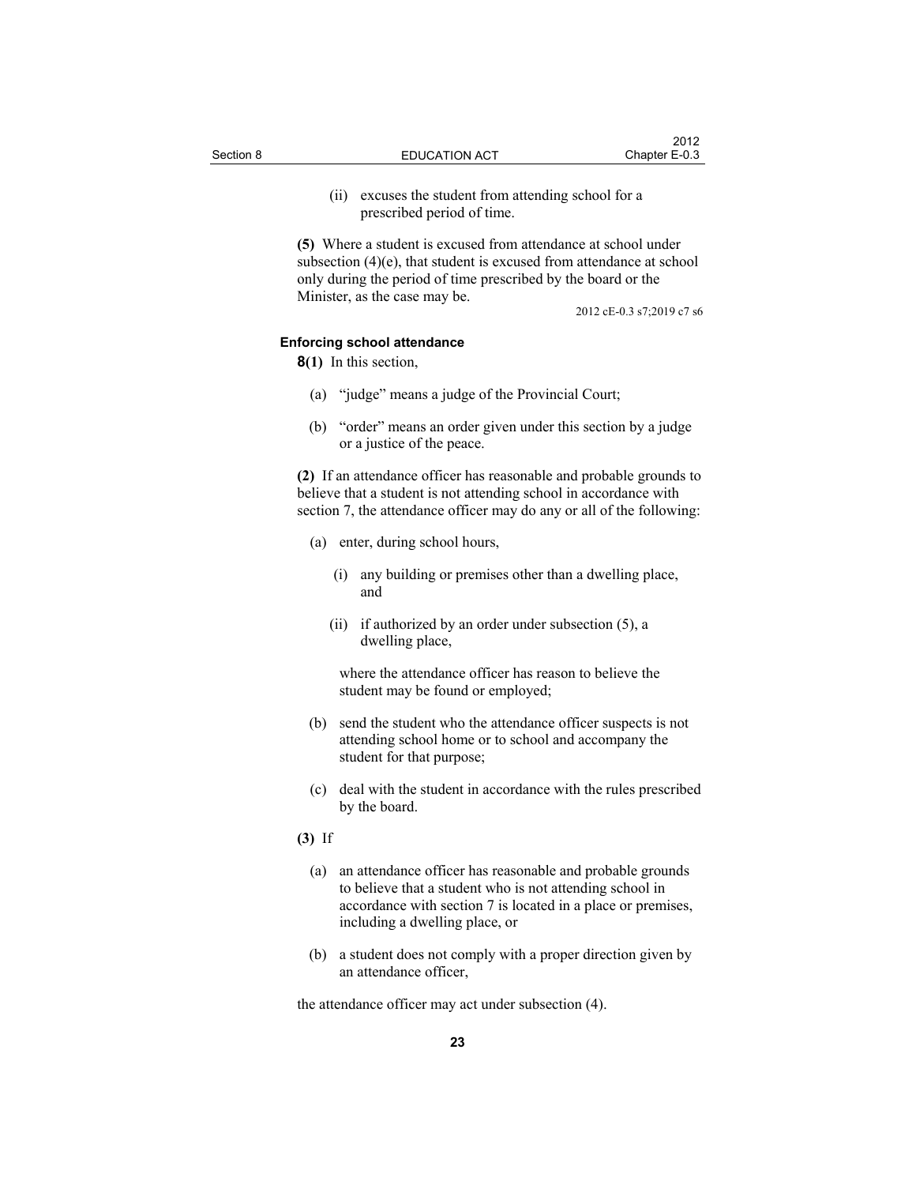(ii) excuses the student from attending school for a prescribed period of time.

**(5)** Where a student is excused from attendance at school under subsection (4)(e), that student is excused from attendance at school only during the period of time prescribed by the board or the Minister, as the case may be.

2012 cE-0.3 s7;2019 c7 s6

### Enforcing school attendance

**8(1)** In this section,

(a) "judge" means a judge of the Provincial Court;

(b) "order" means an order given under this section by a judge or a justice of the peace.

**(2)** If an attendance officer has reasonable and probable grounds to believe that a student is not attending school in accordance with section 7, the attendance officer may do any or all of the following:

(a) enter, during school hours,

(i) any building or premises other than a dwelling place, and

(ii) if authorized by an order under subsection (5), a dwelling place,

where the attendance officer has reason to believe the student may be found or employed;

(b) send the student who the attendance officer suspects is not attending school home or to school and accompany the student for that purpose;

(c) deal with the student in accordance with the rules prescribed by the board.

**(3)** If

(a) an attendance officer has reasonable and probable grounds to believe that a student who is not attending school in accordance with section 7 is located in a place or premises, including a dwelling place, or

(b) a student does not comply with a proper direction given by an attendance officer,

the attendance officer may act under subsection (4).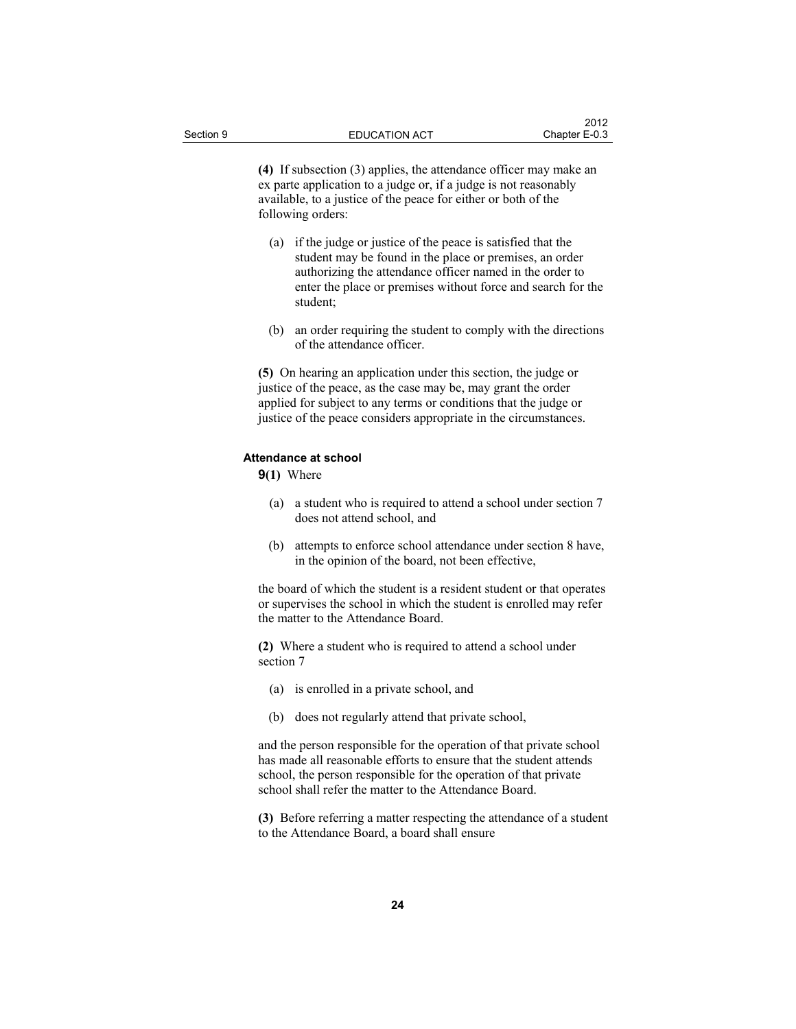**(4)** If subsection (3) applies, the attendance officer may make an ex parte application to a judge or, if a judge is not reasonably available, to a justice of the peace for either or both of the following orders:

(a) if the judge or justice of the peace is satisfied that the student may be found in the place or premises, an order authorizing the attendance officer named in the order to enter the place or premises without force and search for the student;

(b) an order requiring the student to comply with the directions of the attendance officer.

**(5)** On hearing an application under this section, the judge or justice of the peace, as the case may be, may grant the order applied for subject to any terms or conditions that the judge or justice of the peace considers appropriate in the circumstances.

#### Attendance at school

**9(1)** Where

(a) a student who is required to attend a school under section 7 does not attend school, and

(b) attempts to enforce school attendance under section 8 have, in the opinion of the board, not been effective,

the board of which the student is a resident student or that operates or supervises the school in which the student is enrolled may refer the matter to the Attendance Board.

**(2)** Where a student who is required to attend a school under section 7

(a) is enrolled in a private school, and

(b) does not regularly attend that private school,

and the person responsible for the operation of that private school has made all reasonable efforts to ensure that the student attends school, the person responsible for the operation of that private school shall refer the matter to the Attendance Board.

**(3)** Before referring a matter respecting the attendance of a student to the Attendance Board, a board shall ensure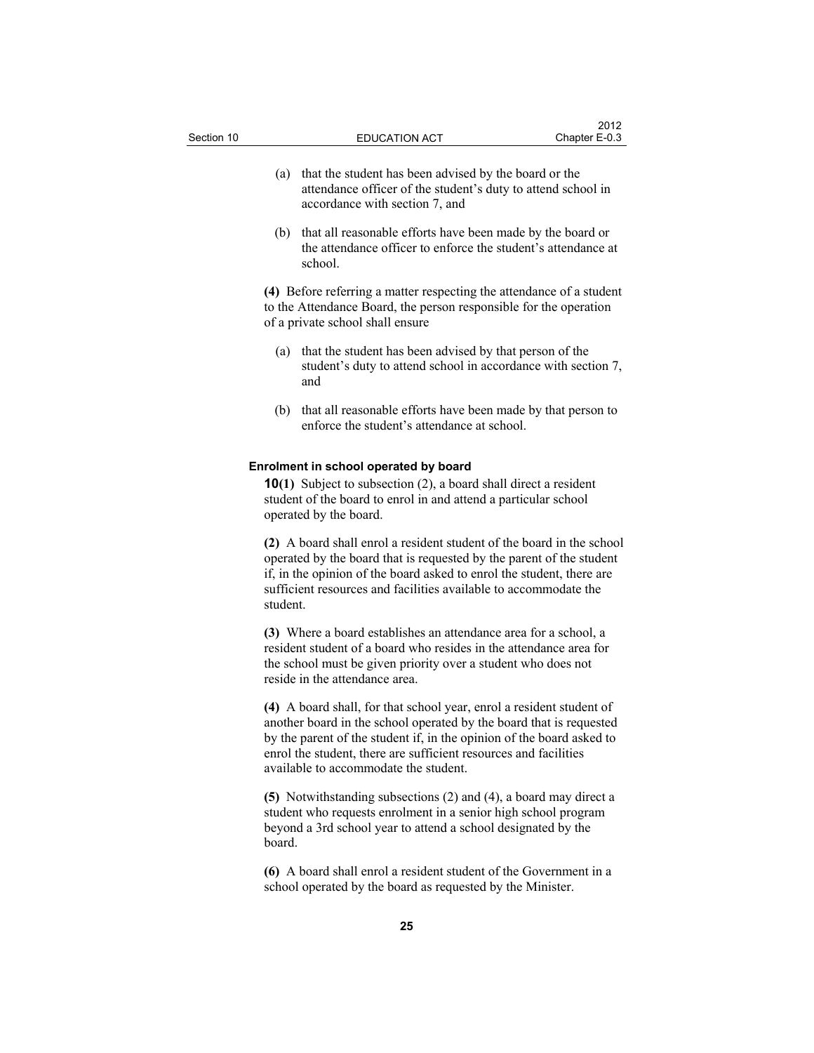(a) that the student has been advised by the board or the attendance officer of the student's duty to attend school in accordance with section 7, and

(b) that all reasonable efforts have been made by the board or the attendance officer to enforce the student's attendance at school.

**(4)** Before referring a matter respecting the attendance of a student to the Attendance Board, the person responsible for the operation of a private school shall ensure

(a) that the student has been advised by that person of the student's duty to attend school in accordance with section 7, and

(b) that all reasonable efforts have been made by that person to enforce the student's attendance at school.

#### Enrolment in school operated by board

**10(1)** Subject to subsection (2), a board shall direct a resident student of the board to enrol in and attend a particular school operated by the board.

**(2)** A board shall enrol a resident student of the board in the school operated by the board that is requested by the parent of the student if, in the opinion of the board asked to enrol the student, there are sufficient resources and facilities available to accommodate the student.

**(3)** Where a board establishes an attendance area for a school, a resident student of a board who resides in the attendance area for the school must be given priority over a student who does not reside in the attendance area.

**(4)** A board shall, for that school year, enrol a resident student of another board in the school operated by the board that is requested by the parent of the student if, in the opinion of the board asked to enrol the student, there are sufficient resources and facilities available to accommodate the student.

**(5)** Notwithstanding subsections (2) and (4), a board may direct a student who requests enrolment in a senior high school program beyond a 3rd school year to attend a school designated by the board.

**(6)** A board shall enrol a resident student of the Government in a school operated by the board as requested by the Minister.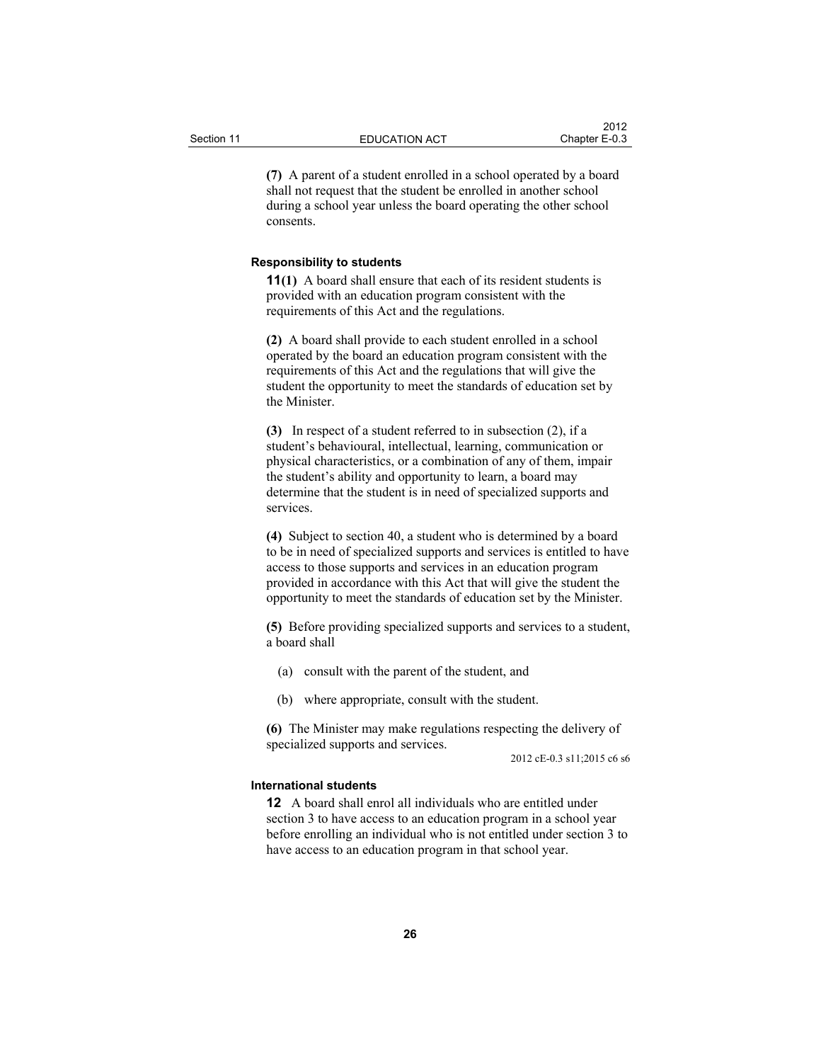**(7)** A parent of a student enrolled in a school operated by a board shall not request that the student be enrolled in another school during a school year unless the board operating the other school consents.

#### Responsibility to students

**11(1)** A board shall ensure that each of its resident students is provided with an education program consistent with the requirements of this Act and the regulations.

**(2)** A board shall provide to each student enrolled in a school operated by the board an education program consistent with the requirements of this Act and the regulations that will give the student the opportunity to meet the standards of education set by the Minister.

**(3)** In respect of a student referred to in subsection (2), if a student's behavioural, intellectual, learning, communication or physical characteristics, or a combination of any of them, impair the student's ability and opportunity to learn, a board may determine that the student is in need of specialized supports and services.

**(4)** Subject to section 40, a student who is determined by a board to be in need of specialized supports and services is entitled to have access to those supports and services in an education program provided in accordance with this Act that will give the student the opportunity to meet the standards of education set by the Minister.

**(5)** Before providing specialized supports and services to a student, a board shall

(a) consult with the parent of the student, and

(b) where appropriate, consult with the student.

**(6)** The Minister may make regulations respecting the delivery of specialized supports and services.

2012 cE-0.3 s11;2015 c6 s6

#### International students

**12** A board shall enrol all individuals who are entitled under section 3 to have access to an education program in a school year before enrolling an individual who is not entitled under section 3 to have access to an education program in that school year.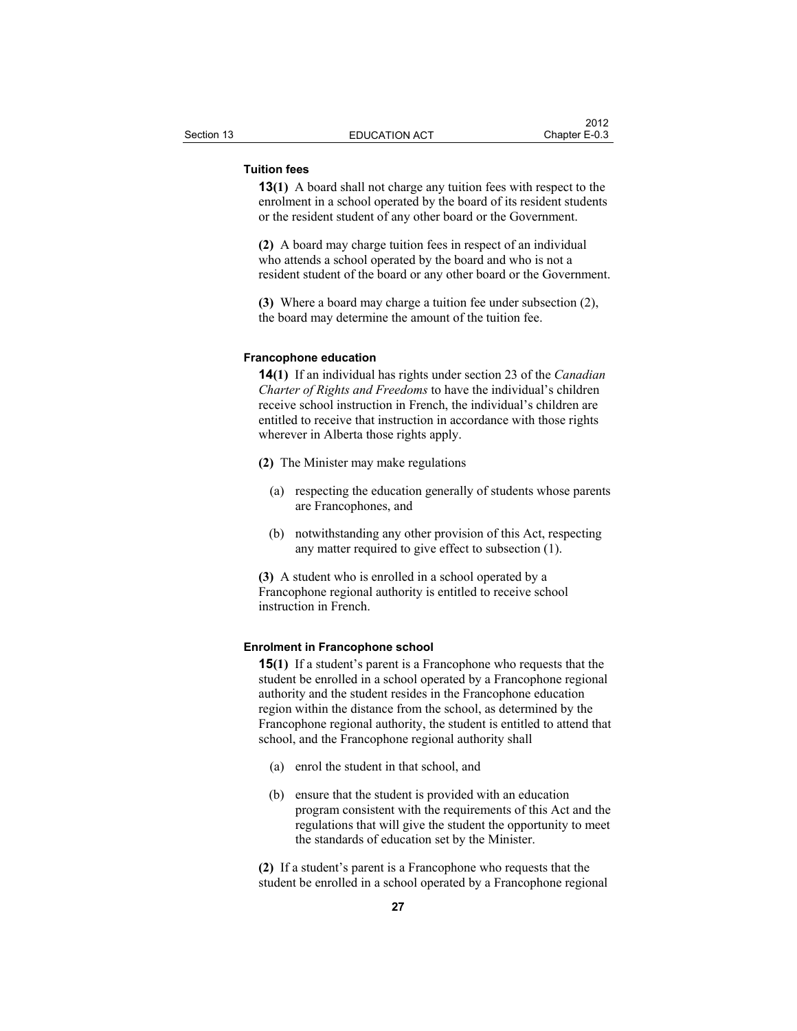### Tuition fees

**13(1)** A board shall not charge any tuition fees with respect to the enrolment in a school operated by the board of its resident students or the resident student of any other board or the Government.

**(2)** A board may charge tuition fees in respect of an individual who attends a school operated by the board and who is not a resident student of the board or any other board or the Government.

**(3)** Where a board may charge a tuition fee under subsection (2), the board may determine the amount of the tuition fee.

### Francophone education

**14(1)** If an individual has rights under section 23 of the *Canadian Charter of Rights and Freedoms* to have the individual's children receive school instruction in French, the individual's children are entitled to receive that instruction in accordance with those rights wherever in Alberta those rights apply.

**(2)** The Minister may make regulations

(a) respecting the education generally of students whose parents are Francophones, and

(b) notwithstanding any other provision of this Act, respecting any matter required to give effect to subsection (1).

**(3)** A student who is enrolled in a school operated by a Francophone regional authority is entitled to receive school instruction in French.

### Enrolment in Francophone school

**15(1)** If a student's parent is a Francophone who requests that the student be enrolled in a school operated by a Francophone regional authority and the student resides in the Francophone education region within the distance from the school, as determined by the Francophone regional authority, the student is entitled to attend that school, and the Francophone regional authority shall

(a) enrol the student in that school, and

(b) ensure that the student is provided with an education program consistent with the requirements of this Act and the regulations that will give the student the opportunity to meet the standards of education set by the Minister.

**(2)** If a student's parent is a Francophone who requests that the student be enrolled in a school operated by a Francophone regional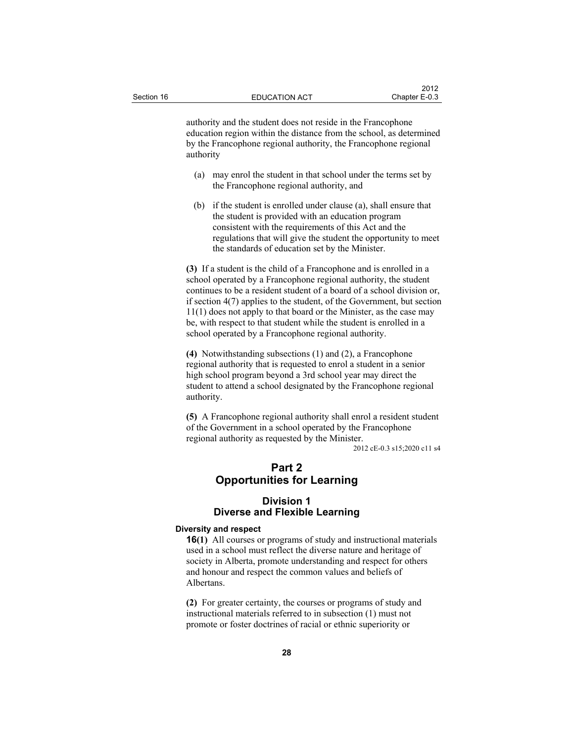authority and the student does not reside in the Francophone education region within the distance from the school, as determined by the Francophone regional authority, the Francophone regional authority

(a) may enrol the student in that school under the terms set by the Francophone regional authority, and

(b) if the student is enrolled under clause (a), shall ensure that the student is provided with an education program consistent with the requirements of this Act and the regulations that will give the student the opportunity to meet the standards of education set by the Minister.

**(3)** If a student is the child of a Francophone and is enrolled in a school operated by a Francophone regional authority, the student continues to be a resident student of a board of a school division or, if section 4(7) applies to the student, of the Government, but section 11(1) does not apply to that board or the Minister, as the case may be, with respect to that student while the student is enrolled in a school operated by a Francophone regional authority.

**(4)** Notwithstanding subsections (1) and (2), a Francophone regional authority that is requested to enrol a student in a senior high school program beyond a 3rd school year may direct the student to attend a school designated by the Francophone regional authority.

**(5)** A Francophone regional authority shall enrol a resident student of the Government in a school operated by the Francophone regional authority as requested by the Minister.

2012 cE-0.3 s15;2020 c11 s4

# Part 2
# Opportunities for Learning

## Division 1
## Diverse and Flexible Learning

### Diversity and respect

**16(1)** All courses or programs of study and instructional materials used in a school must reflect the diverse nature and heritage of society in Alberta, promote understanding and respect for others and honour and respect the common values and beliefs of Albertans.

**(2)** For greater certainty, the courses or programs of study and instructional materials referred to in subsection (1) must not promote or foster doctrines of racial or ethnic superiority or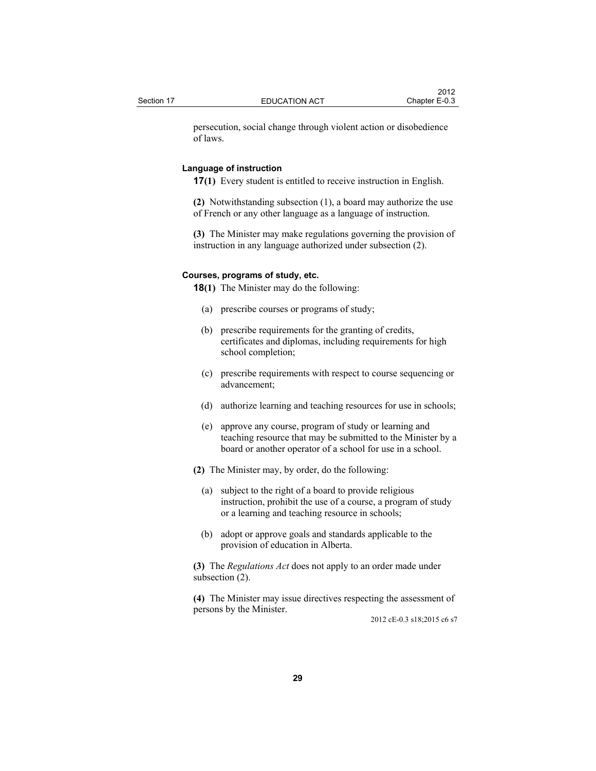persecution, social change through violent action or disobedience of laws.

### Language of instruction

**17(1)** Every student is entitled to receive instruction in English.

**(2)** Notwithstanding subsection (1), a board may authorize the use of French or any other language as a language of instruction.

**(3)** The Minister may make regulations governing the provision of instruction in any language authorized under subsection (2).

### Courses, programs of study, etc.

**18(1)** The Minister may do the following:

- (a) prescribe courses or programs of study;
- (b) prescribe requirements for the granting of credits, certificates and diplomas, including requirements for high school completion;
- (c) prescribe requirements with respect to course sequencing or advancement;
- (d) authorize learning and teaching resources for use in schools;
- (e) approve any course, program of study or learning and teaching resource that may be submitted to the Minister by a board or another operator of a school for use in a school.

**(2)** The Minister may, by order, do the following:

- (a) subject to the right of a board to provide religious instruction, prohibit the use of a course, a program of study or a learning and teaching resource in schools;
- (b) adopt or approve goals and standards applicable to the provision of education in Alberta.

**(3)** The *Regulations Act* does not apply to an order made under subsection (2).

**(4)** The Minister may issue directives respecting the assessment of persons by the Minister.

2012 cE-0.3 s18;2015 c6 s7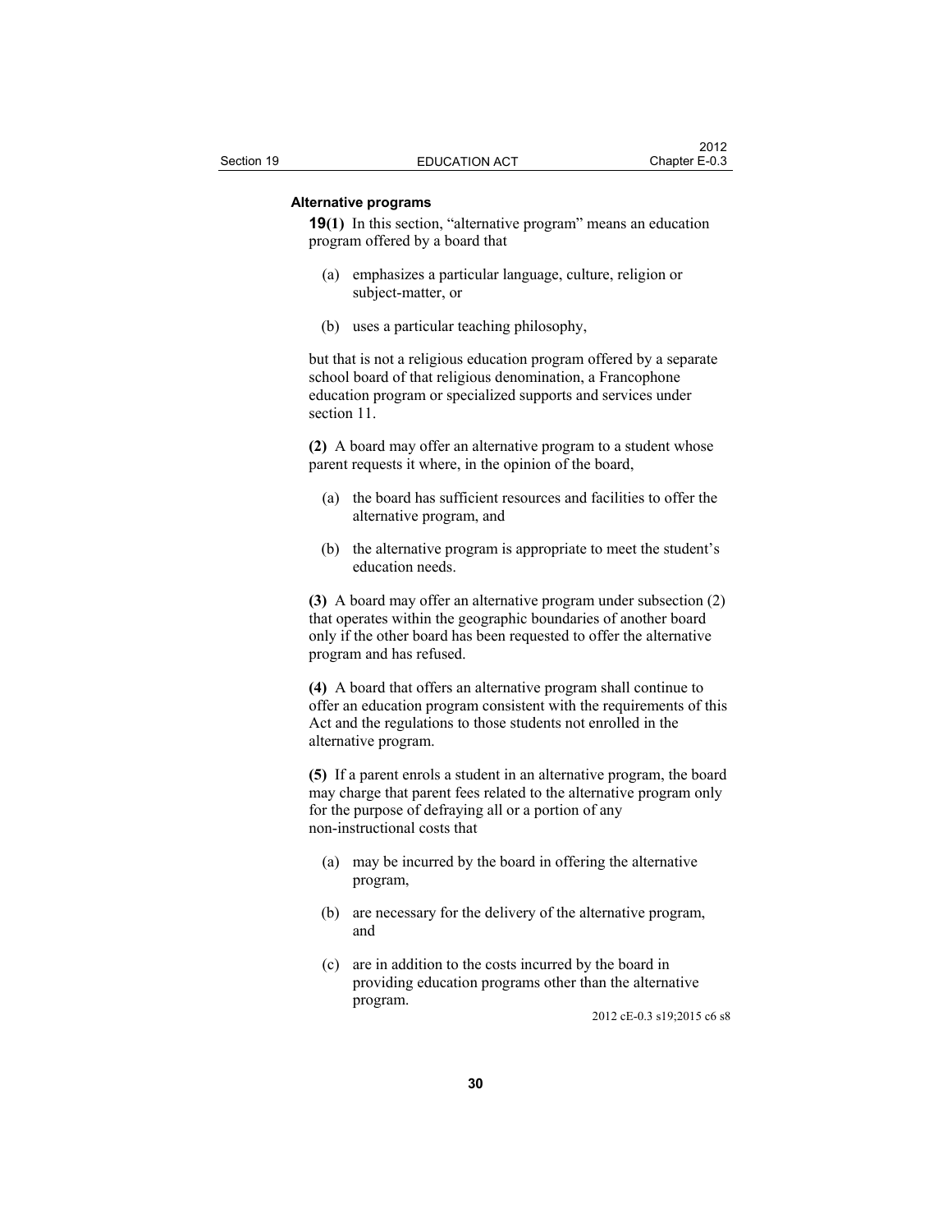**Alternative programs**

**19(1)** In this section, "alternative program" means an education program offered by a board that

(a) emphasizes a particular language, culture, religion or subject-matter, or

(b) uses a particular teaching philosophy,

but that is not a religious education program offered by a separate school board of that religious denomination, a Francophone education program or specialized supports and services under section 11.

**(2)** A board may offer an alternative program to a student whose parent requests it where, in the opinion of the board,

(a) the board has sufficient resources and facilities to offer the alternative program, and

(b) the alternative program is appropriate to meet the student's education needs.

**(3)** A board may offer an alternative program under subsection (2) that operates within the geographic boundaries of another board only if the other board has been requested to offer the alternative program and has refused.

**(4)** A board that offers an alternative program shall continue to offer an education program consistent with the requirements of this Act and the regulations to those students not enrolled in the alternative program.

**(5)** If a parent enrols a student in an alternative program, the board may charge that parent fees related to the alternative program only for the purpose of defraying all or a portion of any non-instructional costs that

(a) may be incurred by the board in offering the alternative program,

(b) are necessary for the delivery of the alternative program, and

(c) are in addition to the costs incurred by the board in providing education programs other than the alternative program.

2012 cE-0.3 s19;2015 c6 s8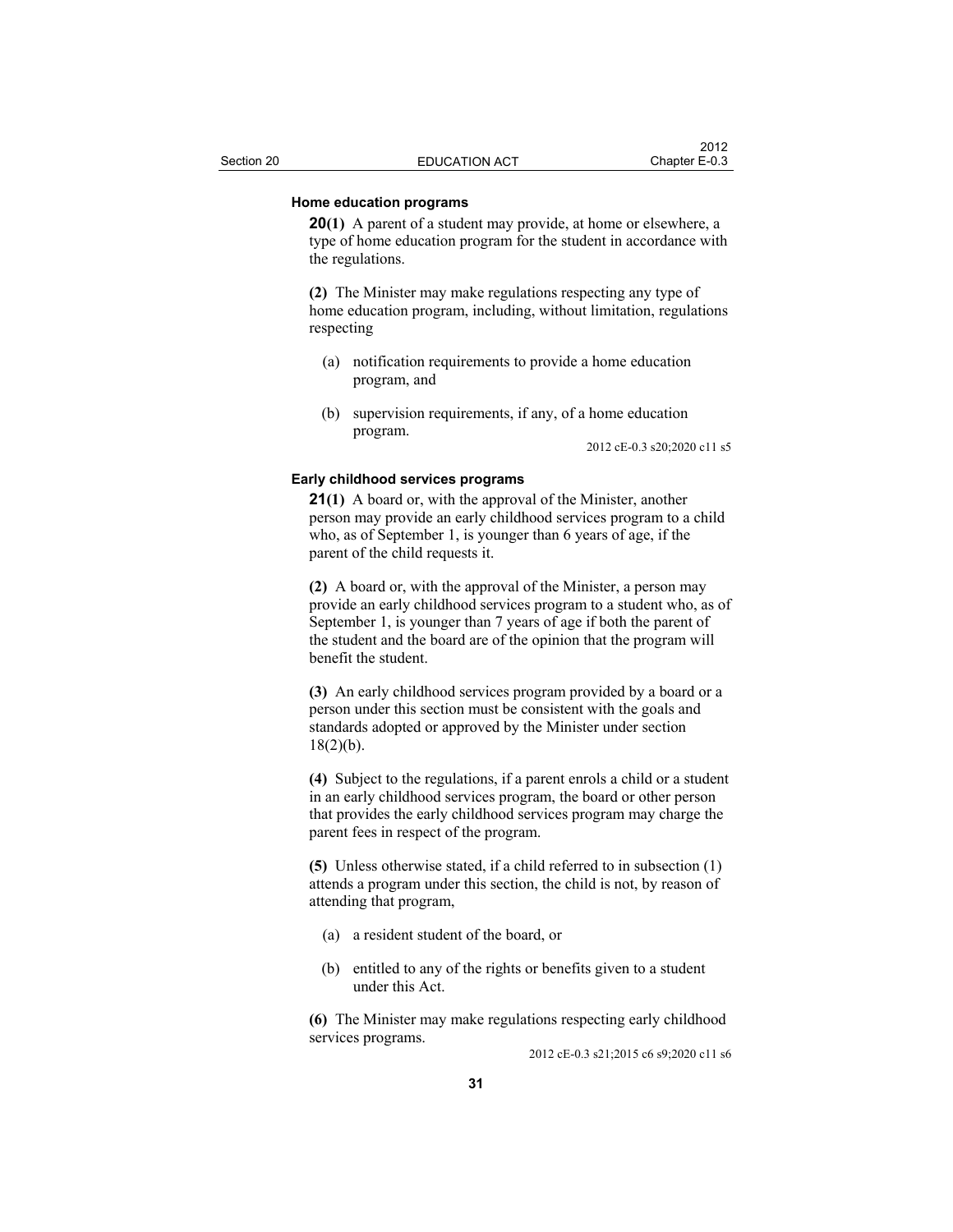### Home education programs

**20(1)** A parent of a student may provide, at home or elsewhere, a type of home education program for the student in accordance with the regulations.

**(2)** The Minister may make regulations respecting any type of home education program, including, without limitation, regulations respecting

- (a) notification requirements to provide a home education program, and
- (b) supervision requirements, if any, of a home education program.

2012 cE-0.3 s20;2020 c11 s5

### Early childhood services programs

**21(1)** A board or, with the approval of the Minister, another person may provide an early childhood services program to a child who, as of September 1, is younger than 6 years of age, if the parent of the child requests it.

**(2)** A board or, with the approval of the Minister, a person may provide an early childhood services program to a student who, as of September 1, is younger than 7 years of age if both the parent of the student and the board are of the opinion that the program will benefit the student.

**(3)** An early childhood services program provided by a board or a person under this section must be consistent with the goals and standards adopted or approved by the Minister under section 18(2)(b).

**(4)** Subject to the regulations, if a parent enrols a child or a student in an early childhood services program, the board or other person that provides the early childhood services program may charge the parent fees in respect of the program.

**(5)** Unless otherwise stated, if a child referred to in subsection (1) attends a program under this section, the child is not, by reason of attending that program,

- (a) a resident student of the board, or
- (b) entitled to any of the rights or benefits given to a student under this Act.

**(6)** The Minister may make regulations respecting early childhood services programs.

2012 cE-0.3 s21;2015 c6 s9;2020 c11 s6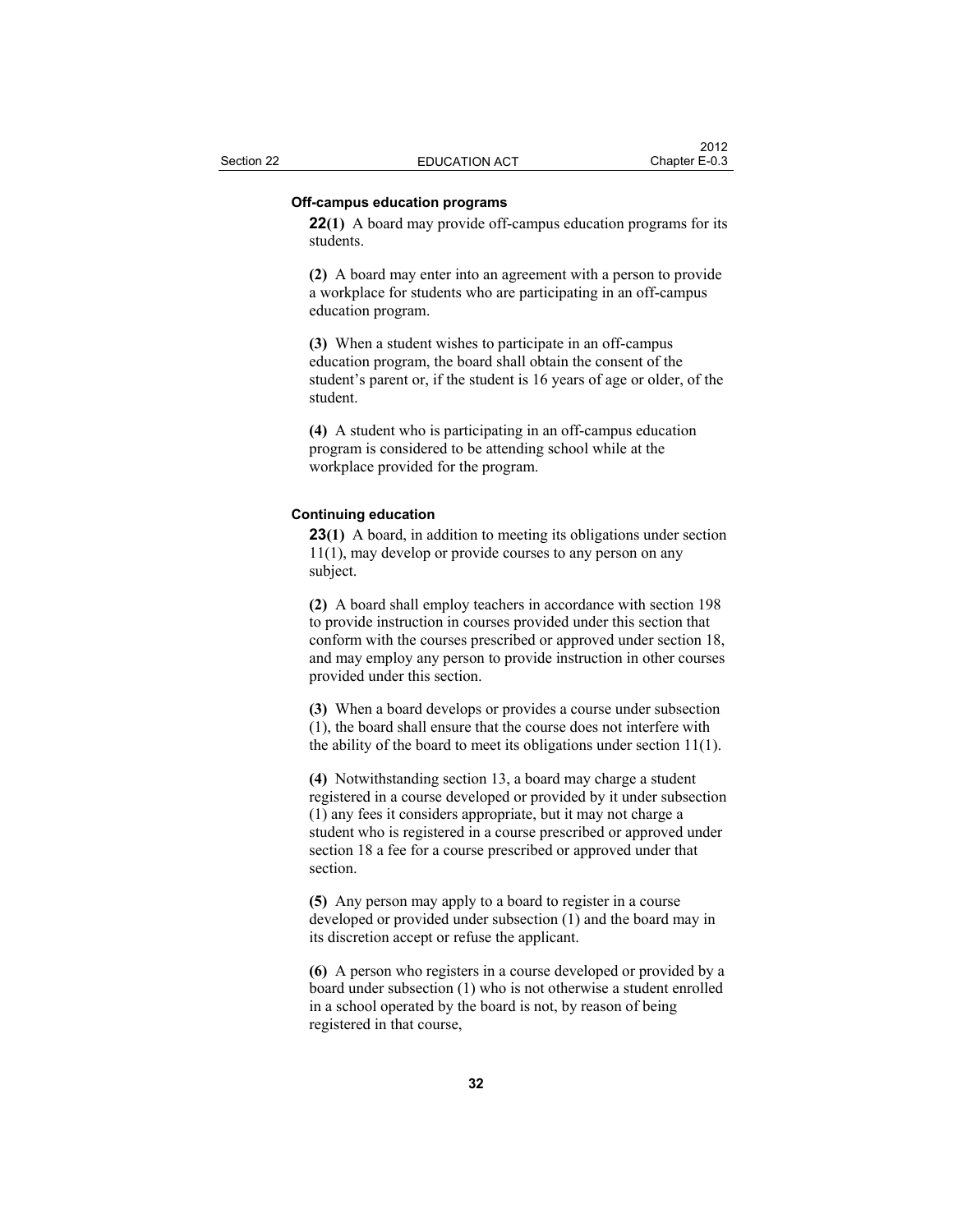**Off-campus education programs**

**22(1)** A board may provide off-campus education programs for its students.

**(2)** A board may enter into an agreement with a person to provide a workplace for students who are participating in an off-campus education program.

**(3)** When a student wishes to participate in an off-campus education program, the board shall obtain the consent of the student's parent or, if the student is 16 years of age or older, of the student.

**(4)** A student who is participating in an off-campus education program is considered to be attending school while at the workplace provided for the program.

**Continuing education**

**23(1)** A board, in addition to meeting its obligations under section 11(1), may develop or provide courses to any person on any subject.

**(2)** A board shall employ teachers in accordance with section 198 to provide instruction in courses provided under this section that conform with the courses prescribed or approved under section 18, and may employ any person to provide instruction in other courses provided under this section.

**(3)** When a board develops or provides a course under subsection (1), the board shall ensure that the course does not interfere with the ability of the board to meet its obligations under section 11(1).

**(4)** Notwithstanding section 13, a board may charge a student registered in a course developed or provided by it under subsection (1) any fees it considers appropriate, but it may not charge a student who is registered in a course prescribed or approved under section 18 a fee for a course prescribed or approved under that section.

**(5)** Any person may apply to a board to register in a course developed or provided under subsection (1) and the board may in its discretion accept or refuse the applicant.

**(6)** A person who registers in a course developed or provided by a board under subsection (1) who is not otherwise a student enrolled in a school operated by the board is not, by reason of being registered in that course,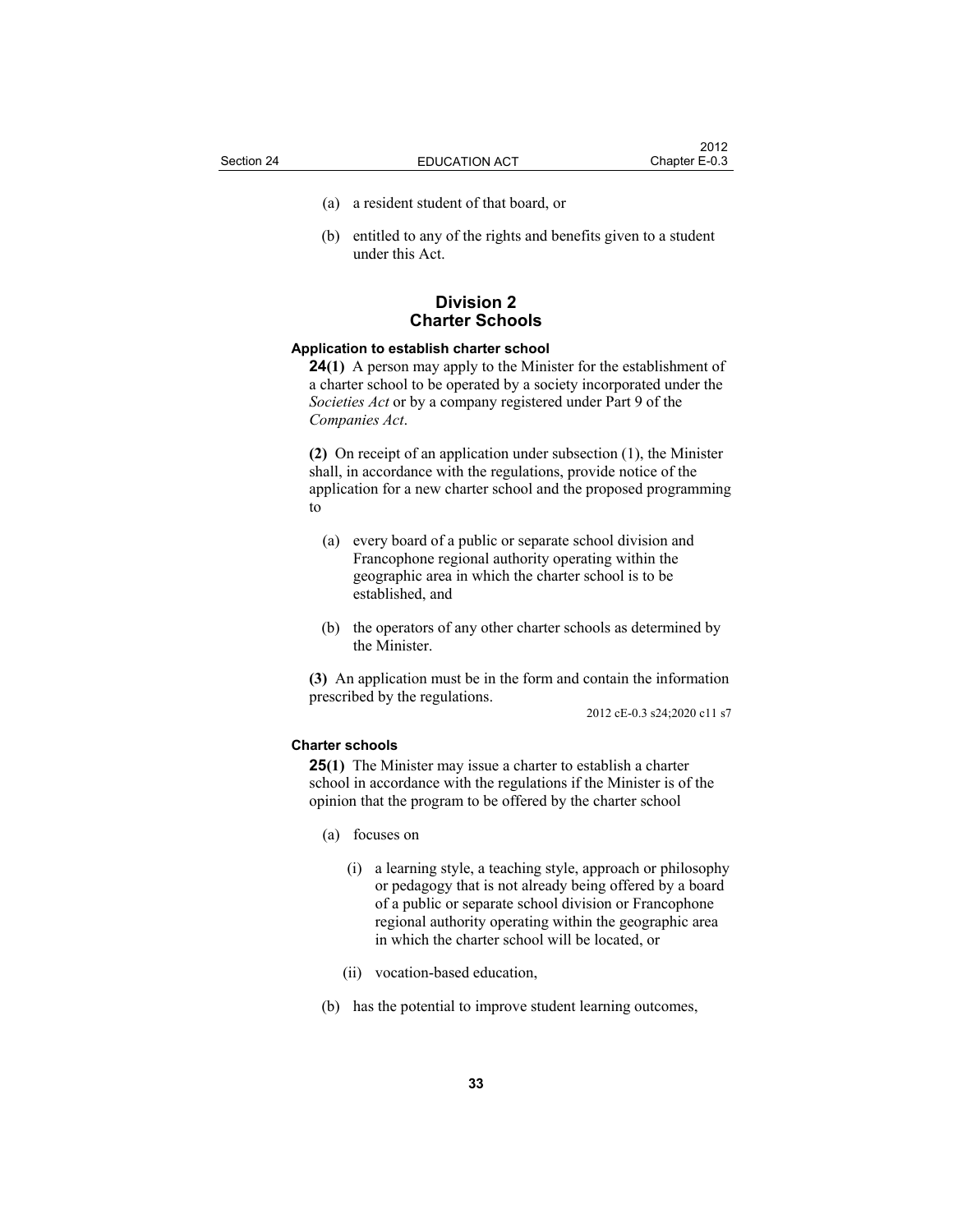(a) a resident student of that board, or

(b) entitled to any of the rights and benefits given to a student under this Act.

## Division 2
## Charter Schools

**Application to establish charter school**

**24(1)** A person may apply to the Minister for the establishment of a charter school to be operated by a society incorporated under the *Societies Act* or by a company registered under Part 9 of the *Companies Act*.

**(2)** On receipt of an application under subsection (1), the Minister shall, in accordance with the regulations, provide notice of the application for a new charter school and the proposed programming to

(a) every board of a public or separate school division and Francophone regional authority operating within the geographic area in which the charter school is to be established, and

(b) the operators of any other charter schools as determined by the Minister.

**(3)** An application must be in the form and contain the information prescribed by the regulations.

2012 cE-0.3 s24;2020 c11 s7

**Charter schools**

**25(1)** The Minister may issue a charter to establish a charter school in accordance with the regulations if the Minister is of the opinion that the program to be offered by the charter school

(a) focuses on

(i) a learning style, a teaching style, approach or philosophy or pedagogy that is not already being offered by a board of a public or separate school division or Francophone regional authority operating within the geographic area in which the charter school will be located, or

(ii) vocation-based education,

(b) has the potential to improve student learning outcomes,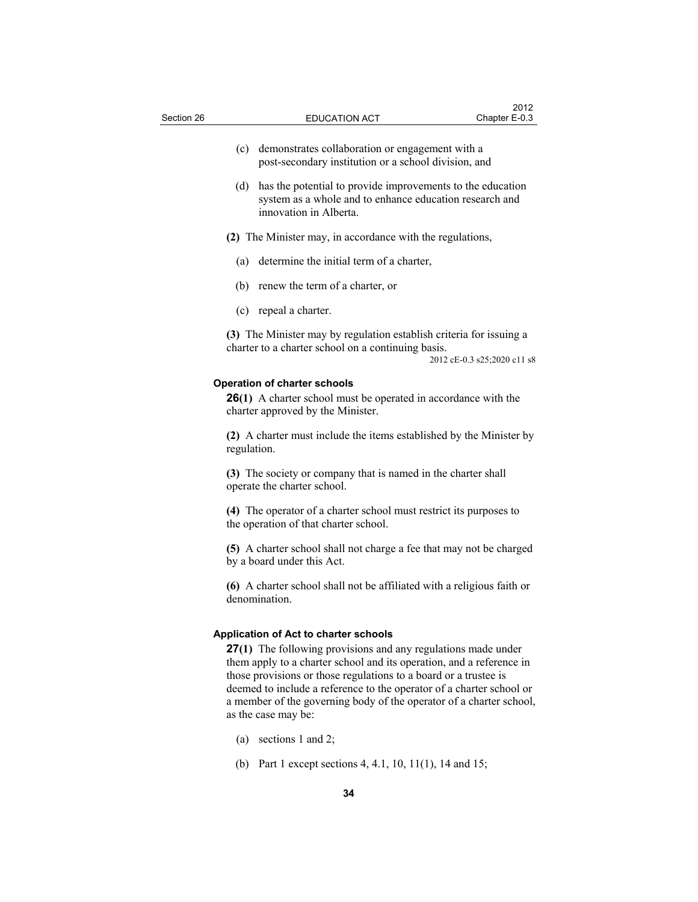(c) demonstrates collaboration or engagement with a post-secondary institution or a school division, and

(d) has the potential to provide improvements to the education system as a whole and to enhance education research and innovation in Alberta.

**(2)** The Minister may, in accordance with the regulations,

(a) determine the initial term of a charter,

(b) renew the term of a charter, or

(c) repeal a charter.

**(3)** The Minister may by regulation establish criteria for issuing a charter to a charter school on a continuing basis.

2012 cE-0.3 s25;2020 c11 s8

### Operation of charter schools

**26(1)** A charter school must be operated in accordance with the charter approved by the Minister.

**(2)** A charter must include the items established by the Minister by regulation.

**(3)** The society or company that is named in the charter shall operate the charter school.

**(4)** The operator of a charter school must restrict its purposes to the operation of that charter school.

**(5)** A charter school shall not charge a fee that may not be charged by a board under this Act.

**(6)** A charter school shall not be affiliated with a religious faith or denomination.

### Application of Act to charter schools

**27(1)** The following provisions and any regulations made under them apply to a charter school and its operation, and a reference in those provisions or those regulations to a board or a trustee is deemed to include a reference to the operator of a charter school or a member of the governing body of the operator of a charter school, as the case may be:

(a) sections 1 and 2;

(b) Part 1 except sections 4, 4.1, 10, 11(1), 14 and 15;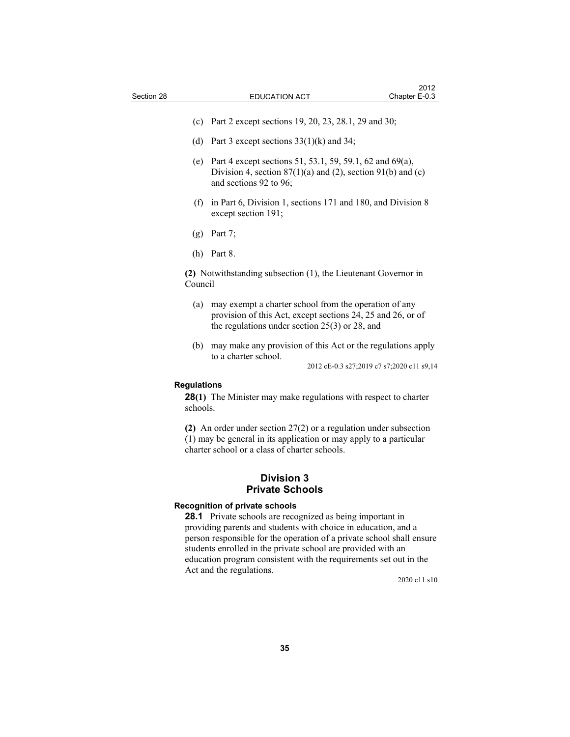(c) Part 2 except sections 19, 20, 23, 28.1, 29 and 30;

(d) Part 3 except sections 33(1)(k) and 34;

(e) Part 4 except sections 51, 53.1, 59, 59.1, 62 and 69(a), Division 4, section 87(1)(a) and (2), section 91(b) and (c) and sections 92 to 96;

(f) in Part 6, Division 1, sections 171 and 180, and Division 8 except section 191;

(g) Part 7;

(h) Part 8.

**(2)** Notwithstanding subsection (1), the Lieutenant Governor in Council

(a) may exempt a charter school from the operation of any provision of this Act, except sections 24, 25 and 26, or of the regulations under section 25(3) or 28, and

(b) may make any provision of this Act or the regulations apply to a charter school.

2012 cE-0.3 s27;2019 c7 s7;2020 c11 s9,14

#### Regulations

**28(1)** The Minister may make regulations with respect to charter schools.

**(2)** An order under section 27(2) or a regulation under subsection (1) may be general in its application or may apply to a particular charter school or a class of charter schools.

## Division 3
## Private Schools

#### Recognition of private schools

**28.1** Private schools are recognized as being important in providing parents and students with choice in education, and a person responsible for the operation of a private school shall ensure students enrolled in the private school are provided with an education program consistent with the requirements set out in the Act and the regulations.

2020 c11 s10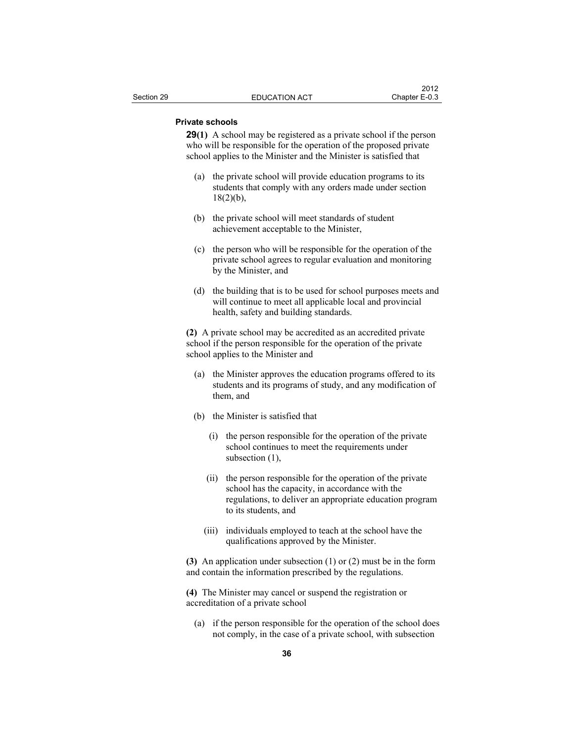**Private schools**

**29(1)** A school may be registered as a private school if the person who will be responsible for the operation of the proposed private school applies to the Minister and the Minister is satisfied that

(a) the private school will provide education programs to its students that comply with any orders made under section 18(2)(b),

(b) the private school will meet standards of student achievement acceptable to the Minister,

(c) the person who will be responsible for the operation of the private school agrees to regular evaluation and monitoring by the Minister, and

(d) the building that is to be used for school purposes meets and will continue to meet all applicable local and provincial health, safety and building standards.

**(2)** A private school may be accredited as an accredited private school if the person responsible for the operation of the private school applies to the Minister and

(a) the Minister approves the education programs offered to its students and its programs of study, and any modification of them, and

(b) the Minister is satisfied that

(i) the person responsible for the operation of the private school continues to meet the requirements under subsection (1),

(ii) the person responsible for the operation of the private school has the capacity, in accordance with the regulations, to deliver an appropriate education program to its students, and

(iii) individuals employed to teach at the school have the qualifications approved by the Minister.

**(3)** An application under subsection (1) or (2) must be in the form and contain the information prescribed by the regulations.

**(4)** The Minister may cancel or suspend the registration or accreditation of a private school

(a) if the person responsible for the operation of the school does not comply, in the case of a private school, with subsection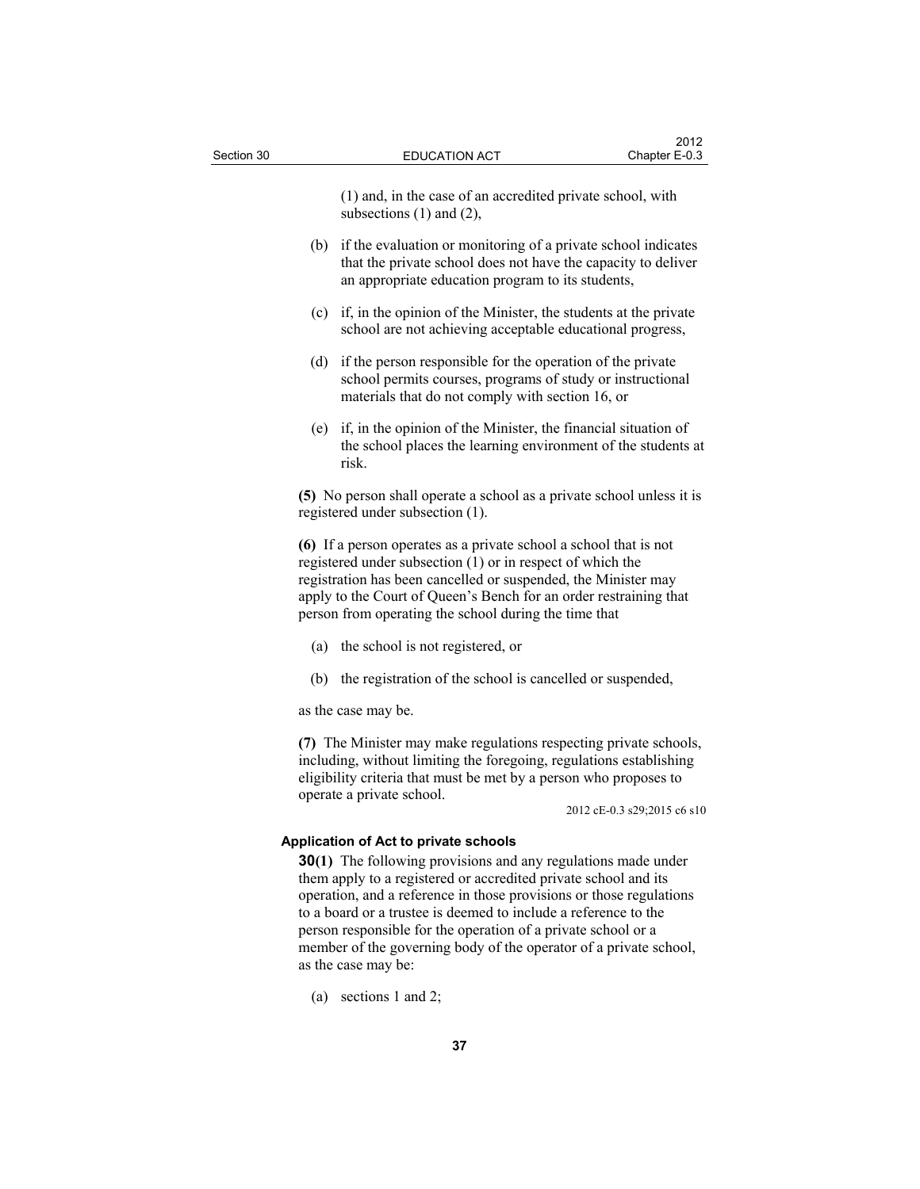(1) and, in the case of an accredited private school, with subsections (1) and (2),

(b) if the evaluation or monitoring of a private school indicates that the private school does not have the capacity to deliver an appropriate education program to its students,

(c) if, in the opinion of the Minister, the students at the private school are not achieving acceptable educational progress,

(d) if the person responsible for the operation of the private school permits courses, programs of study or instructional materials that do not comply with section 16, or

(e) if, in the opinion of the Minister, the financial situation of the school places the learning environment of the students at risk.

**(5)** No person shall operate a school as a private school unless it is registered under subsection (1).

**(6)** If a person operates as a private school a school that is not registered under subsection (1) or in respect of which the registration has been cancelled or suspended, the Minister may apply to the Court of Queen's Bench for an order restraining that person from operating the school during the time that

(a) the school is not registered, or

(b) the registration of the school is cancelled or suspended,

as the case may be.

**(7)** The Minister may make regulations respecting private schools, including, without limiting the foregoing, regulations establishing eligibility criteria that must be met by a person who proposes to operate a private school.

2012 cE-0.3 s29;2015 c6 s10

**Application of Act to private schools**

**30(1)** The following provisions and any regulations made under them apply to a registered or accredited private school and its operation, and a reference in those provisions or those regulations to a board or a trustee is deemed to include a reference to the person responsible for the operation of a private school or a member of the governing body of the operator of a private school, as the case may be:

(a) sections 1 and 2;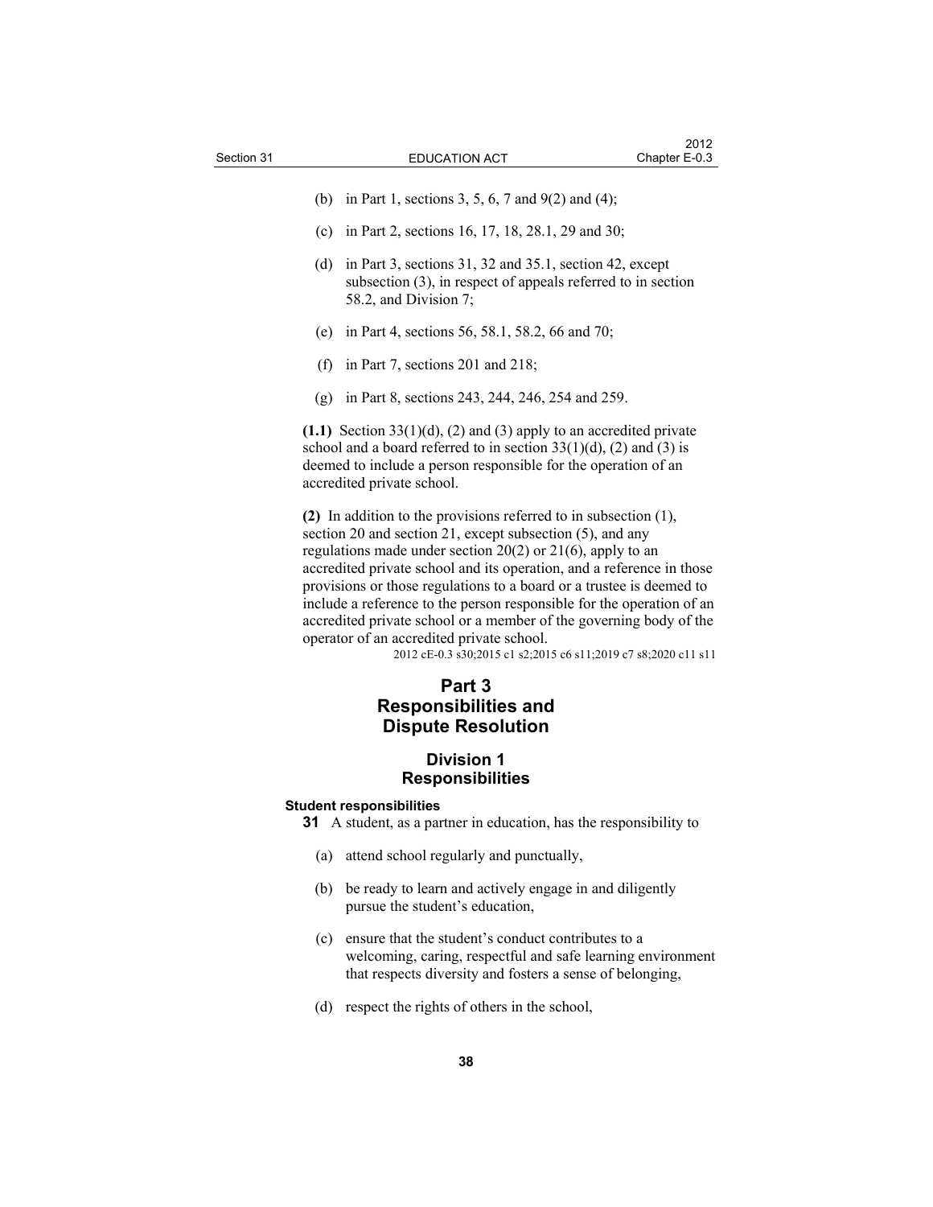(b) in Part 1, sections 3, 5, 6, 7 and 9(2) and (4);

(c) in Part 2, sections 16, 17, 18, 28.1, 29 and 30;

(d) in Part 3, sections 31, 32 and 35.1, section 42, except subsection (3), in respect of appeals referred to in section 58.2, and Division 7;

(e) in Part 4, sections 56, 58.1, 58.2, 66 and 70;

(f) in Part 7, sections 201 and 218;

(g) in Part 8, sections 243, 244, 246, 254 and 259.

**(1.1)** Section 33(1)(d), (2) and (3) apply to an accredited private school and a board referred to in section 33(1)(d), (2) and (3) is deemed to include a person responsible for the operation of an accredited private school.

**(2)** In addition to the provisions referred to in subsection (1), section 20 and section 21, except subsection (5), and any regulations made under section 20(2) or 21(6), apply to an accredited private school and its operation, and a reference in those provisions or those regulations to a board or a trustee is deemed to include a reference to the person responsible for the operation of an accredited private school or a member of the governing body of the operator of an accredited private school.

2012 cE-0.3 s30;2015 c1 s2;2015 c6 s11;2019 c7 s8;2020 c11 s11

# Part 3 Responsibilities and Dispute Resolution

## Division 1 Responsibilities

### Student responsibilities

**31** A student, as a partner in education, has the responsibility to

(a) attend school regularly and punctually,

(b) be ready to learn and actively engage in and diligently pursue the student's education,

(c) ensure that the student's conduct contributes to a welcoming, caring, respectful and safe learning environment that respects diversity and fosters a sense of belonging,

(d) respect the rights of others in the school,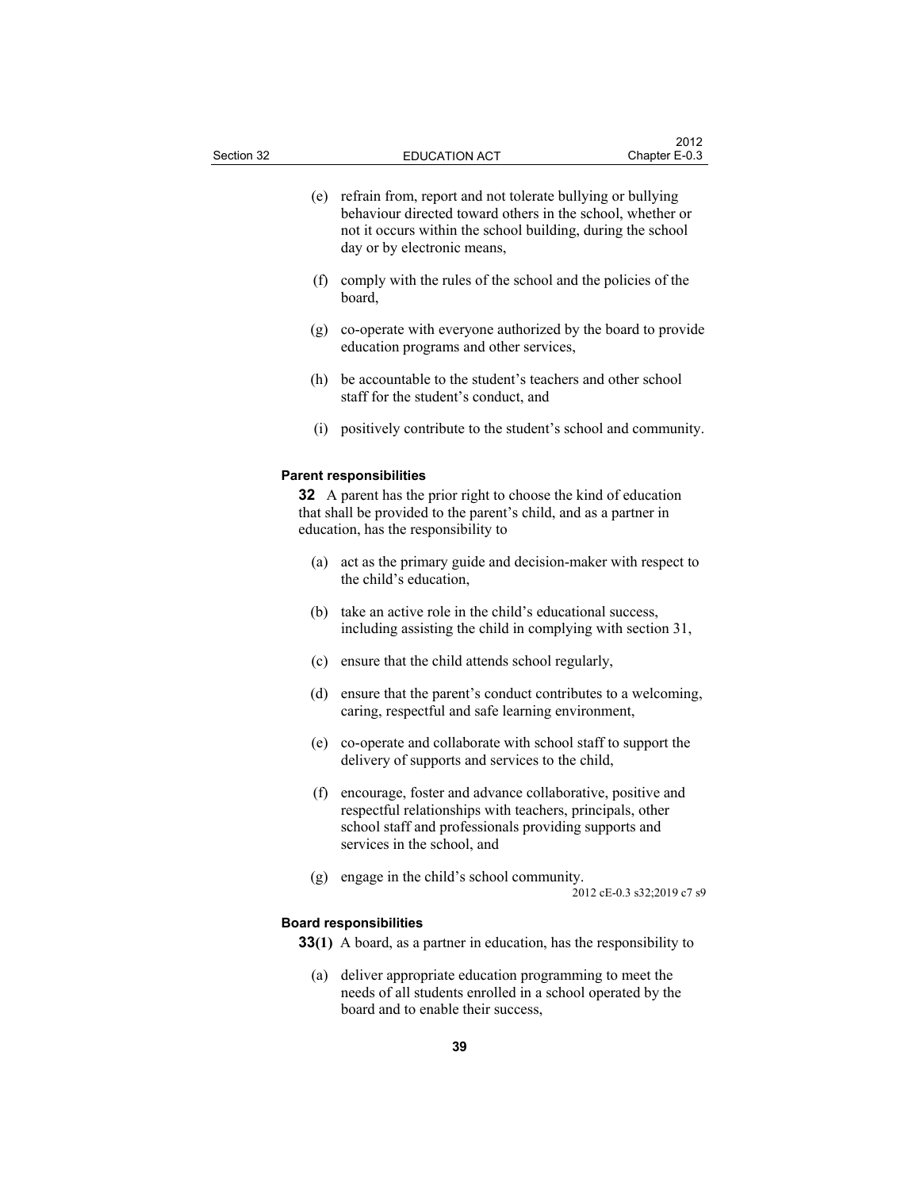(e) refrain from, report and not tolerate bullying or bullying behaviour directed toward others in the school, whether or not it occurs within the school building, during the school day or by electronic means,

(f) comply with the rules of the school and the policies of the board,

(g) co-operate with everyone authorized by the board to provide education programs and other services,

(h) be accountable to the student's teachers and other school staff for the student's conduct, and

(i) positively contribute to the student's school and community.

**Parent responsibilities**

**32** A parent has the prior right to choose the kind of education that shall be provided to the parent's child, and as a partner in education, has the responsibility to

(a) act as the primary guide and decision-maker with respect to the child's education,

(b) take an active role in the child's educational success, including assisting the child in complying with section 31,

(c) ensure that the child attends school regularly,

(d) ensure that the parent's conduct contributes to a welcoming, caring, respectful and safe learning environment,

(e) co-operate and collaborate with school staff to support the delivery of supports and services to the child,

(f) encourage, foster and advance collaborative, positive and respectful relationships with teachers, principals, other school staff and professionals providing supports and services in the school, and

(g) engage in the child's school community.

2012 cE-0.3 s32;2019 c7 s9

**Board responsibilities**

**33(1)** A board, as a partner in education, has the responsibility to

(a) deliver appropriate education programming to meet the needs of all students enrolled in a school operated by the board and to enable their success,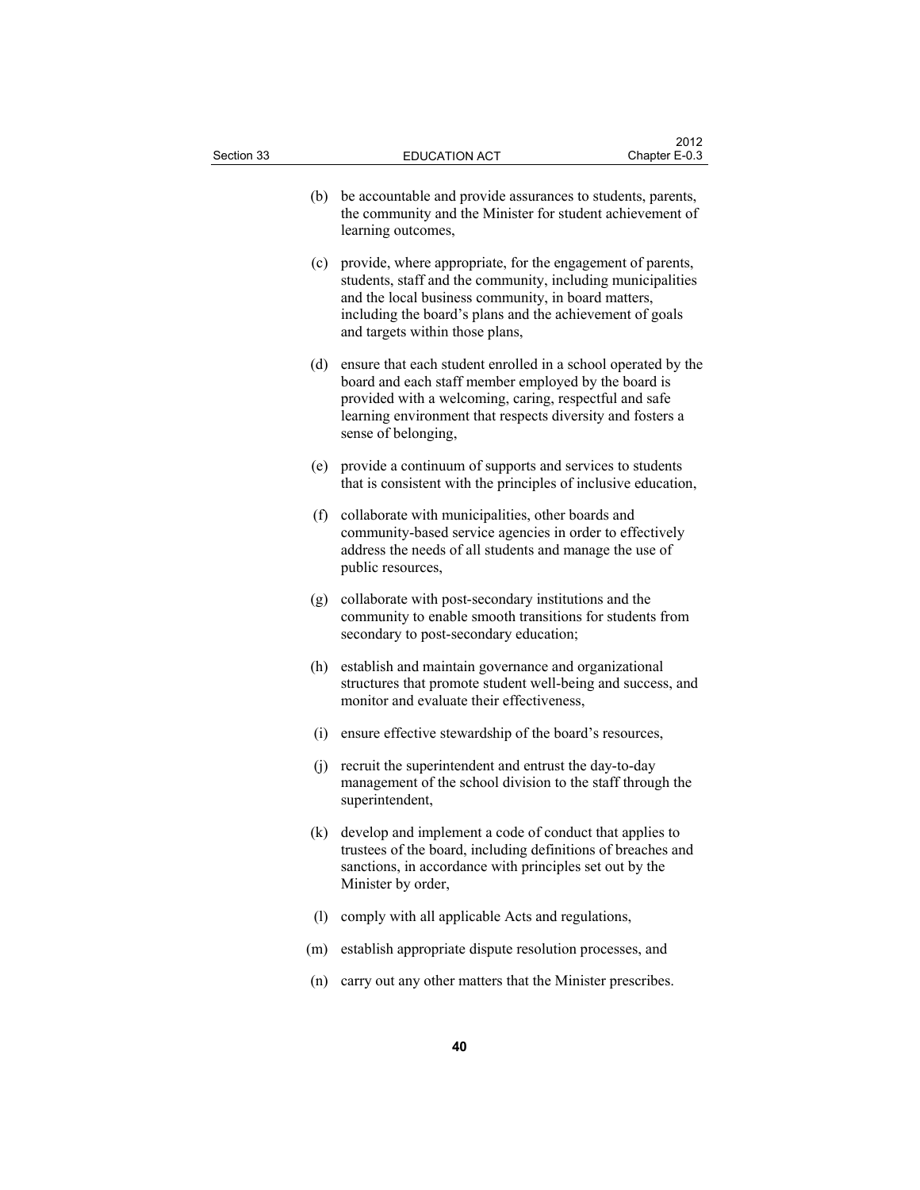(b) be accountable and provide assurances to students, parents, the community and the Minister for student achievement of learning outcomes,

(c) provide, where appropriate, for the engagement of parents, students, staff and the community, including municipalities and the local business community, in board matters, including the board's plans and the achievement of goals and targets within those plans,

(d) ensure that each student enrolled in a school operated by the board and each staff member employed by the board is provided with a welcoming, caring, respectful and safe learning environment that respects diversity and fosters a sense of belonging,

(e) provide a continuum of supports and services to students that is consistent with the principles of inclusive education,

(f) collaborate with municipalities, other boards and community-based service agencies in order to effectively address the needs of all students and manage the use of public resources,

(g) collaborate with post-secondary institutions and the community to enable smooth transitions for students from secondary to post-secondary education;

(h) establish and maintain governance and organizational structures that promote student well-being and success, and monitor and evaluate their effectiveness,

(i) ensure effective stewardship of the board's resources,

(j) recruit the superintendent and entrust the day-to-day management of the school division to the staff through the superintendent,

(k) develop and implement a code of conduct that applies to trustees of the board, including definitions of breaches and sanctions, in accordance with principles set out by the Minister by order,

(l) comply with all applicable Acts and regulations,

(m) establish appropriate dispute resolution processes, and

(n) carry out any other matters that the Minister prescribes.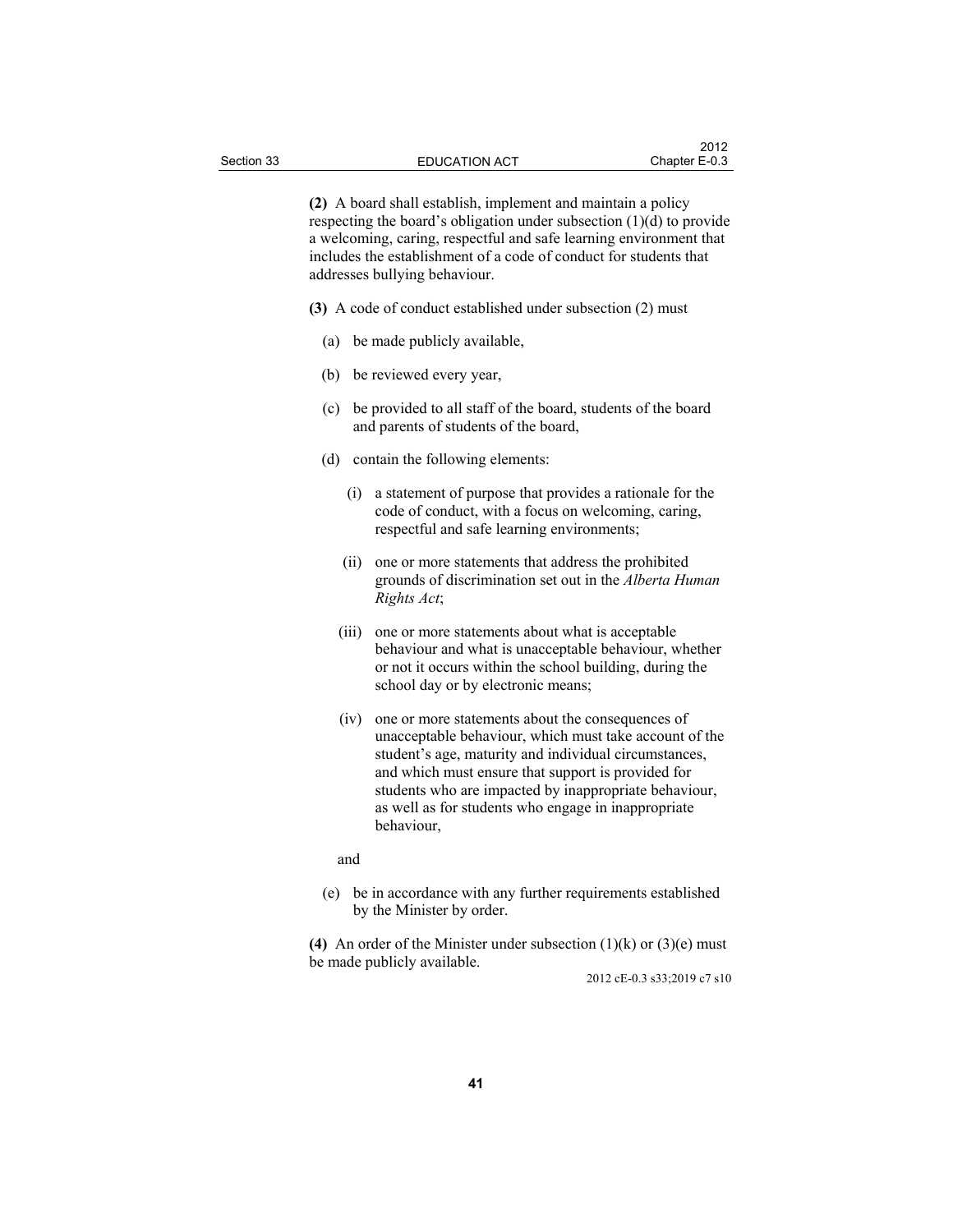**(2)** A board shall establish, implement and maintain a policy respecting the board's obligation under subsection (1)(d) to provide a welcoming, caring, respectful and safe learning environment that includes the establishment of a code of conduct for students that addresses bullying behaviour.

**(3)** A code of conduct established under subsection (2) must

(a) be made publicly available,

(b) be reviewed every year,

(c) be provided to all staff of the board, students of the board and parents of students of the board,

(d) contain the following elements:

(i) a statement of purpose that provides a rationale for the code of conduct, with a focus on welcoming, caring, respectful and safe learning environments;

(ii) one or more statements that address the prohibited grounds of discrimination set out in the *Alberta Human Rights Act*;

(iii) one or more statements about what is acceptable behaviour and what is unacceptable behaviour, whether or not it occurs within the school building, during the school day or by electronic means;

(iv) one or more statements about the consequences of unacceptable behaviour, which must take account of the student's age, maturity and individual circumstances, and which must ensure that support is provided for students who are impacted by inappropriate behaviour, as well as for students who engage in inappropriate behaviour,

and

(e) be in accordance with any further requirements established by the Minister by order.

**(4)** An order of the Minister under subsection (1)(k) or (3)(e) must be made publicly available.

2012 cE-0.3 s33;2019 c7 s10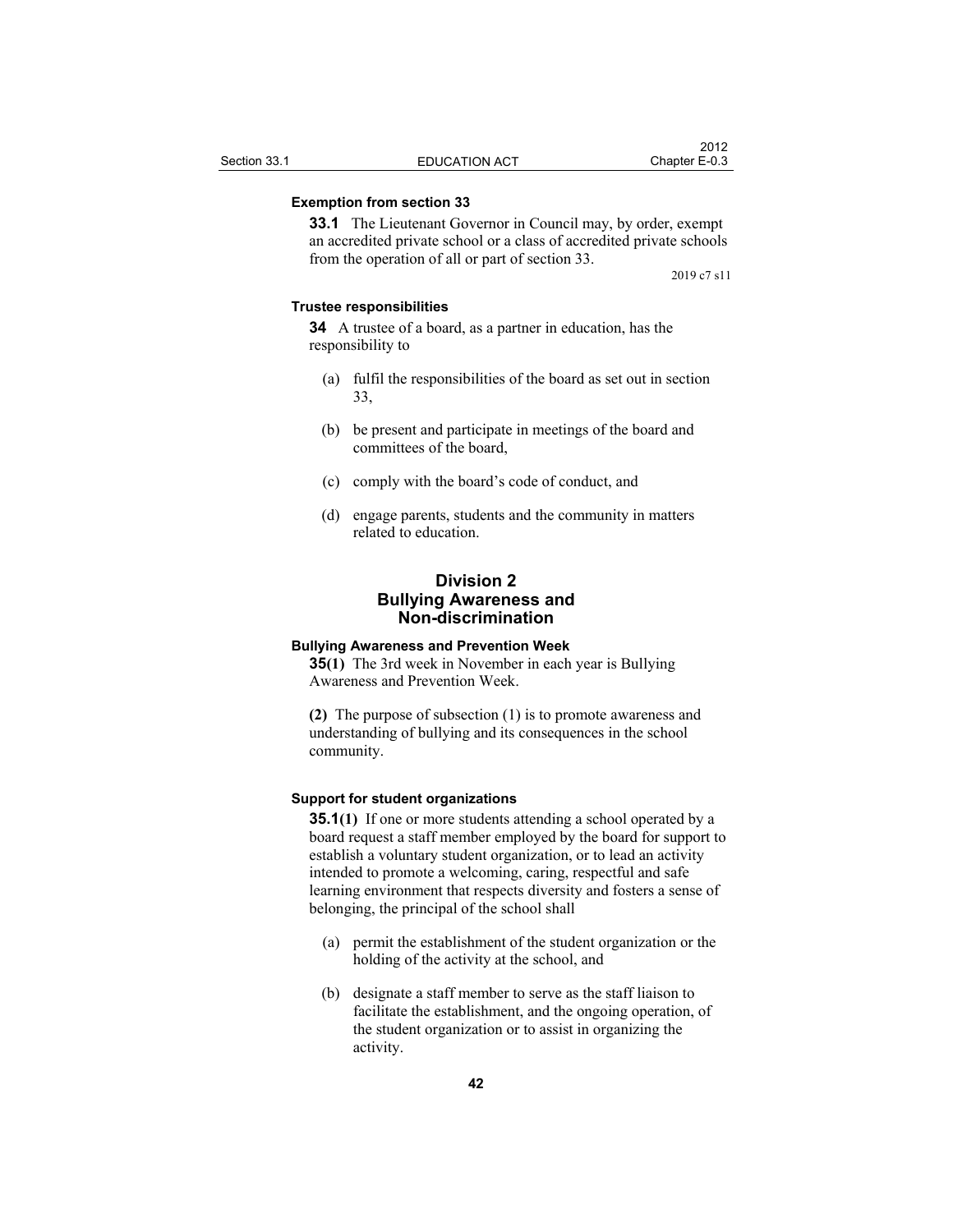**Exemption from section 33**

**33.1** The Lieutenant Governor in Council may, by order, exempt an accredited private school or a class of accredited private schools from the operation of all or part of section 33.

2019 c7 s11

**Trustee responsibilities**

**34** A trustee of a board, as a partner in education, has the responsibility to

(a) fulfil the responsibilities of the board as set out in section 33,

(b) be present and participate in meetings of the board and committees of the board,

(c) comply with the board's code of conduct, and

(d) engage parents, students and the community in matters related to education.

## Division 2
## Bullying Awareness and Non-discrimination

**Bullying Awareness and Prevention Week**

**35(1)** The 3rd week in November in each year is Bullying Awareness and Prevention Week.

**(2)** The purpose of subsection (1) is to promote awareness and understanding of bullying and its consequences in the school community.

**Support for student organizations**

**35.1(1)** If one or more students attending a school operated by a board request a staff member employed by the board for support to establish a voluntary student organization, or to lead an activity intended to promote a welcoming, caring, respectful and safe learning environment that respects diversity and fosters a sense of belonging, the principal of the school shall

(a) permit the establishment of the student organization or the holding of the activity at the school, and

(b) designate a staff member to serve as the staff liaison to facilitate the establishment, and the ongoing operation, of the student organization or to assist in organizing the activity.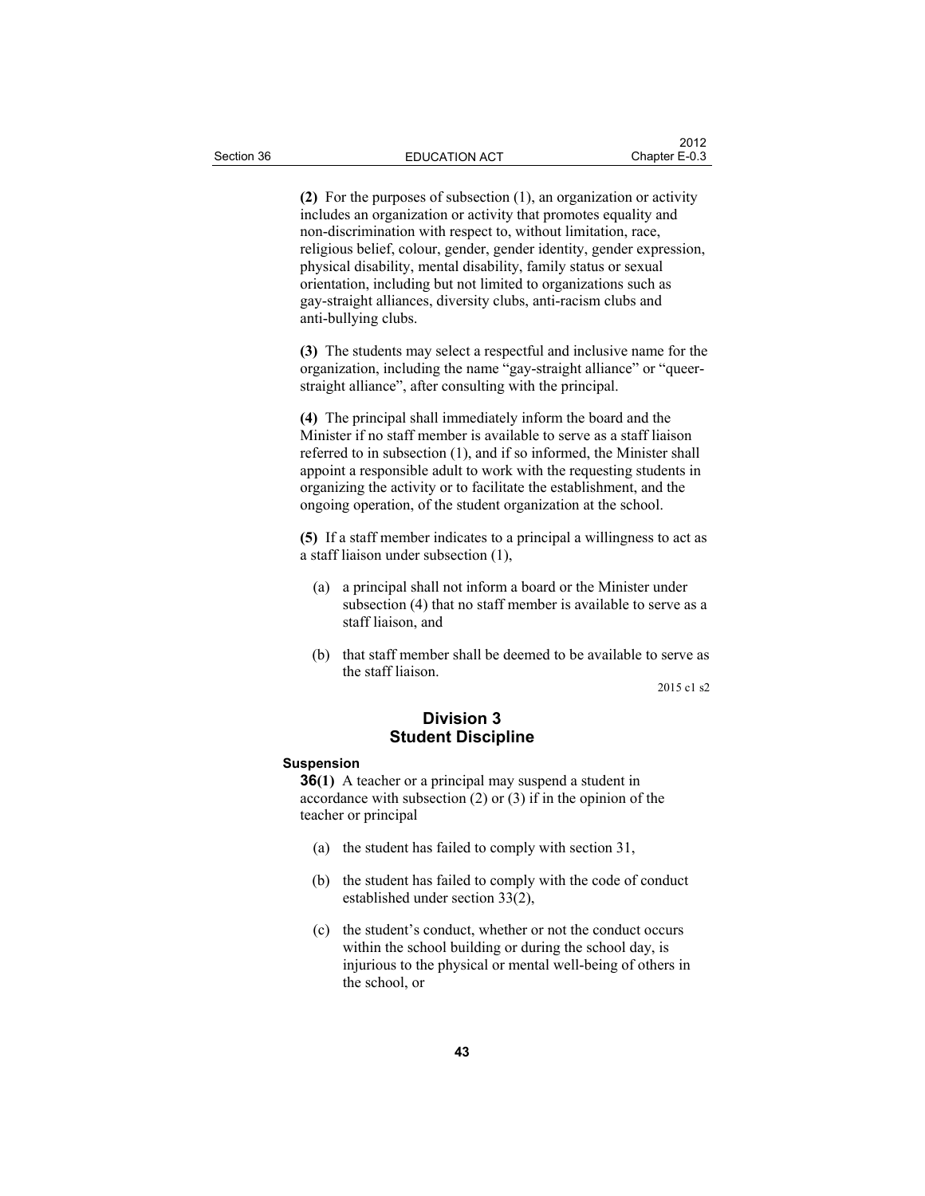(2) For the purposes of subsection (1), an organization or activity includes an organization or activity that promotes equality and non-discrimination with respect to, without limitation, race, religious belief, colour, gender, gender identity, gender expression, physical disability, mental disability, family status or sexual orientation, including but not limited to organizations such as gay-straight alliances, diversity clubs, anti-racism clubs and anti-bullying clubs.

(3) The students may select a respectful and inclusive name for the organization, including the name "gay-straight alliance" or "queer-straight alliance", after consulting with the principal.

(4) The principal shall immediately inform the board and the Minister if no staff member is available to serve as a staff liaison referred to in subsection (1), and if so informed, the Minister shall appoint a responsible adult to work with the requesting students in organizing the activity or to facilitate the establishment, and the ongoing operation, of the student organization at the school.

(5) If a staff member indicates to a principal a willingness to act as a staff liaison under subsection (1),

- (a) a principal shall not inform a board or the Minister under subsection (4) that no staff member is available to serve as a staff liaison, and
- (b) that staff member shall be deemed to be available to serve as the staff liaison.

2015 c1 s2

## Division 3
## Student Discipline

**Suspension**

**36(1)** A teacher or a principal may suspend a student in accordance with subsection (2) or (3) if in the opinion of the teacher or principal

- (a) the student has failed to comply with section 31,
- (b) the student has failed to comply with the code of conduct established under section 33(2),
- (c) the student's conduct, whether or not the conduct occurs within the school building or during the school day, is injurious to the physical or mental well-being of others in the school, or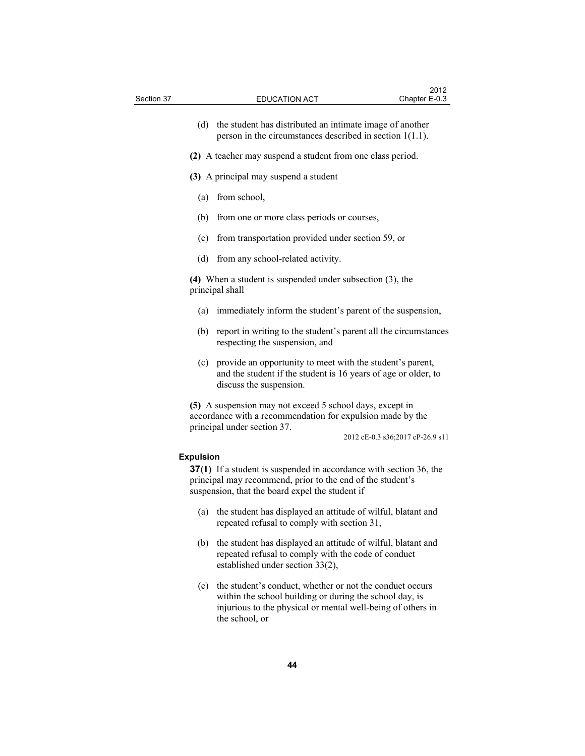(d) the student has distributed an intimate image of another person in the circumstances described in section 1(1.1).

**(2)** A teacher may suspend a student from one class period.

**(3)** A principal may suspend a student

(a) from school,

(b) from one or more class periods or courses,

(c) from transportation provided under section 59, or

(d) from any school-related activity.

**(4)** When a student is suspended under subsection (3), the principal shall

(a) immediately inform the student's parent of the suspension,

(b) report in writing to the student's parent all the circumstances respecting the suspension, and

(c) provide an opportunity to meet with the student's parent, and the student if the student is 16 years of age or older, to discuss the suspension.

**(5)** A suspension may not exceed 5 school days, except in accordance with a recommendation for expulsion made by the principal under section 37.

2012 cE-0.3 s36;2017 cP-26.9 s11

**Expulsion**

**37(1)** If a student is suspended in accordance with section 36, the principal may recommend, prior to the end of the student's suspension, that the board expel the student if

(a) the student has displayed an attitude of wilful, blatant and repeated refusal to comply with section 31,

(b) the student has displayed an attitude of wilful, blatant and repeated refusal to comply with the code of conduct established under section 33(2),

(c) the student's conduct, whether or not the conduct occurs within the school building or during the school day, is injurious to the physical or mental well-being of others in the school, or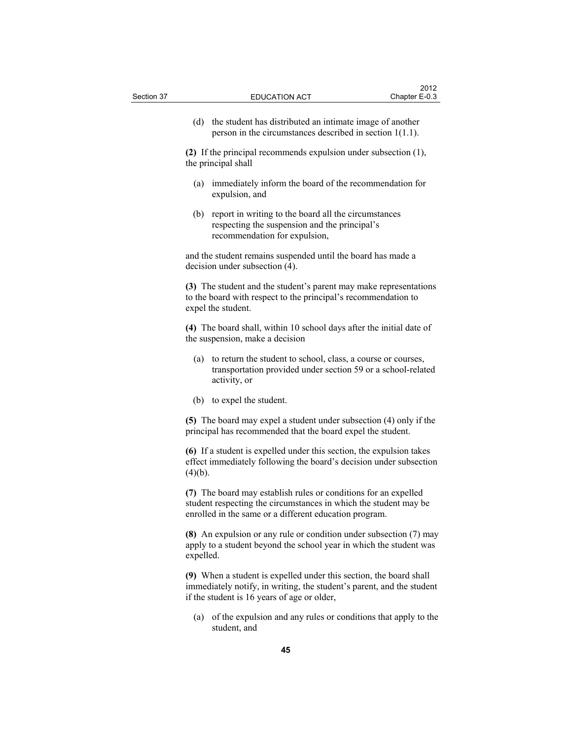(d) the student has distributed an intimate image of another person in the circumstances described in section 1(1.1).

**(2)** If the principal recommends expulsion under subsection (1), the principal shall

(a) immediately inform the board of the recommendation for expulsion, and

(b) report in writing to the board all the circumstances respecting the suspension and the principal's recommendation for expulsion,

and the student remains suspended until the board has made a decision under subsection (4).

**(3)** The student and the student's parent may make representations to the board with respect to the principal's recommendation to expel the student.

**(4)** The board shall, within 10 school days after the initial date of the suspension, make a decision

(a) to return the student to school, class, a course or courses, transportation provided under section 59 or a school-related activity, or

(b) to expel the student.

**(5)** The board may expel a student under subsection (4) only if the principal has recommended that the board expel the student.

**(6)** If a student is expelled under this section, the expulsion takes effect immediately following the board's decision under subsection (4)(b).

**(7)** The board may establish rules or conditions for an expelled student respecting the circumstances in which the student may be enrolled in the same or a different education program.

**(8)** An expulsion or any rule or condition under subsection (7) may apply to a student beyond the school year in which the student was expelled.

**(9)** When a student is expelled under this section, the board shall immediately notify, in writing, the student's parent, and the student if the student is 16 years of age or older,

(a) of the expulsion and any rules or conditions that apply to the student, and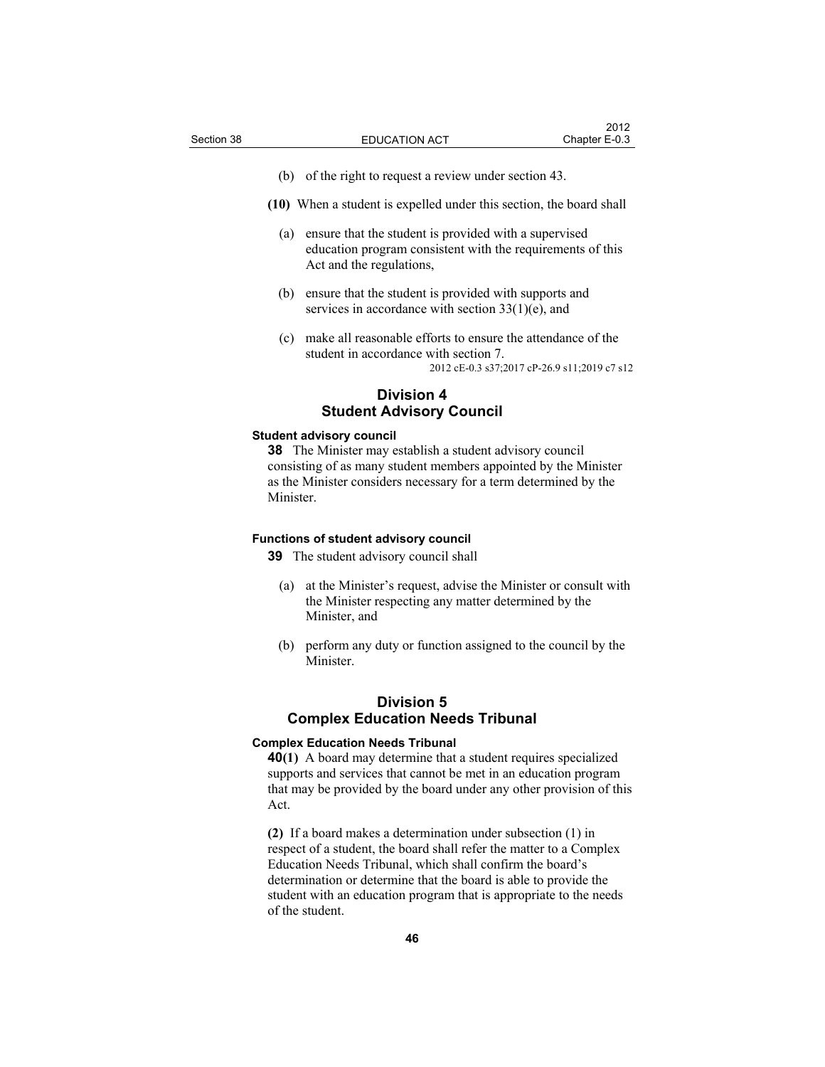(b) of the right to request a review under section 43.

**(10)** When a student is expelled under this section, the board shall

(a) ensure that the student is provided with a supervised education program consistent with the requirements of this Act and the regulations,

(b) ensure that the student is provided with supports and services in accordance with section 33(1)(e), and

(c) make all reasonable efforts to ensure the attendance of the student in accordance with section 7.

2012 cE-0.3 s37;2017 cP-26.9 s11;2019 c7 s12

## Division 4
## Student Advisory Council

**Student advisory council**

**38** The Minister may establish a student advisory council consisting of as many student members appointed by the Minister as the Minister considers necessary for a term determined by the Minister.

**Functions of student advisory council**

**39** The student advisory council shall

(a) at the Minister's request, advise the Minister or consult with the Minister respecting any matter determined by the Minister, and

(b) perform any duty or function assigned to the council by the Minister.

## Division 5
## Complex Education Needs Tribunal

**Complex Education Needs Tribunal**

**40(1)** A board may determine that a student requires specialized supports and services that cannot be met in an education program that may be provided by the board under any other provision of this Act.

**(2)** If a board makes a determination under subsection (1) in respect of a student, the board shall refer the matter to a Complex Education Needs Tribunal, which shall confirm the board's determination or determine that the board is able to provide the student with an education program that is appropriate to the needs of the student.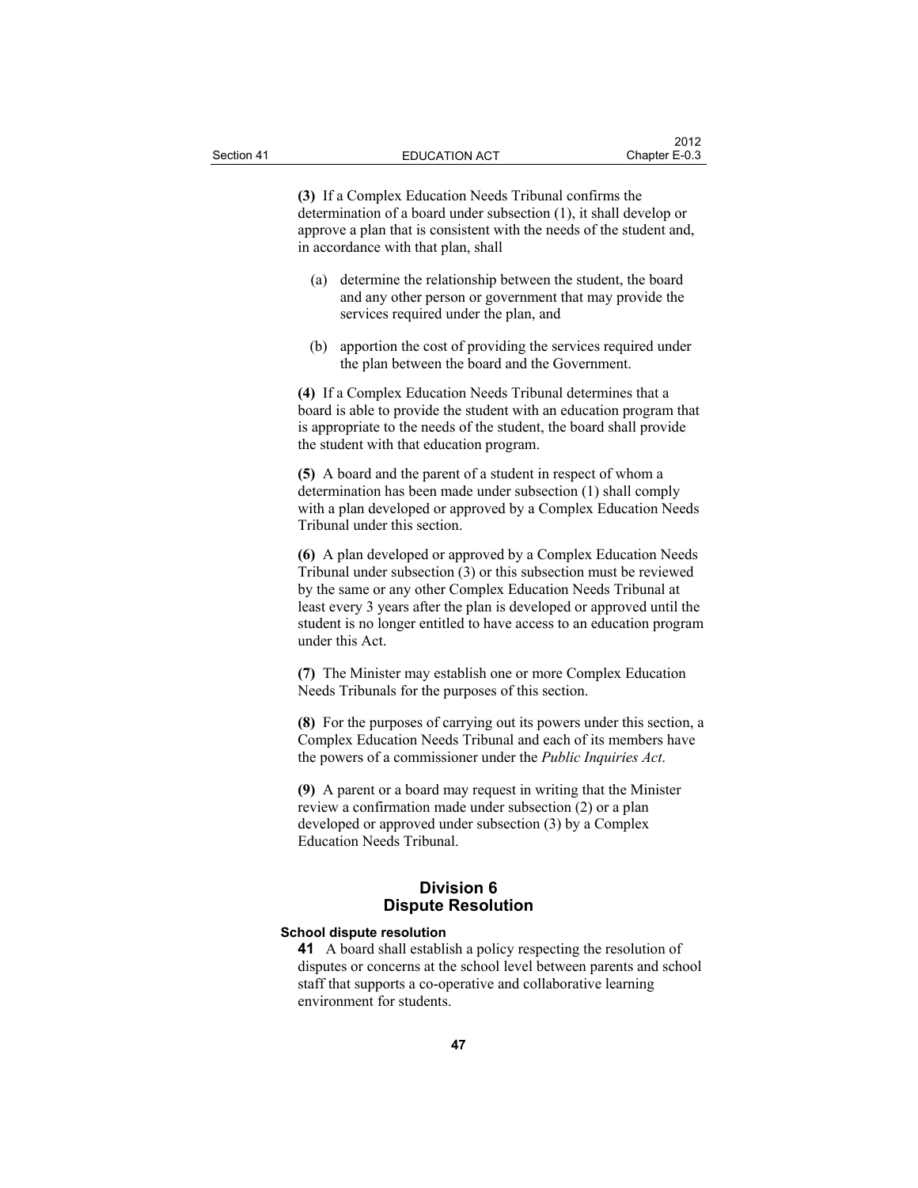**(3)** If a Complex Education Needs Tribunal confirms the determination of a board under subsection (1), it shall develop or approve a plan that is consistent with the needs of the student and, in accordance with that plan, shall

(a) determine the relationship between the student, the board and any other person or government that may provide the services required under the plan, and

(b) apportion the cost of providing the services required under the plan between the board and the Government.

**(4)** If a Complex Education Needs Tribunal determines that a board is able to provide the student with an education program that is appropriate to the needs of the student, the board shall provide the student with that education program.

**(5)** A board and the parent of a student in respect of whom a determination has been made under subsection (1) shall comply with a plan developed or approved by a Complex Education Needs Tribunal under this section.

**(6)** A plan developed or approved by a Complex Education Needs Tribunal under subsection (3) or this subsection must be reviewed by the same or any other Complex Education Needs Tribunal at least every 3 years after the plan is developed or approved until the student is no longer entitled to have access to an education program under this Act.

**(7)** The Minister may establish one or more Complex Education Needs Tribunals for the purposes of this section.

**(8)** For the purposes of carrying out its powers under this section, a Complex Education Needs Tribunal and each of its members have the powers of a commissioner under the *Public Inquiries Act*.

**(9)** A parent or a board may request in writing that the Minister review a confirmation made under subsection (2) or a plan developed or approved under subsection (3) by a Complex Education Needs Tribunal.

## Division 6
## Dispute Resolution

**School dispute resolution**

**41** A board shall establish a policy respecting the resolution of disputes or concerns at the school level between parents and school staff that supports a co-operative and collaborative learning environment for students.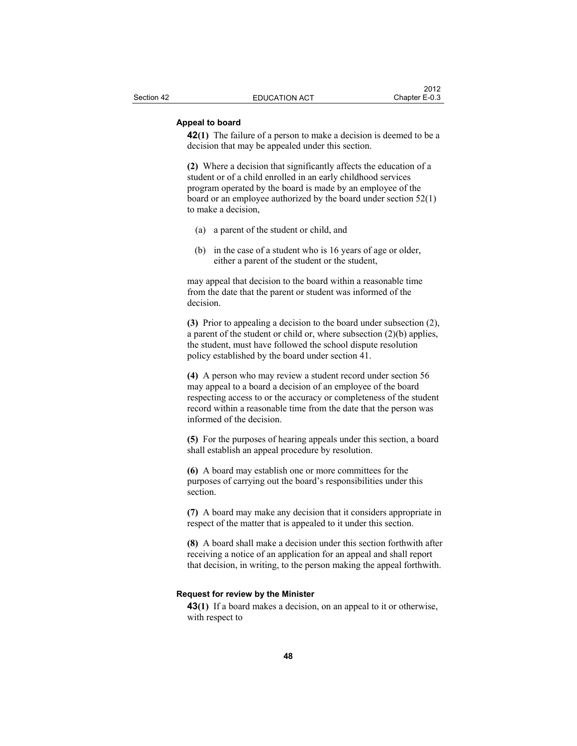### Appeal to board

**42(1)** The failure of a person to make a decision is deemed to be a decision that may be appealed under this section.

**(2)** Where a decision that significantly affects the education of a student or of a child enrolled in an early childhood services program operated by the board is made by an employee of the board or an employee authorized by the board under section 52(1) to make a decision,

- (a) a parent of the student or child, and
- (b) in the case of a student who is 16 years of age or older, either a parent of the student or the student,

may appeal that decision to the board within a reasonable time from the date that the parent or student was informed of the decision.

**(3)** Prior to appealing a decision to the board under subsection (2), a parent of the student or child or, where subsection (2)(b) applies, the student, must have followed the school dispute resolution policy established by the board under section 41.

**(4)** A person who may review a student record under section 56 may appeal to a board a decision of an employee of the board respecting access to or the accuracy or completeness of the student record within a reasonable time from the date that the person was informed of the decision.

**(5)** For the purposes of hearing appeals under this section, a board shall establish an appeal procedure by resolution.

**(6)** A board may establish one or more committees for the purposes of carrying out the board's responsibilities under this section.

**(7)** A board may make any decision that it considers appropriate in respect of the matter that is appealed to it under this section.

**(8)** A board shall make a decision under this section forthwith after receiving a notice of an application for an appeal and shall report that decision, in writing, to the person making the appeal forthwith.

### Request for review by the Minister

**43(1)** If a board makes a decision, on an appeal to it or otherwise, with respect to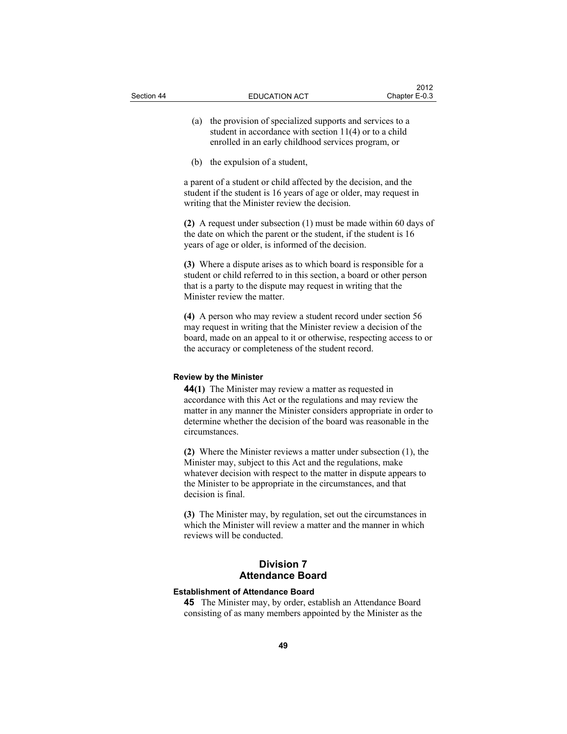(a) the provision of specialized supports and services to a student in accordance with section 11(4) or to a child enrolled in an early childhood services program, or

(b) the expulsion of a student,

a parent of a student or child affected by the decision, and the student if the student is 16 years of age or older, may request in writing that the Minister review the decision.

**(2)** A request under subsection (1) must be made within 60 days of the date on which the parent or the student, if the student is 16 years of age or older, is informed of the decision.

**(3)** Where a dispute arises as to which board is responsible for a student or child referred to in this section, a board or other person that is a party to the dispute may request in writing that the Minister review the matter.

**(4)** A person who may review a student record under section 56 may request in writing that the Minister review a decision of the board, made on an appeal to it or otherwise, respecting access to or the accuracy or completeness of the student record.

#### Review by the Minister

**44(1)** The Minister may review a matter as requested in accordance with this Act or the regulations and may review the matter in any manner the Minister considers appropriate in order to determine whether the decision of the board was reasonable in the circumstances.

**(2)** Where the Minister reviews a matter under subsection (1), the Minister may, subject to this Act and the regulations, make whatever decision with respect to the matter in dispute appears to the Minister to be appropriate in the circumstances, and that decision is final.

**(3)** The Minister may, by regulation, set out the circumstances in which the Minister will review a matter and the manner in which reviews will be conducted.

## Division 7
## Attendance Board

#### Establishment of Attendance Board

**45** The Minister may, by order, establish an Attendance Board consisting of as many members appointed by the Minister as the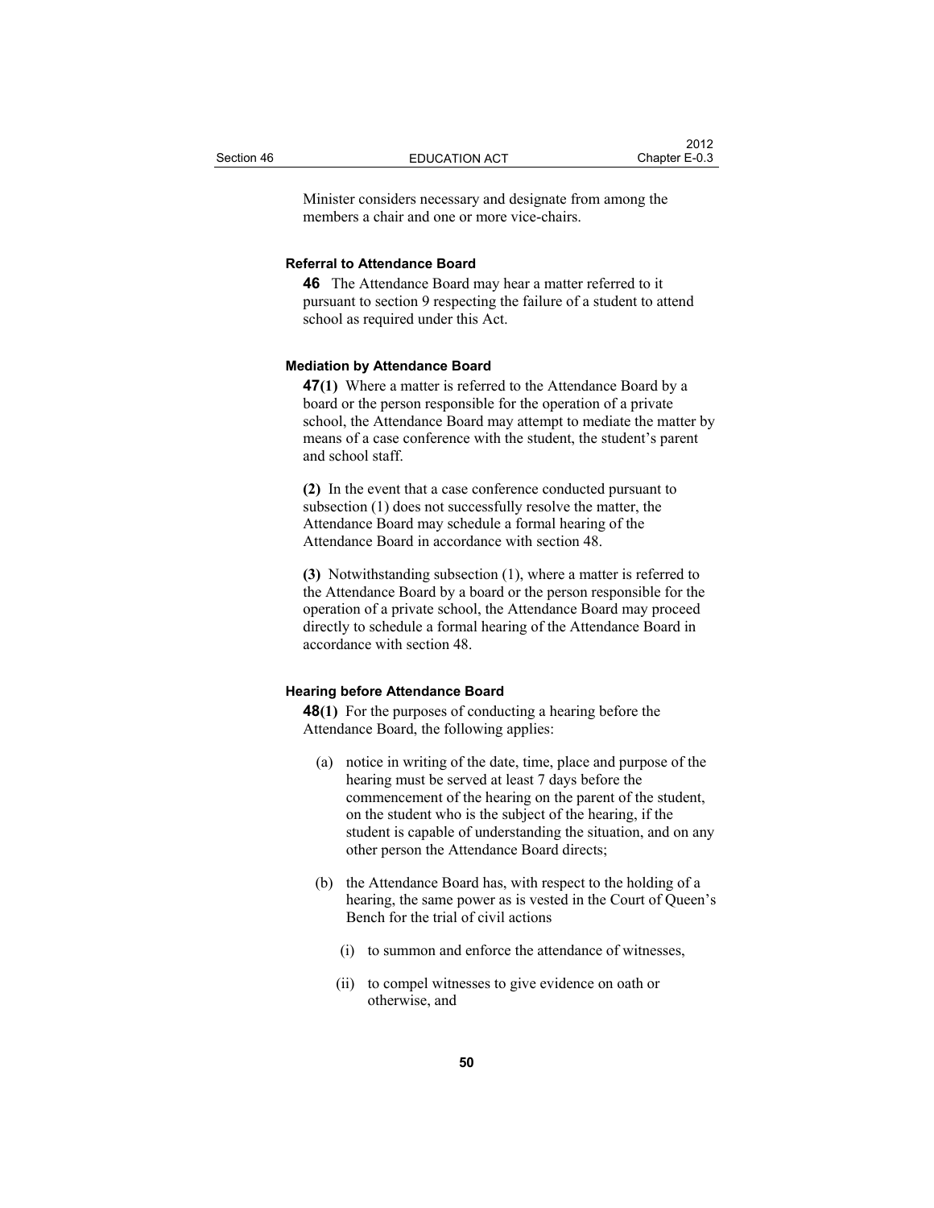Minister considers necessary and designate from among the members a chair and one or more vice-chairs.

### Referral to Attendance Board

**46** The Attendance Board may hear a matter referred to it pursuant to section 9 respecting the failure of a student to attend school as required under this Act.

### Mediation by Attendance Board

**47(1)** Where a matter is referred to the Attendance Board by a board or the person responsible for the operation of a private school, the Attendance Board may attempt to mediate the matter by means of a case conference with the student, the student's parent and school staff.

**(2)** In the event that a case conference conducted pursuant to subsection (1) does not successfully resolve the matter, the Attendance Board may schedule a formal hearing of the Attendance Board in accordance with section 48.

**(3)** Notwithstanding subsection (1), where a matter is referred to the Attendance Board by a board or the person responsible for the operation of a private school, the Attendance Board may proceed directly to schedule a formal hearing of the Attendance Board in accordance with section 48.

### Hearing before Attendance Board

**48(1)** For the purposes of conducting a hearing before the Attendance Board, the following applies:

- (a) notice in writing of the date, time, place and purpose of the hearing must be served at least 7 days before the commencement of the hearing on the parent of the student, on the student who is the subject of the hearing, if the student is capable of understanding the situation, and on any other person the Attendance Board directs;
- (b) the Attendance Board has, with respect to the holding of a hearing, the same power as is vested in the Court of Queen's Bench for the trial of civil actions
  - (i) to summon and enforce the attendance of witnesses,
  - (ii) to compel witnesses to give evidence on oath or otherwise, and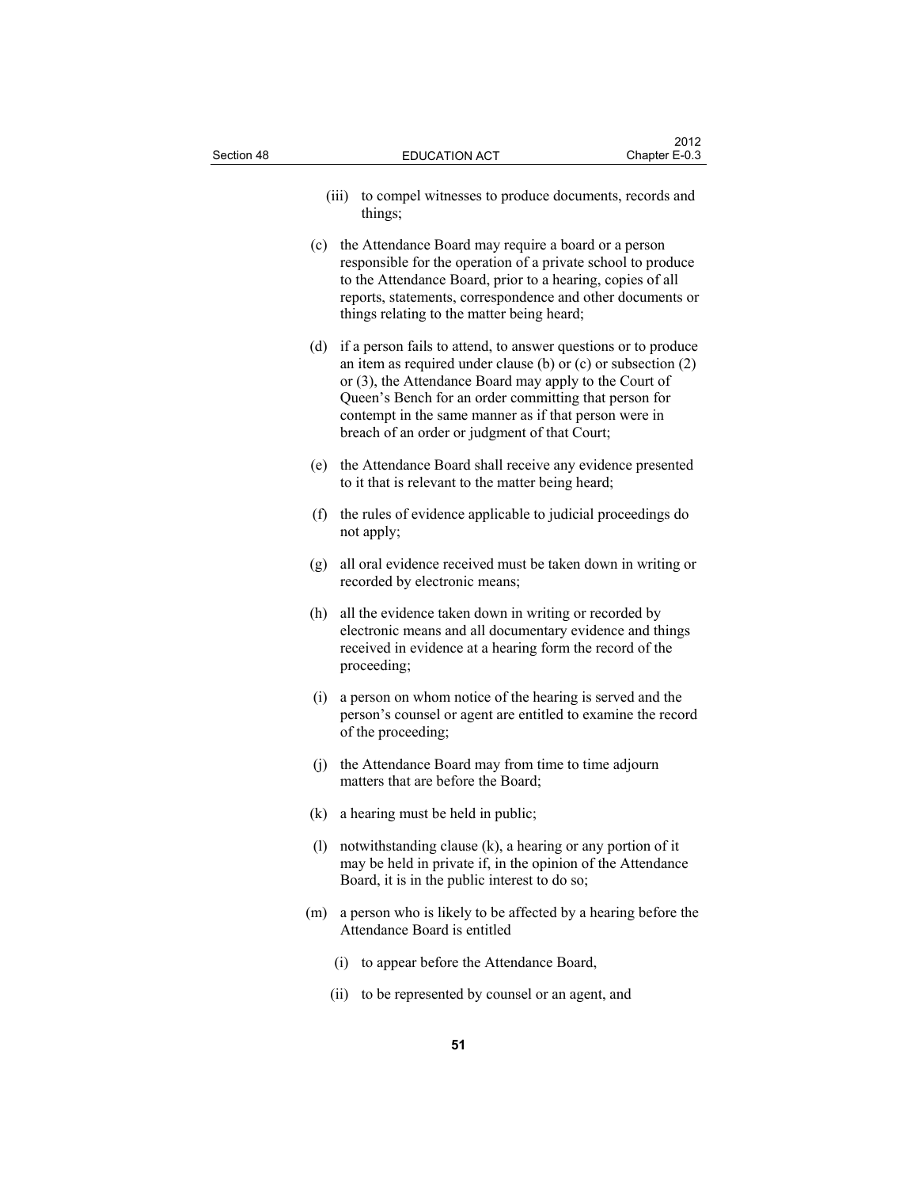(iii) to compel witnesses to produce documents, records and things;

(c) the Attendance Board may require a board or a person responsible for the operation of a private school to produce to the Attendance Board, prior to a hearing, copies of all reports, statements, correspondence and other documents or things relating to the matter being heard;

(d) if a person fails to attend, to answer questions or to produce an item as required under clause (b) or (c) or subsection (2) or (3), the Attendance Board may apply to the Court of Queen's Bench for an order committing that person for contempt in the same manner as if that person were in breach of an order or judgment of that Court;

(e) the Attendance Board shall receive any evidence presented to it that is relevant to the matter being heard;

(f) the rules of evidence applicable to judicial proceedings do not apply;

(g) all oral evidence received must be taken down in writing or recorded by electronic means;

(h) all the evidence taken down in writing or recorded by electronic means and all documentary evidence and things received in evidence at a hearing form the record of the proceeding;

(i) a person on whom notice of the hearing is served and the person's counsel or agent are entitled to examine the record of the proceeding;

(j) the Attendance Board may from time to time adjourn matters that are before the Board;

(k) a hearing must be held in public;

(l) notwithstanding clause (k), a hearing or any portion of it may be held in private if, in the opinion of the Attendance Board, it is in the public interest to do so;

(m) a person who is likely to be affected by a hearing before the Attendance Board is entitled

(i) to appear before the Attendance Board,

(ii) to be represented by counsel or an agent, and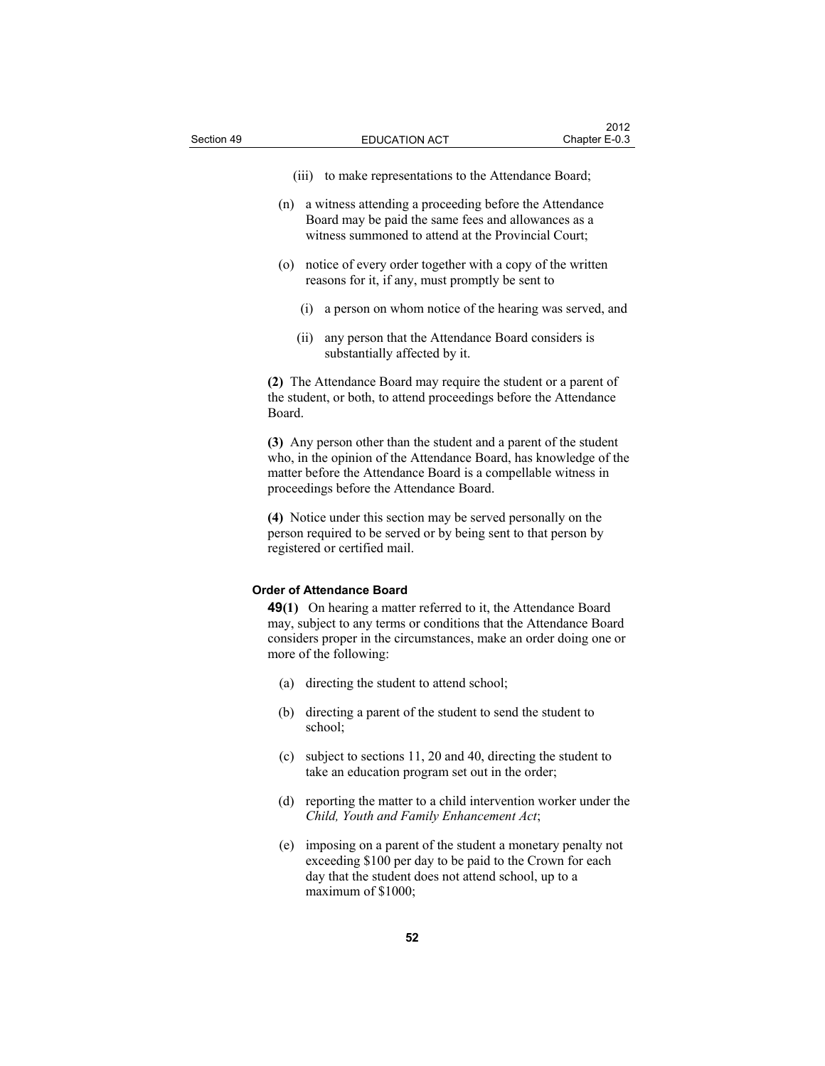(iii) to make representations to the Attendance Board;

(n) a witness attending a proceeding before the Attendance Board may be paid the same fees and allowances as a witness summoned to attend at the Provincial Court;

(o) notice of every order together with a copy of the written reasons for it, if any, must promptly be sent to

(i) a person on whom notice of the hearing was served, and

(ii) any person that the Attendance Board considers is substantially affected by it.

**(2)** The Attendance Board may require the student or a parent of the student, or both, to attend proceedings before the Attendance Board.

**(3)** Any person other than the student and a parent of the student who, in the opinion of the Attendance Board, has knowledge of the matter before the Attendance Board is a compellable witness in proceedings before the Attendance Board.

**(4)** Notice under this section may be served personally on the person required to be served or by being sent to that person by registered or certified mail.

#### Order of Attendance Board

**49(1)** On hearing a matter referred to it, the Attendance Board may, subject to any terms or conditions that the Attendance Board considers proper in the circumstances, make an order doing one or more of the following:

(a) directing the student to attend school;

(b) directing a parent of the student to send the student to school;

(c) subject to sections 11, 20 and 40, directing the student to take an education program set out in the order;

(d) reporting the matter to a child intervention worker under the *Child, Youth and Family Enhancement Act*;

(e) imposing on a parent of the student a monetary penalty not exceeding $100 per day to be paid to the Crown for each day that the student does not attend school, up to a maximum of $1000;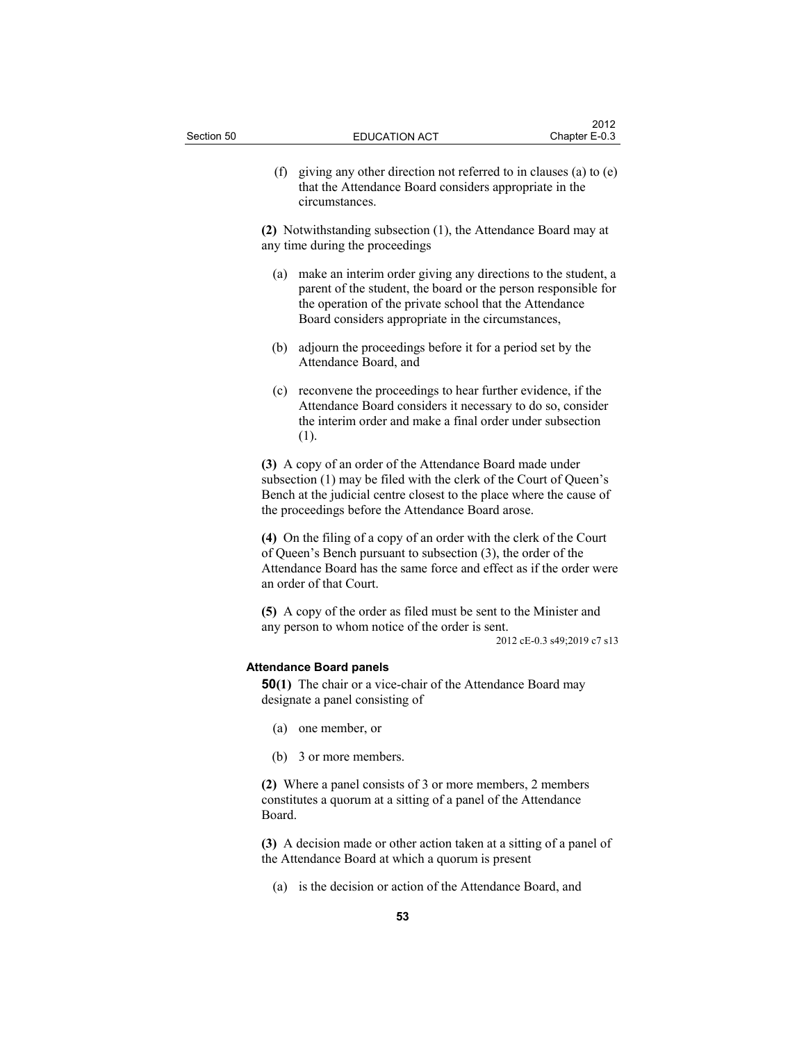(f) giving any other direction not referred to in clauses (a) to (e) that the Attendance Board considers appropriate in the circumstances.

**(2)** Notwithstanding subsection (1), the Attendance Board may at any time during the proceedings

(a) make an interim order giving any directions to the student, a parent of the student, the board or the person responsible for the operation of the private school that the Attendance Board considers appropriate in the circumstances,

(b) adjourn the proceedings before it for a period set by the Attendance Board, and

(c) reconvene the proceedings to hear further evidence, if the Attendance Board considers it necessary to do so, consider the interim order and make a final order under subsection (1).

**(3)** A copy of an order of the Attendance Board made under subsection (1) may be filed with the clerk of the Court of Queen's Bench at the judicial centre closest to the place where the cause of the proceedings before the Attendance Board arose.

**(4)** On the filing of a copy of an order with the clerk of the Court of Queen's Bench pursuant to subsection (3), the order of the Attendance Board has the same force and effect as if the order were an order of that Court.

**(5)** A copy of the order as filed must be sent to the Minister and any person to whom notice of the order is sent.

2012 cE-0.3 s49;2019 c7 s13

#### Attendance Board panels

**50(1)** The chair or a vice-chair of the Attendance Board may designate a panel consisting of

(a) one member, or

(b) 3 or more members.

**(2)** Where a panel consists of 3 or more members, 2 members constitutes a quorum at a sitting of a panel of the Attendance Board.

**(3)** A decision made or other action taken at a sitting of a panel of the Attendance Board at which a quorum is present

(a) is the decision or action of the Attendance Board, and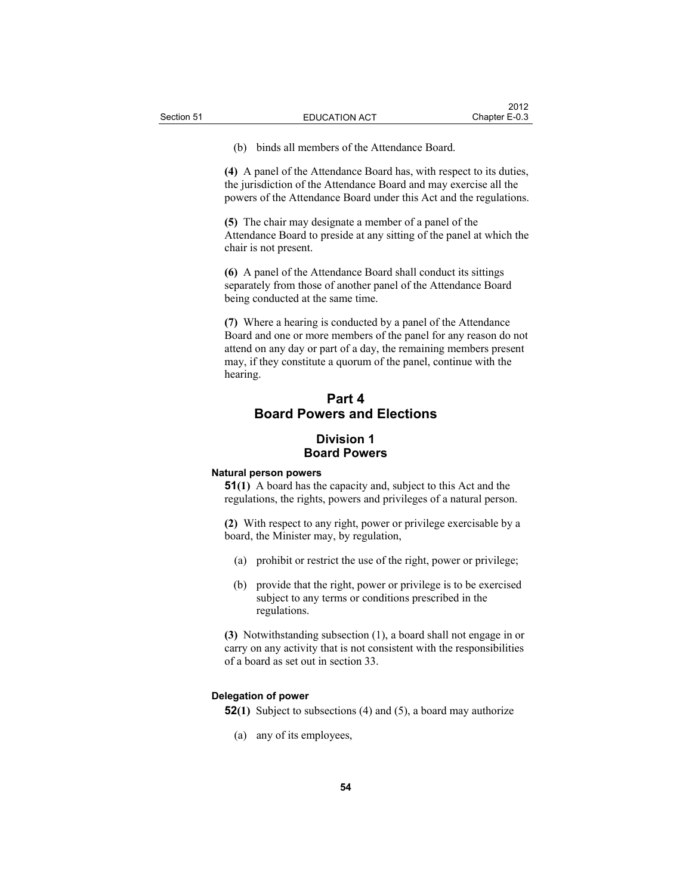(b) binds all members of the Attendance Board.

**(4)** A panel of the Attendance Board has, with respect to its duties, the jurisdiction of the Attendance Board and may exercise all the powers of the Attendance Board under this Act and the regulations.

**(5)** The chair may designate a member of a panel of the Attendance Board to preside at any sitting of the panel at which the chair is not present.

**(6)** A panel of the Attendance Board shall conduct its sittings separately from those of another panel of the Attendance Board being conducted at the same time.

**(7)** Where a hearing is conducted by a panel of the Attendance Board and one or more members of the panel for any reason do not attend on any day or part of a day, the remaining members present may, if they constitute a quorum of the panel, continue with the hearing.

## Part 4
## Board Powers and Elections

### Division 1
### Board Powers

#### Natural person powers

**51(1)** A board has the capacity and, subject to this Act and the regulations, the rights, powers and privileges of a natural person.

**(2)** With respect to any right, power or privilege exercisable by a board, the Minister may, by regulation,

(a) prohibit or restrict the use of the right, power or privilege;

(b) provide that the right, power or privilege is to be exercised subject to any terms or conditions prescribed in the regulations.

**(3)** Notwithstanding subsection (1), a board shall not engage in or carry on any activity that is not consistent with the responsibilities of a board as set out in section 33.

#### Delegation of power

**52(1)** Subject to subsections (4) and (5), a board may authorize

(a) any of its employees,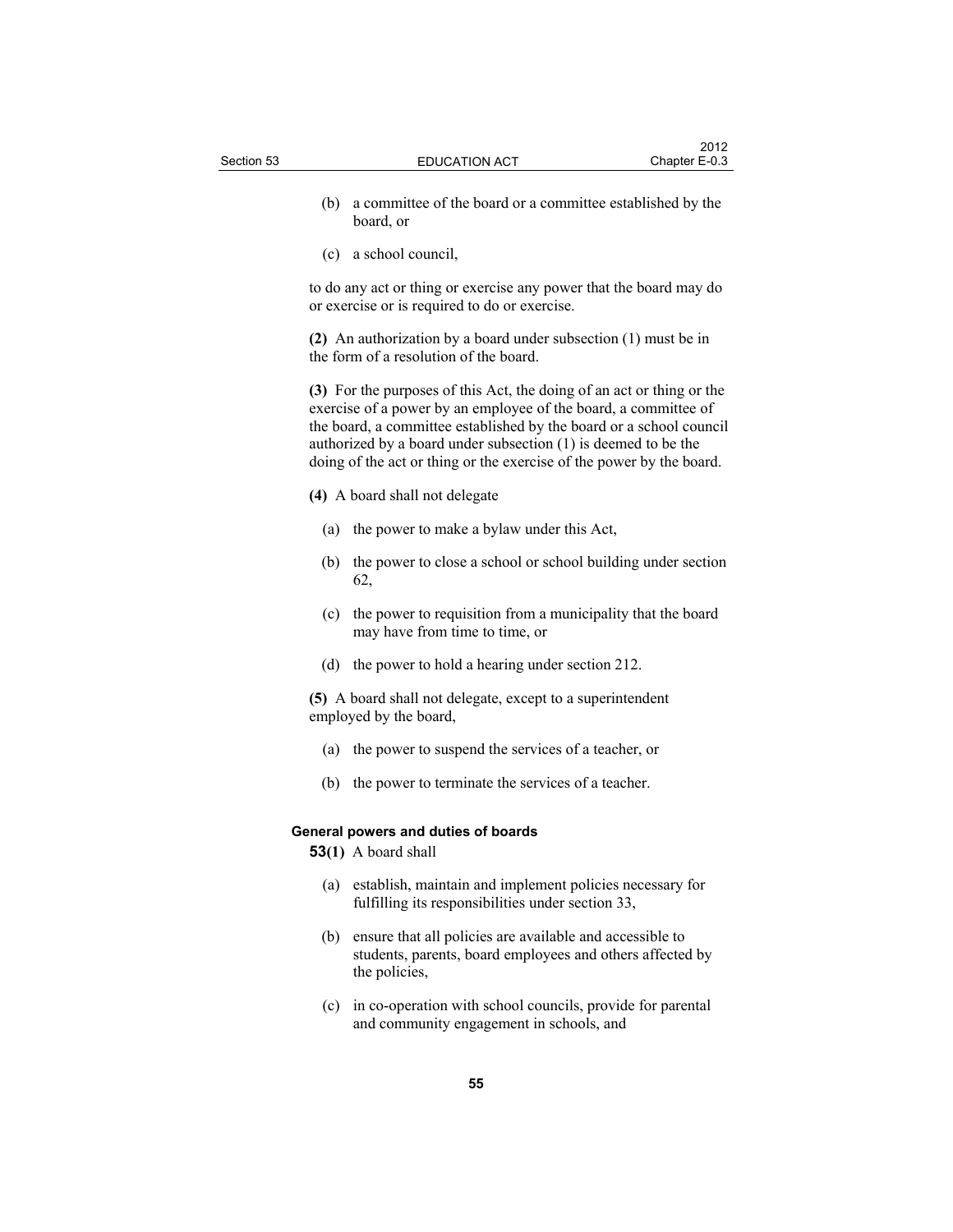(b) a committee of the board or a committee established by the board, or

(c) a school council,

to do any act or thing or exercise any power that the board may do or exercise or is required to do or exercise.

**(2)** An authorization by a board under subsection (1) must be in the form of a resolution of the board.

**(3)** For the purposes of this Act, the doing of an act or thing or the exercise of a power by an employee of the board, a committee of the board, a committee established by the board or a school council authorized by a board under subsection (1) is deemed to be the doing of the act or thing or the exercise of the power by the board.

**(4)** A board shall not delegate

(a) the power to make a bylaw under this Act,

(b) the power to close a school or school building under section 62,

(c) the power to requisition from a municipality that the board may have from time to time, or

(d) the power to hold a hearing under section 212.

**(5)** A board shall not delegate, except to a superintendent employed by the board,

(a) the power to suspend the services of a teacher, or

(b) the power to terminate the services of a teacher.

#### General powers and duties of boards

**53(1)** A board shall

(a) establish, maintain and implement policies necessary for fulfilling its responsibilities under section 33,

(b) ensure that all policies are available and accessible to students, parents, board employees and others affected by the policies,

(c) in co-operation with school councils, provide for parental and community engagement in schools, and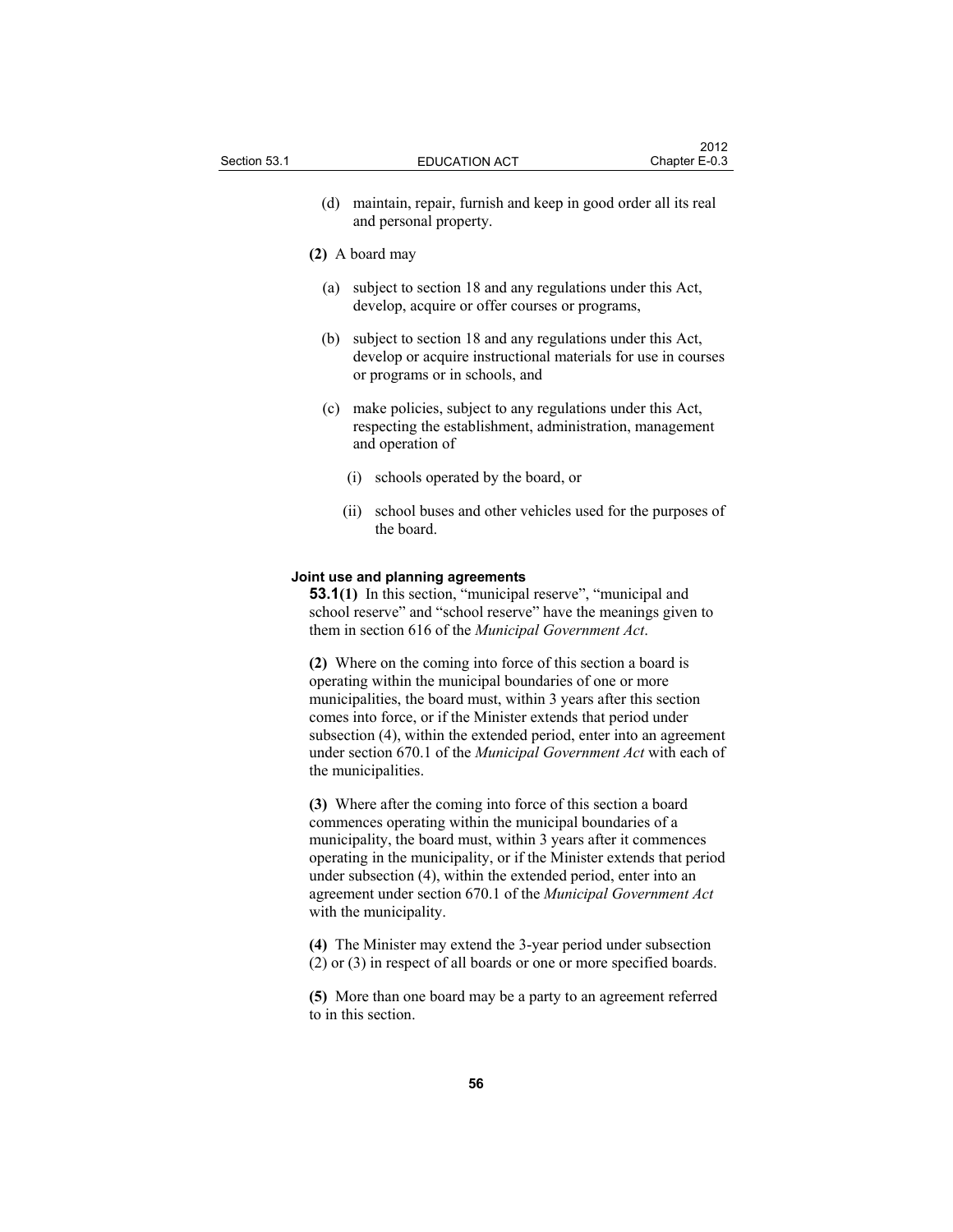(d) maintain, repair, furnish and keep in good order all its real and personal property.

**(2)** A board may

(a) subject to section 18 and any regulations under this Act, develop, acquire or offer courses or programs,

(b) subject to section 18 and any regulations under this Act, develop or acquire instructional materials for use in courses or programs or in schools, and

(c) make policies, subject to any regulations under this Act, respecting the establishment, administration, management and operation of

(i) schools operated by the board, or

(ii) school buses and other vehicles used for the purposes of the board.

**Joint use and planning agreements**

**53.1(1)** In this section, "municipal reserve", "municipal and school reserve" and "school reserve" have the meanings given to them in section 616 of the *Municipal Government Act*.

**(2)** Where on the coming into force of this section a board is operating within the municipal boundaries of one or more municipalities, the board must, within 3 years after this section comes into force, or if the Minister extends that period under subsection (4), within the extended period, enter into an agreement under section 670.1 of the *Municipal Government Act* with each of the municipalities.

**(3)** Where after the coming into force of this section a board commences operating within the municipal boundaries of a municipality, the board must, within 3 years after it commences operating in the municipality, or if the Minister extends that period under subsection (4), within the extended period, enter into an agreement under section 670.1 of the *Municipal Government Act* with the municipality.

**(4)** The Minister may extend the 3-year period under subsection (2) or (3) in respect of all boards or one or more specified boards.

**(5)** More than one board may be a party to an agreement referred to in this section.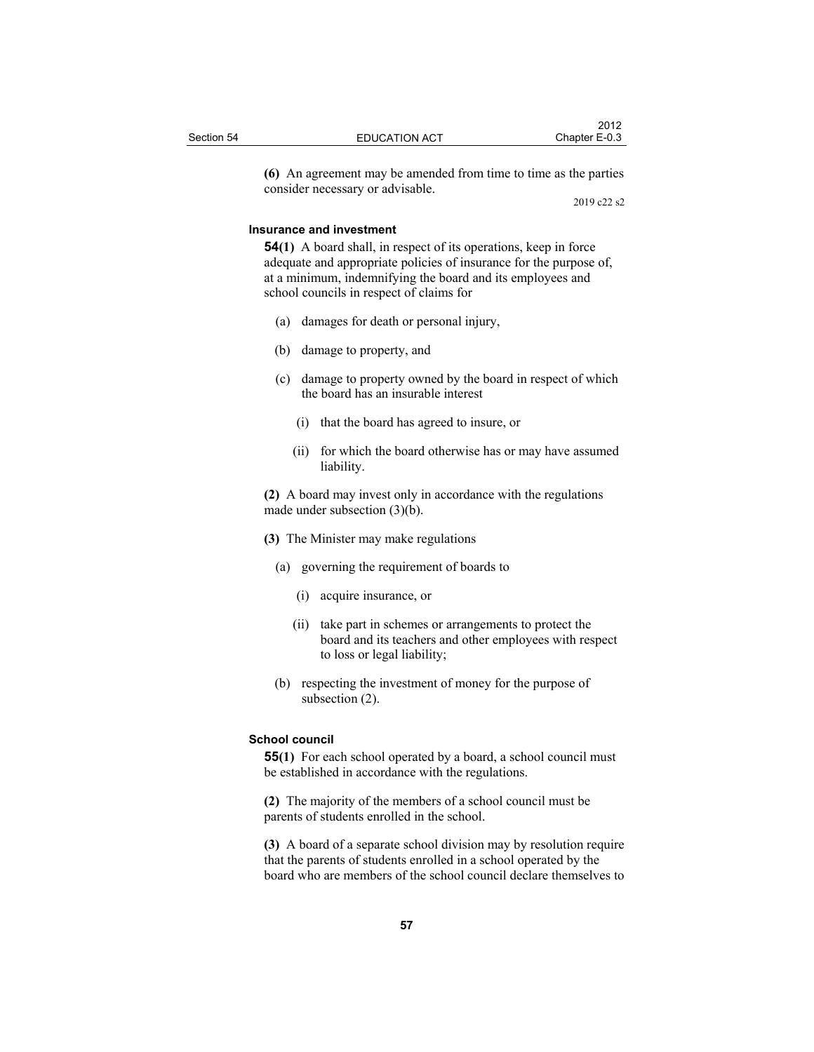**(6)** An agreement may be amended from time to time as the parties consider necessary or advisable.

2019 c22 s2

### Insurance and investment

**54(1)** A board shall, in respect of its operations, keep in force adequate and appropriate policies of insurance for the purpose of, at a minimum, indemnifying the board and its employees and school councils in respect of claims for

- (a) damages for death or personal injury,
- (b) damage to property, and
- (c) damage to property owned by the board in respect of which the board has an insurable interest
  - (i) that the board has agreed to insure, or
  - (ii) for which the board otherwise has or may have assumed liability.

**(2)** A board may invest only in accordance with the regulations made under subsection (3)(b).

**(3)** The Minister may make regulations

- (a) governing the requirement of boards to
  - (i) acquire insurance, or
  - (ii) take part in schemes or arrangements to protect the board and its teachers and other employees with respect to loss or legal liability;
- (b) respecting the investment of money for the purpose of subsection (2).

### School council

**55(1)** For each school operated by a board, a school council must be established in accordance with the regulations.

**(2)** The majority of the members of a school council must be parents of students enrolled in the school.

**(3)** A board of a separate school division may by resolution require that the parents of students enrolled in a school operated by the board who are members of the school council declare themselves to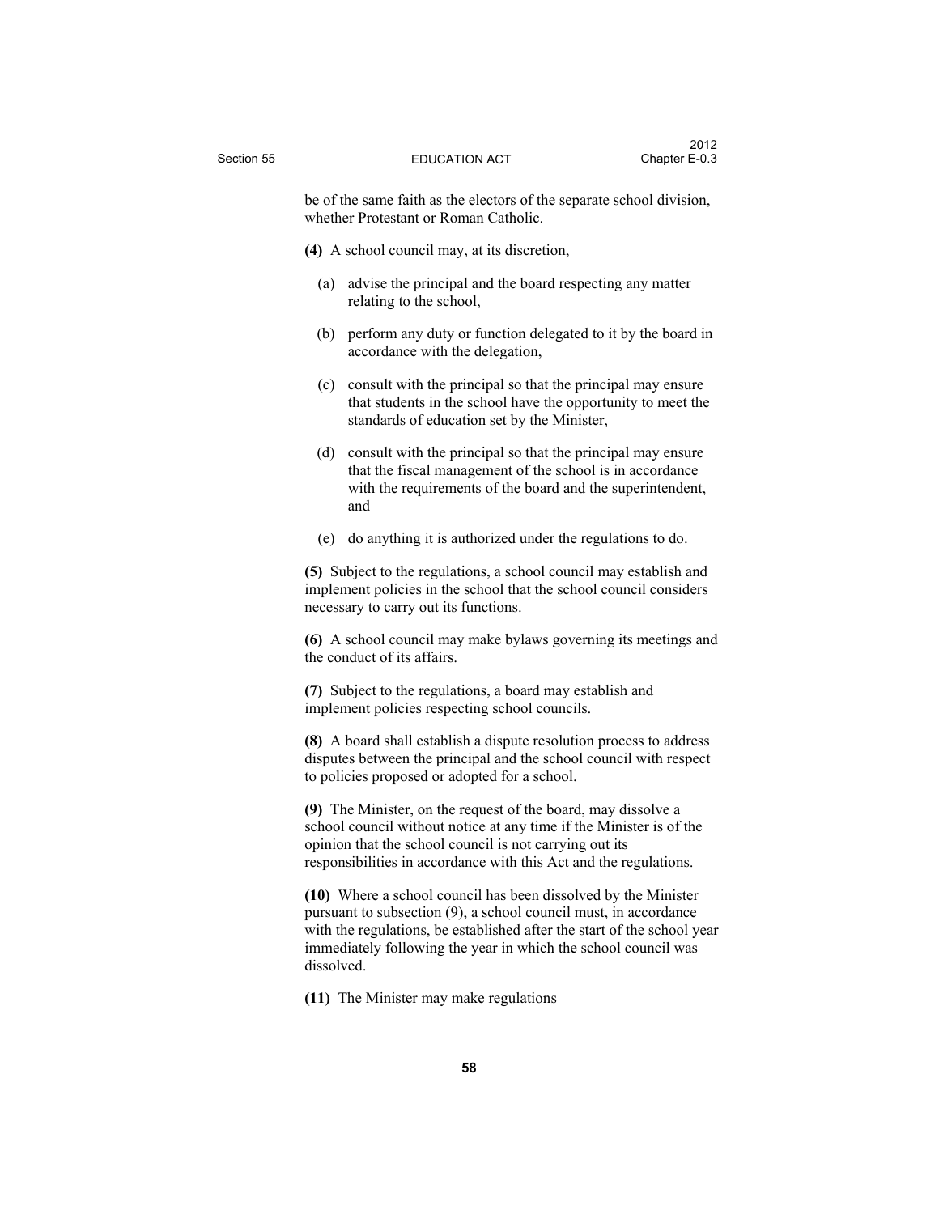be of the same faith as the electors of the separate school division, whether Protestant or Roman Catholic.

**(4)** A school council may, at its discretion,

- (a) advise the principal and the board respecting any matter relating to the school,
- (b) perform any duty or function delegated to it by the board in accordance with the delegation,
- (c) consult with the principal so that the principal may ensure that students in the school have the opportunity to meet the standards of education set by the Minister,
- (d) consult with the principal so that the principal may ensure that the fiscal management of the school is in accordance with the requirements of the board and the superintendent, and
- (e) do anything it is authorized under the regulations to do.

**(5)** Subject to the regulations, a school council may establish and implement policies in the school that the school council considers necessary to carry out its functions.

**(6)** A school council may make bylaws governing its meetings and the conduct of its affairs.

**(7)** Subject to the regulations, a board may establish and implement policies respecting school councils.

**(8)** A board shall establish a dispute resolution process to address disputes between the principal and the school council with respect to policies proposed or adopted for a school.

**(9)** The Minister, on the request of the board, may dissolve a school council without notice at any time if the Minister is of the opinion that the school council is not carrying out its responsibilities in accordance with this Act and the regulations.

**(10)** Where a school council has been dissolved by the Minister pursuant to subsection (9), a school council must, in accordance with the regulations, be established after the start of the school year immediately following the year in which the school council was dissolved.

**(11)** The Minister may make regulations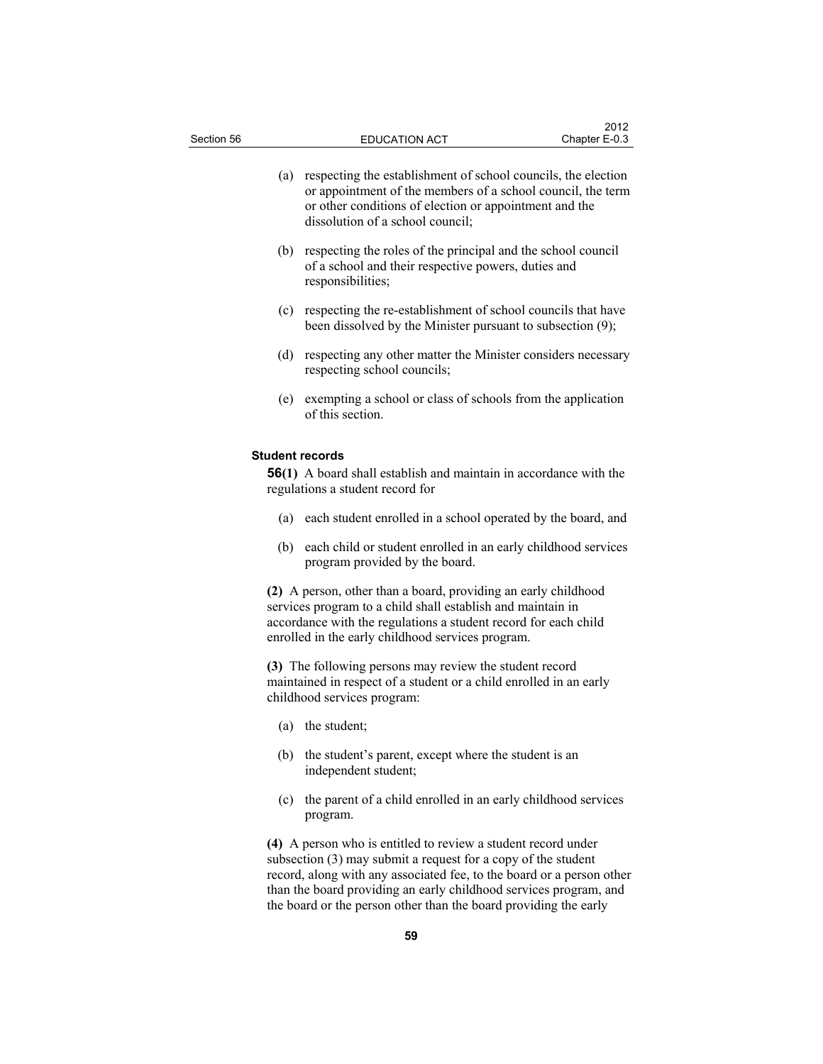(a) respecting the establishment of school councils, the election or appointment of the members of a school council, the term or other conditions of election or appointment and the dissolution of a school council;

(b) respecting the roles of the principal and the school council of a school and their respective powers, duties and responsibilities;

(c) respecting the re-establishment of school councils that have been dissolved by the Minister pursuant to subsection (9);

(d) respecting any other matter the Minister considers necessary respecting school councils;

(e) exempting a school or class of schools from the application of this section.

#### Student records

**56(1)** A board shall establish and maintain in accordance with the regulations a student record for

(a) each student enrolled in a school operated by the board, and

(b) each child or student enrolled in an early childhood services program provided by the board.

**(2)** A person, other than a board, providing an early childhood services program to a child shall establish and maintain in accordance with the regulations a student record for each child enrolled in the early childhood services program.

**(3)** The following persons may review the student record maintained in respect of a student or a child enrolled in an early childhood services program:

(a) the student;

(b) the student's parent, except where the student is an independent student;

(c) the parent of a child enrolled in an early childhood services program.

**(4)** A person who is entitled to review a student record under subsection (3) may submit a request for a copy of the student record, along with any associated fee, to the board or a person other than the board providing an early childhood services program, and the board or the person other than the board providing the early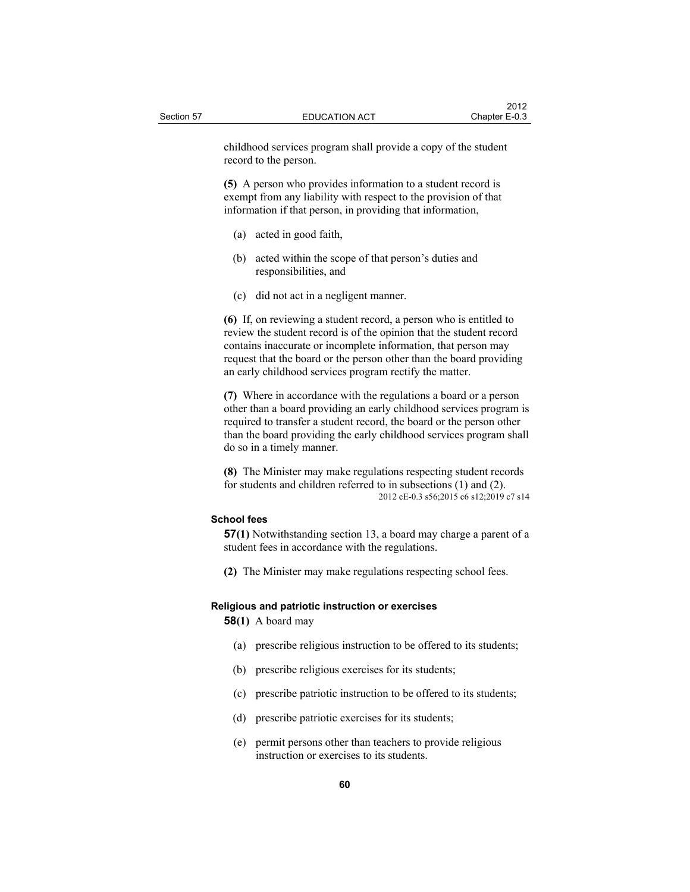childhood services program shall provide a copy of the student record to the person.

**(5)** A person who provides information to a student record is exempt from any liability with respect to the provision of that information if that person, in providing that information,

(a) acted in good faith,

(b) acted within the scope of that person's duties and responsibilities, and

(c) did not act in a negligent manner.

**(6)** If, on reviewing a student record, a person who is entitled to review the student record is of the opinion that the student record contains inaccurate or incomplete information, that person may request that the board or the person other than the board providing an early childhood services program rectify the matter.

**(7)** Where in accordance with the regulations a board or a person other than a board providing an early childhood services program is required to transfer a student record, the board or the person other than the board providing the early childhood services program shall do so in a timely manner.

**(8)** The Minister may make regulations respecting student records for students and children referred to in subsections (1) and (2).

2012 cE-0.3 s56;2015 c6 s12;2019 c7 s14

#### School fees

**57(1)** Notwithstanding section 13, a board may charge a parent of a student fees in accordance with the regulations.

**(2)** The Minister may make regulations respecting school fees.

#### Religious and patriotic instruction or exercises

**58(1)** A board may

(a) prescribe religious instruction to be offered to its students;

(b) prescribe religious exercises for its students;

(c) prescribe patriotic instruction to be offered to its students;

(d) prescribe patriotic exercises for its students;

(e) permit persons other than teachers to provide religious instruction or exercises to its students.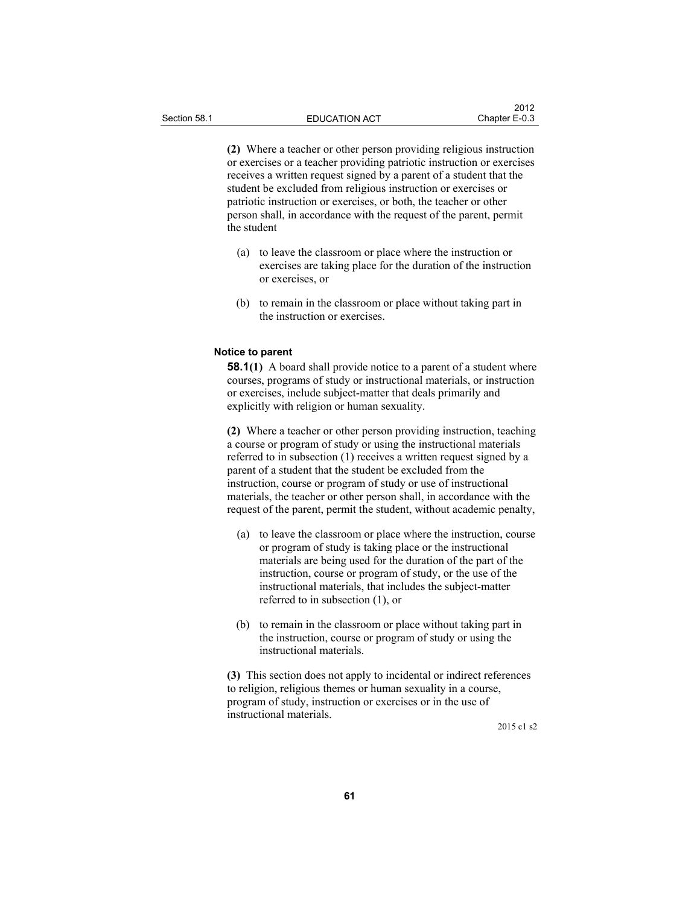**(2)** Where a teacher or other person providing religious instruction or exercises or a teacher providing patriotic instruction or exercises receives a written request signed by a parent of a student that the student be excluded from religious instruction or exercises or patriotic instruction or exercises, or both, the teacher or other person shall, in accordance with the request of the parent, permit the student

(a) to leave the classroom or place where the instruction or exercises are taking place for the duration of the instruction or exercises, or

(b) to remain in the classroom or place without taking part in the instruction or exercises.

#### Notice to parent

**58.1(1)** A board shall provide notice to a parent of a student where courses, programs of study or instructional materials, or instruction or exercises, include subject-matter that deals primarily and explicitly with religion or human sexuality.

**(2)** Where a teacher or other person providing instruction, teaching a course or program of study or using the instructional materials referred to in subsection (1) receives a written request signed by a parent of a student that the student be excluded from the instruction, course or program of study or use of instructional materials, the teacher or other person shall, in accordance with the request of the parent, permit the student, without academic penalty,

(a) to leave the classroom or place where the instruction, course or program of study is taking place or the instructional materials are being used for the duration of the part of the instruction, course or program of study, or the use of the instructional materials, that includes the subject-matter referred to in subsection (1), or

(b) to remain in the classroom or place without taking part in the instruction, course or program of study or using the instructional materials.

**(3)** This section does not apply to incidental or indirect references to religion, religious themes or human sexuality in a course, program of study, instruction or exercises or in the use of instructional materials.

2015 c1 s2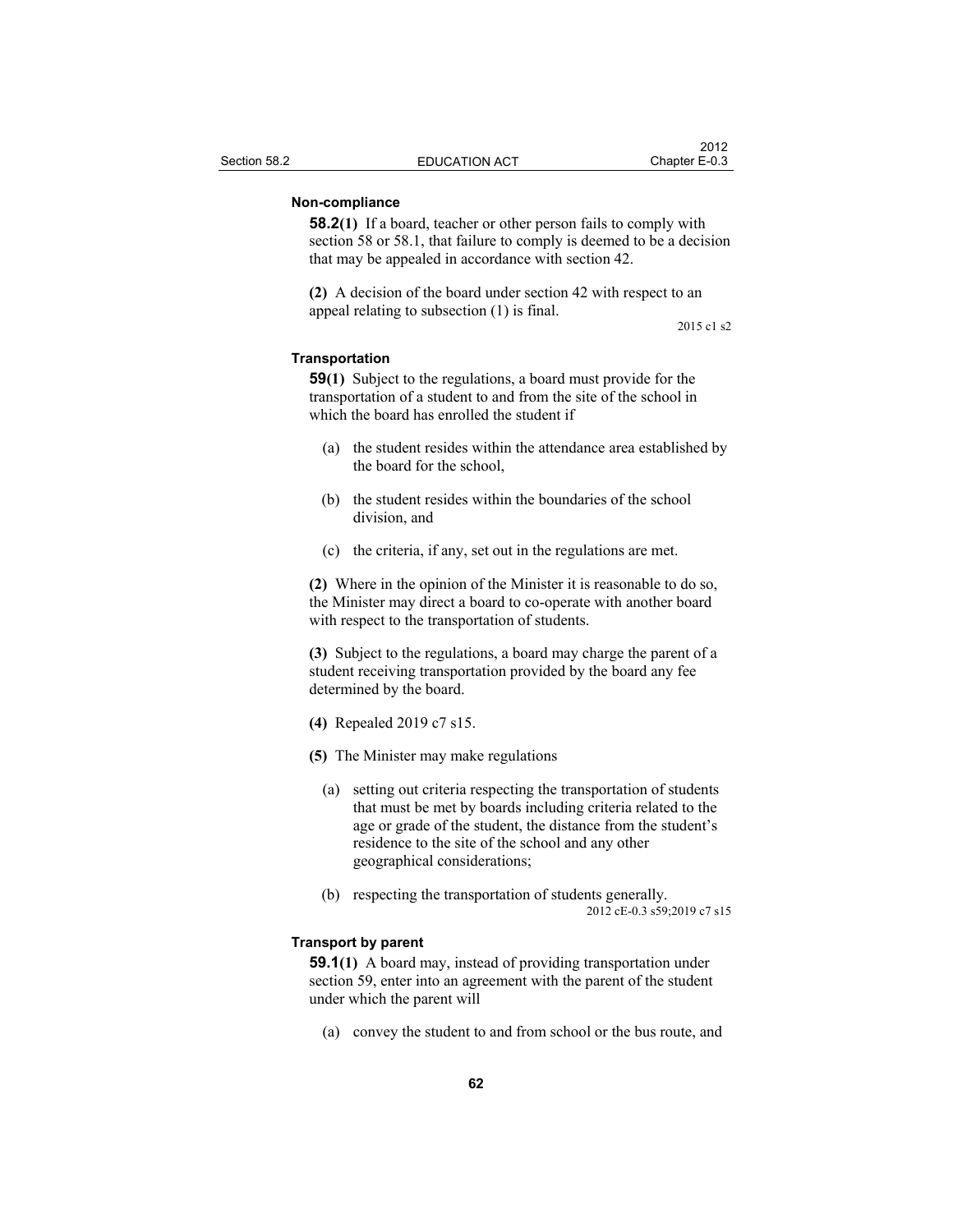**Non-compliance**

**58.2(1)** If a board, teacher or other person fails to comply with section 58 or 58.1, that failure to comply is deemed to be a decision that may be appealed in accordance with section 42.

**(2)** A decision of the board under section 42 with respect to an appeal relating to subsection (1) is final.

2015 c1 s2

**Transportation**

**59(1)** Subject to the regulations, a board must provide for the transportation of a student to and from the site of the school in which the board has enrolled the student if

(a) the student resides within the attendance area established by the board for the school,

(b) the student resides within the boundaries of the school division, and

(c) the criteria, if any, set out in the regulations are met.

**(2)** Where in the opinion of the Minister it is reasonable to do so, the Minister may direct a board to co-operate with another board with respect to the transportation of students.

**(3)** Subject to the regulations, a board may charge the parent of a student receiving transportation provided by the board any fee determined by the board.

**(4)** Repealed 2019 c7 s15.

**(5)** The Minister may make regulations

(a) setting out criteria respecting the transportation of students that must be met by boards including criteria related to the age or grade of the student, the distance from the student's residence to the site of the school and any other geographical considerations;

(b) respecting the transportation of students generally.

2012 cE-0.3 s59;2019 c7 s15

**Transport by parent**

**59.1(1)** A board may, instead of providing transportation under section 59, enter into an agreement with the parent of the student under which the parent will

(a) convey the student to and from school or the bus route, and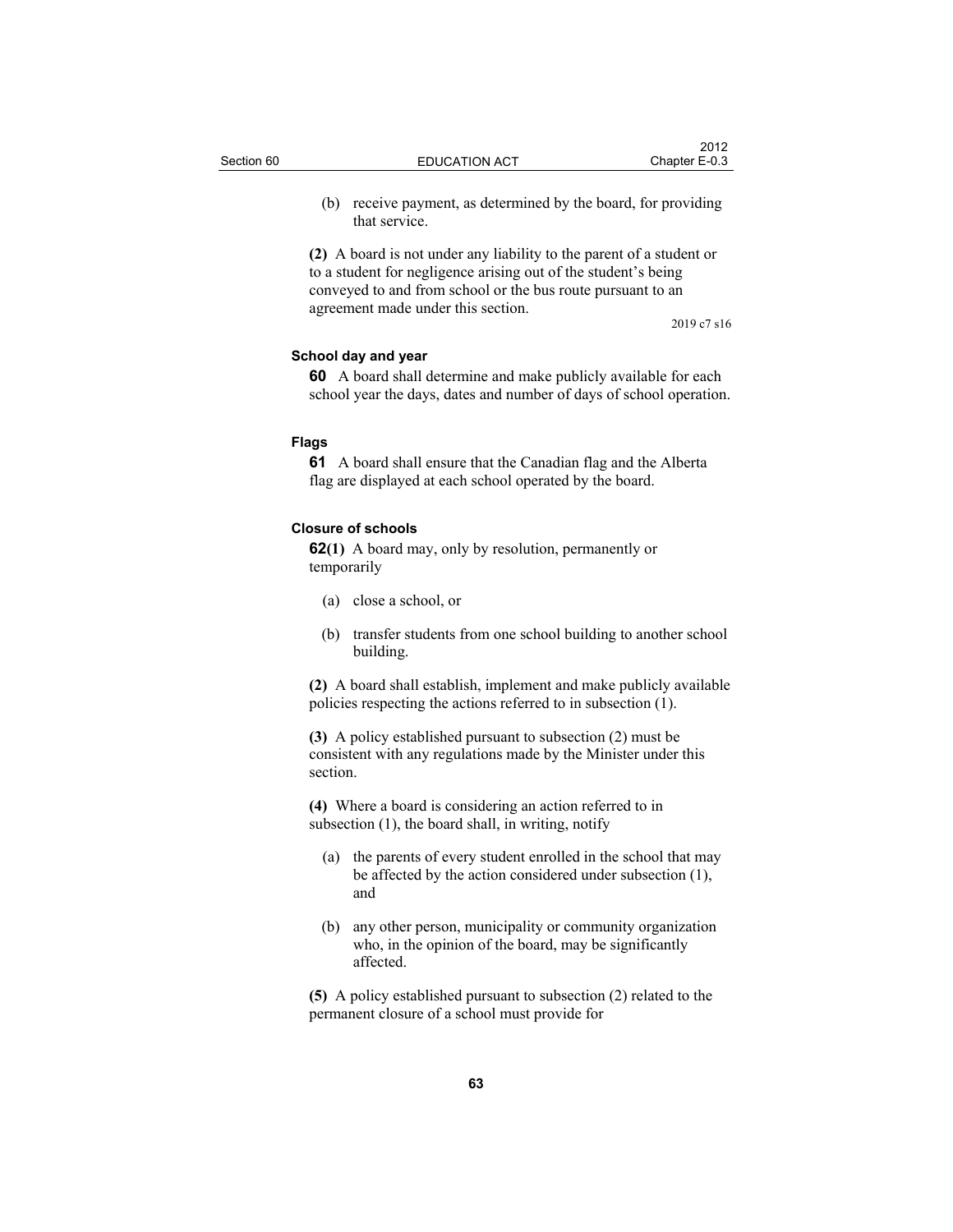(b) receive payment, as determined by the board, for providing that service.

**(2)** A board is not under any liability to the parent of a student or to a student for negligence arising out of the student's being conveyed to and from school or the bus route pursuant to an agreement made under this section.

2019 c7 s16

**School day and year**

**60** A board shall determine and make publicly available for each school year the days, dates and number of days of school operation.

**Flags**

**61** A board shall ensure that the Canadian flag and the Alberta flag are displayed at each school operated by the board.

**Closure of schools**

**62(1)** A board may, only by resolution, permanently or temporarily

(a) close a school, or

(b) transfer students from one school building to another school building.

**(2)** A board shall establish, implement and make publicly available policies respecting the actions referred to in subsection (1).

**(3)** A policy established pursuant to subsection (2) must be consistent with any regulations made by the Minister under this section.

**(4)** Where a board is considering an action referred to in subsection (1), the board shall, in writing, notify

(a) the parents of every student enrolled in the school that may be affected by the action considered under subsection (1), and

(b) any other person, municipality or community organization who, in the opinion of the board, may be significantly affected.

**(5)** A policy established pursuant to subsection (2) related to the permanent closure of a school must provide for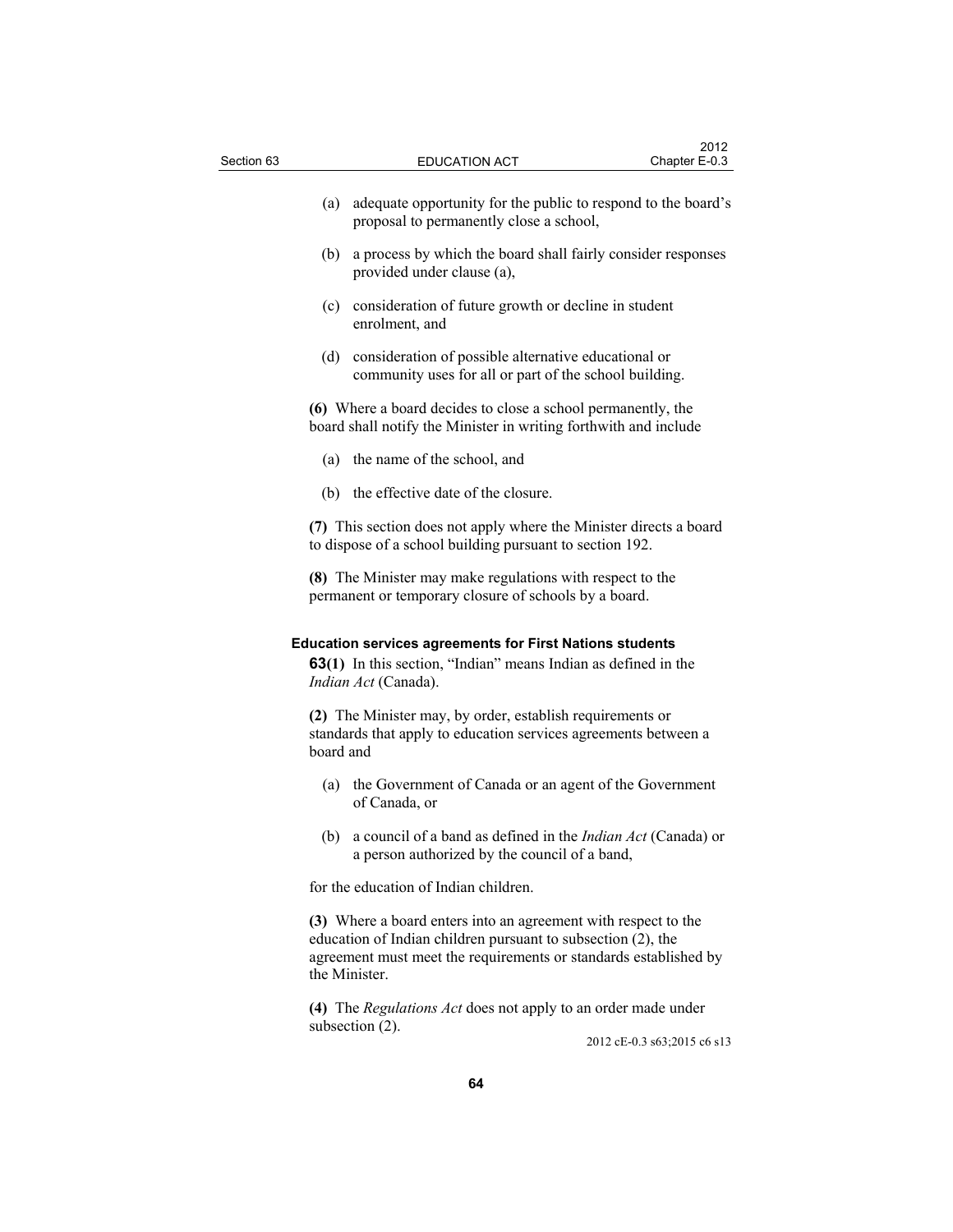(a) adequate opportunity for the public to respond to the board's proposal to permanently close a school,

(b) a process by which the board shall fairly consider responses provided under clause (a),

(c) consideration of future growth or decline in student enrolment, and

(d) consideration of possible alternative educational or community uses for all or part of the school building.

**(6)** Where a board decides to close a school permanently, the board shall notify the Minister in writing forthwith and include

(a) the name of the school, and

(b) the effective date of the closure.

**(7)** This section does not apply where the Minister directs a board to dispose of a school building pursuant to section 192.

**(8)** The Minister may make regulations with respect to the permanent or temporary closure of schools by a board.

### Education services agreements for First Nations students

**63(1)** In this section, "Indian" means Indian as defined in the *Indian Act* (Canada).

**(2)** The Minister may, by order, establish requirements or standards that apply to education services agreements between a board and

(a) the Government of Canada or an agent of the Government of Canada, or

(b) a council of a band as defined in the *Indian Act* (Canada) or a person authorized by the council of a band,

for the education of Indian children.

**(3)** Where a board enters into an agreement with respect to the education of Indian children pursuant to subsection (2), the agreement must meet the requirements or standards established by the Minister.

**(4)** The *Regulations Act* does not apply to an order made under subsection (2).

2012 cE-0.3 s63;2015 c6 s13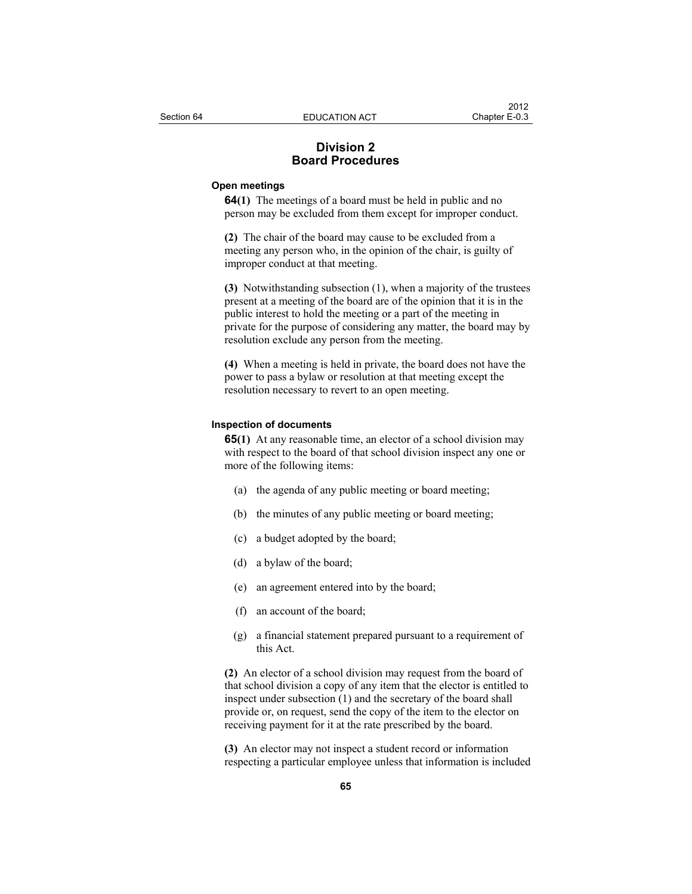## Division 2
## Board Procedures

**Open meetings**

**64(1)** The meetings of a board must be held in public and no person may be excluded from them except for improper conduct.

**(2)** The chair of the board may cause to be excluded from a meeting any person who, in the opinion of the chair, is guilty of improper conduct at that meeting.

**(3)** Notwithstanding subsection (1), when a majority of the trustees present at a meeting of the board are of the opinion that it is in the public interest to hold the meeting or a part of the meeting in private for the purpose of considering any matter, the board may by resolution exclude any person from the meeting.

**(4)** When a meeting is held in private, the board does not have the power to pass a bylaw or resolution at that meeting except the resolution necessary to revert to an open meeting.

**Inspection of documents**

**65(1)** At any reasonable time, an elector of a school division may with respect to the board of that school division inspect any one or more of the following items:

(a) the agenda of any public meeting or board meeting;

(b) the minutes of any public meeting or board meeting;

(c) a budget adopted by the board;

(d) a bylaw of the board;

(e) an agreement entered into by the board;

(f) an account of the board;

(g) a financial statement prepared pursuant to a requirement of this Act.

**(2)** An elector of a school division may request from the board of that school division a copy of any item that the elector is entitled to inspect under subsection (1) and the secretary of the board shall provide or, on request, send the copy of the item to the elector on receiving payment for it at the rate prescribed by the board.

**(3)** An elector may not inspect a student record or information respecting a particular employee unless that information is included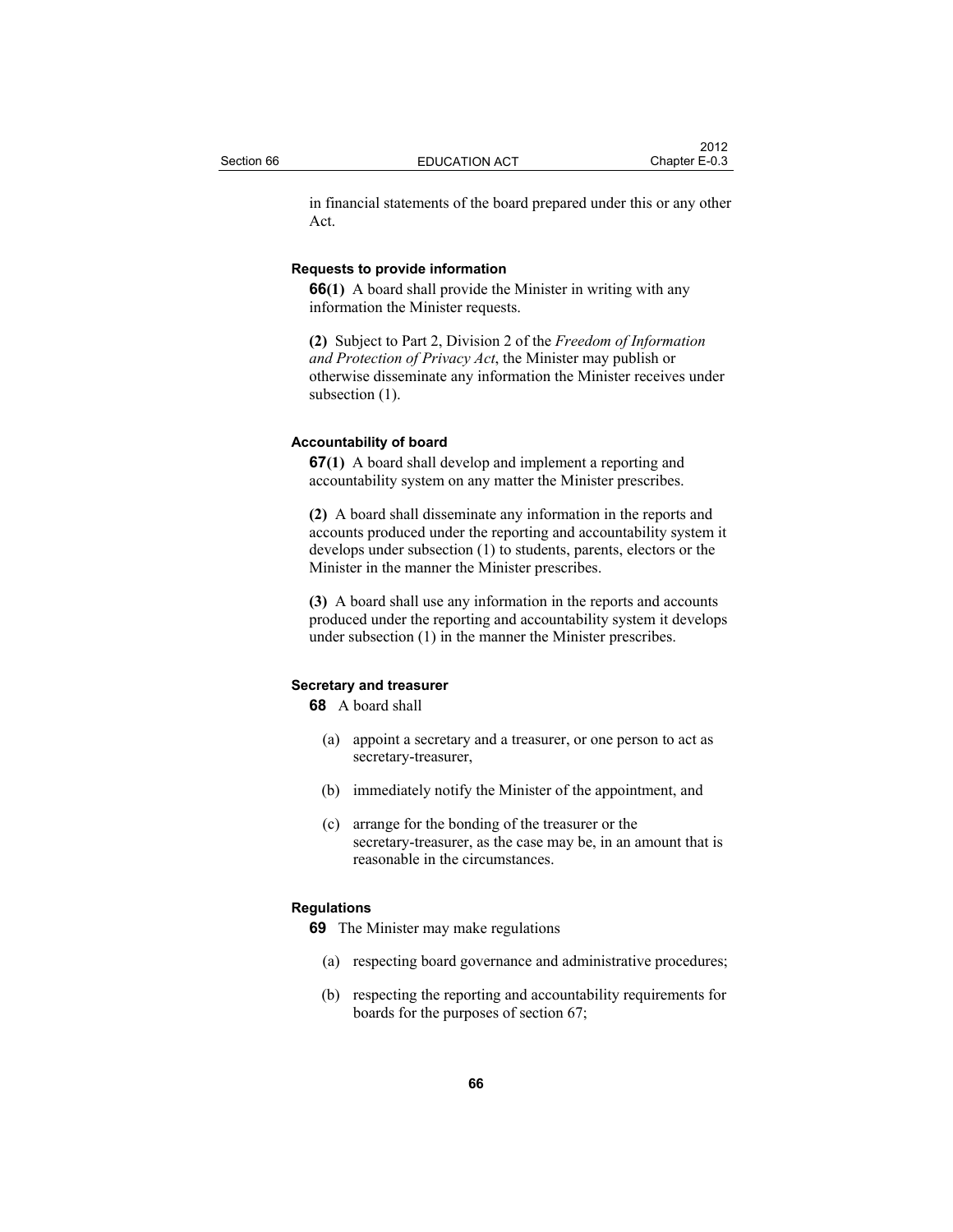in financial statements of the board prepared under this or any other Act.

#### Requests to provide information

**66(1)** A board shall provide the Minister in writing with any information the Minister requests.

**(2)** Subject to Part 2, Division 2 of the *Freedom of Information and Protection of Privacy Act*, the Minister may publish or otherwise disseminate any information the Minister receives under subsection (1).

#### Accountability of board

**67(1)** A board shall develop and implement a reporting and accountability system on any matter the Minister prescribes.

**(2)** A board shall disseminate any information in the reports and accounts produced under the reporting and accountability system it develops under subsection (1) to students, parents, electors or the Minister in the manner the Minister prescribes.

**(3)** A board shall use any information in the reports and accounts produced under the reporting and accountability system it develops under subsection (1) in the manner the Minister prescribes.

#### Secretary and treasurer

**68** A board shall

(a) appoint a secretary and a treasurer, or one person to act as secretary-treasurer,

(b) immediately notify the Minister of the appointment, and

(c) arrange for the bonding of the treasurer or the secretary-treasurer, as the case may be, in an amount that is reasonable in the circumstances.

#### Regulations

**69** The Minister may make regulations

(a) respecting board governance and administrative procedures;

(b) respecting the reporting and accountability requirements for boards for the purposes of section 67;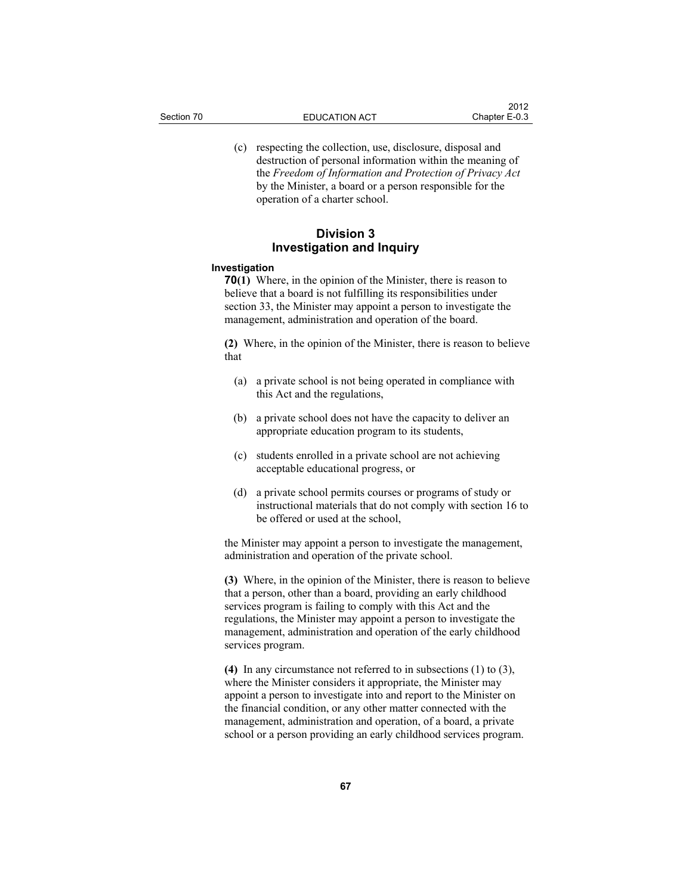(c) respecting the collection, use, disclosure, disposal and destruction of personal information within the meaning of the *Freedom of Information and Protection of Privacy Act* by the Minister, a board or a person responsible for the operation of a charter school.

## Division 3
## Investigation and Inquiry

**Investigation**

**70(1)** Where, in the opinion of the Minister, there is reason to believe that a board is not fulfilling its responsibilities under section 33, the Minister may appoint a person to investigate the management, administration and operation of the board.

**(2)** Where, in the opinion of the Minister, there is reason to believe that

(a) a private school is not being operated in compliance with this Act and the regulations,

(b) a private school does not have the capacity to deliver an appropriate education program to its students,

(c) students enrolled in a private school are not achieving acceptable educational progress, or

(d) a private school permits courses or programs of study or instructional materials that do not comply with section 16 to be offered or used at the school,

the Minister may appoint a person to investigate the management, administration and operation of the private school.

**(3)** Where, in the opinion of the Minister, there is reason to believe that a person, other than a board, providing an early childhood services program is failing to comply with this Act and the regulations, the Minister may appoint a person to investigate the management, administration and operation of the early childhood services program.

**(4)** In any circumstance not referred to in subsections (1) to (3), where the Minister considers it appropriate, the Minister may appoint a person to investigate into and report to the Minister on the financial condition, or any other matter connected with the management, administration and operation, of a board, a private school or a person providing an early childhood services program.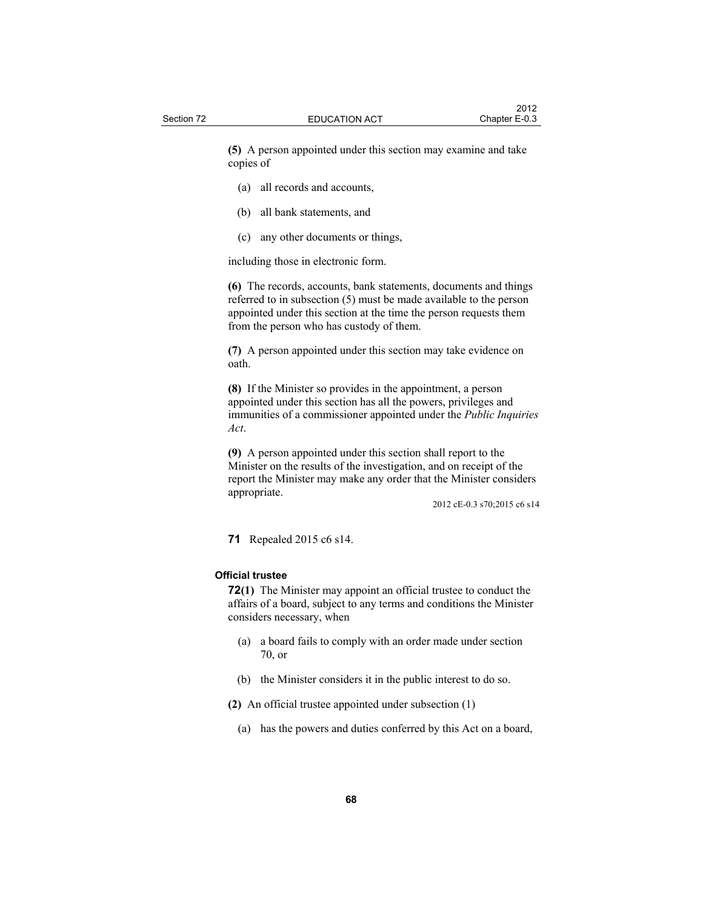**(5)** A person appointed under this section may examine and take copies of

(a) all records and accounts,

(b) all bank statements, and

(c) any other documents or things,

including those in electronic form.

**(6)** The records, accounts, bank statements, documents and things referred to in subsection (5) must be made available to the person appointed under this section at the time the person requests them from the person who has custody of them.

**(7)** A person appointed under this section may take evidence on oath.

**(8)** If the Minister so provides in the appointment, a person appointed under this section has all the powers, privileges and immunities of a commissioner appointed under the *Public Inquiries Act*.

**(9)** A person appointed under this section shall report to the Minister on the results of the investigation, and on receipt of the report the Minister may make any order that the Minister considers appropriate.

2012 cE-0.3 s70;2015 c6 s14

**71** Repealed 2015 c6 s14.

#### Official trustee

**72(1)** The Minister may appoint an official trustee to conduct the affairs of a board, subject to any terms and conditions the Minister considers necessary, when

(a) a board fails to comply with an order made under section 70, or

(b) the Minister considers it in the public interest to do so.

**(2)** An official trustee appointed under subsection (1)

(a) has the powers and duties conferred by this Act on a board,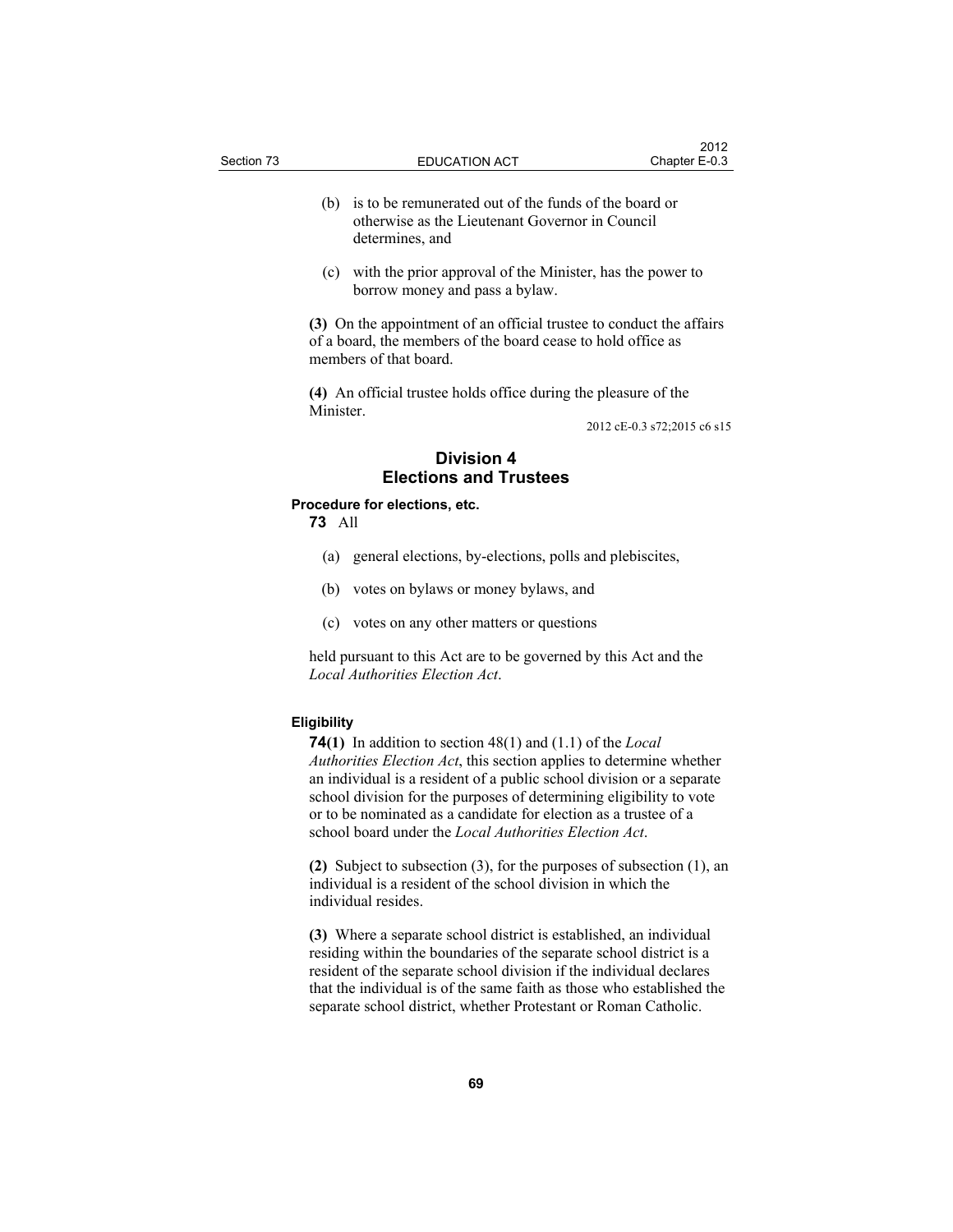(b) is to be remunerated out of the funds of the board or otherwise as the Lieutenant Governor in Council determines, and

(c) with the prior approval of the Minister, has the power to borrow money and pass a bylaw.

**(3)** On the appointment of an official trustee to conduct the affairs of a board, the members of the board cease to hold office as members of that board.

**(4)** An official trustee holds office during the pleasure of the Minister.

2012 cE-0.3 s72;2015 c6 s15

## Division 4
## Elections and Trustees

**Procedure for elections, etc.**

**73** All

(a) general elections, by-elections, polls and plebiscites,

(b) votes on bylaws or money bylaws, and

(c) votes on any other matters or questions

held pursuant to this Act are to be governed by this Act and the *Local Authorities Election Act*.

**Eligibility**

**74(1)** In addition to section 48(1) and (1.1) of the *Local Authorities Election Act*, this section applies to determine whether an individual is a resident of a public school division or a separate school division for the purposes of determining eligibility to vote or to be nominated as a candidate for election as a trustee of a school board under the *Local Authorities Election Act*.

**(2)** Subject to subsection (3), for the purposes of subsection (1), an individual is a resident of the school division in which the individual resides.

**(3)** Where a separate school district is established, an individual residing within the boundaries of the separate school district is a resident of the separate school division if the individual declares that the individual is of the same faith as those who established the separate school district, whether Protestant or Roman Catholic.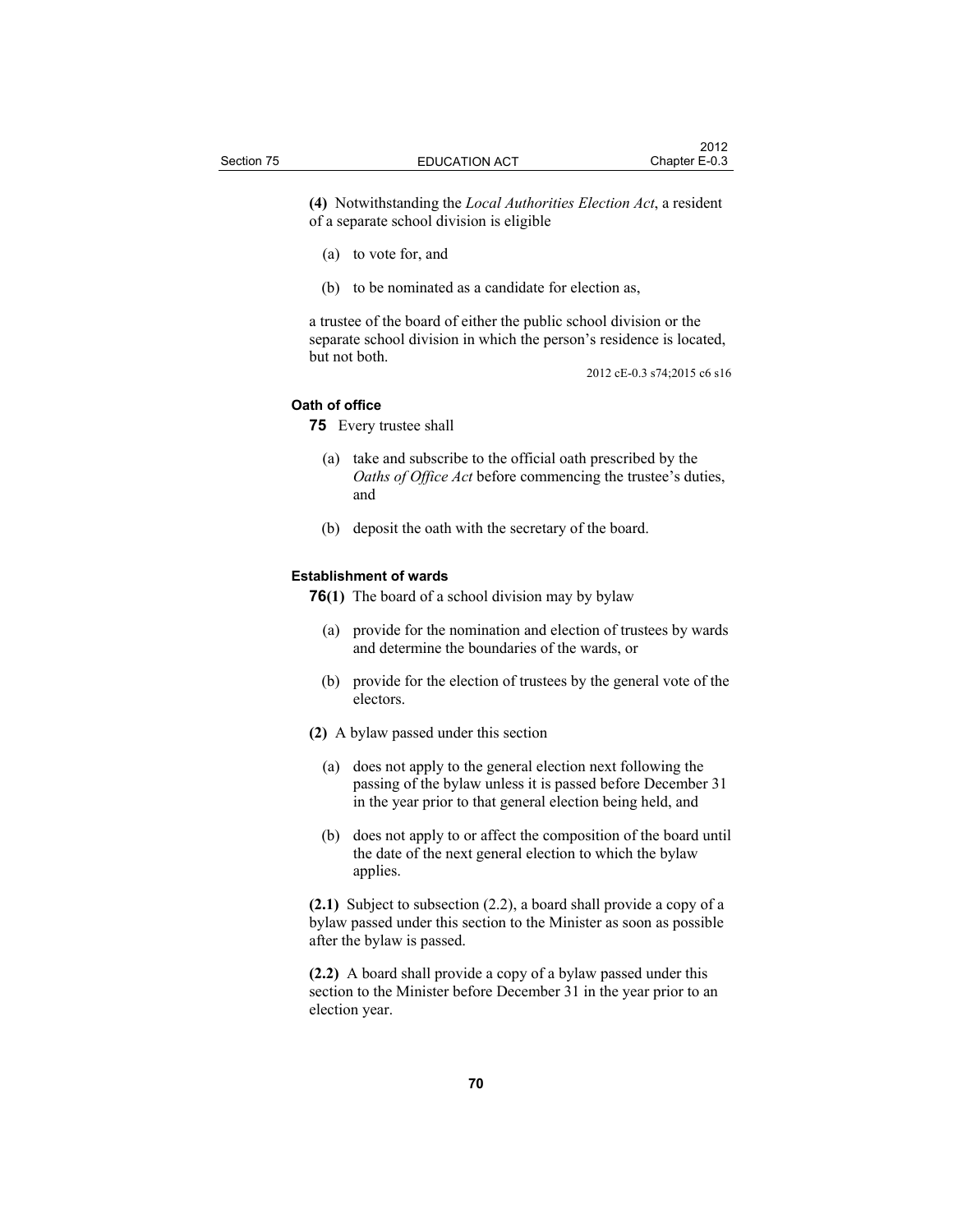**(4)** Notwithstanding the *Local Authorities Election Act*, a resident of a separate school division is eligible

(a) to vote for, and

(b) to be nominated as a candidate for election as,

a trustee of the board of either the public school division or the separate school division in which the person's residence is located, but not both.

2012 cE-0.3 s74;2015 c6 s16

#### Oath of office

**75** Every trustee shall

(a) take and subscribe to the official oath prescribed by the *Oaths of Office Act* before commencing the trustee's duties, and

(b) deposit the oath with the secretary of the board.

#### Establishment of wards

**76(1)** The board of a school division may by bylaw

(a) provide for the nomination and election of trustees by wards and determine the boundaries of the wards, or

(b) provide for the election of trustees by the general vote of the electors.

**(2)** A bylaw passed under this section

(a) does not apply to the general election next following the passing of the bylaw unless it is passed before December 31 in the year prior to that general election being held, and

(b) does not apply to or affect the composition of the board until the date of the next general election to which the bylaw applies.

**(2.1)** Subject to subsection (2.2), a board shall provide a copy of a bylaw passed under this section to the Minister as soon as possible after the bylaw is passed.

**(2.2)** A board shall provide a copy of a bylaw passed under this section to the Minister before December 31 in the year prior to an election year.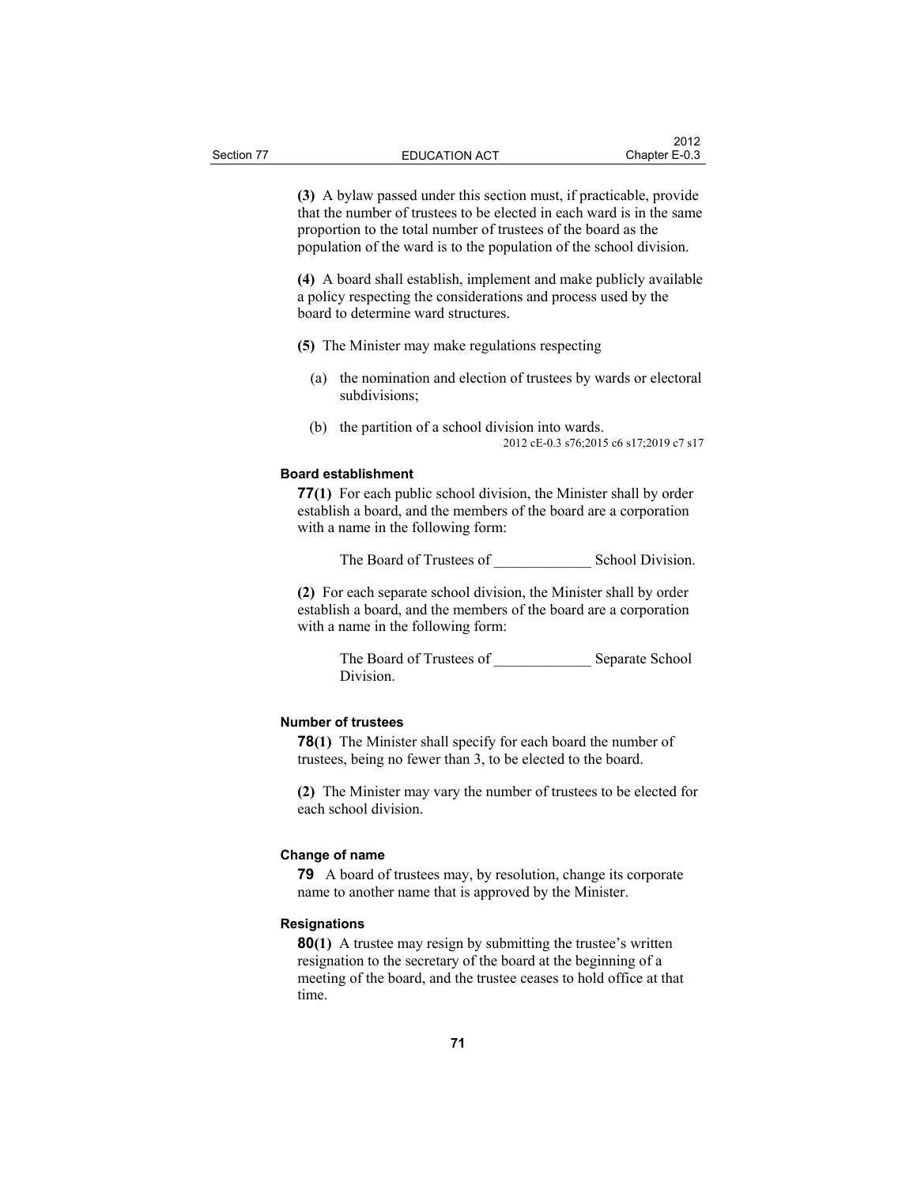**(3)** A bylaw passed under this section must, if practicable, provide that the number of trustees to be elected in each ward is in the same proportion to the total number of trustees of the board as the population of the ward is to the population of the school division.

**(4)** A board shall establish, implement and make publicly available a policy respecting the considerations and process used by the board to determine ward structures.

**(5)** The Minister may make regulations respecting

(a) the nomination and election of trustees by wards or electoral subdivisions;

(b) the partition of a school division into wards.

2012 cE-0.3 s76;2015 c6 s17;2019 c7 s17

#### Board establishment

**77(1)** For each public school division, the Minister shall by order establish a board, and the members of the board are a corporation with a name in the following form:

The Board of Trustees of _____________ School Division.

**(2)** For each separate school division, the Minister shall by order establish a board, and the members of the board are a corporation with a name in the following form:

The Board of Trustees of _____________ Separate School Division.

#### Number of trustees

**78(1)** The Minister shall specify for each board the number of trustees, being no fewer than 3, to be elected to the board.

**(2)** The Minister may vary the number of trustees to be elected for each school division.

#### Change of name

**79** A board of trustees may, by resolution, change its corporate name to another name that is approved by the Minister.

#### Resignations

**80(1)** A trustee may resign by submitting the trustee's written resignation to the secretary of the board at the beginning of a meeting of the board, and the trustee ceases to hold office at that time.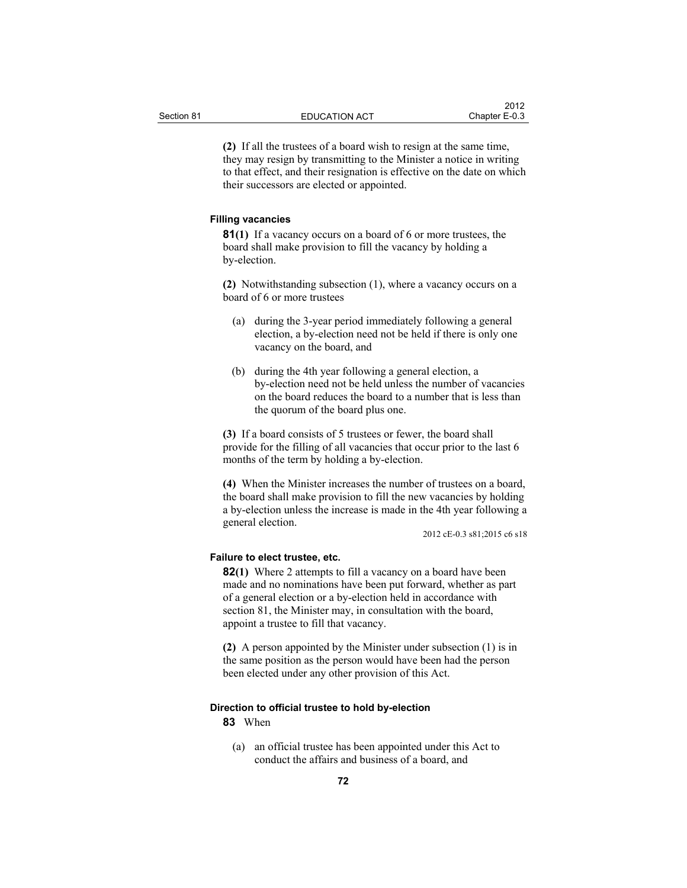**(2)** If all the trustees of a board wish to resign at the same time, they may resign by transmitting to the Minister a notice in writing to that effect, and their resignation is effective on the date on which their successors are elected or appointed.

#### Filling vacancies

**81(1)** If a vacancy occurs on a board of 6 or more trustees, the board shall make provision to fill the vacancy by holding a by-election.

**(2)** Notwithstanding subsection (1), where a vacancy occurs on a board of 6 or more trustees

- (a) during the 3-year period immediately following a general election, a by-election need not be held if there is only one vacancy on the board, and
- (b) during the 4th year following a general election, a by-election need not be held unless the number of vacancies on the board reduces the board to a number that is less than the quorum of the board plus one.

**(3)** If a board consists of 5 trustees or fewer, the board shall provide for the filling of all vacancies that occur prior to the last 6 months of the term by holding a by-election.

**(4)** When the Minister increases the number of trustees on a board, the board shall make provision to fill the new vacancies by holding a by-election unless the increase is made in the 4th year following a general election.

2012 cE-0.3 s81;2015 c6 s18

#### Failure to elect trustee, etc.

**82(1)** Where 2 attempts to fill a vacancy on a board have been made and no nominations have been put forward, whether as part of a general election or a by-election held in accordance with section 81, the Minister may, in consultation with the board, appoint a trustee to fill that vacancy.

**(2)** A person appointed by the Minister under subsection (1) is in the same position as the person would have been had the person been elected under any other provision of this Act.

#### Direction to official trustee to hold by-election

**83** When

- (a) an official trustee has been appointed under this Act to conduct the affairs and business of a board, and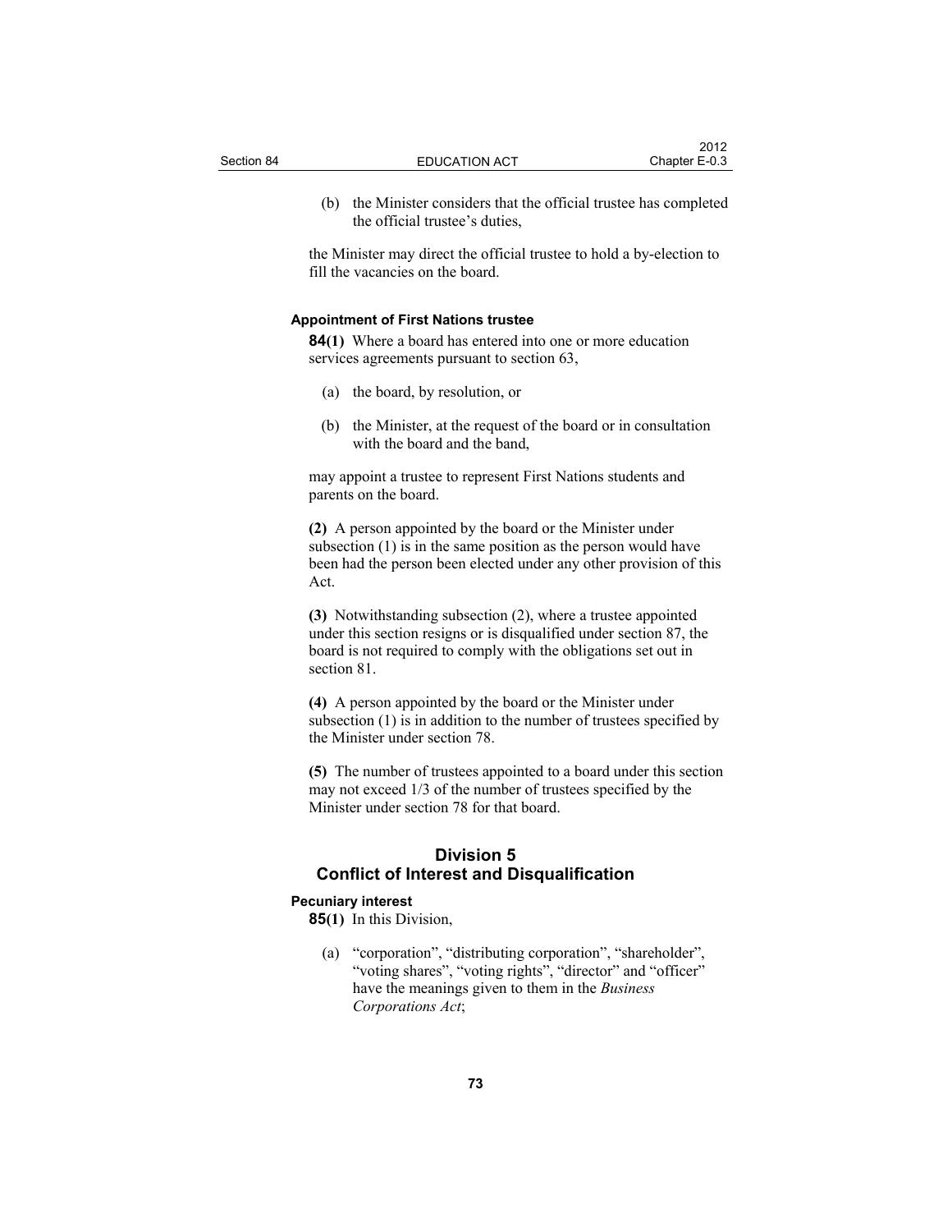(b) the Minister considers that the official trustee has completed the official trustee's duties,

the Minister may direct the official trustee to hold a by-election to fill the vacancies on the board.

**Appointment of First Nations trustee**

**84(1)** Where a board has entered into one or more education services agreements pursuant to section 63,

(a) the board, by resolution, or

(b) the Minister, at the request of the board or in consultation with the board and the band,

may appoint a trustee to represent First Nations students and parents on the board.

**(2)** A person appointed by the board or the Minister under subsection (1) is in the same position as the person would have been had the person been elected under any other provision of this Act.

**(3)** Notwithstanding subsection (2), where a trustee appointed under this section resigns or is disqualified under section 87, the board is not required to comply with the obligations set out in section 81.

**(4)** A person appointed by the board or the Minister under subsection (1) is in addition to the number of trustees specified by the Minister under section 78.

**(5)** The number of trustees appointed to a board under this section may not exceed 1/3 of the number of trustees specified by the Minister under section 78 for that board.

## Division 5
## Conflict of Interest and Disqualification

**Pecuniary interest**

**85(1)** In this Division,

(a) "corporation", "distributing corporation", "shareholder", "voting shares", "voting rights", "director" and "officer" have the meanings given to them in the *Business Corporations Act*;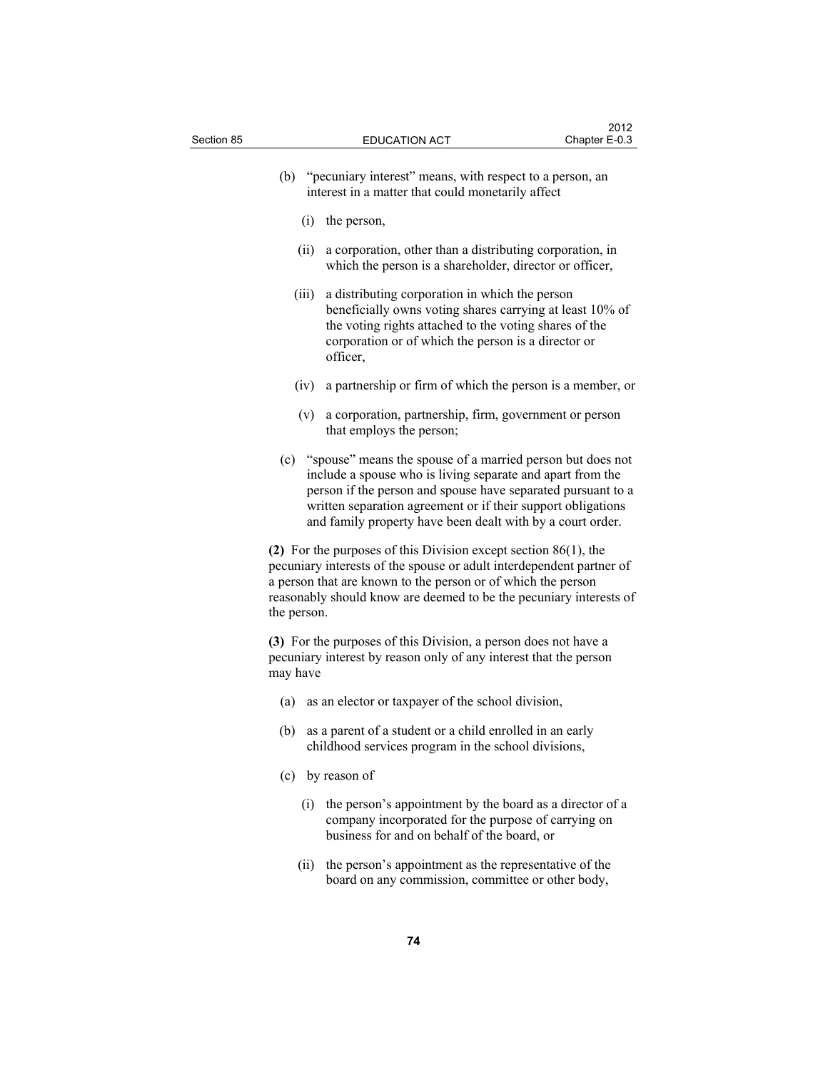(b) "pecuniary interest" means, with respect to a person, an interest in a matter that could monetarily affect

(i) the person,

(ii) a corporation, other than a distributing corporation, in which the person is a shareholder, director or officer,

(iii) a distributing corporation in which the person beneficially owns voting shares carrying at least 10% of the voting rights attached to the voting shares of the corporation or of which the person is a director or officer,

(iv) a partnership or firm of which the person is a member, or

(v) a corporation, partnership, firm, government or person that employs the person;

(c) "spouse" means the spouse of a married person but does not include a spouse who is living separate and apart from the person if the person and spouse have separated pursuant to a written separation agreement or if their support obligations and family property have been dealt with by a court order.

**(2)** For the purposes of this Division except section 86(1), the pecuniary interests of the spouse or adult interdependent partner of a person that are known to the person or of which the person reasonably should know are deemed to be the pecuniary interests of the person.

**(3)** For the purposes of this Division, a person does not have a pecuniary interest by reason only of any interest that the person may have

(a) as an elector or taxpayer of the school division,

(b) as a parent of a student or a child enrolled in an early childhood services program in the school divisions,

(c) by reason of

(i) the person's appointment by the board as a director of a company incorporated for the purpose of carrying on business for and on behalf of the board, or

(ii) the person's appointment as the representative of the board on any commission, committee or other body,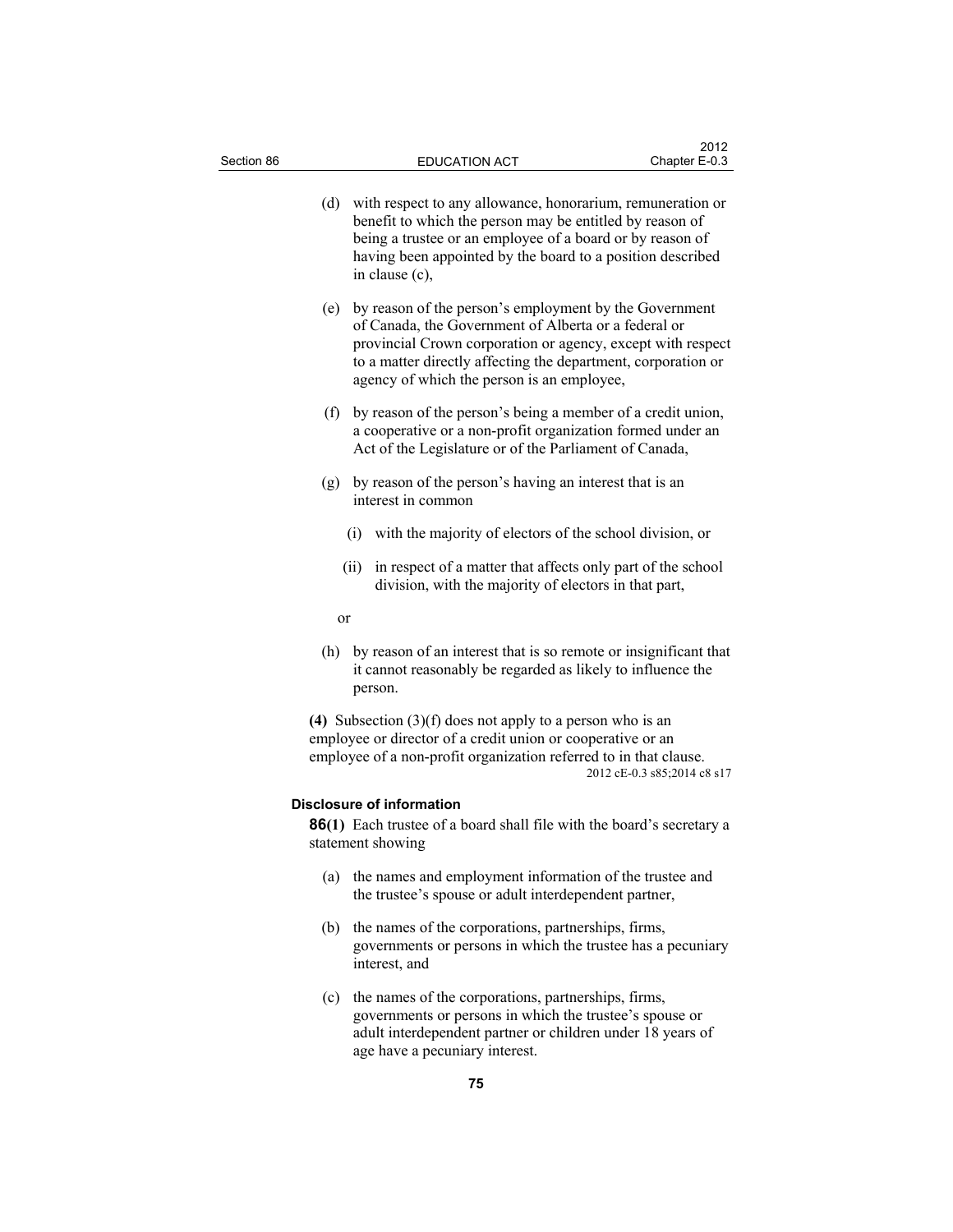(d) with respect to any allowance, honorarium, remuneration or benefit to which the person may be entitled by reason of being a trustee or an employee of a board or by reason of having been appointed by the board to a position described in clause (c),

(e) by reason of the person's employment by the Government of Canada, the Government of Alberta or a federal or provincial Crown corporation or agency, except with respect to a matter directly affecting the department, corporation or agency of which the person is an employee,

(f) by reason of the person's being a member of a credit union, a cooperative or a non-profit organization formed under an Act of the Legislature or of the Parliament of Canada,

(g) by reason of the person's having an interest that is an interest in common

(i) with the majority of electors of the school division, or

(ii) in respect of a matter that affects only part of the school division, with the majority of electors in that part,

or

(h) by reason of an interest that is so remote or insignificant that it cannot reasonably be regarded as likely to influence the person.

**(4)** Subsection (3)(f) does not apply to a person who is an employee or director of a credit union or cooperative or an employee of a non-profit organization referred to in that clause.

2012 cE-0.3 s85;2014 c8 s17

**Disclosure of information**

**86(1)** Each trustee of a board shall file with the board's secretary a statement showing

(a) the names and employment information of the trustee and the trustee's spouse or adult interdependent partner,

(b) the names of the corporations, partnerships, firms, governments or persons in which the trustee has a pecuniary interest, and

(c) the names of the corporations, partnerships, firms, governments or persons in which the trustee's spouse or adult interdependent partner or children under 18 years of age have a pecuniary interest.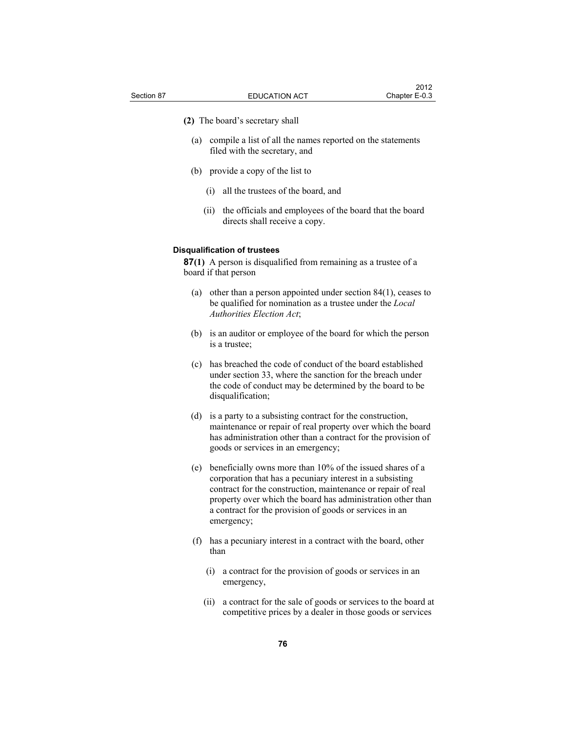**(2)** The board's secretary shall

(a) compile a list of all the names reported on the statements filed with the secretary, and

(b) provide a copy of the list to

(i) all the trustees of the board, and

(ii) the officials and employees of the board that the board directs shall receive a copy.

**Disqualification of trustees**

**87(1)** A person is disqualified from remaining as a trustee of a board if that person

(a) other than a person appointed under section 84(1), ceases to be qualified for nomination as a trustee under the *Local Authorities Election Act*;

(b) is an auditor or employee of the board for which the person is a trustee;

(c) has breached the code of conduct of the board established under section 33, where the sanction for the breach under the code of conduct may be determined by the board to be disqualification;

(d) is a party to a subsisting contract for the construction, maintenance or repair of real property over which the board has administration other than a contract for the provision of goods or services in an emergency;

(e) beneficially owns more than 10% of the issued shares of a corporation that has a pecuniary interest in a subsisting contract for the construction, maintenance or repair of real property over which the board has administration other than a contract for the provision of goods or services in an emergency;

(f) has a pecuniary interest in a contract with the board, other than

(i) a contract for the provision of goods or services in an emergency,

(ii) a contract for the sale of goods or services to the board at competitive prices by a dealer in those goods or services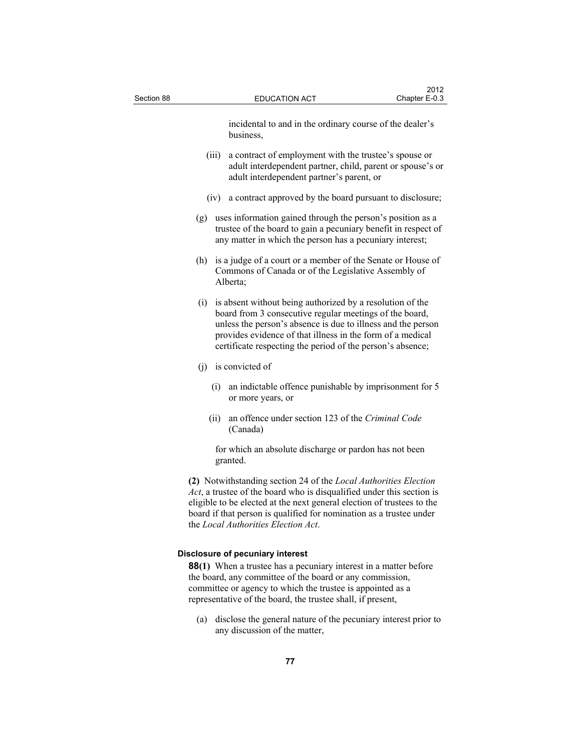incidental to and in the ordinary course of the dealer's business,

(iii) a contract of employment with the trustee's spouse or adult interdependent partner, child, parent or spouse's or adult interdependent partner's parent, or

(iv) a contract approved by the board pursuant to disclosure;

(g) uses information gained through the person's position as a trustee of the board to gain a pecuniary benefit in respect of any matter in which the person has a pecuniary interest;

(h) is a judge of a court or a member of the Senate or House of Commons of Canada or of the Legislative Assembly of Alberta;

(i) is absent without being authorized by a resolution of the board from 3 consecutive regular meetings of the board, unless the person's absence is due to illness and the person provides evidence of that illness in the form of a medical certificate respecting the period of the person's absence;

(j) is convicted of

(i) an indictable offence punishable by imprisonment for 5 or more years, or

(ii) an offence under section 123 of the *Criminal Code* (Canada)

for which an absolute discharge or pardon has not been granted.

**(2)** Notwithstanding section 24 of the *Local Authorities Election Act*, a trustee of the board who is disqualified under this section is eligible to be elected at the next general election of trustees to the board if that person is qualified for nomination as a trustee under the *Local Authorities Election Act*.

#### Disclosure of pecuniary interest

**88(1)** When a trustee has a pecuniary interest in a matter before the board, any committee of the board or any commission, committee or agency to which the trustee is appointed as a representative of the board, the trustee shall, if present,

(a) disclose the general nature of the pecuniary interest prior to any discussion of the matter,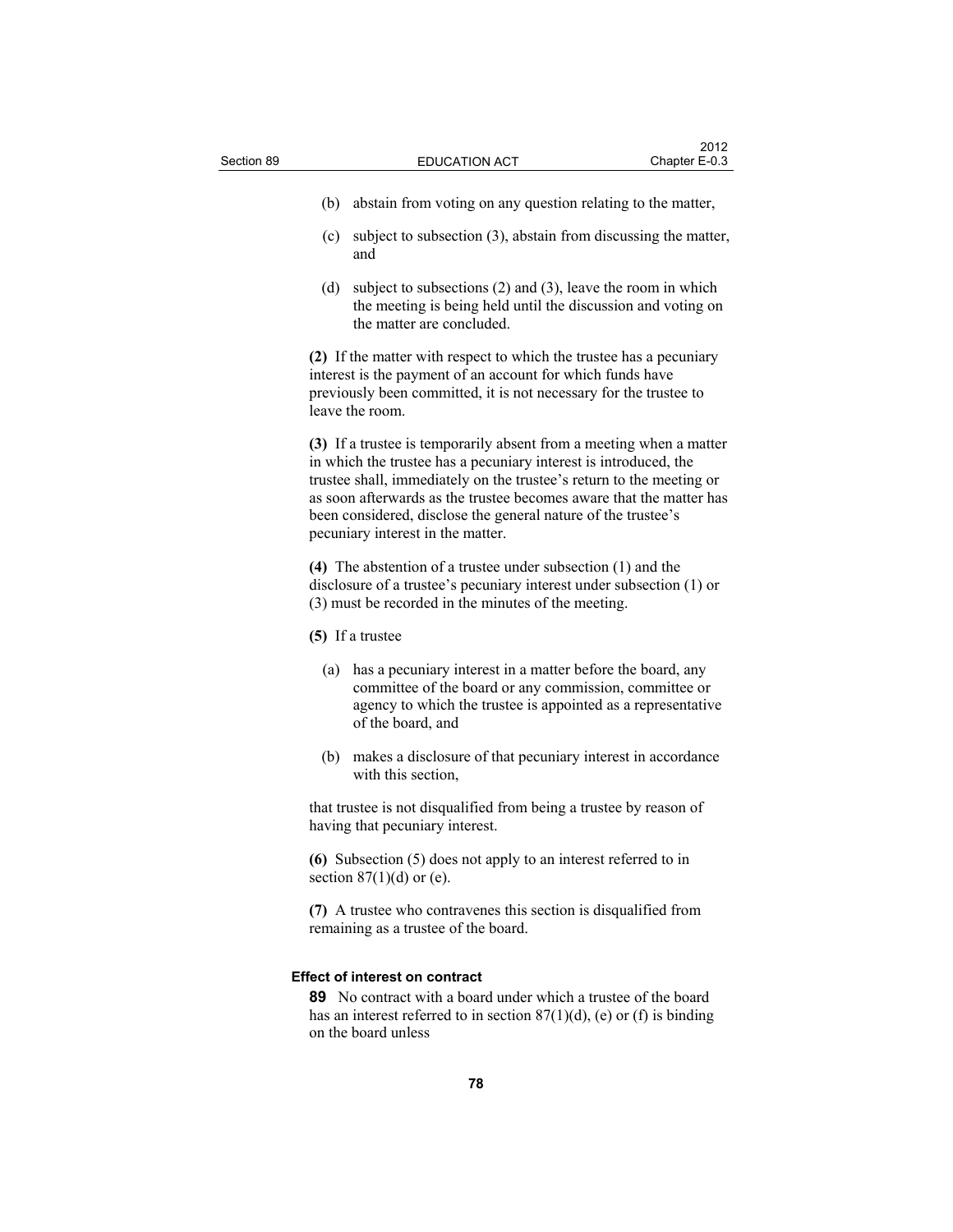(b) abstain from voting on any question relating to the matter,

(c) subject to subsection (3), abstain from discussing the matter, and

(d) subject to subsections (2) and (3), leave the room in which the meeting is being held until the discussion and voting on the matter are concluded.

**(2)** If the matter with respect to which the trustee has a pecuniary interest is the payment of an account for which funds have previously been committed, it is not necessary for the trustee to leave the room.

**(3)** If a trustee is temporarily absent from a meeting when a matter in which the trustee has a pecuniary interest is introduced, the trustee shall, immediately on the trustee's return to the meeting or as soon afterwards as the trustee becomes aware that the matter has been considered, disclose the general nature of the trustee's pecuniary interest in the matter.

**(4)** The abstention of a trustee under subsection (1) and the disclosure of a trustee's pecuniary interest under subsection (1) or (3) must be recorded in the minutes of the meeting.

**(5)** If a trustee

(a) has a pecuniary interest in a matter before the board, any committee of the board or any commission, committee or agency to which the trustee is appointed as a representative of the board, and

(b) makes a disclosure of that pecuniary interest in accordance with this section,

that trustee is not disqualified from being a trustee by reason of having that pecuniary interest.

**(6)** Subsection (5) does not apply to an interest referred to in section 87(1)(d) or (e).

**(7)** A trustee who contravenes this section is disqualified from remaining as a trustee of the board.

#### Effect of interest on contract

**89** No contract with a board under which a trustee of the board has an interest referred to in section 87(1)(d), (e) or (f) is binding on the board unless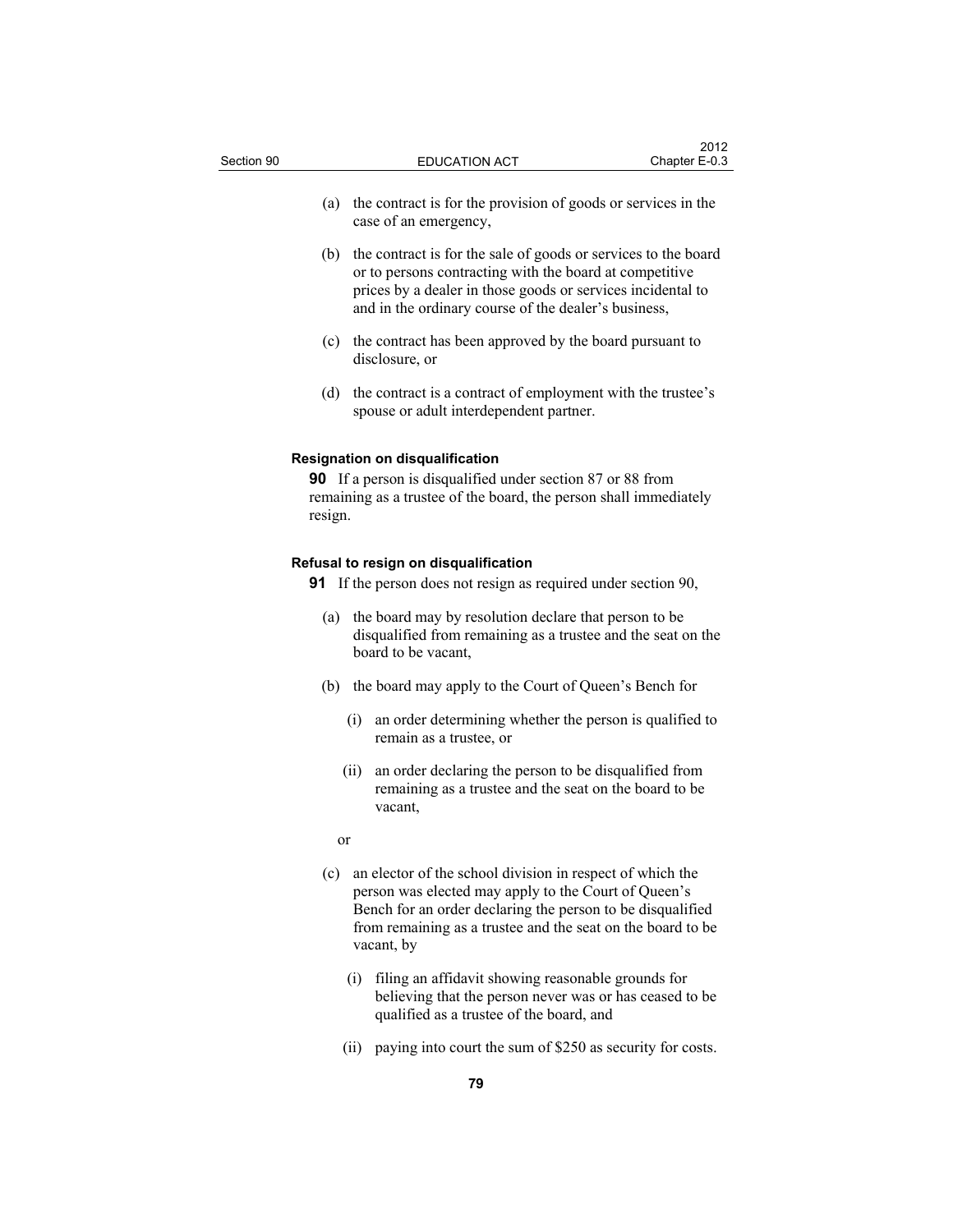(a) the contract is for the provision of goods or services in the case of an emergency,

(b) the contract is for the sale of goods or services to the board or to persons contracting with the board at competitive prices by a dealer in those goods or services incidental to and in the ordinary course of the dealer's business,

(c) the contract has been approved by the board pursuant to disclosure, or

(d) the contract is a contract of employment with the trustee's spouse or adult interdependent partner.

**Resignation on disqualification**

**90** If a person is disqualified under section 87 or 88 from remaining as a trustee of the board, the person shall immediately resign.

**Refusal to resign on disqualification**

**91** If the person does not resign as required under section 90,

(a) the board may by resolution declare that person to be disqualified from remaining as a trustee and the seat on the board to be vacant,

(b) the board may apply to the Court of Queen's Bench for

(i) an order determining whether the person is qualified to remain as a trustee, or

(ii) an order declaring the person to be disqualified from remaining as a trustee and the seat on the board to be vacant,

or

(c) an elector of the school division in respect of which the person was elected may apply to the Court of Queen's Bench for an order declaring the person to be disqualified from remaining as a trustee and the seat on the board to be vacant, by

(i) filing an affidavit showing reasonable grounds for believing that the person never was or has ceased to be qualified as a trustee of the board, and

(ii) paying into court the sum of $250 as security for costs.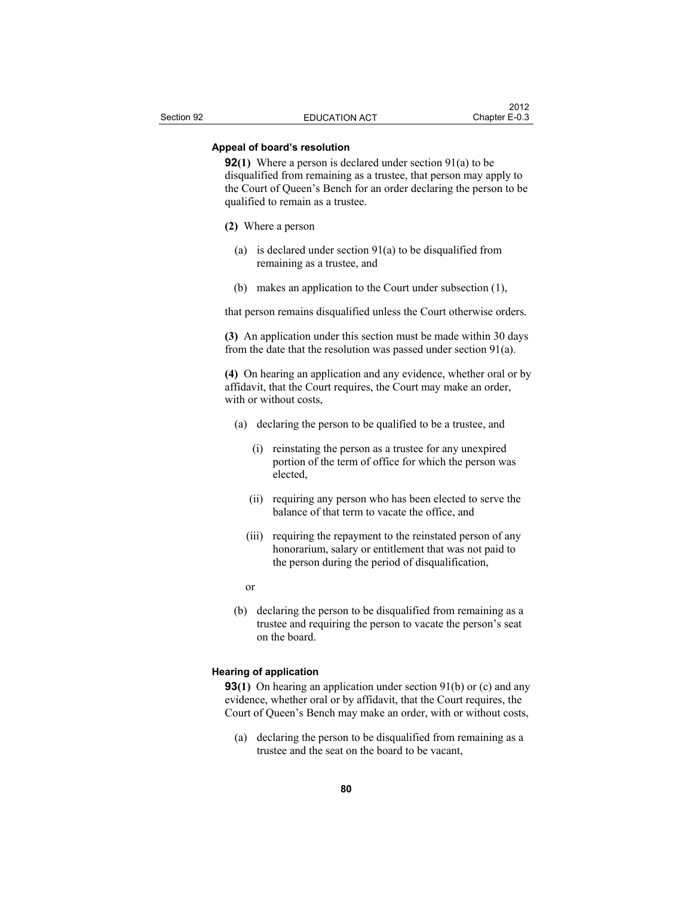**Appeal of board's resolution**

**92(1)** Where a person is declared under section 91(a) to be disqualified from remaining as a trustee, that person may apply to the Court of Queen's Bench for an order declaring the person to be qualified to remain as a trustee.

**(2)** Where a person

(a) is declared under section 91(a) to be disqualified from remaining as a trustee, and

(b) makes an application to the Court under subsection (1),

that person remains disqualified unless the Court otherwise orders.

**(3)** An application under this section must be made within 30 days from the date that the resolution was passed under section 91(a).

**(4)** On hearing an application and any evidence, whether oral or by affidavit, that the Court requires, the Court may make an order, with or without costs,

(a) declaring the person to be qualified to be a trustee, and

(i) reinstating the person as a trustee for any unexpired portion of the term of office for which the person was elected,

(ii) requiring any person who has been elected to serve the balance of that term to vacate the office, and

(iii) requiring the repayment to the reinstated person of any honorarium, salary or entitlement that was not paid to the person during the period of disqualification,

or

(b) declaring the person to be disqualified from remaining as a trustee and requiring the person to vacate the person's seat on the board.

**Hearing of application**

**93(1)** On hearing an application under section 91(b) or (c) and any evidence, whether oral or by affidavit, that the Court requires, the Court of Queen's Bench may make an order, with or without costs,

(a) declaring the person to be disqualified from remaining as a trustee and the seat on the board to be vacant,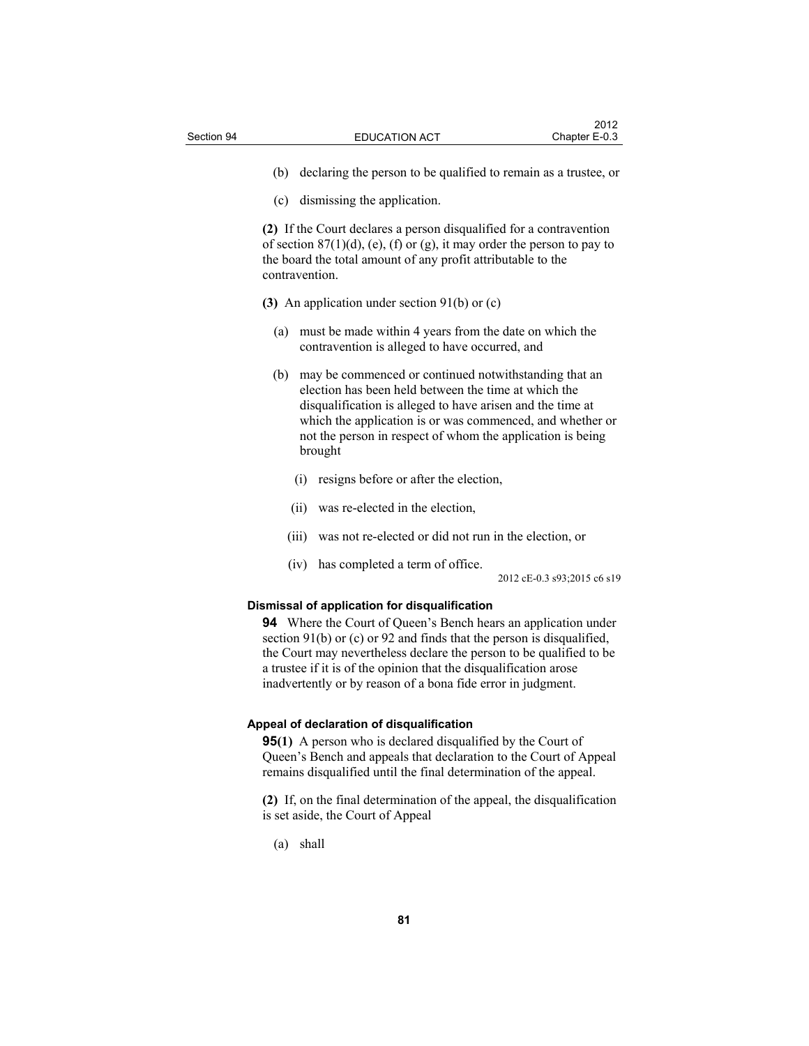(b) declaring the person to be qualified to remain as a trustee, or

(c) dismissing the application.

**(2)** If the Court declares a person disqualified for a contravention of section 87(1)(d), (e), (f) or (g), it may order the person to pay to the board the total amount of any profit attributable to the contravention.

**(3)** An application under section 91(b) or (c)

(a) must be made within 4 years from the date on which the contravention is alleged to have occurred, and

(b) may be commenced or continued notwithstanding that an election has been held between the time at which the disqualification is alleged to have arisen and the time at which the application is or was commenced, and whether or not the person in respect of whom the application is being brought

(i) resigns before or after the election,

(ii) was re-elected in the election,

(iii) was not re-elected or did not run in the election, or

(iv) has completed a term of office.

2012 cE-0.3 s93;2015 c6 s19

#### Dismissal of application for disqualification

**94** Where the Court of Queen's Bench hears an application under section 91(b) or (c) or 92 and finds that the person is disqualified, the Court may nevertheless declare the person to be qualified to be a trustee if it is of the opinion that the disqualification arose inadvertently or by reason of a bona fide error in judgment.

#### Appeal of declaration of disqualification

**95(1)** A person who is declared disqualified by the Court of Queen's Bench and appeals that declaration to the Court of Appeal remains disqualified until the final determination of the appeal.

**(2)** If, on the final determination of the appeal, the disqualification is set aside, the Court of Appeal

(a) shall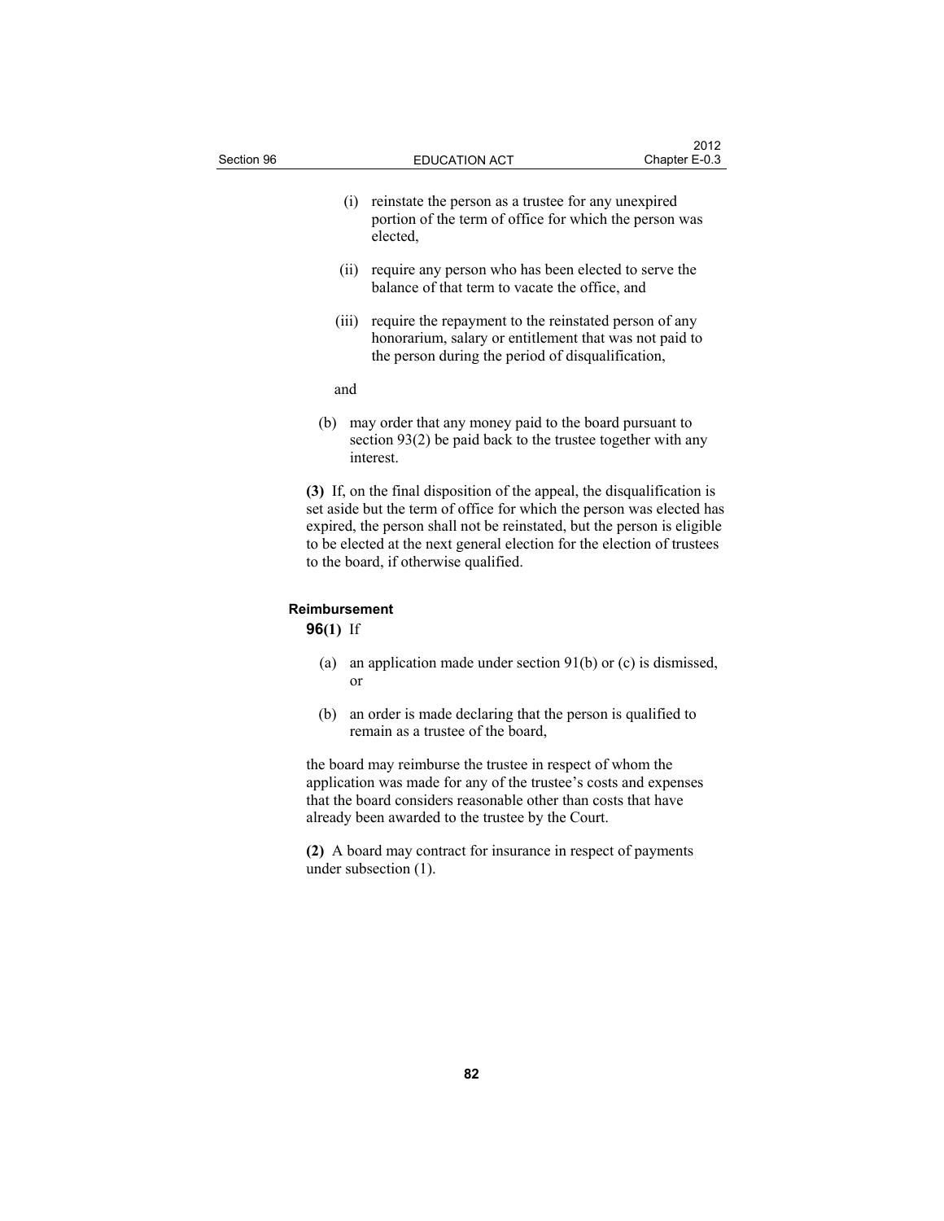(i) reinstate the person as a trustee for any unexpired portion of the term of office for which the person was elected,

(ii) require any person who has been elected to serve the balance of that term to vacate the office, and

(iii) require the repayment to the reinstated person of any honorarium, salary or entitlement that was not paid to the person during the period of disqualification,

and

(b) may order that any money paid to the board pursuant to section 93(2) be paid back to the trustee together with any interest.

**(3)** If, on the final disposition of the appeal, the disqualification is set aside but the term of office for which the person was elected has expired, the person shall not be reinstated, but the person is eligible to be elected at the next general election for the election of trustees to the board, if otherwise qualified.

#### Reimbursement

**96(1)** If

(a) an application made under section 91(b) or (c) is dismissed, or

(b) an order is made declaring that the person is qualified to remain as a trustee of the board,

the board may reimburse the trustee in respect of whom the application was made for any of the trustee's costs and expenses that the board considers reasonable other than costs that have already been awarded to the trustee by the Court.

**(2)** A board may contract for insurance in respect of payments under subsection (1).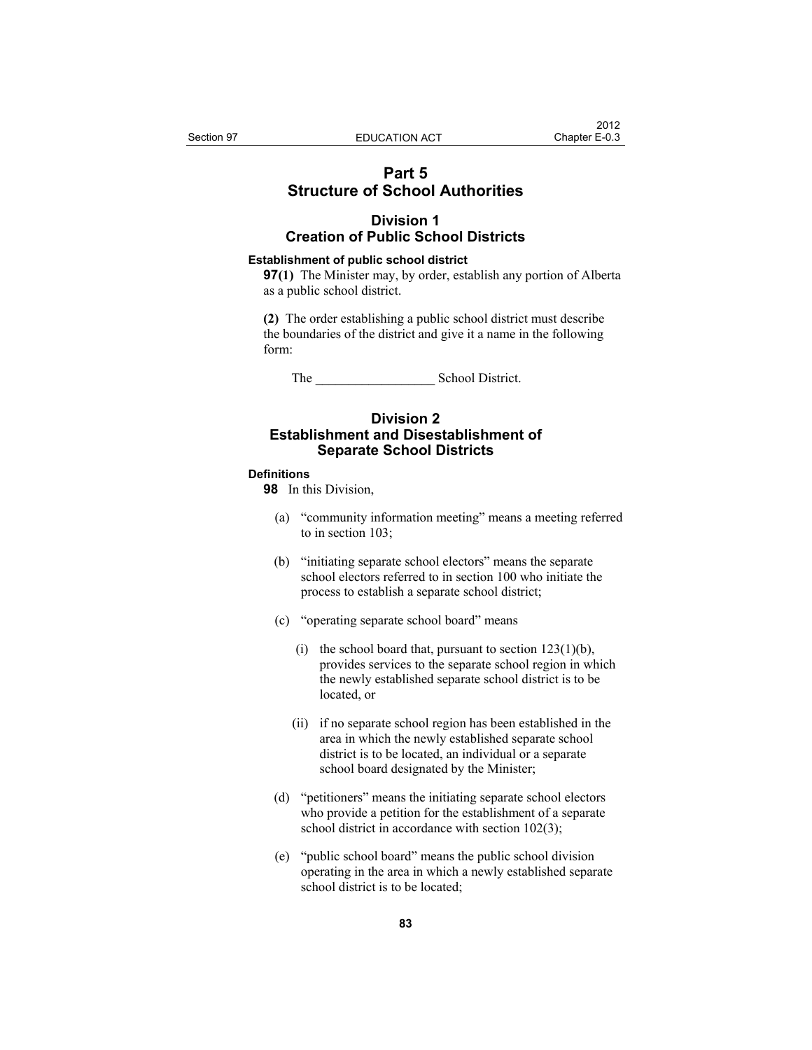# Part 5
# Structure of School Authorities

## Division 1
## Creation of Public School Districts

**Establishment of public school district**

**97(1)** The Minister may, by order, establish any portion of Alberta as a public school district.

**(2)** The order establishing a public school district must describe the boundaries of the district and give it a name in the following form:

The __________________ School District.

## Division 2
## Establishment and Disestablishment of Separate School Districts

**Definitions**

**98** In this Division,

(a) "community information meeting" means a meeting referred to in section 103;

(b) "initiating separate school electors" means the separate school electors referred to in section 100 who initiate the process to establish a separate school district;

(c) "operating separate school board" means

(i) the school board that, pursuant to section 123(1)(b), provides services to the separate school region in which the newly established separate school district is to be located, or

(ii) if no separate school region has been established in the area in which the newly established separate school district is to be located, an individual or a separate school board designated by the Minister;

(d) "petitioners" means the initiating separate school electors who provide a petition for the establishment of a separate school district in accordance with section 102(3);

(e) "public school board" means the public school division operating in the area in which a newly established separate school district is to be located;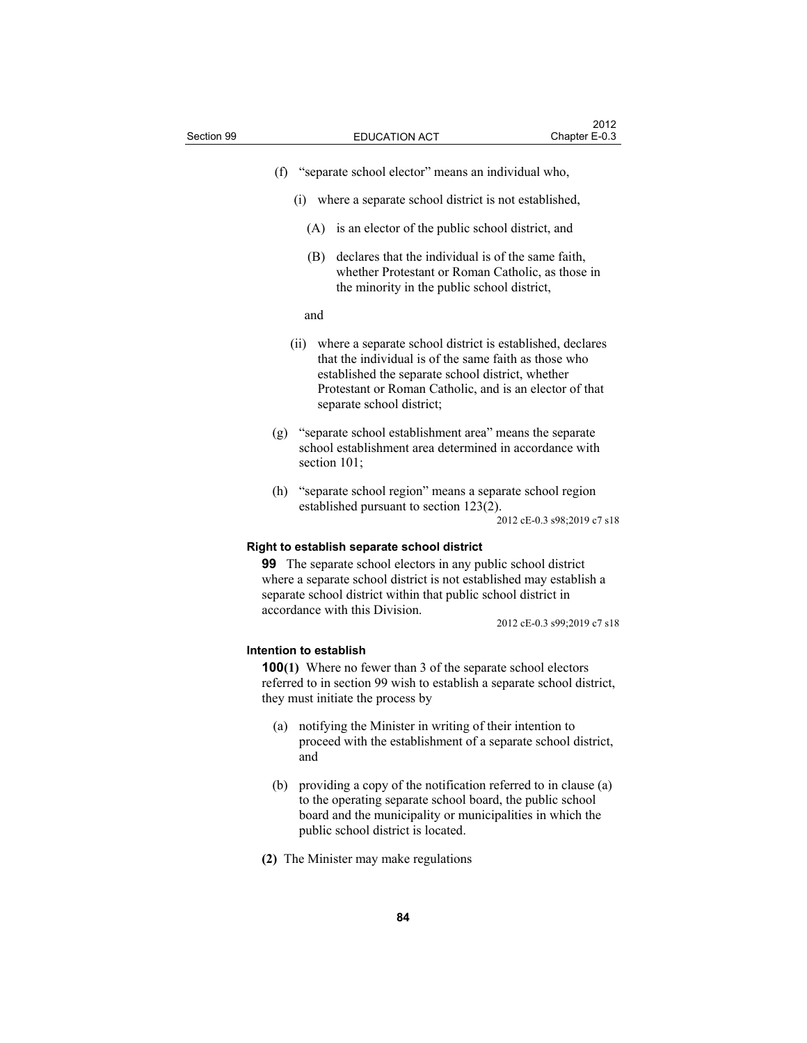(f) "separate school elector" means an individual who,

(i) where a separate school district is not established,

(A) is an elector of the public school district, and

(B) declares that the individual is of the same faith, whether Protestant or Roman Catholic, as those in the minority in the public school district,

and

(ii) where a separate school district is established, declares that the individual is of the same faith as those who established the separate school district, whether Protestant or Roman Catholic, and is an elector of that separate school district;

(g) "separate school establishment area" means the separate school establishment area determined in accordance with section 101;

(h) "separate school region" means a separate school region established pursuant to section 123(2).

2012 cE-0.3 s98;2019 c7 s18

**Right to establish separate school district**

**99** The separate school electors in any public school district where a separate school district is not established may establish a separate school district within that public school district in accordance with this Division.

2012 cE-0.3 s99;2019 c7 s18

**Intention to establish**

**100(1)** Where no fewer than 3 of the separate school electors referred to in section 99 wish to establish a separate school district, they must initiate the process by

(a) notifying the Minister in writing of their intention to proceed with the establishment of a separate school district, and

(b) providing a copy of the notification referred to in clause (a) to the operating separate school board, the public school board and the municipality or municipalities in which the public school district is located.

**(2)** The Minister may make regulations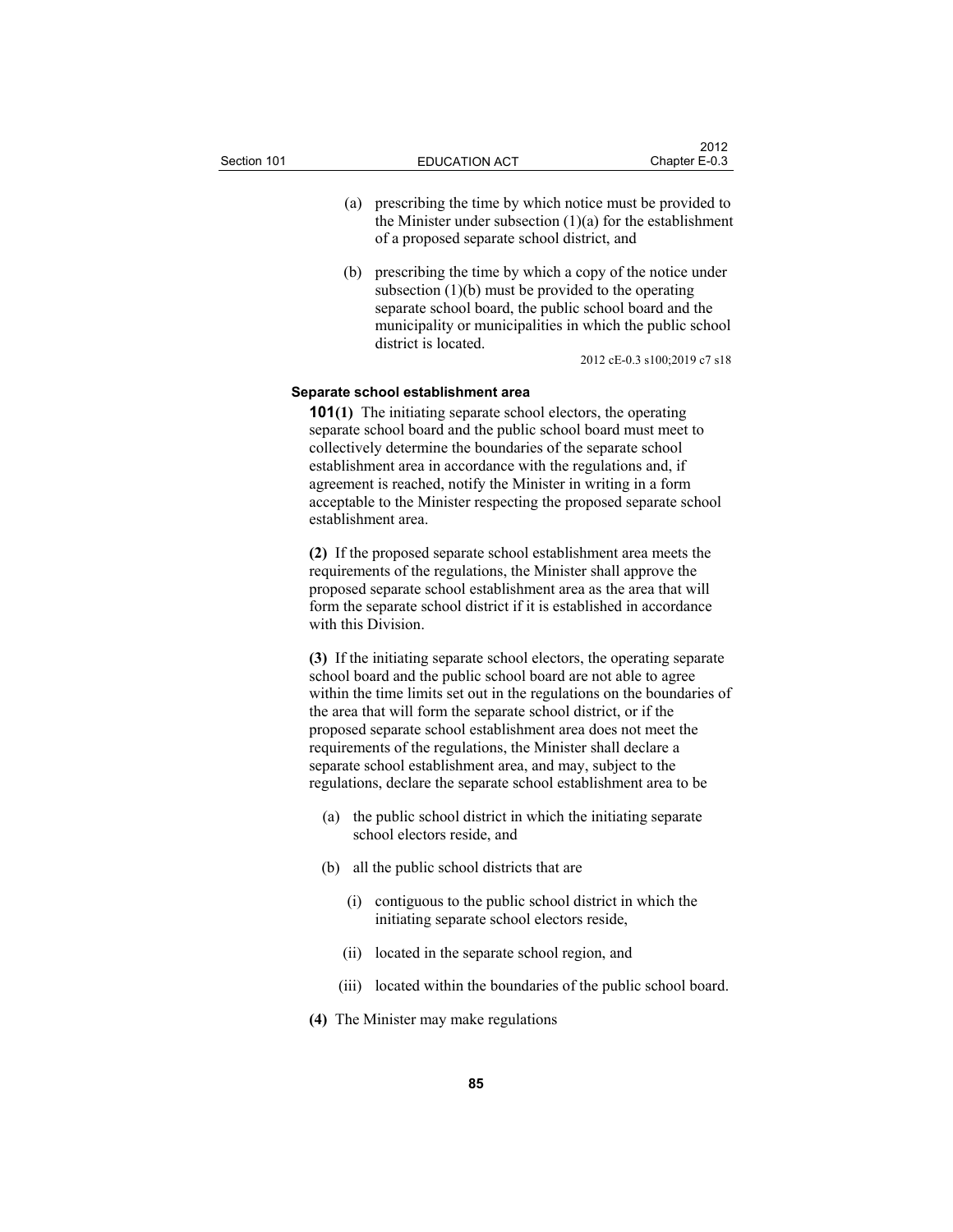(a) prescribing the time by which notice must be provided to the Minister under subsection (1)(a) for the establishment of a proposed separate school district, and

(b) prescribing the time by which a copy of the notice under subsection (1)(b) must be provided to the operating separate school board, the public school board and the municipality or municipalities in which the public school district is located.

2012 cE-0.3 s100;2019 c7 s18

**Separate school establishment area**

**101(1)** The initiating separate school electors, the operating separate school board and the public school board must meet to collectively determine the boundaries of the separate school establishment area in accordance with the regulations and, if agreement is reached, notify the Minister in writing in a form acceptable to the Minister respecting the proposed separate school establishment area.

**(2)** If the proposed separate school establishment area meets the requirements of the regulations, the Minister shall approve the proposed separate school establishment area as the area that will form the separate school district if it is established in accordance with this Division.

**(3)** If the initiating separate school electors, the operating separate school board and the public school board are not able to agree within the time limits set out in the regulations on the boundaries of the area that will form the separate school district, or if the proposed separate school establishment area does not meet the requirements of the regulations, the Minister shall declare a separate school establishment area, and may, subject to the regulations, declare the separate school establishment area to be

(a) the public school district in which the initiating separate school electors reside, and

(b) all the public school districts that are

(i) contiguous to the public school district in which the initiating separate school electors reside,

(ii) located in the separate school region, and

(iii) located within the boundaries of the public school board.

**(4)** The Minister may make regulations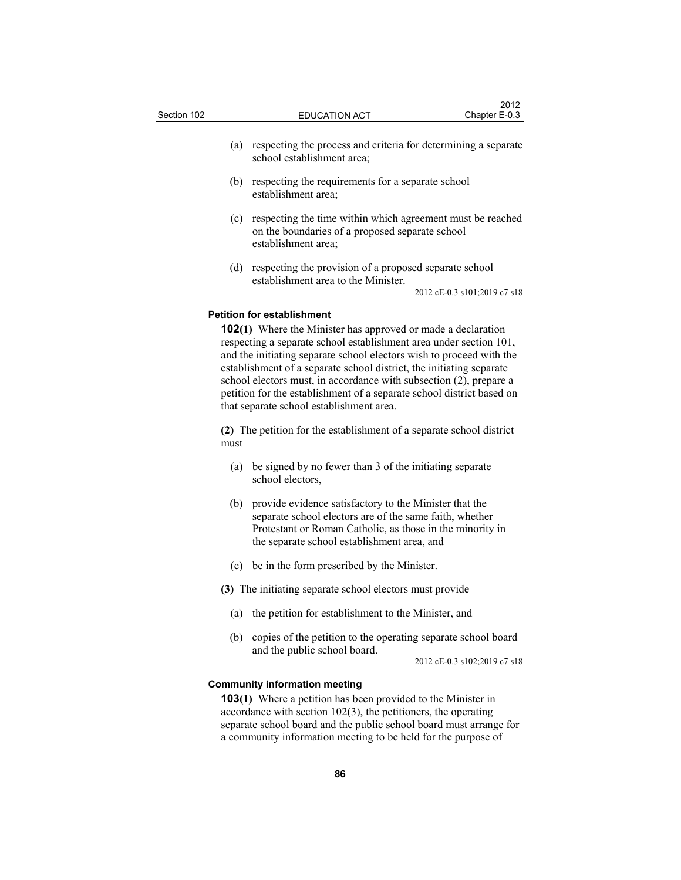(a) respecting the process and criteria for determining a separate school establishment area;

(b) respecting the requirements for a separate school establishment area;

(c) respecting the time within which agreement must be reached on the boundaries of a proposed separate school establishment area;

(d) respecting the provision of a proposed separate school establishment area to the Minister.

2012 cE-0.3 s101;2019 c7 s18

**Petition for establishment**

**102(1)** Where the Minister has approved or made a declaration respecting a separate school establishment area under section 101, and the initiating separate school electors wish to proceed with the establishment of a separate school district, the initiating separate school electors must, in accordance with subsection (2), prepare a petition for the establishment of a separate school district based on that separate school establishment area.

**(2)** The petition for the establishment of a separate school district must

(a) be signed by no fewer than 3 of the initiating separate school electors,

(b) provide evidence satisfactory to the Minister that the separate school electors are of the same faith, whether Protestant or Roman Catholic, as those in the minority in the separate school establishment area, and

(c) be in the form prescribed by the Minister.

**(3)** The initiating separate school electors must provide

(a) the petition for establishment to the Minister, and

(b) copies of the petition to the operating separate school board and the public school board.

2012 cE-0.3 s102;2019 c7 s18

**Community information meeting**

**103(1)** Where a petition has been provided to the Minister in accordance with section 102(3), the petitioners, the operating separate school board and the public school board must arrange for a community information meeting to be held for the purpose of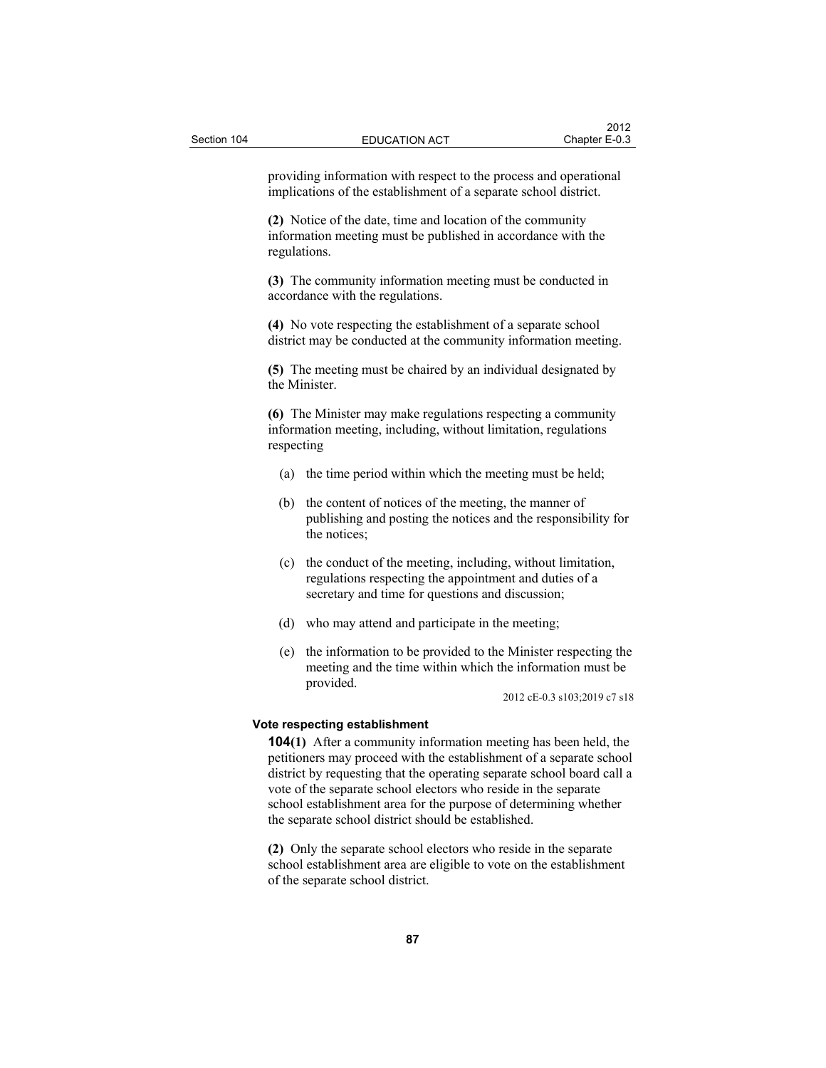providing information with respect to the process and operational implications of the establishment of a separate school district.

**(2)** Notice of the date, time and location of the community information meeting must be published in accordance with the regulations.

**(3)** The community information meeting must be conducted in accordance with the regulations.

**(4)** No vote respecting the establishment of a separate school district may be conducted at the community information meeting.

**(5)** The meeting must be chaired by an individual designated by the Minister.

**(6)** The Minister may make regulations respecting a community information meeting, including, without limitation, regulations respecting

(a) the time period within which the meeting must be held;

(b) the content of notices of the meeting, the manner of publishing and posting the notices and the responsibility for the notices;

(c) the conduct of the meeting, including, without limitation, regulations respecting the appointment and duties of a secretary and time for questions and discussion;

(d) who may attend and participate in the meeting;

(e) the information to be provided to the Minister respecting the meeting and the time within which the information must be provided.

2012 cE-0.3 s103;2019 c7 s18

**Vote respecting establishment**

**104(1)** After a community information meeting has been held, the petitioners may proceed with the establishment of a separate school district by requesting that the operating separate school board call a vote of the separate school electors who reside in the separate school establishment area for the purpose of determining whether the separate school district should be established.

**(2)** Only the separate school electors who reside in the separate school establishment area are eligible to vote on the establishment of the separate school district.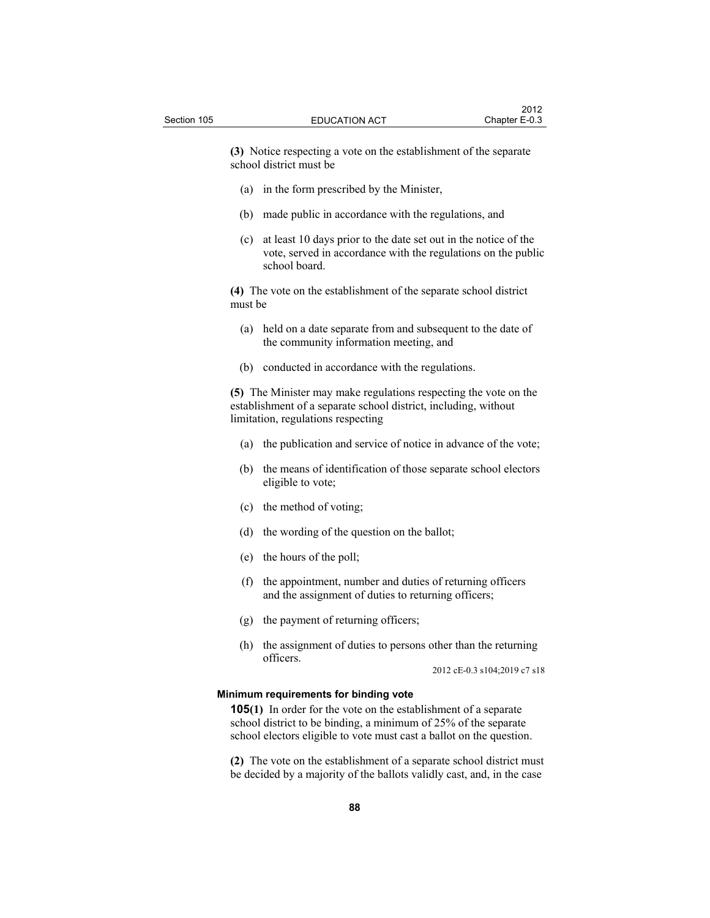**(3)** Notice respecting a vote on the establishment of the separate school district must be

(a) in the form prescribed by the Minister,

(b) made public in accordance with the regulations, and

(c) at least 10 days prior to the date set out in the notice of the vote, served in accordance with the regulations on the public school board.

**(4)** The vote on the establishment of the separate school district must be

(a) held on a date separate from and subsequent to the date of the community information meeting, and

(b) conducted in accordance with the regulations.

**(5)** The Minister may make regulations respecting the vote on the establishment of a separate school district, including, without limitation, regulations respecting

(a) the publication and service of notice in advance of the vote;

(b) the means of identification of those separate school electors eligible to vote;

(c) the method of voting;

(d) the wording of the question on the ballot;

(e) the hours of the poll;

(f) the appointment, number and duties of returning officers and the assignment of duties to returning officers;

(g) the payment of returning officers;

(h) the assignment of duties to persons other than the returning officers.

2012 cE-0.3 s104;2019 c7 s18

#### Minimum requirements for binding vote

**105(1)** In order for the vote on the establishment of a separate school district to be binding, a minimum of 25% of the separate school electors eligible to vote must cast a ballot on the question.

**(2)** The vote on the establishment of a separate school district must be decided by a majority of the ballots validly cast, and, in the case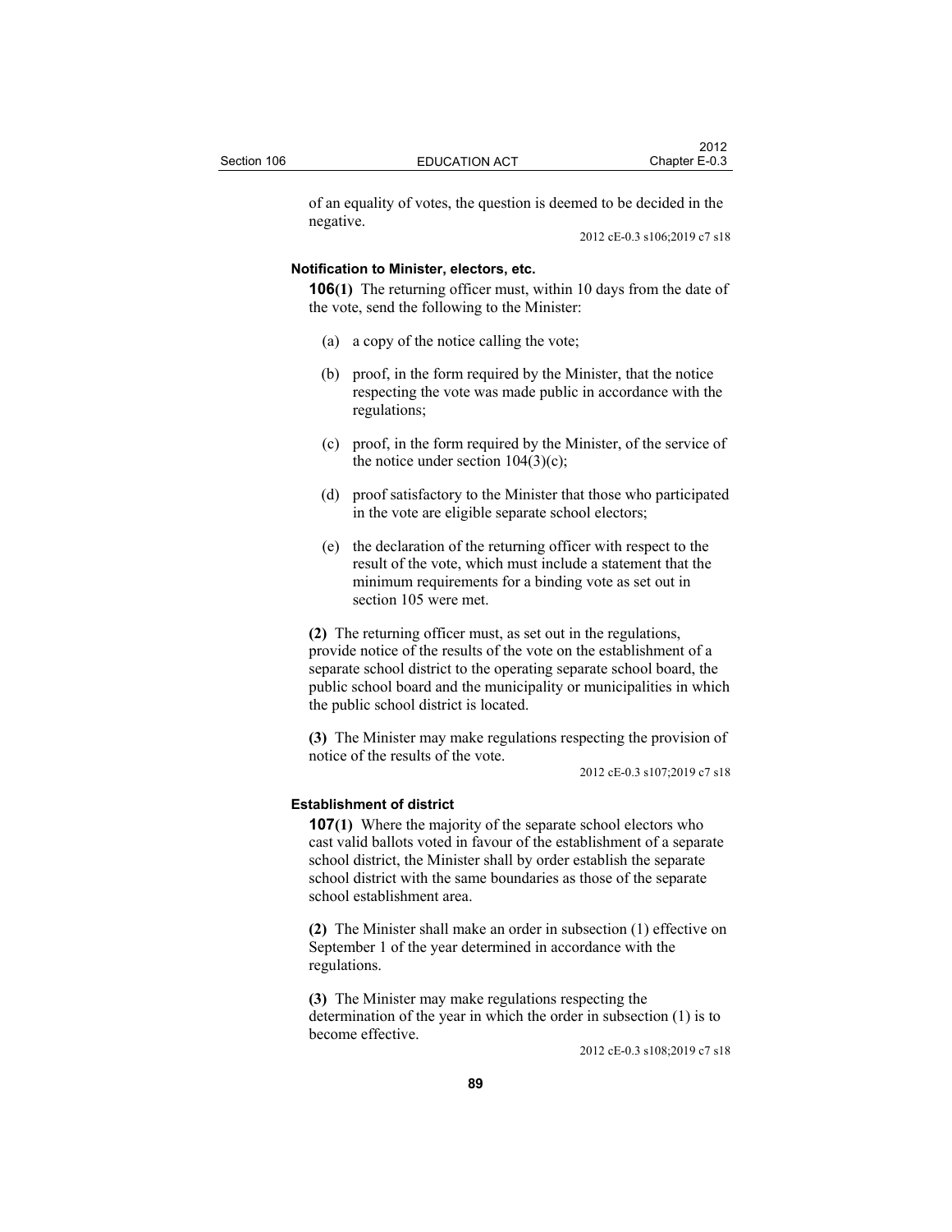of an equality of votes, the question is deemed to be decided in the negative.

2012 cE-0.3 s106;2019 c7 s18

### Notification to Minister, electors, etc.

**106(1)** The returning officer must, within 10 days from the date of the vote, send the following to the Minister:

- (a) a copy of the notice calling the vote;
- (b) proof, in the form required by the Minister, that the notice respecting the vote was made public in accordance with the regulations;
- (c) proof, in the form required by the Minister, of the service of the notice under section 104(3)(c);
- (d) proof satisfactory to the Minister that those who participated in the vote are eligible separate school electors;
- (e) the declaration of the returning officer with respect to the result of the vote, which must include a statement that the minimum requirements for a binding vote as set out in section 105 were met.

**(2)** The returning officer must, as set out in the regulations, provide notice of the results of the vote on the establishment of a separate school district to the operating separate school board, the public school board and the municipality or municipalities in which the public school district is located.

**(3)** The Minister may make regulations respecting the provision of notice of the results of the vote.

2012 cE-0.3 s107;2019 c7 s18

### Establishment of district

**107(1)** Where the majority of the separate school electors who cast valid ballots voted in favour of the establishment of a separate school district, the Minister shall by order establish the separate school district with the same boundaries as those of the separate school establishment area.

**(2)** The Minister shall make an order in subsection (1) effective on September 1 of the year determined in accordance with the regulations.

**(3)** The Minister may make regulations respecting the determination of the year in which the order in subsection (1) is to become effective.

2012 cE-0.3 s108;2019 c7 s18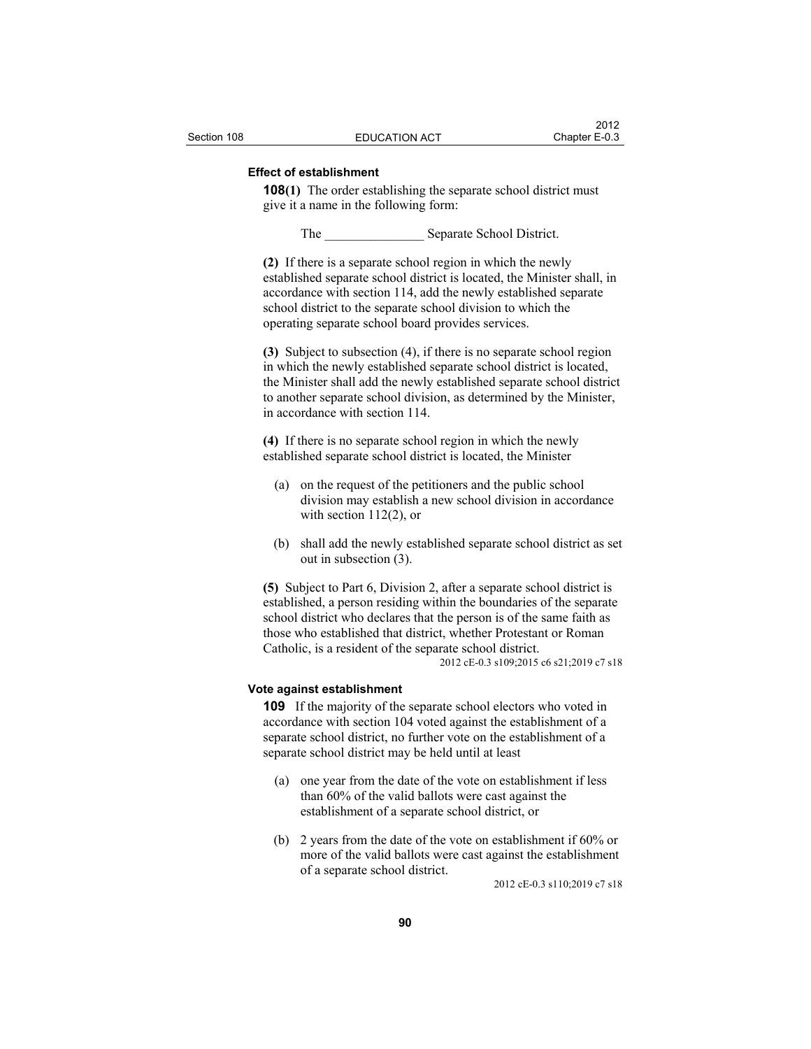**Effect of establishment**

**108(1)** The order establishing the separate school district must give it a name in the following form:

The _______________ Separate School District.

**(2)** If there is a separate school region in which the newly established separate school district is located, the Minister shall, in accordance with section 114, add the newly established separate school district to the separate school division to which the operating separate school board provides services.

**(3)** Subject to subsection (4), if there is no separate school region in which the newly established separate school district is located, the Minister shall add the newly established separate school district to another separate school division, as determined by the Minister, in accordance with section 114.

**(4)** If there is no separate school region in which the newly established separate school district is located, the Minister

(a) on the request of the petitioners and the public school division may establish a new school division in accordance with section 112(2), or

(b) shall add the newly established separate school district as set out in subsection (3).

**(5)** Subject to Part 6, Division 2, after a separate school district is established, a person residing within the boundaries of the separate school district who declares that the person is of the same faith as those who established that district, whether Protestant or Roman Catholic, is a resident of the separate school district.

2012 cE-0.3 s109;2015 c6 s21;2019 c7 s18

**Vote against establishment**

**109** If the majority of the separate school electors who voted in accordance with section 104 voted against the establishment of a separate school district, no further vote on the establishment of a separate school district may be held until at least

(a) one year from the date of the vote on establishment if less than 60% of the valid ballots were cast against the establishment of a separate school district, or

(b) 2 years from the date of the vote on establishment if 60% or more of the valid ballots were cast against the establishment of a separate school district.

2012 cE-0.3 s110;2019 c7 s18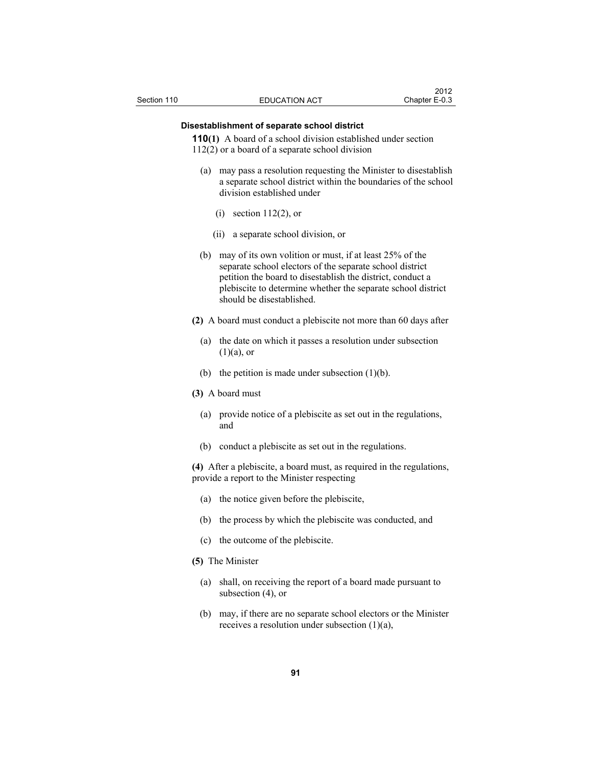### Disestablishment of separate school district

**110(1)** A board of a school division established under section 112(2) or a board of a separate school division

(a) may pass a resolution requesting the Minister to disestablish a separate school district within the boundaries of the school division established under

(i) section 112(2), or

(ii) a separate school division, or

(b) may of its own volition or must, if at least 25% of the separate school electors of the separate school district petition the board to disestablish the district, conduct a plebiscite to determine whether the separate school district should be disestablished.

**(2)** A board must conduct a plebiscite not more than 60 days after

(a) the date on which it passes a resolution under subsection (1)(a), or

(b) the petition is made under subsection (1)(b).

**(3)** A board must

(a) provide notice of a plebiscite as set out in the regulations, and

(b) conduct a plebiscite as set out in the regulations.

**(4)** After a plebiscite, a board must, as required in the regulations, provide a report to the Minister respecting

(a) the notice given before the plebiscite,

(b) the process by which the plebiscite was conducted, and

(c) the outcome of the plebiscite.

**(5)** The Minister

(a) shall, on receiving the report of a board made pursuant to subsection (4), or

(b) may, if there are no separate school electors or the Minister receives a resolution under subsection (1)(a),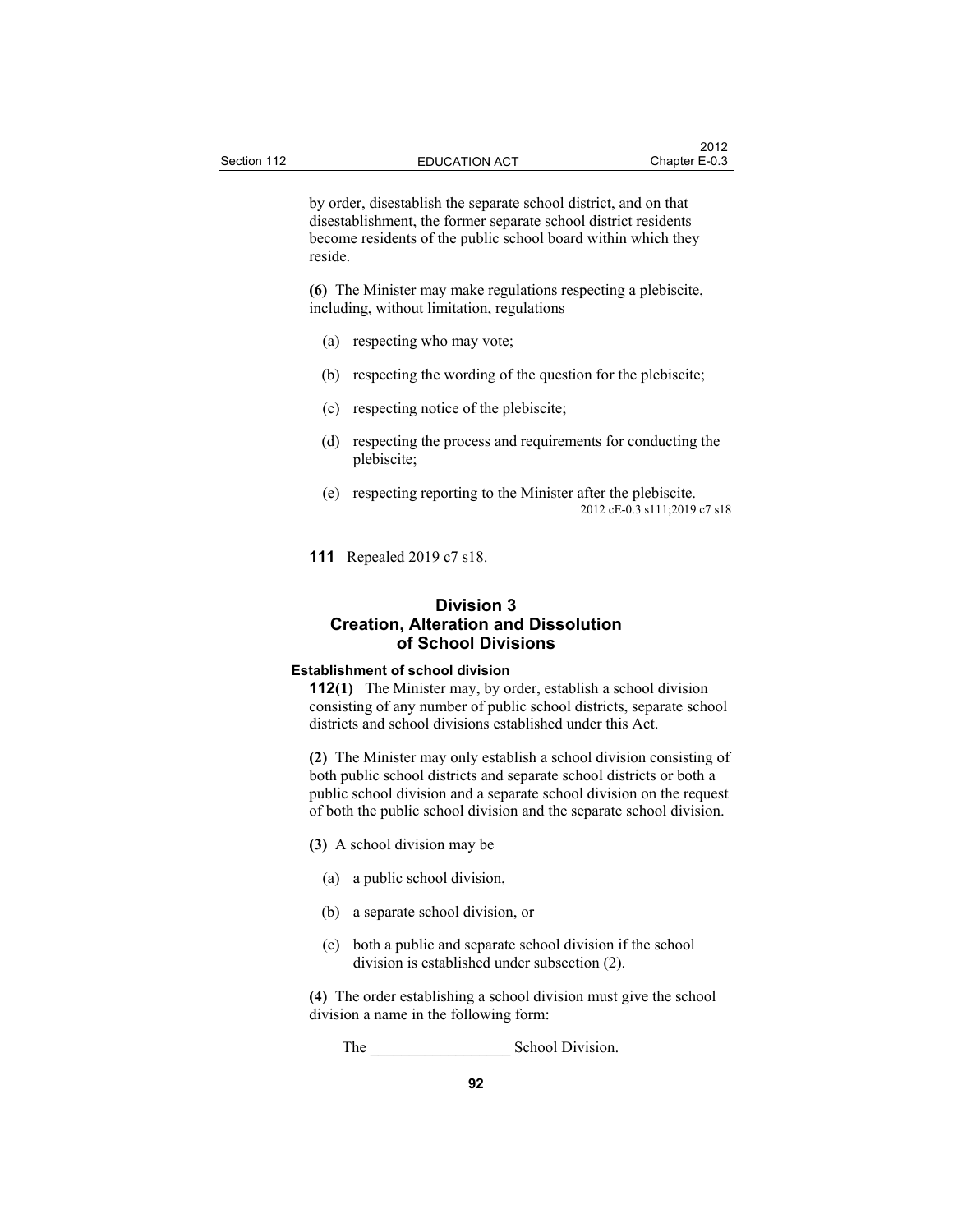by order, disestablish the separate school district, and on that disestablishment, the former separate school district residents become residents of the public school board within which they reside.

**(6)** The Minister may make regulations respecting a plebiscite, including, without limitation, regulations

(a) respecting who may vote;

(b) respecting the wording of the question for the plebiscite;

(c) respecting notice of the plebiscite;

(d) respecting the process and requirements for conducting the plebiscite;

(e) respecting reporting to the Minister after the plebiscite.

2012 cE-0.3 s111;2019 c7 s18

**111** Repealed 2019 c7 s18.

## Division 3
## Creation, Alteration and Dissolution of School Divisions

**Establishment of school division**

**112(1)** The Minister may, by order, establish a school division consisting of any number of public school districts, separate school districts and school divisions established under this Act.

**(2)** The Minister may only establish a school division consisting of both public school districts and separate school districts or both a public school division and a separate school division on the request of both the public school division and the separate school division.

**(3)** A school division may be

(a) a public school division,

(b) a separate school division, or

(c) both a public and separate school division if the school division is established under subsection (2).

**(4)** The order establishing a school division must give the school division a name in the following form:

The __________________ School Division.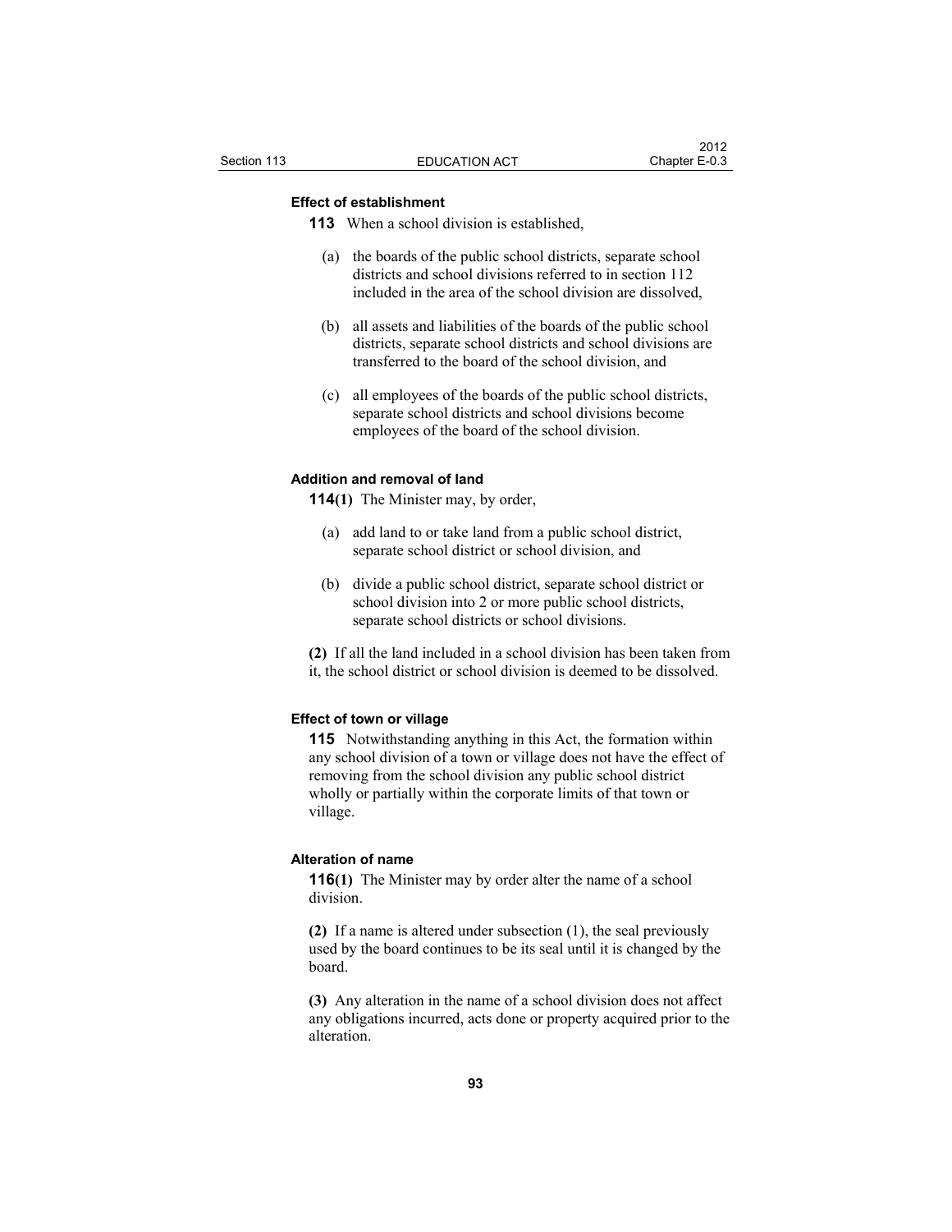**Effect of establishment**

**113** When a school division is established,

(a) the boards of the public school districts, separate school districts and school divisions referred to in section 112 included in the area of the school division are dissolved,

(b) all assets and liabilities of the boards of the public school districts, separate school districts and school divisions are transferred to the board of the school division, and

(c) all employees of the boards of the public school districts, separate school districts and school divisions become employees of the board of the school division.

**Addition and removal of land**

**114(1)** The Minister may, by order,

(a) add land to or take land from a public school district, separate school district or school division, and

(b) divide a public school district, separate school district or school division into 2 or more public school districts, separate school districts or school divisions.

**(2)** If all the land included in a school division has been taken from it, the school district or school division is deemed to be dissolved.

**Effect of town or village**

**115** Notwithstanding anything in this Act, the formation within any school division of a town or village does not have the effect of removing from the school division any public school district wholly or partially within the corporate limits of that town or village.

**Alteration of name**

**116(1)** The Minister may by order alter the name of a school division.

**(2)** If a name is altered under subsection (1), the seal previously used by the board continues to be its seal until it is changed by the board.

**(3)** Any alteration in the name of a school division does not affect any obligations incurred, acts done or property acquired prior to the alteration.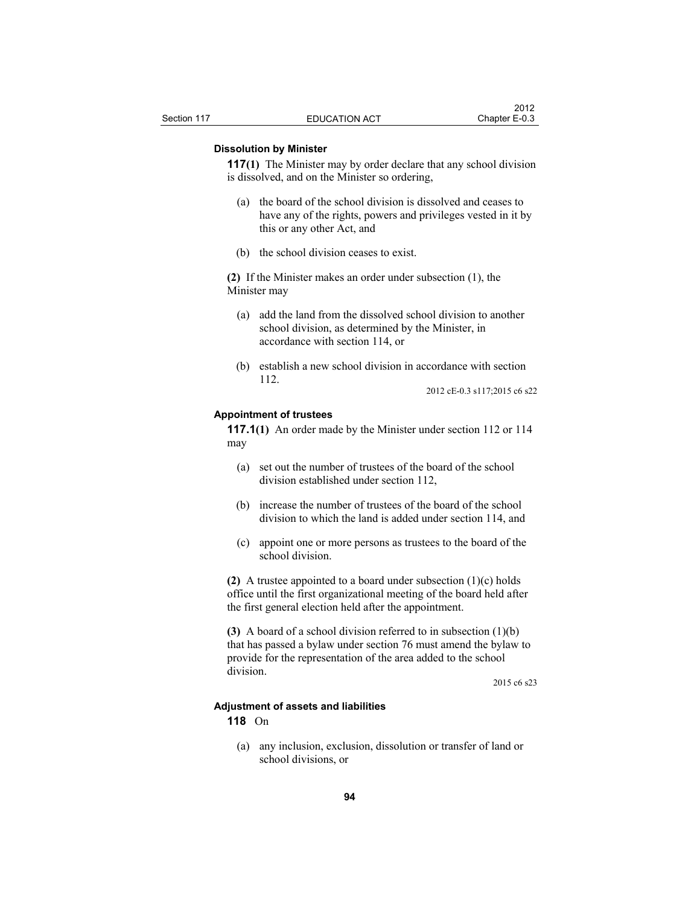**Dissolution by Minister**

**117(1)** The Minister may by order declare that any school division is dissolved, and on the Minister so ordering,

(a) the board of the school division is dissolved and ceases to have any of the rights, powers and privileges vested in it by this or any other Act, and

(b) the school division ceases to exist.

**(2)** If the Minister makes an order under subsection (1), the Minister may

(a) add the land from the dissolved school division to another school division, as determined by the Minister, in accordance with section 114, or

(b) establish a new school division in accordance with section 112.

2012 cE-0.3 s117;2015 c6 s22

**Appointment of trustees**

**117.1(1)** An order made by the Minister under section 112 or 114 may

(a) set out the number of trustees of the board of the school division established under section 112,

(b) increase the number of trustees of the board of the school division to which the land is added under section 114, and

(c) appoint one or more persons as trustees to the board of the school division.

**(2)** A trustee appointed to a board under subsection (1)(c) holds office until the first organizational meeting of the board held after the first general election held after the appointment.

**(3)** A board of a school division referred to in subsection (1)(b) that has passed a bylaw under section 76 must amend the bylaw to provide for the representation of the area added to the school division.

2015 c6 s23

**Adjustment of assets and liabilities**

**118** On

(a) any inclusion, exclusion, dissolution or transfer of land or school divisions, or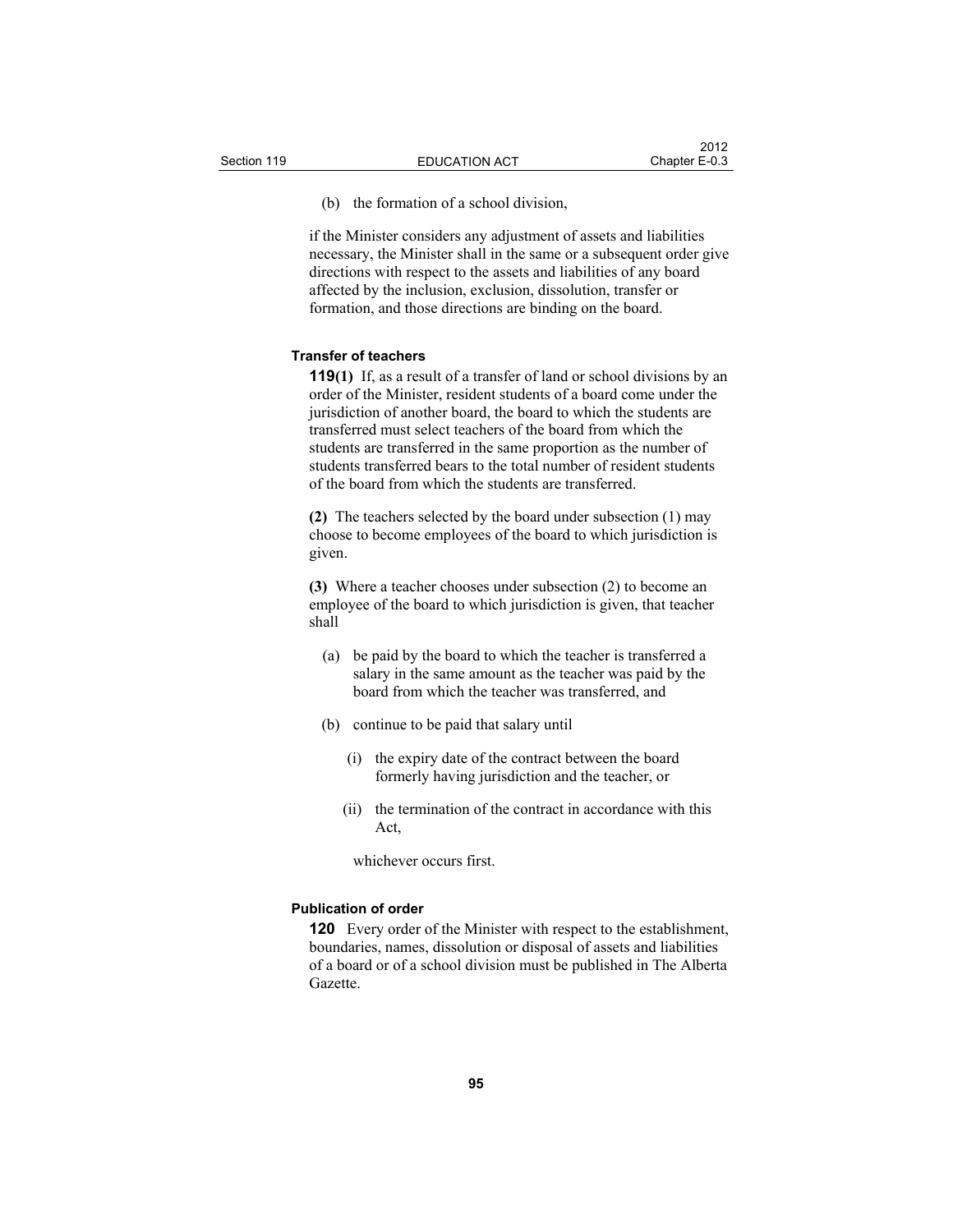(b) the formation of a school division,

if the Minister considers any adjustment of assets and liabilities necessary, the Minister shall in the same or a subsequent order give directions with respect to the assets and liabilities of any board affected by the inclusion, exclusion, dissolution, transfer or formation, and those directions are binding on the board.

**Transfer of teachers**

**119(1)** If, as a result of a transfer of land or school divisions by an order of the Minister, resident students of a board come under the jurisdiction of another board, the board to which the students are transferred must select teachers of the board from which the students are transferred in the same proportion as the number of students transferred bears to the total number of resident students of the board from which the students are transferred.

**(2)** The teachers selected by the board under subsection (1) may choose to become employees of the board to which jurisdiction is given.

**(3)** Where a teacher chooses under subsection (2) to become an employee of the board to which jurisdiction is given, that teacher shall

- (a) be paid by the board to which the teacher is transferred a salary in the same amount as the teacher was paid by the board from which the teacher was transferred, and
- (b) continue to be paid that salary until
  - (i) the expiry date of the contract between the board formerly having jurisdiction and the teacher, or
  - (ii) the termination of the contract in accordance with this Act,

  whichever occurs first.

**Publication of order**

**120** Every order of the Minister with respect to the establishment, boundaries, names, dissolution or disposal of assets and liabilities of a board or of a school division must be published in The Alberta Gazette.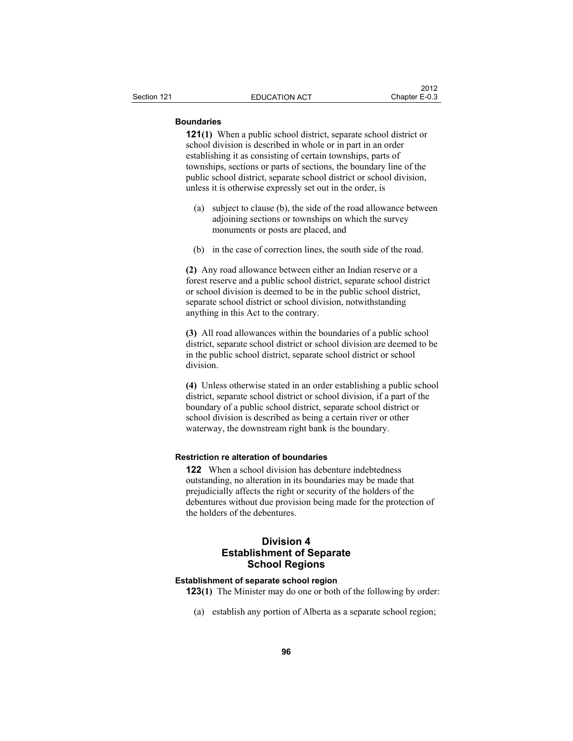**Boundaries**

**121(1)** When a public school district, separate school district or school division is described in whole or in part in an order establishing it as consisting of certain townships, parts of townships, sections or parts of sections, the boundary line of the public school district, separate school district or school division, unless it is otherwise expressly set out in the order, is

(a) subject to clause (b), the side of the road allowance between adjoining sections or townships on which the survey monuments or posts are placed, and

(b) in the case of correction lines, the south side of the road.

**(2)** Any road allowance between either an Indian reserve or a forest reserve and a public school district, separate school district or school division is deemed to be in the public school district, separate school district or school division, notwithstanding anything in this Act to the contrary.

**(3)** All road allowances within the boundaries of a public school district, separate school district or school division are deemed to be in the public school district, separate school district or school division.

**(4)** Unless otherwise stated in an order establishing a public school district, separate school district or school division, if a part of the boundary of a public school district, separate school district or school division is described as being a certain river or other waterway, the downstream right bank is the boundary.

**Restriction re alteration of boundaries**

**122** When a school division has debenture indebtedness outstanding, no alteration in its boundaries may be made that prejudicially affects the right or security of the holders of the debentures without due provision being made for the protection of the holders of the debentures.

## Division 4
## Establishment of Separate School Regions

**Establishment of separate school region**

**123(1)** The Minister may do one or both of the following by order:

(a) establish any portion of Alberta as a separate school region;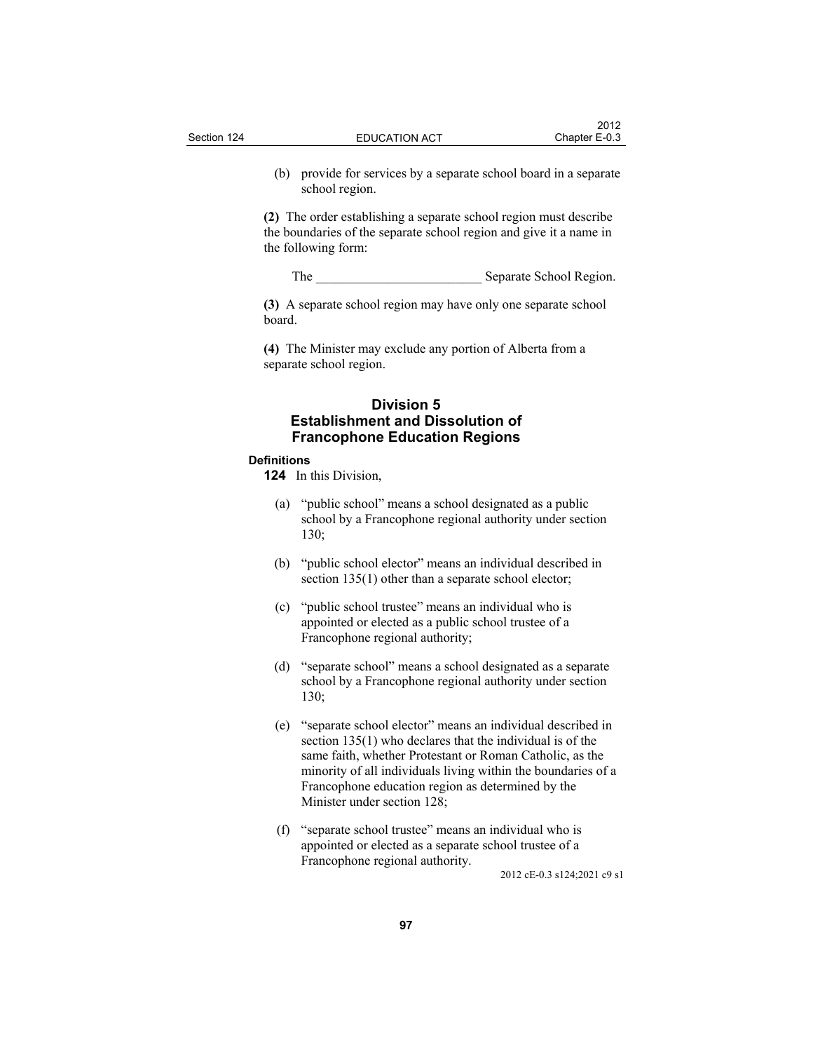(b) provide for services by a separate school board in a separate school region.

**(2)** The order establishing a separate school region must describe the boundaries of the separate school region and give it a name in the following form:

The ________________________ Separate School Region.

**(3)** A separate school region may have only one separate school board.

**(4)** The Minister may exclude any portion of Alberta from a separate school region.

## Division 5
## Establishment and Dissolution of Francophone Education Regions

**Definitions**

**124** In this Division,

(a) "public school" means a school designated as a public school by a Francophone regional authority under section 130;

(b) "public school elector" means an individual described in section 135(1) other than a separate school elector;

(c) "public school trustee" means an individual who is appointed or elected as a public school trustee of a Francophone regional authority;

(d) "separate school" means a school designated as a separate school by a Francophone regional authority under section 130;

(e) "separate school elector" means an individual described in section 135(1) who declares that the individual is of the same faith, whether Protestant or Roman Catholic, as the minority of all individuals living within the boundaries of a Francophone education region as determined by the Minister under section 128;

(f) "separate school trustee" means an individual who is appointed or elected as a separate school trustee of a Francophone regional authority.

2012 cE-0.3 s124;2021 c9 s1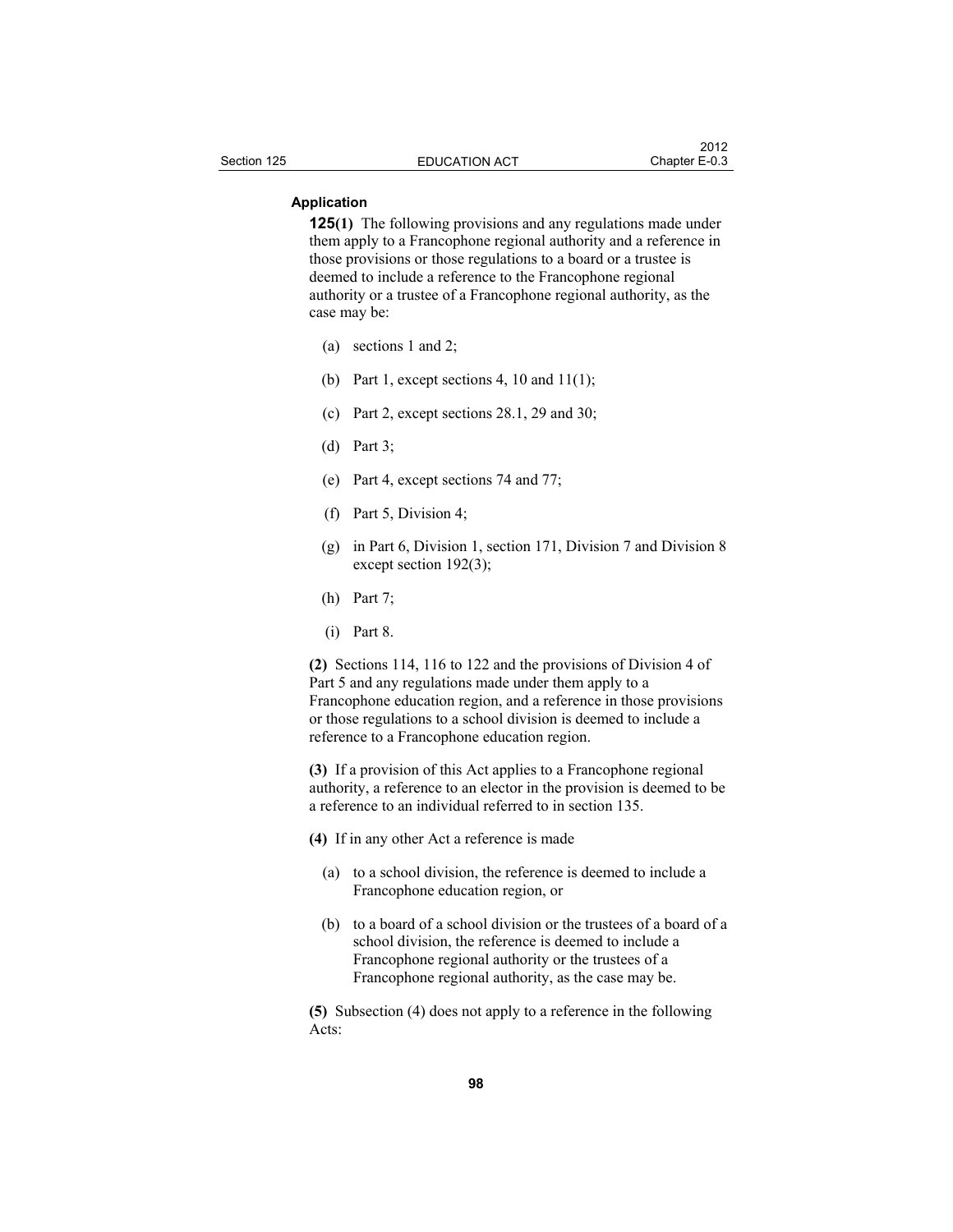**Application**

**125(1)** The following provisions and any regulations made under them apply to a Francophone regional authority and a reference in those provisions or those regulations to a board or a trustee is deemed to include a reference to the Francophone regional authority or a trustee of a Francophone regional authority, as the case may be:

(a) sections 1 and 2;

(b) Part 1, except sections 4, 10 and 11(1);

(c) Part 2, except sections 28.1, 29 and 30;

(d) Part 3;

(e) Part 4, except sections 74 and 77;

(f) Part 5, Division 4;

(g) in Part 6, Division 1, section 171, Division 7 and Division 8 except section 192(3);

(h) Part 7;

(i) Part 8.

**(2)** Sections 114, 116 to 122 and the provisions of Division 4 of Part 5 and any regulations made under them apply to a Francophone education region, and a reference in those provisions or those regulations to a school division is deemed to include a reference to a Francophone education region.

**(3)** If a provision of this Act applies to a Francophone regional authority, a reference to an elector in the provision is deemed to be a reference to an individual referred to in section 135.

**(4)** If in any other Act a reference is made

(a) to a school division, the reference is deemed to include a Francophone education region, or

(b) to a board of a school division or the trustees of a board of a school division, the reference is deemed to include a Francophone regional authority or the trustees of a Francophone regional authority, as the case may be.

**(5)** Subsection (4) does not apply to a reference in the following Acts: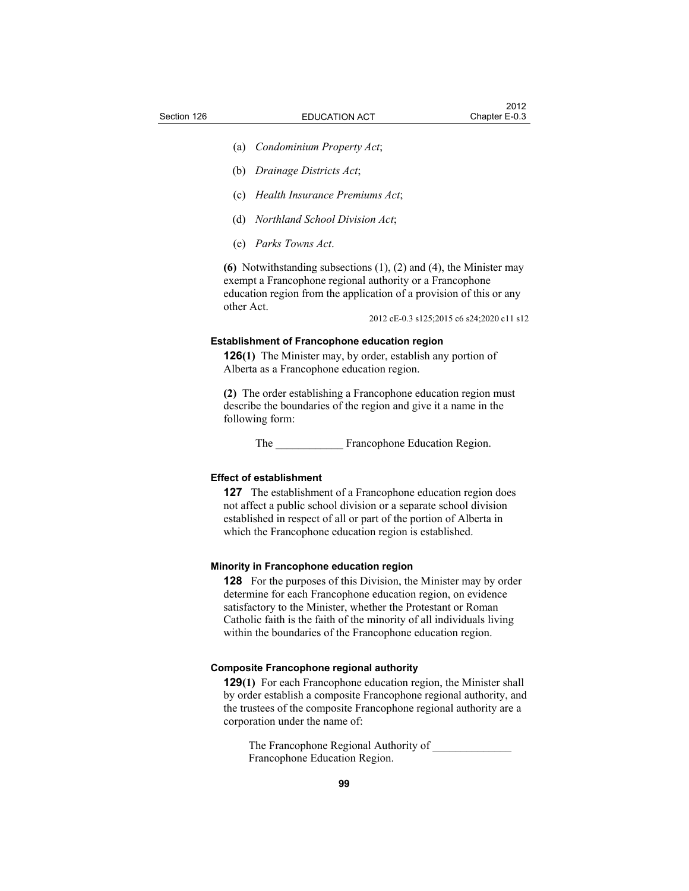(a) *Condominium Property Act*;

(b) *Drainage Districts Act*;

(c) *Health Insurance Premiums Act*;

(d) *Northland School Division Act*;

(e) *Parks Towns Act*.

**(6)** Notwithstanding subsections (1), (2) and (4), the Minister may exempt a Francophone regional authority or a Francophone education region from the application of a provision of this or any other Act.

2012 cE-0.3 s125;2015 c6 s24;2020 c11 s12

#### Establishment of Francophone education region

**126(1)** The Minister may, by order, establish any portion of Alberta as a Francophone education region.

**(2)** The order establishing a Francophone education region must describe the boundaries of the region and give it a name in the following form:

The ____________ Francophone Education Region.

#### Effect of establishment

**127** The establishment of a Francophone education region does not affect a public school division or a separate school division established in respect of all or part of the portion of Alberta in which the Francophone education region is established.

#### Minority in Francophone education region

**128** For the purposes of this Division, the Minister may by order determine for each Francophone education region, on evidence satisfactory to the Minister, whether the Protestant or Roman Catholic faith is the faith of the minority of all individuals living within the boundaries of the Francophone education region.

#### Composite Francophone regional authority

**129(1)** For each Francophone education region, the Minister shall by order establish a composite Francophone regional authority, and the trustees of the composite Francophone regional authority are a corporation under the name of:

The Francophone Regional Authority of ______________ Francophone Education Region.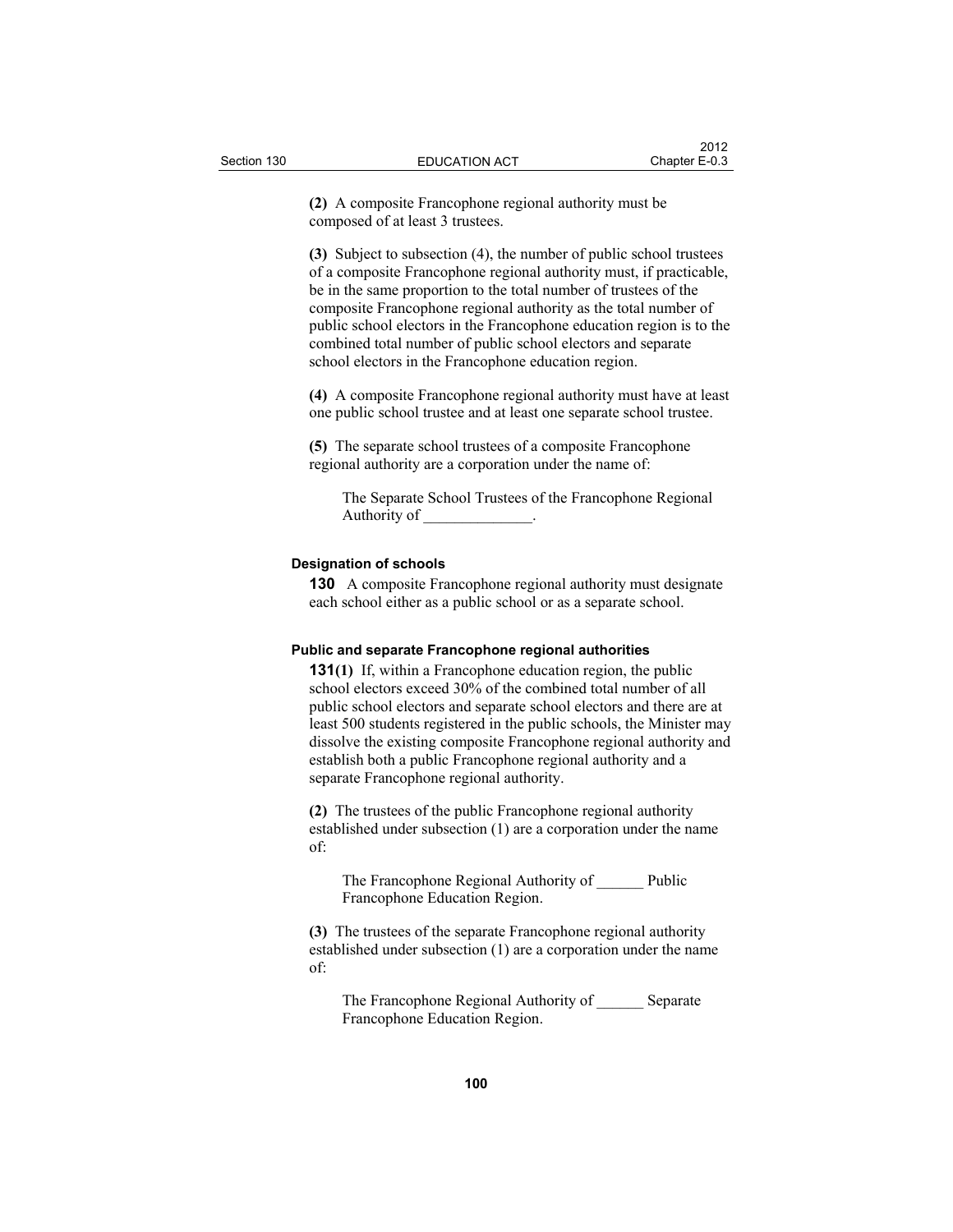**(2)** A composite Francophone regional authority must be composed of at least 3 trustees.

**(3)** Subject to subsection (4), the number of public school trustees of a composite Francophone regional authority must, if practicable, be in the same proportion to the total number of trustees of the composite Francophone regional authority as the total number of public school electors in the Francophone education region is to the combined total number of public school electors and separate school electors in the Francophone education region.

**(4)** A composite Francophone regional authority must have at least one public school trustee and at least one separate school trustee.

**(5)** The separate school trustees of a composite Francophone regional authority are a corporation under the name of:

> The Separate School Trustees of the Francophone Regional Authority of ______________.

#### Designation of schools

**130** A composite Francophone regional authority must designate each school either as a public school or as a separate school.

#### Public and separate Francophone regional authorities

**131(1)** If, within a Francophone education region, the public school electors exceed 30% of the combined total number of all public school electors and separate school electors and there are at least 500 students registered in the public schools, the Minister may dissolve the existing composite Francophone regional authority and establish both a public Francophone regional authority and a separate Francophone regional authority.

**(2)** The trustees of the public Francophone regional authority established under subsection (1) are a corporation under the name of:

> The Francophone Regional Authority of ______ Public Francophone Education Region.

**(3)** The trustees of the separate Francophone regional authority established under subsection (1) are a corporation under the name of:

> The Francophone Regional Authority of ______ Separate Francophone Education Region.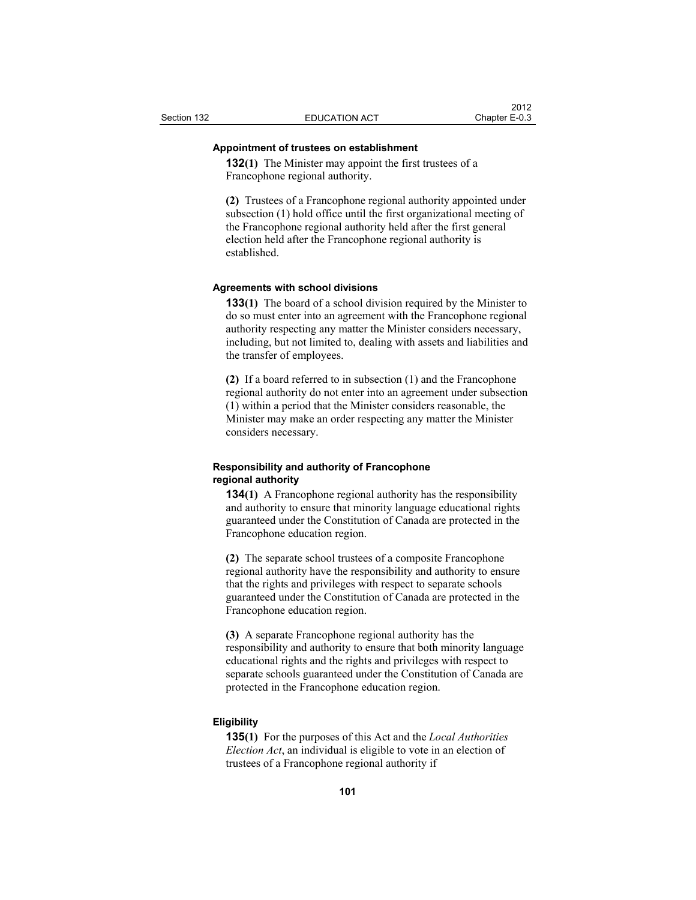**Appointment of trustees on establishment**

**132(1)** The Minister may appoint the first trustees of a Francophone regional authority.

**(2)** Trustees of a Francophone regional authority appointed under subsection (1) hold office until the first organizational meeting of the Francophone regional authority held after the first general election held after the Francophone regional authority is established.

**Agreements with school divisions**

**133(1)** The board of a school division required by the Minister to do so must enter into an agreement with the Francophone regional authority respecting any matter the Minister considers necessary, including, but not limited to, dealing with assets and liabilities and the transfer of employees.

**(2)** If a board referred to in subsection (1) and the Francophone regional authority do not enter into an agreement under subsection (1) within a period that the Minister considers reasonable, the Minister may make an order respecting any matter the Minister considers necessary.

**Responsibility and authority of Francophone regional authority**

**134(1)** A Francophone regional authority has the responsibility and authority to ensure that minority language educational rights guaranteed under the Constitution of Canada are protected in the Francophone education region.

**(2)** The separate school trustees of a composite Francophone regional authority have the responsibility and authority to ensure that the rights and privileges with respect to separate schools guaranteed under the Constitution of Canada are protected in the Francophone education region.

**(3)** A separate Francophone regional authority has the responsibility and authority to ensure that both minority language educational rights and the rights and privileges with respect to separate schools guaranteed under the Constitution of Canada are protected in the Francophone education region.

**Eligibility**

**135(1)** For the purposes of this Act and the *Local Authorities Election Act*, an individual is eligible to vote in an election of trustees of a Francophone regional authority if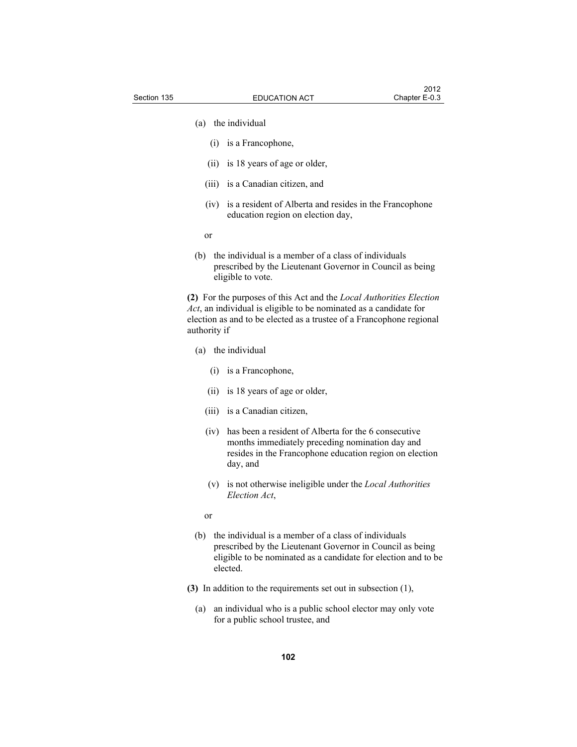(a) the individual

(i) is a Francophone,

(ii) is 18 years of age or older,

(iii) is a Canadian citizen, and

(iv) is a resident of Alberta and resides in the Francophone education region on election day,

or

(b) the individual is a member of a class of individuals prescribed by the Lieutenant Governor in Council as being eligible to vote.

**(2)** For the purposes of this Act and the *Local Authorities Election Act*, an individual is eligible to be nominated as a candidate for election as and to be elected as a trustee of a Francophone regional authority if

(a) the individual

(i) is a Francophone,

(ii) is 18 years of age or older,

(iii) is a Canadian citizen,

(iv) has been a resident of Alberta for the 6 consecutive months immediately preceding nomination day and resides in the Francophone education region on election day, and

(v) is not otherwise ineligible under the *Local Authorities Election Act*,

or

(b) the individual is a member of a class of individuals prescribed by the Lieutenant Governor in Council as being eligible to be nominated as a candidate for election and to be elected.

**(3)** In addition to the requirements set out in subsection (1),

(a) an individual who is a public school elector may only vote for a public school trustee, and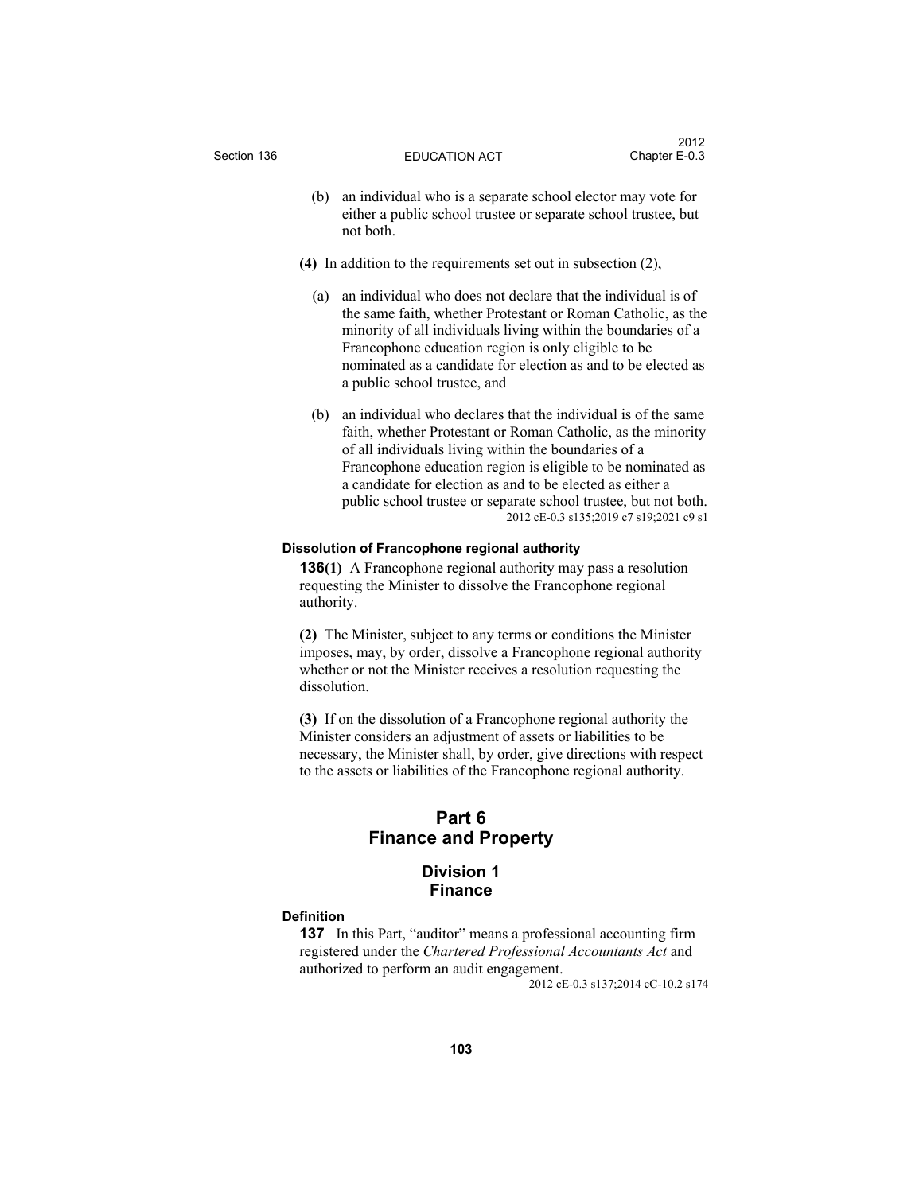(b) an individual who is a separate school elector may vote for either a public school trustee or separate school trustee, but not both.

**(4)** In addition to the requirements set out in subsection (2),

(a) an individual who does not declare that the individual is of the same faith, whether Protestant or Roman Catholic, as the minority of all individuals living within the boundaries of a Francophone education region is only eligible to be nominated as a candidate for election as and to be elected as a public school trustee, and

(b) an individual who declares that the individual is of the same faith, whether Protestant or Roman Catholic, as the minority of all individuals living within the boundaries of a Francophone education region is eligible to be nominated as a candidate for election as and to be elected as either a public school trustee or separate school trustee, but not both.

2012 cE-0.3 s135;2019 c7 s19;2021 c9 s1

#### Dissolution of Francophone regional authority

**136(1)** A Francophone regional authority may pass a resolution requesting the Minister to dissolve the Francophone regional authority.

**(2)** The Minister, subject to any terms or conditions the Minister imposes, may, by order, dissolve a Francophone regional authority whether or not the Minister receives a resolution requesting the dissolution.

**(3)** If on the dissolution of a Francophone regional authority the Minister considers an adjustment of assets or liabilities to be necessary, the Minister shall, by order, give directions with respect to the assets or liabilities of the Francophone regional authority.

# Part 6 Finance and Property

## Division 1 Finance

#### Definition

**137** In this Part, "auditor" means a professional accounting firm registered under the *Chartered Professional Accountants Act* and authorized to perform an audit engagement.

2012 cE-0.3 s137;2014 cC-10.2 s174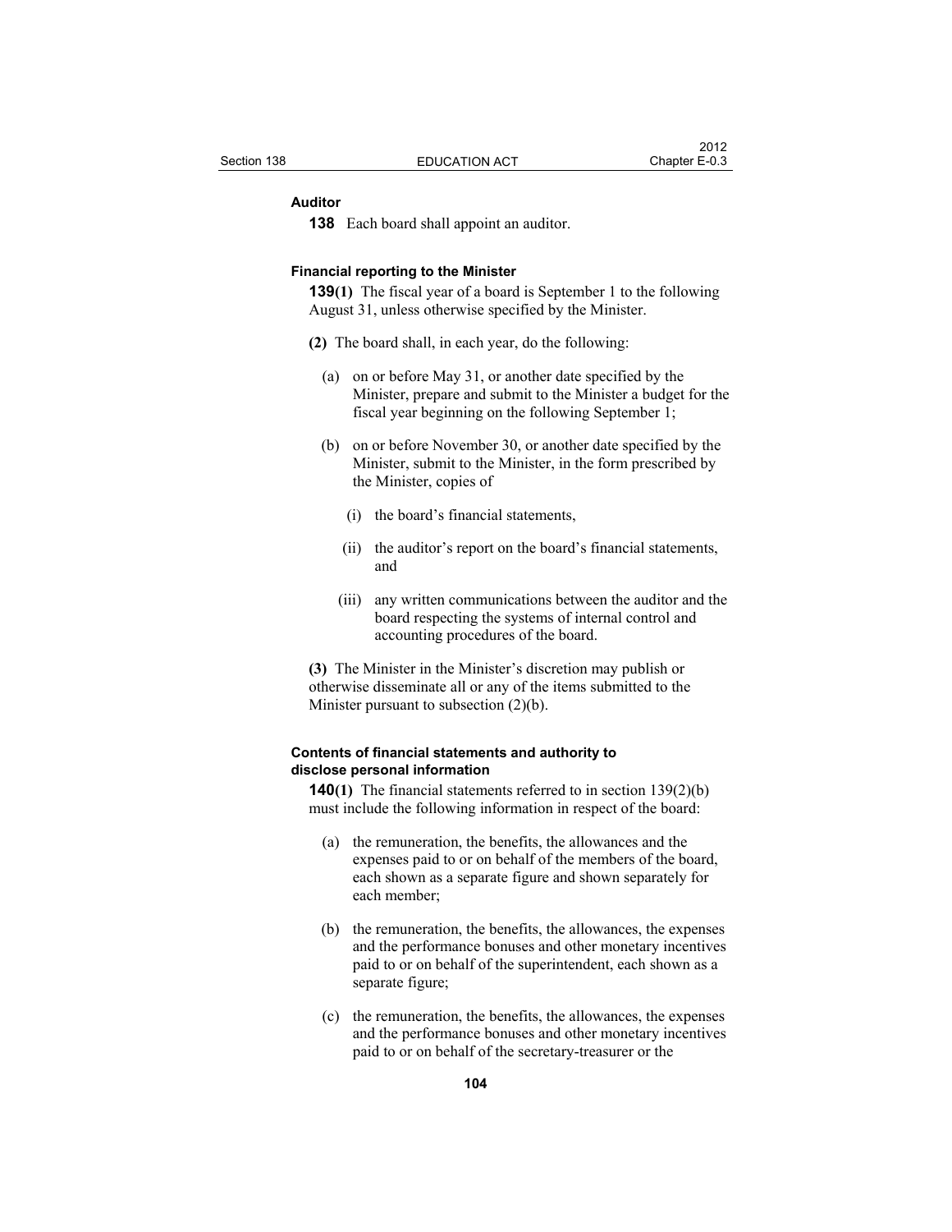### Auditor

**138** Each board shall appoint an auditor.

### Financial reporting to the Minister

**139(1)** The fiscal year of a board is September 1 to the following August 31, unless otherwise specified by the Minister.

**(2)** The board shall, in each year, do the following:

(a) on or before May 31, or another date specified by the Minister, prepare and submit to the Minister a budget for the fiscal year beginning on the following September 1;

(b) on or before November 30, or another date specified by the Minister, submit to the Minister, in the form prescribed by the Minister, copies of

(i) the board's financial statements,

(ii) the auditor's report on the board's financial statements, and

(iii) any written communications between the auditor and the board respecting the systems of internal control and accounting procedures of the board.

**(3)** The Minister in the Minister's discretion may publish or otherwise disseminate all or any of the items submitted to the Minister pursuant to subsection (2)(b).

### Contents of financial statements and authority to disclose personal information

**140(1)** The financial statements referred to in section 139(2)(b) must include the following information in respect of the board:

(a) the remuneration, the benefits, the allowances and the expenses paid to or on behalf of the members of the board, each shown as a separate figure and shown separately for each member;

(b) the remuneration, the benefits, the allowances, the expenses and the performance bonuses and other monetary incentives paid to or on behalf of the superintendent, each shown as a separate figure;

(c) the remuneration, the benefits, the allowances, the expenses and the performance bonuses and other monetary incentives paid to or on behalf of the secretary-treasurer or the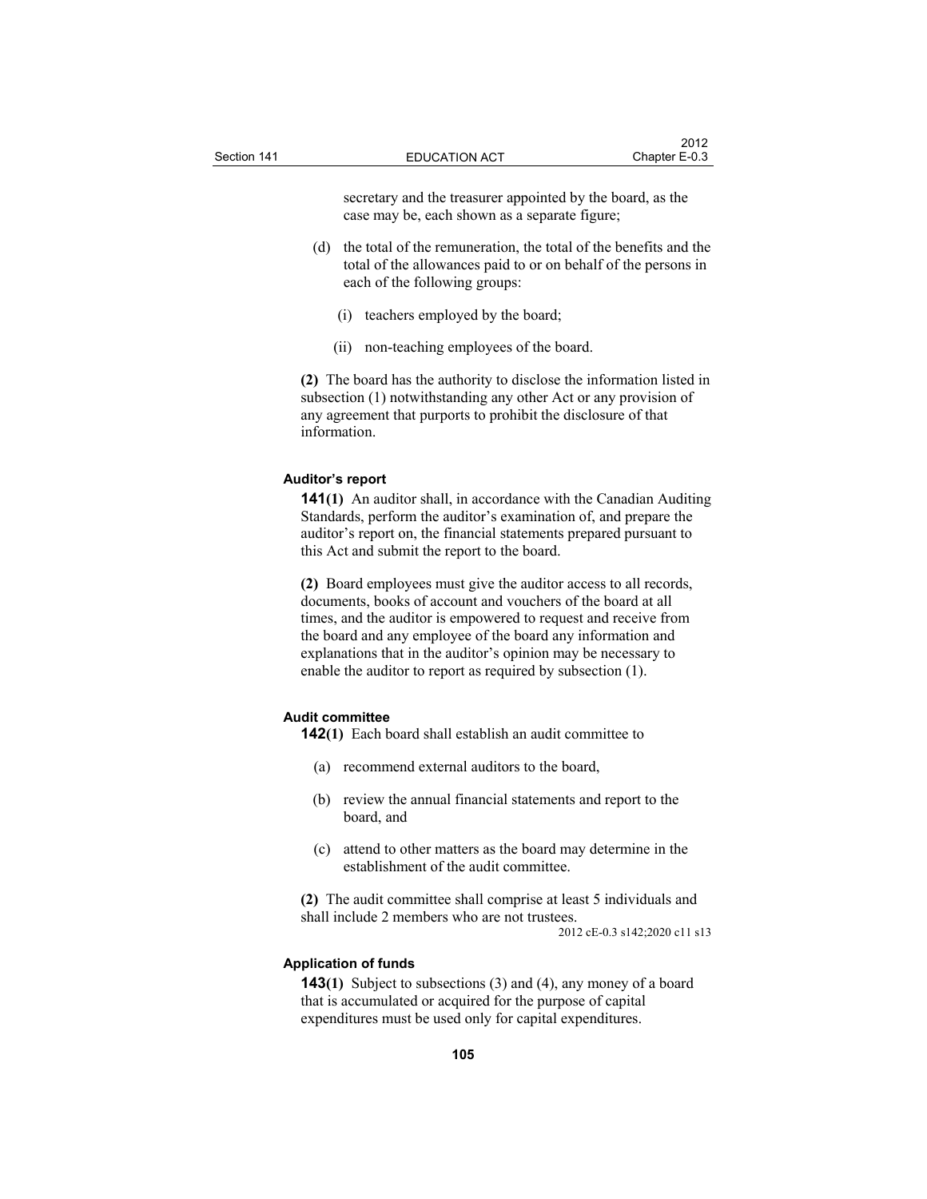secretary and the treasurer appointed by the board, as the case may be, each shown as a separate figure;

(d) the total of the remuneration, the total of the benefits and the total of the allowances paid to or on behalf of the persons in each of the following groups:

(i) teachers employed by the board;

(ii) non-teaching employees of the board.

**(2)** The board has the authority to disclose the information listed in subsection (1) notwithstanding any other Act or any provision of any agreement that purports to prohibit the disclosure of that information.

#### Auditor's report

**141(1)** An auditor shall, in accordance with the Canadian Auditing Standards, perform the auditor's examination of, and prepare the auditor's report on, the financial statements prepared pursuant to this Act and submit the report to the board.

**(2)** Board employees must give the auditor access to all records, documents, books of account and vouchers of the board at all times, and the auditor is empowered to request and receive from the board and any employee of the board any information and explanations that in the auditor's opinion may be necessary to enable the auditor to report as required by subsection (1).

#### Audit committee

**142(1)** Each board shall establish an audit committee to

(a) recommend external auditors to the board,

(b) review the annual financial statements and report to the board, and

(c) attend to other matters as the board may determine in the establishment of the audit committee.

**(2)** The audit committee shall comprise at least 5 individuals and shall include 2 members who are not trustees.

2012 cE-0.3 s142;2020 c11 s13

#### Application of funds

**143(1)** Subject to subsections (3) and (4), any money of a board that is accumulated or acquired for the purpose of capital expenditures must be used only for capital expenditures.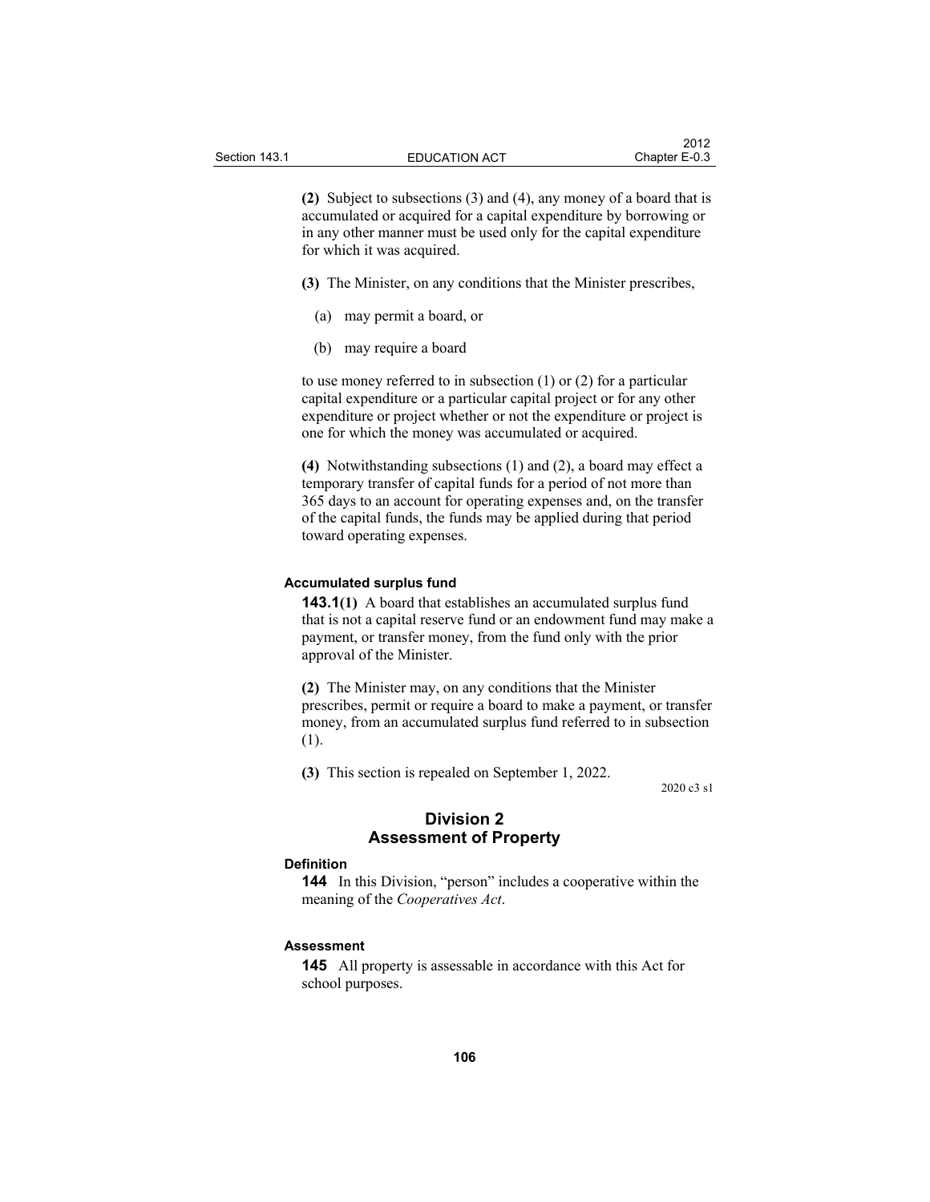(2) Subject to subsections (3) and (4), any money of a board that is accumulated or acquired for a capital expenditure by borrowing or in any other manner must be used only for the capital expenditure for which it was acquired.

(3) The Minister, on any conditions that the Minister prescribes,

(a) may permit a board, or

(b) may require a board

to use money referred to in subsection (1) or (2) for a particular capital expenditure or a particular capital project or for any other expenditure or project whether or not the expenditure or project is one for which the money was accumulated or acquired.

(4) Notwithstanding subsections (1) and (2), a board may effect a temporary transfer of capital funds for a period of not more than 365 days to an account for operating expenses and, on the transfer of the capital funds, the funds may be applied during that period toward operating expenses.

**Accumulated surplus fund**

**143.1(1)** A board that establishes an accumulated surplus fund that is not a capital reserve fund or an endowment fund may make a payment, or transfer money, from the fund only with the prior approval of the Minister.

(2) The Minister may, on any conditions that the Minister prescribes, permit or require a board to make a payment, or transfer money, from an accumulated surplus fund referred to in subsection (1).

(3) This section is repealed on September 1, 2022.

2020 c3 s1

## Division 2
## Assessment of Property

**Definition**

**144** In this Division, "person" includes a cooperative within the meaning of the *Cooperatives Act*.

**Assessment**

**145** All property is assessable in accordance with this Act for school purposes.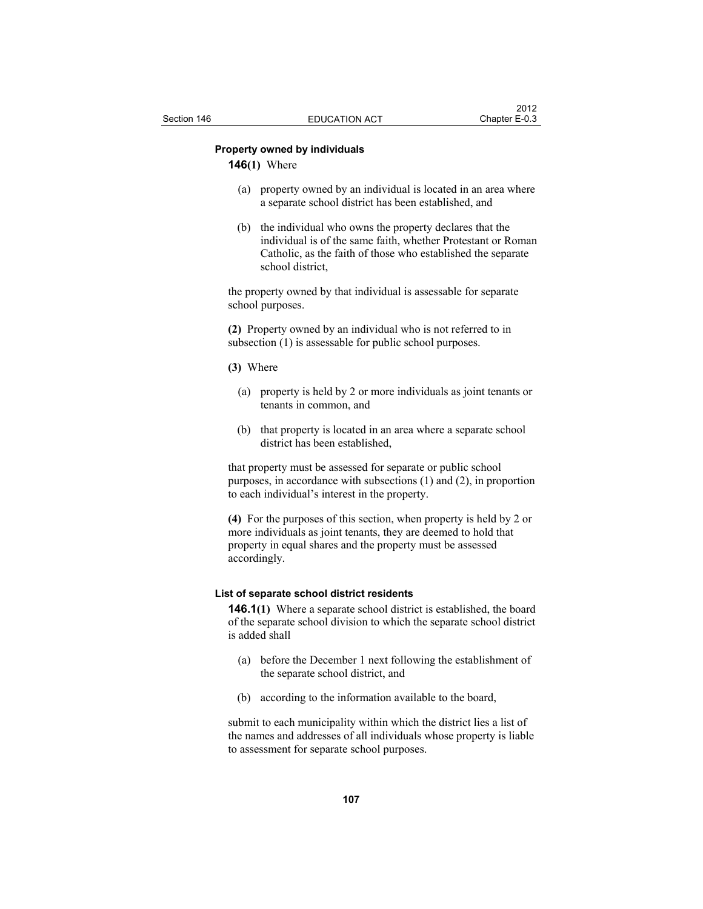### Property owned by individuals

**146(1)** Where

(a) property owned by an individual is located in an area where a separate school district has been established, and

(b) the individual who owns the property declares that the individual is of the same faith, whether Protestant or Roman Catholic, as the faith of those who established the separate school district,

the property owned by that individual is assessable for separate school purposes.

**(2)** Property owned by an individual who is not referred to in subsection (1) is assessable for public school purposes.

**(3)** Where

(a) property is held by 2 or more individuals as joint tenants or tenants in common, and

(b) that property is located in an area where a separate school district has been established,

that property must be assessed for separate or public school purposes, in accordance with subsections (1) and (2), in proportion to each individual's interest in the property.

**(4)** For the purposes of this section, when property is held by 2 or more individuals as joint tenants, they are deemed to hold that property in equal shares and the property must be assessed accordingly.

### List of separate school district residents

**146.1(1)** Where a separate school district is established, the board of the separate school division to which the separate school district is added shall

(a) before the December 1 next following the establishment of the separate school district, and

(b) according to the information available to the board,

submit to each municipality within which the district lies a list of the names and addresses of all individuals whose property is liable to assessment for separate school purposes.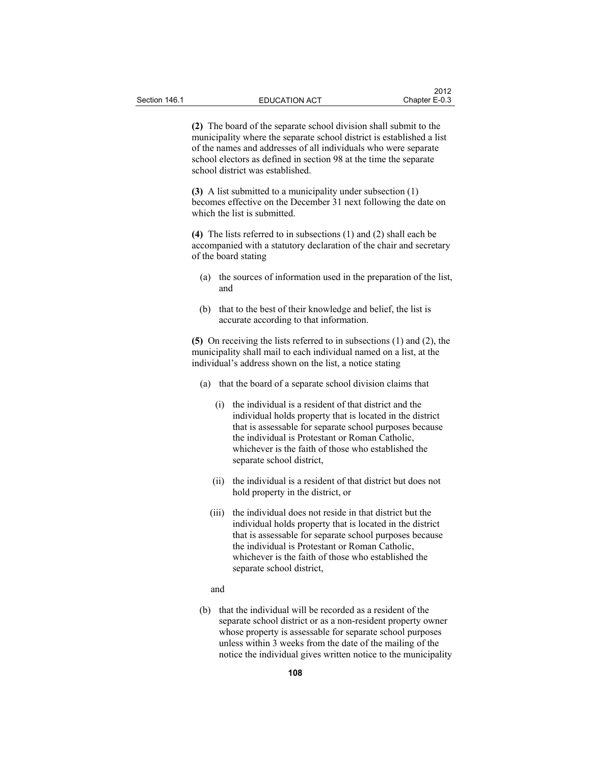**(2)** The board of the separate school division shall submit to the municipality where the separate school district is established a list of the names and addresses of all individuals who were separate school electors as defined in section 98 at the time the separate school district was established.

**(3)** A list submitted to a municipality under subsection (1) becomes effective on the December 31 next following the date on which the list is submitted.

**(4)** The lists referred to in subsections (1) and (2) shall each be accompanied with a statutory declaration of the chair and secretary of the board stating

(a) the sources of information used in the preparation of the list, and

(b) that to the best of their knowledge and belief, the list is accurate according to that information.

**(5)** On receiving the lists referred to in subsections (1) and (2), the municipality shall mail to each individual named on a list, at the individual's address shown on the list, a notice stating

(a) that the board of a separate school division claims that

(i) the individual is a resident of that district and the individual holds property that is located in the district that is assessable for separate school purposes because the individual is Protestant or Roman Catholic, whichever is the faith of those who established the separate school district,

(ii) the individual is a resident of that district but does not hold property in the district, or

(iii) the individual does not reside in that district but the individual holds property that is located in the district that is assessable for separate school purposes because the individual is Protestant or Roman Catholic, whichever is the faith of those who established the separate school district,

and

(b) that the individual will be recorded as a resident of the separate school district or as a non-resident property owner whose property is assessable for separate school purposes unless within 3 weeks from the date of the mailing of the notice the individual gives written notice to the municipality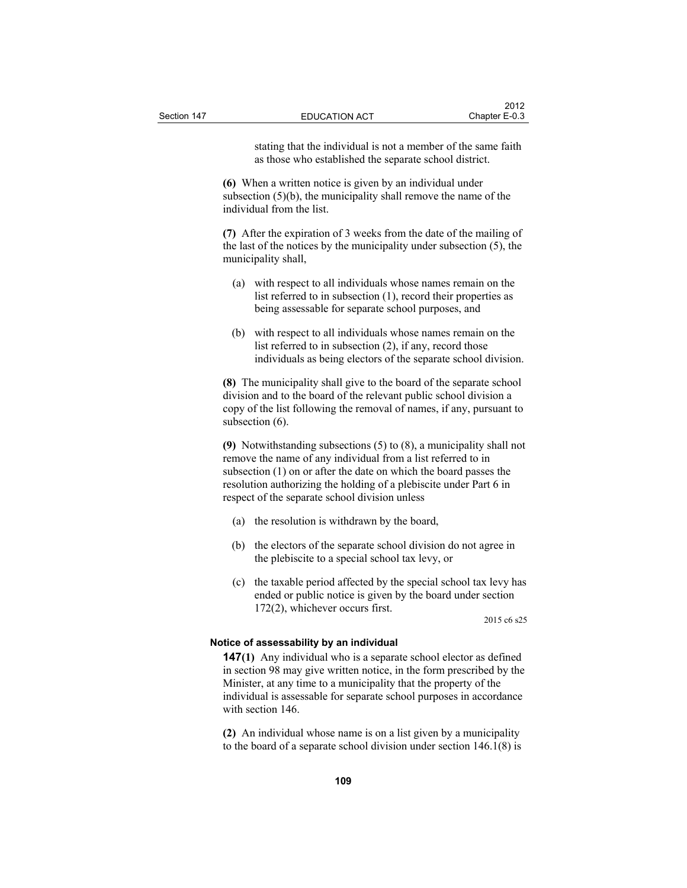stating that the individual is not a member of the same faith as those who established the separate school district.

**(6)** When a written notice is given by an individual under subsection (5)(b), the municipality shall remove the name of the individual from the list.

**(7)** After the expiration of 3 weeks from the date of the mailing of the last of the notices by the municipality under subsection (5), the municipality shall,

(a) with respect to all individuals whose names remain on the list referred to in subsection (1), record their properties as being assessable for separate school purposes, and

(b) with respect to all individuals whose names remain on the list referred to in subsection (2), if any, record those individuals as being electors of the separate school division.

**(8)** The municipality shall give to the board of the separate school division and to the board of the relevant public school division a copy of the list following the removal of names, if any, pursuant to subsection (6).

**(9)** Notwithstanding subsections (5) to (8), a municipality shall not remove the name of any individual from a list referred to in subsection (1) on or after the date on which the board passes the resolution authorizing the holding of a plebiscite under Part 6 in respect of the separate school division unless

(a) the resolution is withdrawn by the board,

(b) the electors of the separate school division do not agree in the plebiscite to a special school tax levy, or

(c) the taxable period affected by the special school tax levy has ended or public notice is given by the board under section 172(2), whichever occurs first.

2015 c6 s25

**Notice of assessability by an individual**

**147(1)** Any individual who is a separate school elector as defined in section 98 may give written notice, in the form prescribed by the Minister, at any time to a municipality that the property of the individual is assessable for separate school purposes in accordance with section 146.

**(2)** An individual whose name is on a list given by a municipality to the board of a separate school division under section 146.1(8) is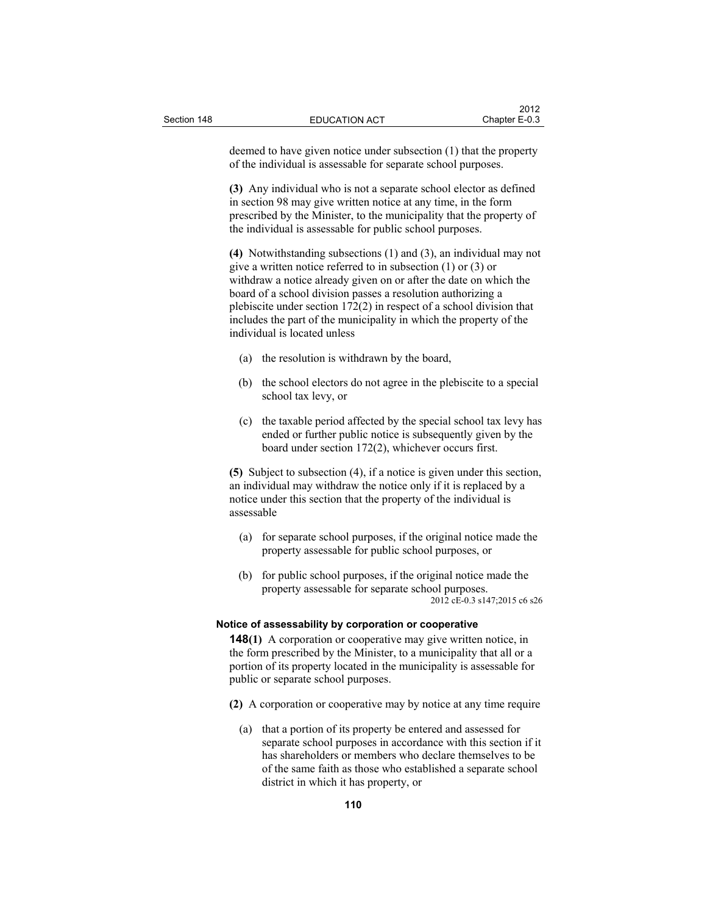deemed to have given notice under subsection (1) that the property of the individual is assessable for separate school purposes.

**(3)** Any individual who is not a separate school elector as defined in section 98 may give written notice at any time, in the form prescribed by the Minister, to the municipality that the property of the individual is assessable for public school purposes.

**(4)** Notwithstanding subsections (1) and (3), an individual may not give a written notice referred to in subsection (1) or (3) or withdraw a notice already given on or after the date on which the board of a school division passes a resolution authorizing a plebiscite under section 172(2) in respect of a school division that includes the part of the municipality in which the property of the individual is located unless

(a) the resolution is withdrawn by the board,

(b) the school electors do not agree in the plebiscite to a special school tax levy, or

(c) the taxable period affected by the special school tax levy has ended or further public notice is subsequently given by the board under section 172(2), whichever occurs first.

**(5)** Subject to subsection (4), if a notice is given under this section, an individual may withdraw the notice only if it is replaced by a notice under this section that the property of the individual is assessable

(a) for separate school purposes, if the original notice made the property assessable for public school purposes, or

(b) for public school purposes, if the original notice made the property assessable for separate school purposes.

2012 cE-0.3 s147;2015 c6 s26

#### Notice of assessability by corporation or cooperative

**148(1)** A corporation or cooperative may give written notice, in the form prescribed by the Minister, to a municipality that all or a portion of its property located in the municipality is assessable for public or separate school purposes.

**(2)** A corporation or cooperative may by notice at any time require

(a) that a portion of its property be entered and assessed for separate school purposes in accordance with this section if it has shareholders or members who declare themselves to be of the same faith as those who established a separate school district in which it has property, or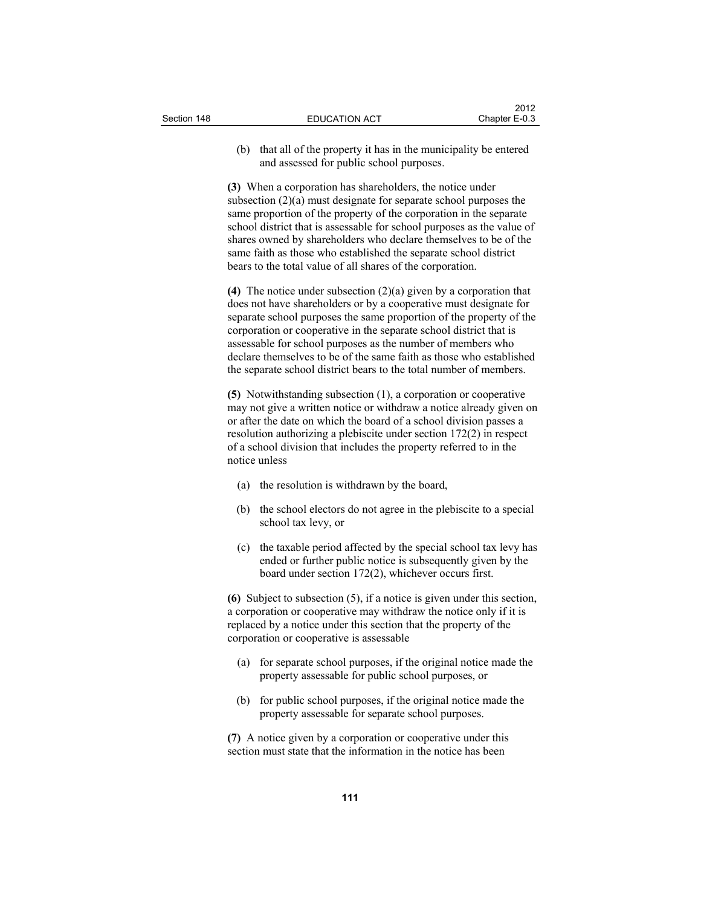(b) that all of the property it has in the municipality be entered and assessed for public school purposes.

**(3)** When a corporation has shareholders, the notice under subsection (2)(a) must designate for separate school purposes the same proportion of the property of the corporation in the separate school district that is assessable for school purposes as the value of shares owned by shareholders who declare themselves to be of the same faith as those who established the separate school district bears to the total value of all shares of the corporation.

**(4)** The notice under subsection (2)(a) given by a corporation that does not have shareholders or by a cooperative must designate for separate school purposes the same proportion of the property of the corporation or cooperative in the separate school district that is assessable for school purposes as the number of members who declare themselves to be of the same faith as those who established the separate school district bears to the total number of members.

**(5)** Notwithstanding subsection (1), a corporation or cooperative may not give a written notice or withdraw a notice already given on or after the date on which the board of a school division passes a resolution authorizing a plebiscite under section 172(2) in respect of a school division that includes the property referred to in the notice unless

(a) the resolution is withdrawn by the board,

(b) the school electors do not agree in the plebiscite to a special school tax levy, or

(c) the taxable period affected by the special school tax levy has ended or further public notice is subsequently given by the board under section 172(2), whichever occurs first.

**(6)** Subject to subsection (5), if a notice is given under this section, a corporation or cooperative may withdraw the notice only if it is replaced by a notice under this section that the property of the corporation or cooperative is assessable

(a) for separate school purposes, if the original notice made the property assessable for public school purposes, or

(b) for public school purposes, if the original notice made the property assessable for separate school purposes.

**(7)** A notice given by a corporation or cooperative under this section must state that the information in the notice has been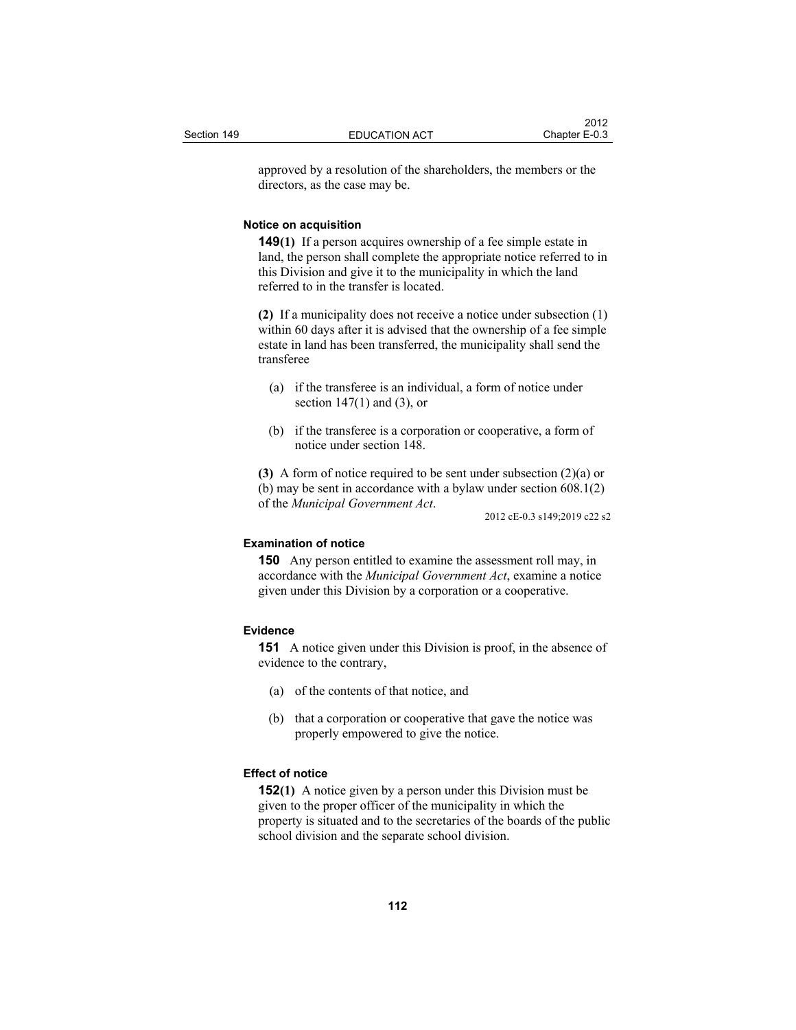approved by a resolution of the shareholders, the members or the directors, as the case may be.

**Notice on acquisition**

**149(1)** If a person acquires ownership of a fee simple estate in land, the person shall complete the appropriate notice referred to in this Division and give it to the municipality in which the land referred to in the transfer is located.

**(2)** If a municipality does not receive a notice under subsection (1) within 60 days after it is advised that the ownership of a fee simple estate in land has been transferred, the municipality shall send the transferee

(a) if the transferee is an individual, a form of notice under section 147(1) and (3), or

(b) if the transferee is a corporation or cooperative, a form of notice under section 148.

**(3)** A form of notice required to be sent under subsection (2)(a) or (b) may be sent in accordance with a bylaw under section 608.1(2) of the *Municipal Government Act*.

2012 cE-0.3 s149;2019 c22 s2

**Examination of notice**

**150** Any person entitled to examine the assessment roll may, in accordance with the *Municipal Government Act*, examine a notice given under this Division by a corporation or a cooperative.

**Evidence**

**151** A notice given under this Division is proof, in the absence of evidence to the contrary,

(a) of the contents of that notice, and

(b) that a corporation or cooperative that gave the notice was properly empowered to give the notice.

**Effect of notice**

**152(1)** A notice given by a person under this Division must be given to the proper officer of the municipality in which the property is situated and to the secretaries of the boards of the public school division and the separate school division.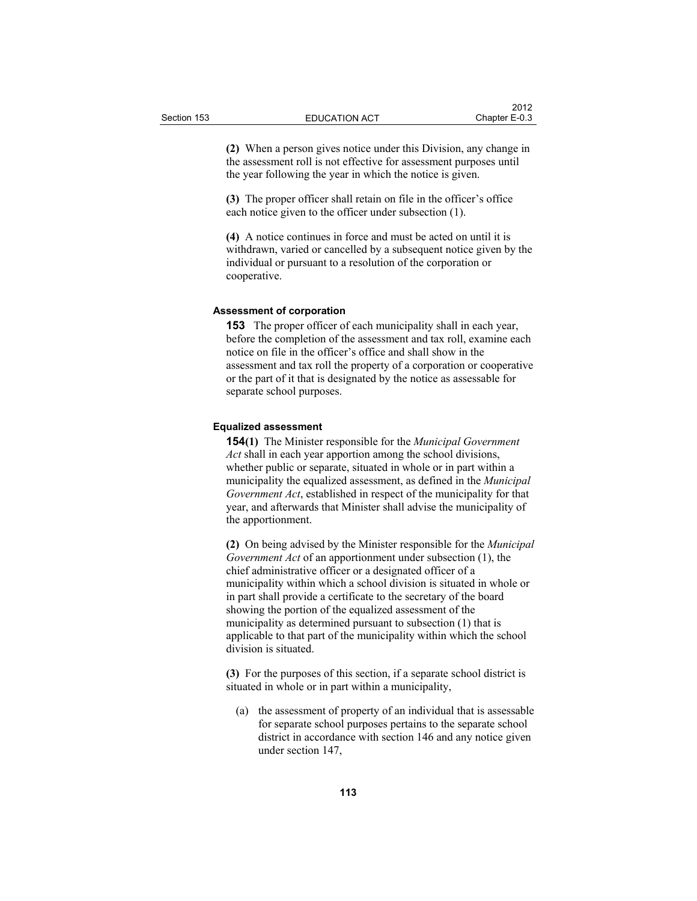**(2)** When a person gives notice under this Division, any change in the assessment roll is not effective for assessment purposes until the year following the year in which the notice is given.

**(3)** The proper officer shall retain on file in the officer's office each notice given to the officer under subsection (1).

**(4)** A notice continues in force and must be acted on until it is withdrawn, varied or cancelled by a subsequent notice given by the individual or pursuant to a resolution of the corporation or cooperative.

#### Assessment of corporation

**153** The proper officer of each municipality shall in each year, before the completion of the assessment and tax roll, examine each notice on file in the officer's office and shall show in the assessment and tax roll the property of a corporation or cooperative or the part of it that is designated by the notice as assessable for separate school purposes.

#### Equalized assessment

**154(1)** The Minister responsible for the *Municipal Government Act* shall in each year apportion among the school divisions, whether public or separate, situated in whole or in part within a municipality the equalized assessment, as defined in the *Municipal Government Act*, established in respect of the municipality for that year, and afterwards that Minister shall advise the municipality of the apportionment.

**(2)** On being advised by the Minister responsible for the *Municipal Government Act* of an apportionment under subsection (1), the chief administrative officer or a designated officer of a municipality within which a school division is situated in whole or in part shall provide a certificate to the secretary of the board showing the portion of the equalized assessment of the municipality as determined pursuant to subsection (1) that is applicable to that part of the municipality within which the school division is situated.

**(3)** For the purposes of this section, if a separate school district is situated in whole or in part within a municipality,

(a) the assessment of property of an individual that is assessable for separate school purposes pertains to the separate school district in accordance with section 146 and any notice given under section 147,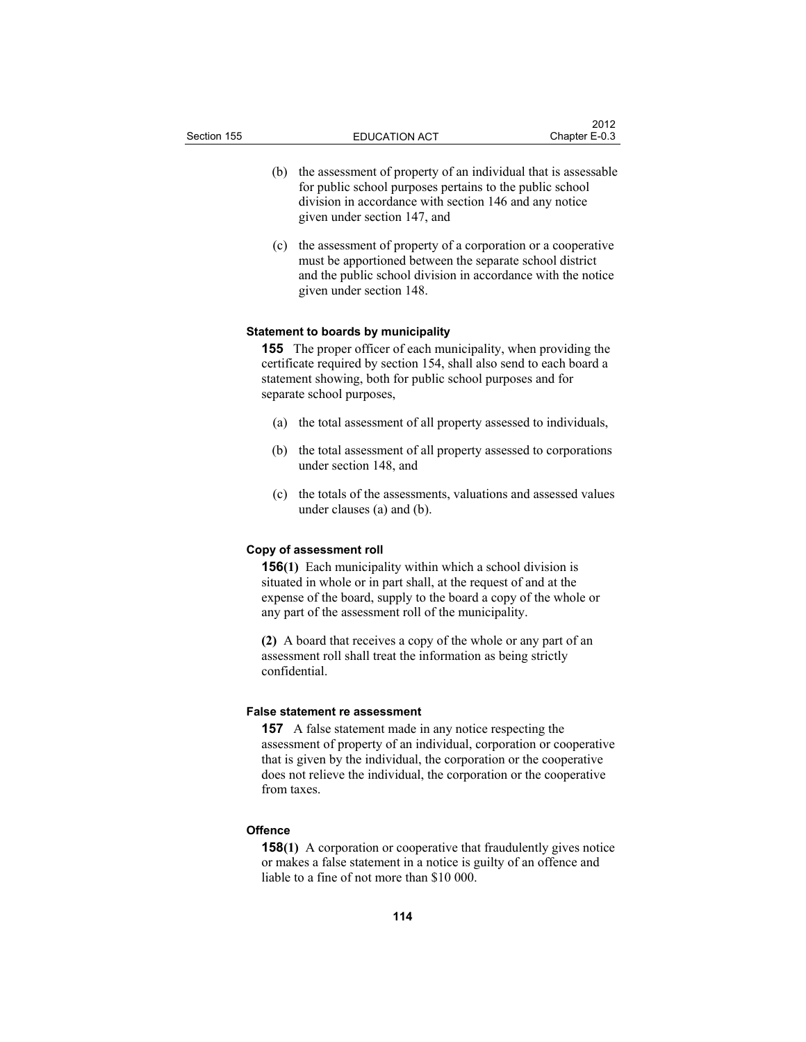(b) the assessment of property of an individual that is assessable for public school purposes pertains to the public school division in accordance with section 146 and any notice given under section 147, and

(c) the assessment of property of a corporation or a cooperative must be apportioned between the separate school district and the public school division in accordance with the notice given under section 148.

#### Statement to boards by municipality

**155** The proper officer of each municipality, when providing the certificate required by section 154, shall also send to each board a statement showing, both for public school purposes and for separate school purposes,

(a) the total assessment of all property assessed to individuals,

(b) the total assessment of all property assessed to corporations under section 148, and

(c) the totals of the assessments, valuations and assessed values under clauses (a) and (b).

#### Copy of assessment roll

**156(1)** Each municipality within which a school division is situated in whole or in part shall, at the request of and at the expense of the board, supply to the board a copy of the whole or any part of the assessment roll of the municipality.

**(2)** A board that receives a copy of the whole or any part of an assessment roll shall treat the information as being strictly confidential.

#### False statement re assessment

**157** A false statement made in any notice respecting the assessment of property of an individual, corporation or cooperative that is given by the individual, the corporation or the cooperative does not relieve the individual, the corporation or the cooperative from taxes.

#### Offence

**158(1)** A corporation or cooperative that fraudulently gives notice or makes a false statement in a notice is guilty of an offence and liable to a fine of not more than $10 000.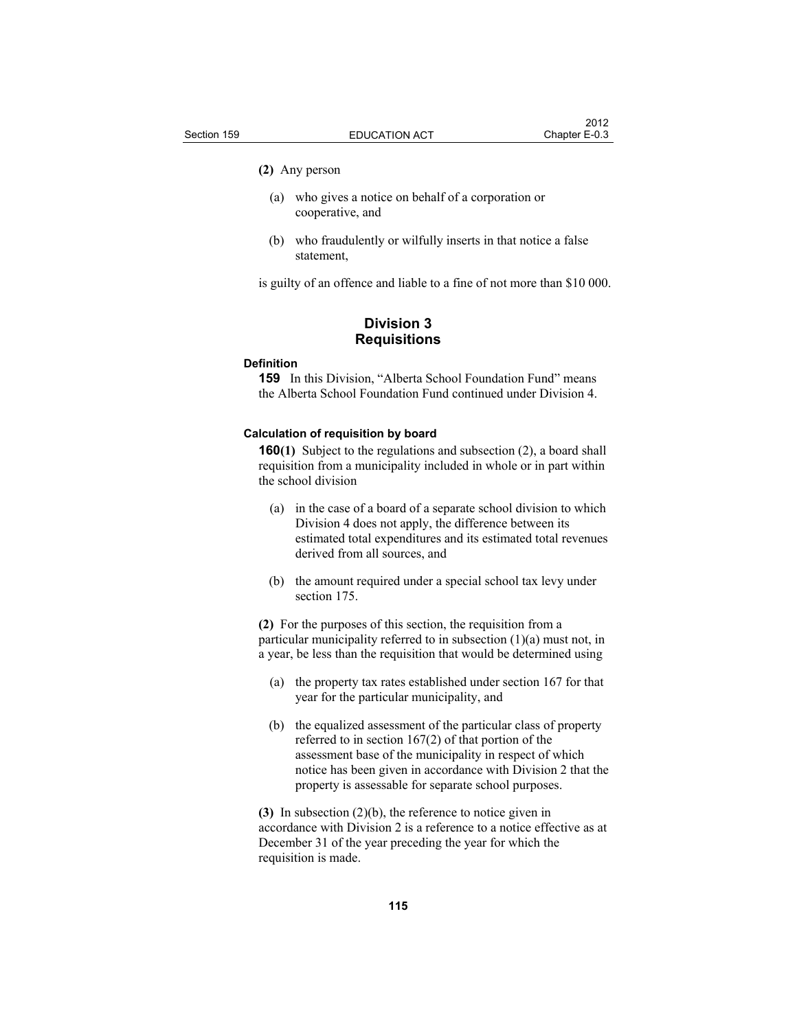**(2)** Any person

(a) who gives a notice on behalf of a corporation or cooperative, and

(b) who fraudulently or wilfully inserts in that notice a false statement,

is guilty of an offence and liable to a fine of not more than $10 000.

## Division 3 Requisitions

**Definition**

**159** In this Division, "Alberta School Foundation Fund" means the Alberta School Foundation Fund continued under Division 4.

**Calculation of requisition by board**

**160(1)** Subject to the regulations and subsection (2), a board shall requisition from a municipality included in whole or in part within the school division

(a) in the case of a board of a separate school division to which Division 4 does not apply, the difference between its estimated total expenditures and its estimated total revenues derived from all sources, and

(b) the amount required under a special school tax levy under section 175.

**(2)** For the purposes of this section, the requisition from a particular municipality referred to in subsection (1)(a) must not, in a year, be less than the requisition that would be determined using

(a) the property tax rates established under section 167 for that year for the particular municipality, and

(b) the equalized assessment of the particular class of property referred to in section 167(2) of that portion of the assessment base of the municipality in respect of which notice has been given in accordance with Division 2 that the property is assessable for separate school purposes.

**(3)** In subsection (2)(b), the reference to notice given in accordance with Division 2 is a reference to a notice effective as at December 31 of the year preceding the year for which the requisition is made.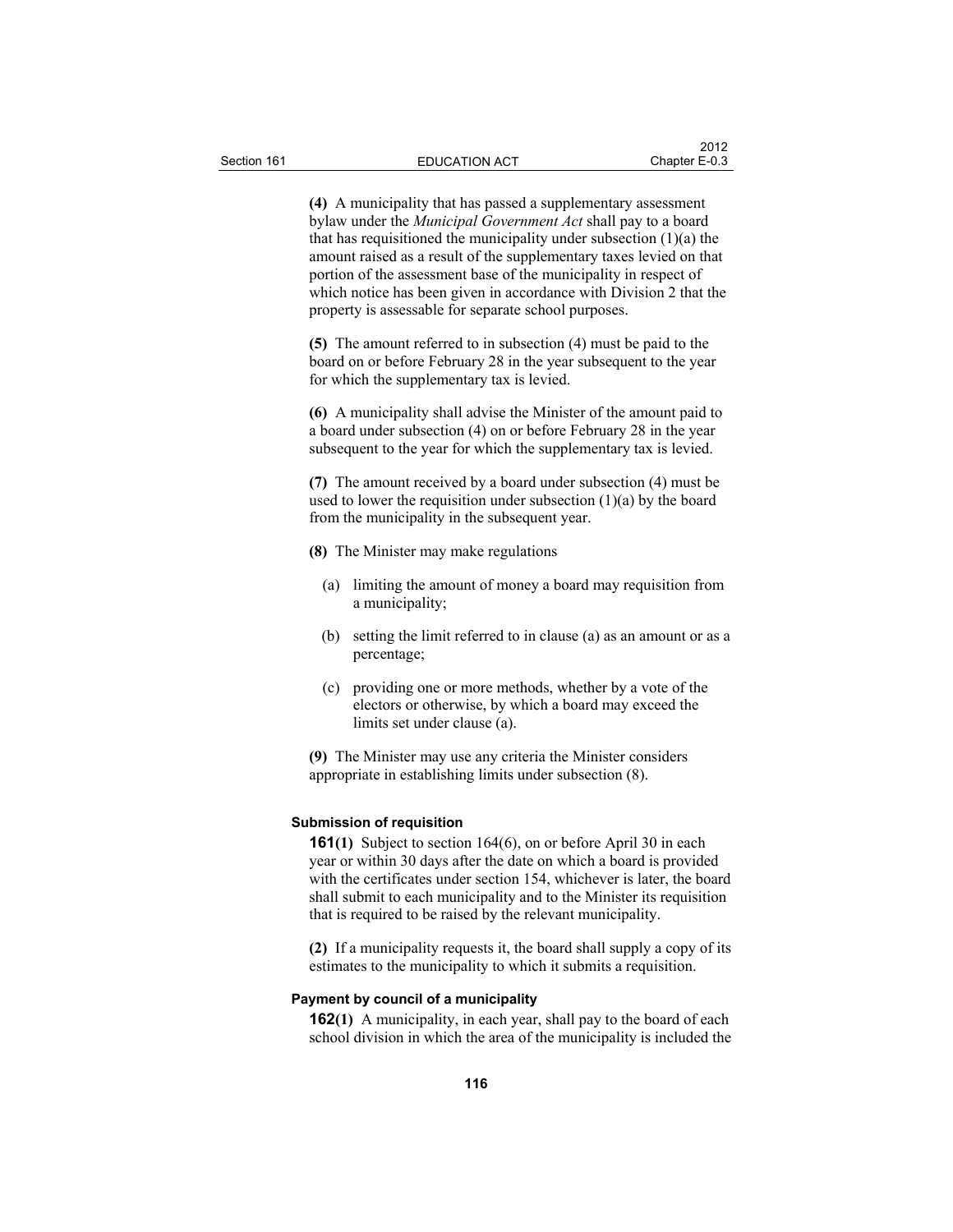**(4)** A municipality that has passed a supplementary assessment bylaw under the *Municipal Government Act* shall pay to a board that has requisitioned the municipality under subsection (1)(a) the amount raised as a result of the supplementary taxes levied on that portion of the assessment base of the municipality in respect of which notice has been given in accordance with Division 2 that the property is assessable for separate school purposes.

**(5)** The amount referred to in subsection (4) must be paid to the board on or before February 28 in the year subsequent to the year for which the supplementary tax is levied.

**(6)** A municipality shall advise the Minister of the amount paid to a board under subsection (4) on or before February 28 in the year subsequent to the year for which the supplementary tax is levied.

**(7)** The amount received by a board under subsection (4) must be used to lower the requisition under subsection (1)(a) by the board from the municipality in the subsequent year.

**(8)** The Minister may make regulations

(a) limiting the amount of money a board may requisition from a municipality;

(b) setting the limit referred to in clause (a) as an amount or as a percentage;

(c) providing one or more methods, whether by a vote of the electors or otherwise, by which a board may exceed the limits set under clause (a).

**(9)** The Minister may use any criteria the Minister considers appropriate in establishing limits under subsection (8).

#### Submission of requisition

**161(1)** Subject to section 164(6), on or before April 30 in each year or within 30 days after the date on which a board is provided with the certificates under section 154, whichever is later, the board shall submit to each municipality and to the Minister its requisition that is required to be raised by the relevant municipality.

**(2)** If a municipality requests it, the board shall supply a copy of its estimates to the municipality to which it submits a requisition.

#### Payment by council of a municipality

**162(1)** A municipality, in each year, shall pay to the board of each school division in which the area of the municipality is included the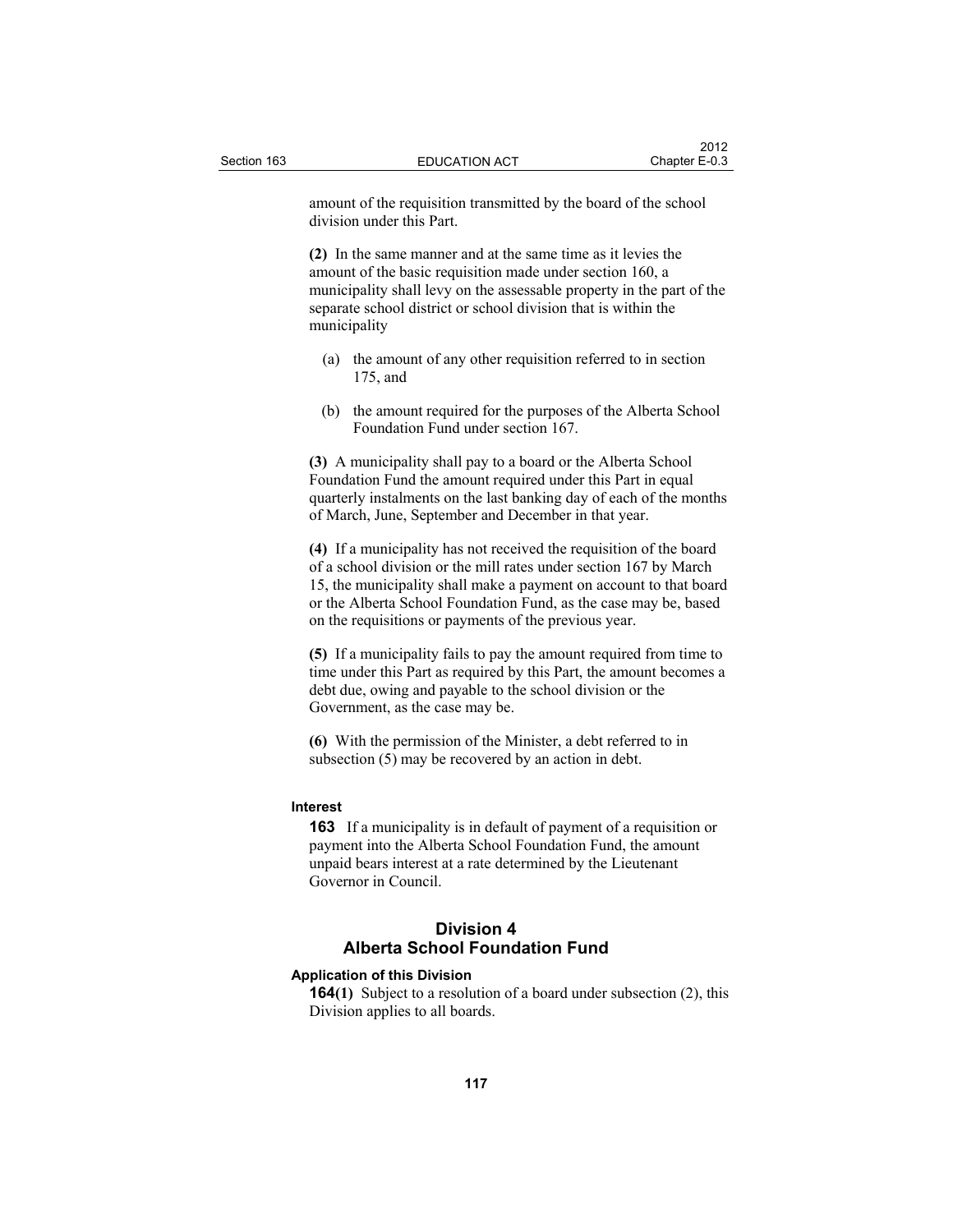amount of the requisition transmitted by the board of the school division under this Part.

**(2)** In the same manner and at the same time as it levies the amount of the basic requisition made under section 160, a municipality shall levy on the assessable property in the part of the separate school district or school division that is within the municipality

(a) the amount of any other requisition referred to in section 175, and

(b) the amount required for the purposes of the Alberta School Foundation Fund under section 167.

**(3)** A municipality shall pay to a board or the Alberta School Foundation Fund the amount required under this Part in equal quarterly instalments on the last banking day of each of the months of March, June, September and December in that year.

**(4)** If a municipality has not received the requisition of the board of a school division or the mill rates under section 167 by March 15, the municipality shall make a payment on account to that board or the Alberta School Foundation Fund, as the case may be, based on the requisitions or payments of the previous year.

**(5)** If a municipality fails to pay the amount required from time to time under this Part as required by this Part, the amount becomes a debt due, owing and payable to the school division or the Government, as the case may be.

**(6)** With the permission of the Minister, a debt referred to in subsection (5) may be recovered by an action in debt.

**Interest**

**163** If a municipality is in default of payment of a requisition or payment into the Alberta School Foundation Fund, the amount unpaid bears interest at a rate determined by the Lieutenant Governor in Council.

## Division 4
## Alberta School Foundation Fund

**Application of this Division**

**164(1)** Subject to a resolution of a board under subsection (2), this Division applies to all boards.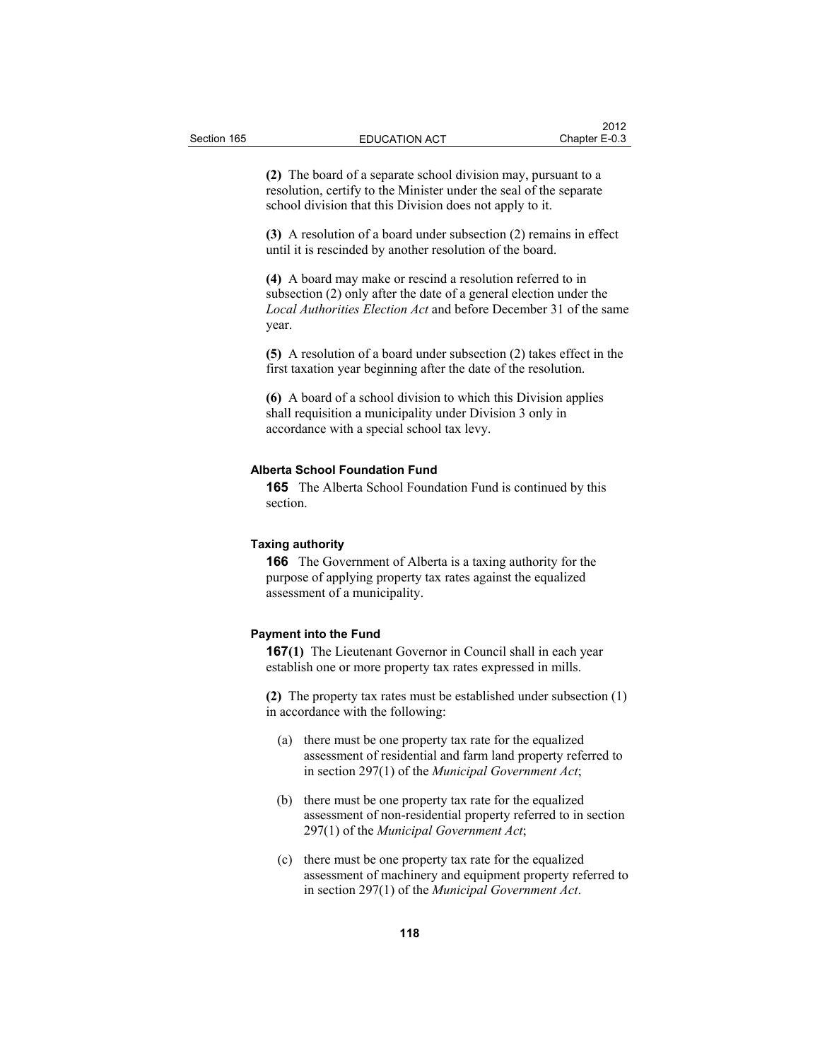**(2)** The board of a separate school division may, pursuant to a resolution, certify to the Minister under the seal of the separate school division that this Division does not apply to it.

**(3)** A resolution of a board under subsection (2) remains in effect until it is rescinded by another resolution of the board.

**(4)** A board may make or rescind a resolution referred to in subsection (2) only after the date of a general election under the *Local Authorities Election Act* and before December 31 of the same year.

**(5)** A resolution of a board under subsection (2) takes effect in the first taxation year beginning after the date of the resolution.

**(6)** A board of a school division to which this Division applies shall requisition a municipality under Division 3 only in accordance with a special school tax levy.

#### Alberta School Foundation Fund

**165** The Alberta School Foundation Fund is continued by this section.

#### Taxing authority

**166** The Government of Alberta is a taxing authority for the purpose of applying property tax rates against the equalized assessment of a municipality.

#### Payment into the Fund

**167(1)** The Lieutenant Governor in Council shall in each year establish one or more property tax rates expressed in mills.

**(2)** The property tax rates must be established under subsection (1) in accordance with the following:

- (a) there must be one property tax rate for the equalized assessment of residential and farm land property referred to in section 297(1) of the *Municipal Government Act*;
- (b) there must be one property tax rate for the equalized assessment of non-residential property referred to in section 297(1) of the *Municipal Government Act*;
- (c) there must be one property tax rate for the equalized assessment of machinery and equipment property referred to in section 297(1) of the *Municipal Government Act*.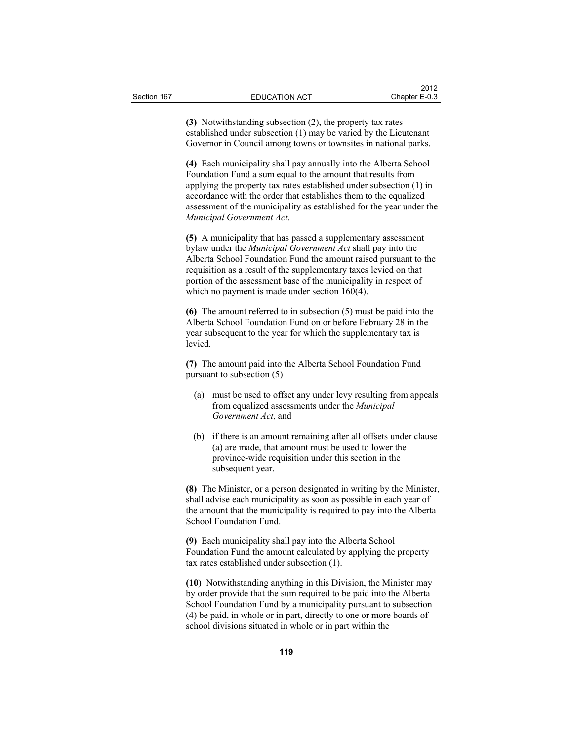**(3)** Notwithstanding subsection (2), the property tax rates established under subsection (1) may be varied by the Lieutenant Governor in Council among towns or townsites in national parks.

**(4)** Each municipality shall pay annually into the Alberta School Foundation Fund a sum equal to the amount that results from applying the property tax rates established under subsection (1) in accordance with the order that establishes them to the equalized assessment of the municipality as established for the year under the *Municipal Government Act*.

**(5)** A municipality that has passed a supplementary assessment bylaw under the *Municipal Government Act* shall pay into the Alberta School Foundation Fund the amount raised pursuant to the requisition as a result of the supplementary taxes levied on that portion of the assessment base of the municipality in respect of which no payment is made under section 160(4).

**(6)** The amount referred to in subsection (5) must be paid into the Alberta School Foundation Fund on or before February 28 in the year subsequent to the year for which the supplementary tax is levied.

**(7)** The amount paid into the Alberta School Foundation Fund pursuant to subsection (5)

(a) must be used to offset any under levy resulting from appeals from equalized assessments under the *Municipal Government Act*, and

(b) if there is an amount remaining after all offsets under clause (a) are made, that amount must be used to lower the province-wide requisition under this section in the subsequent year.

**(8)** The Minister, or a person designated in writing by the Minister, shall advise each municipality as soon as possible in each year of the amount that the municipality is required to pay into the Alberta School Foundation Fund.

**(9)** Each municipality shall pay into the Alberta School Foundation Fund the amount calculated by applying the property tax rates established under subsection (1).

**(10)** Notwithstanding anything in this Division, the Minister may by order provide that the sum required to be paid into the Alberta School Foundation Fund by a municipality pursuant to subsection (4) be paid, in whole or in part, directly to one or more boards of school divisions situated in whole or in part within the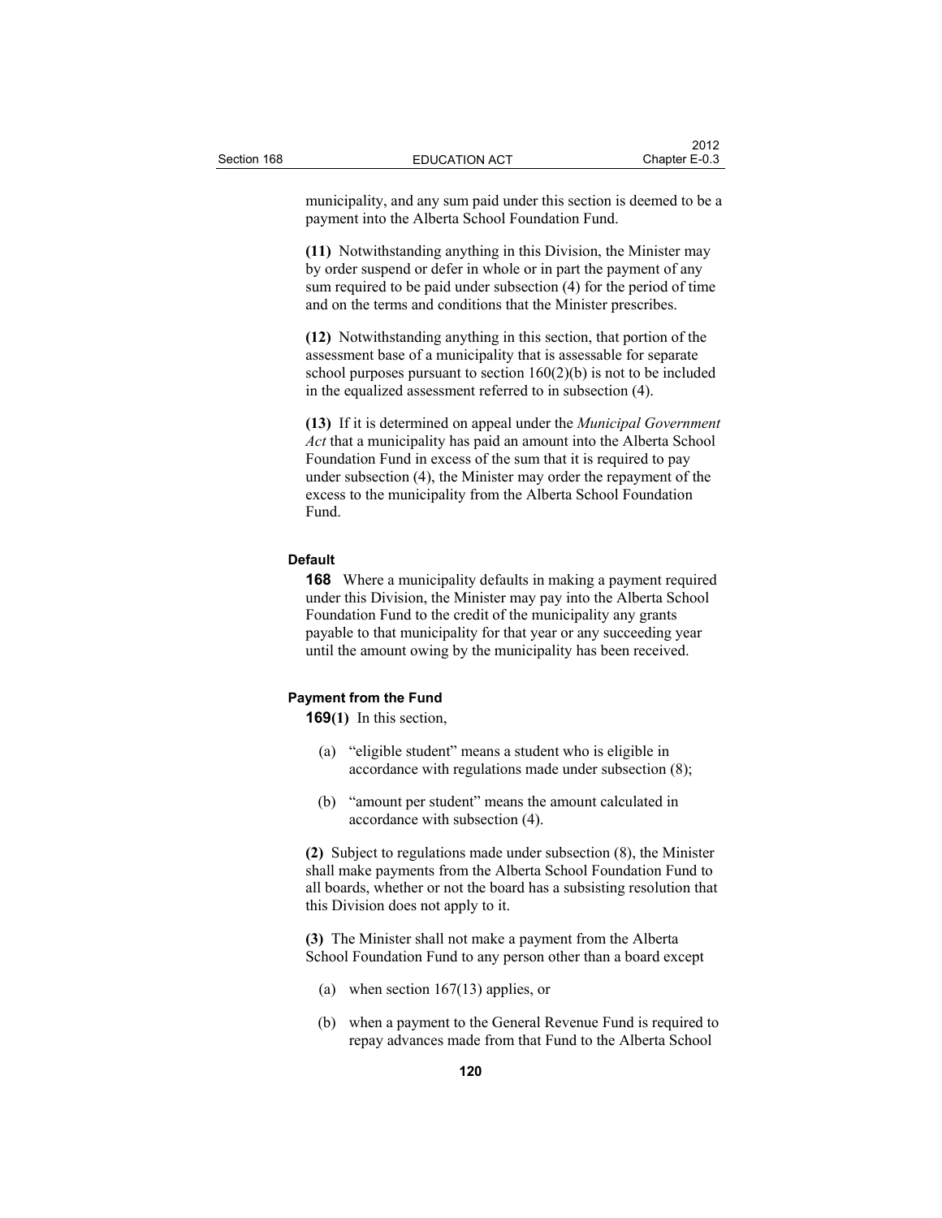municipality, and any sum paid under this section is deemed to be a payment into the Alberta School Foundation Fund.

**(11)** Notwithstanding anything in this Division, the Minister may by order suspend or defer in whole or in part the payment of any sum required to be paid under subsection (4) for the period of time and on the terms and conditions that the Minister prescribes.

**(12)** Notwithstanding anything in this section, that portion of the assessment base of a municipality that is assessable for separate school purposes pursuant to section 160(2)(b) is not to be included in the equalized assessment referred to in subsection (4).

**(13)** If it is determined on appeal under the *Municipal Government Act* that a municipality has paid an amount into the Alberta School Foundation Fund in excess of the sum that it is required to pay under subsection (4), the Minister may order the repayment of the excess to the municipality from the Alberta School Foundation Fund.

#### Default

**168** Where a municipality defaults in making a payment required under this Division, the Minister may pay into the Alberta School Foundation Fund to the credit of the municipality any grants payable to that municipality for that year or any succeeding year until the amount owing by the municipality has been received.

#### Payment from the Fund

**169(1)** In this section,

(a) "eligible student" means a student who is eligible in accordance with regulations made under subsection (8);

(b) "amount per student" means the amount calculated in accordance with subsection (4).

**(2)** Subject to regulations made under subsection (8), the Minister shall make payments from the Alberta School Foundation Fund to all boards, whether or not the board has a subsisting resolution that this Division does not apply to it.

**(3)** The Minister shall not make a payment from the Alberta School Foundation Fund to any person other than a board except

(a) when section 167(13) applies, or

(b) when a payment to the General Revenue Fund is required to repay advances made from that Fund to the Alberta School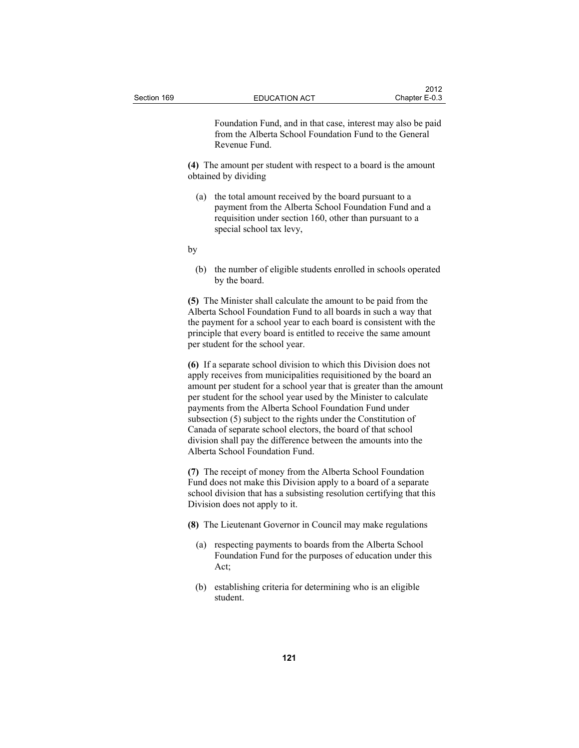Foundation Fund, and in that case, interest may also be paid from the Alberta School Foundation Fund to the General Revenue Fund.

**(4)** The amount per student with respect to a board is the amount obtained by dividing

(a) the total amount received by the board pursuant to a payment from the Alberta School Foundation Fund and a requisition under section 160, other than pursuant to a special school tax levy,

by

(b) the number of eligible students enrolled in schools operated by the board.

**(5)** The Minister shall calculate the amount to be paid from the Alberta School Foundation Fund to all boards in such a way that the payment for a school year to each board is consistent with the principle that every board is entitled to receive the same amount per student for the school year.

**(6)** If a separate school division to which this Division does not apply receives from municipalities requisitioned by the board an amount per student for a school year that is greater than the amount per student for the school year used by the Minister to calculate payments from the Alberta School Foundation Fund under subsection (5) subject to the rights under the Constitution of Canada of separate school electors, the board of that school division shall pay the difference between the amounts into the Alberta School Foundation Fund.

**(7)** The receipt of money from the Alberta School Foundation Fund does not make this Division apply to a board of a separate school division that has a subsisting resolution certifying that this Division does not apply to it.

**(8)** The Lieutenant Governor in Council may make regulations

(a) respecting payments to boards from the Alberta School Foundation Fund for the purposes of education under this Act;

(b) establishing criteria for determining who is an eligible student.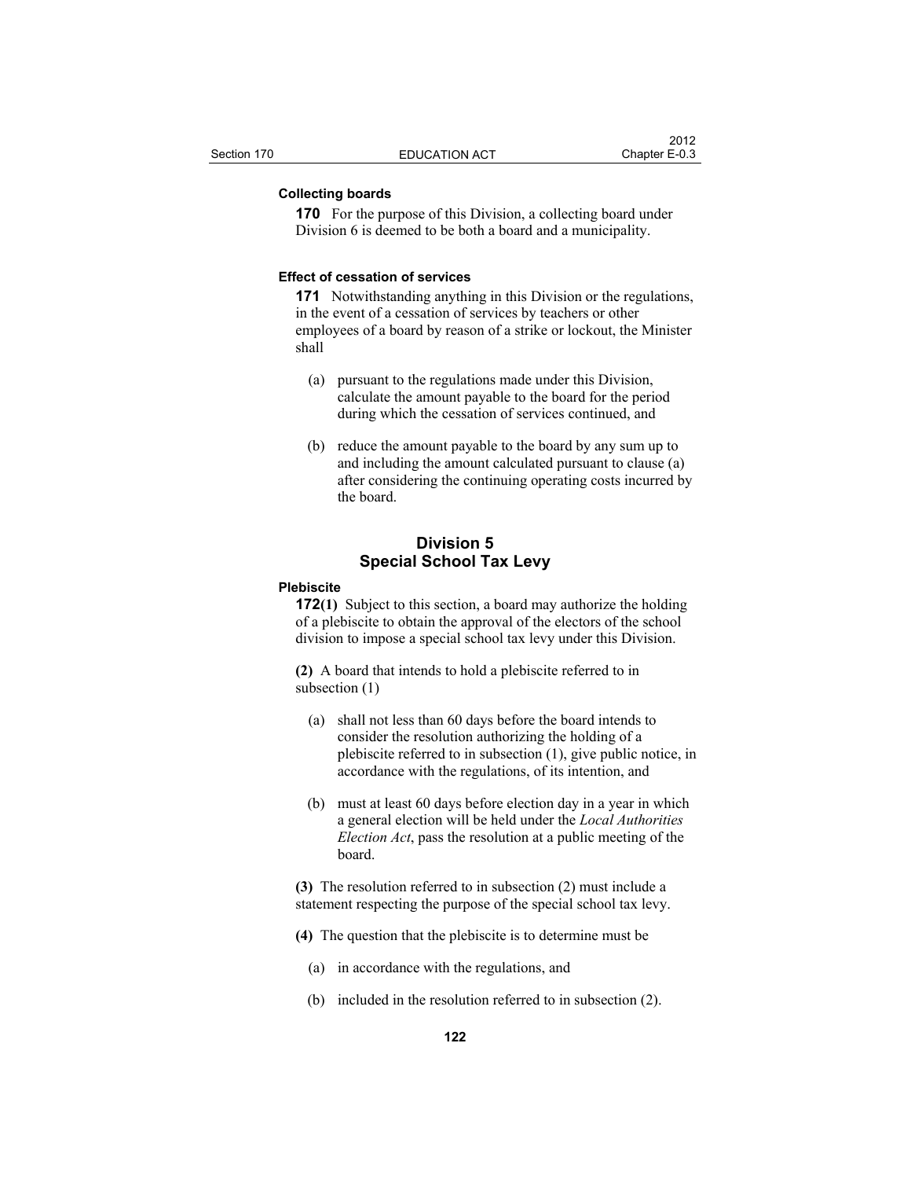**Collecting boards**

**170** For the purpose of this Division, a collecting board under Division 6 is deemed to be both a board and a municipality.

**Effect of cessation of services**

**171** Notwithstanding anything in this Division or the regulations, in the event of a cessation of services by teachers or other employees of a board by reason of a strike or lockout, the Minister shall

(a) pursuant to the regulations made under this Division, calculate the amount payable to the board for the period during which the cessation of services continued, and

(b) reduce the amount payable to the board by any sum up to and including the amount calculated pursuant to clause (a) after considering the continuing operating costs incurred by the board.

## Division 5
## Special School Tax Levy

**Plebiscite**

**172(1)** Subject to this section, a board may authorize the holding of a plebiscite to obtain the approval of the electors of the school division to impose a special school tax levy under this Division.

**(2)** A board that intends to hold a plebiscite referred to in subsection (1)

(a) shall not less than 60 days before the board intends to consider the resolution authorizing the holding of a plebiscite referred to in subsection (1), give public notice, in accordance with the regulations, of its intention, and

(b) must at least 60 days before election day in a year in which a general election will be held under the *Local Authorities Election Act*, pass the resolution at a public meeting of the board.

**(3)** The resolution referred to in subsection (2) must include a statement respecting the purpose of the special school tax levy.

**(4)** The question that the plebiscite is to determine must be

(a) in accordance with the regulations, and

(b) included in the resolution referred to in subsection (2).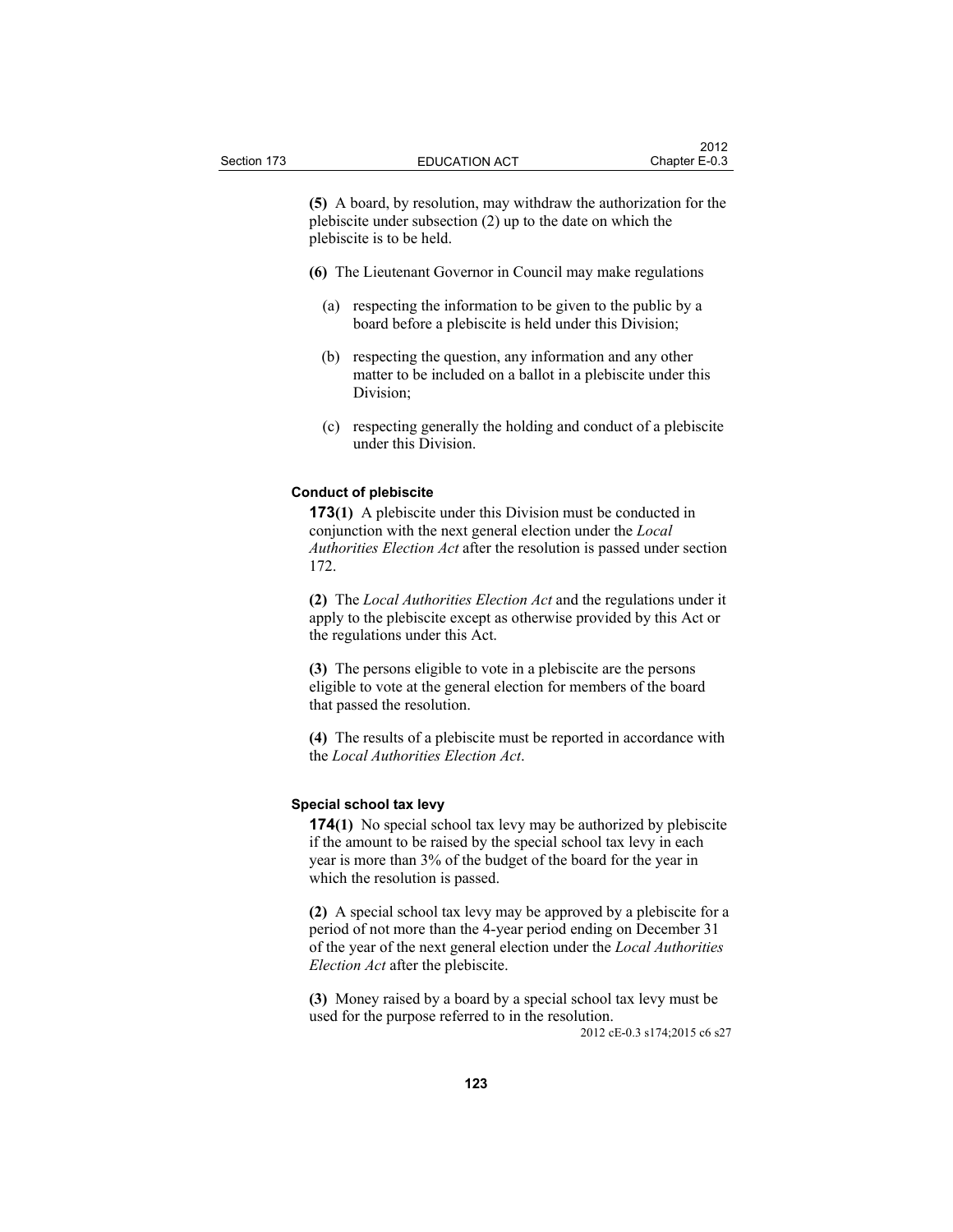**(5)** A board, by resolution, may withdraw the authorization for the plebiscite under subsection (2) up to the date on which the plebiscite is to be held.

**(6)** The Lieutenant Governor in Council may make regulations

(a) respecting the information to be given to the public by a board before a plebiscite is held under this Division;

(b) respecting the question, any information and any other matter to be included on a ballot in a plebiscite under this Division;

(c) respecting generally the holding and conduct of a plebiscite under this Division.

#### Conduct of plebiscite

**173(1)** A plebiscite under this Division must be conducted in conjunction with the next general election under the *Local Authorities Election Act* after the resolution is passed under section 172.

**(2)** The *Local Authorities Election Act* and the regulations under it apply to the plebiscite except as otherwise provided by this Act or the regulations under this Act.

**(3)** The persons eligible to vote in a plebiscite are the persons eligible to vote at the general election for members of the board that passed the resolution.

**(4)** The results of a plebiscite must be reported in accordance with the *Local Authorities Election Act*.

#### Special school tax levy

**174(1)** No special school tax levy may be authorized by plebiscite if the amount to be raised by the special school tax levy in each year is more than 3% of the budget of the board for the year in which the resolution is passed.

**(2)** A special school tax levy may be approved by a plebiscite for a period of not more than the 4-year period ending on December 31 of the year of the next general election under the *Local Authorities Election Act* after the plebiscite.

**(3)** Money raised by a board by a special school tax levy must be used for the purpose referred to in the resolution.

2012 cE-0.3 s174;2015 c6 s27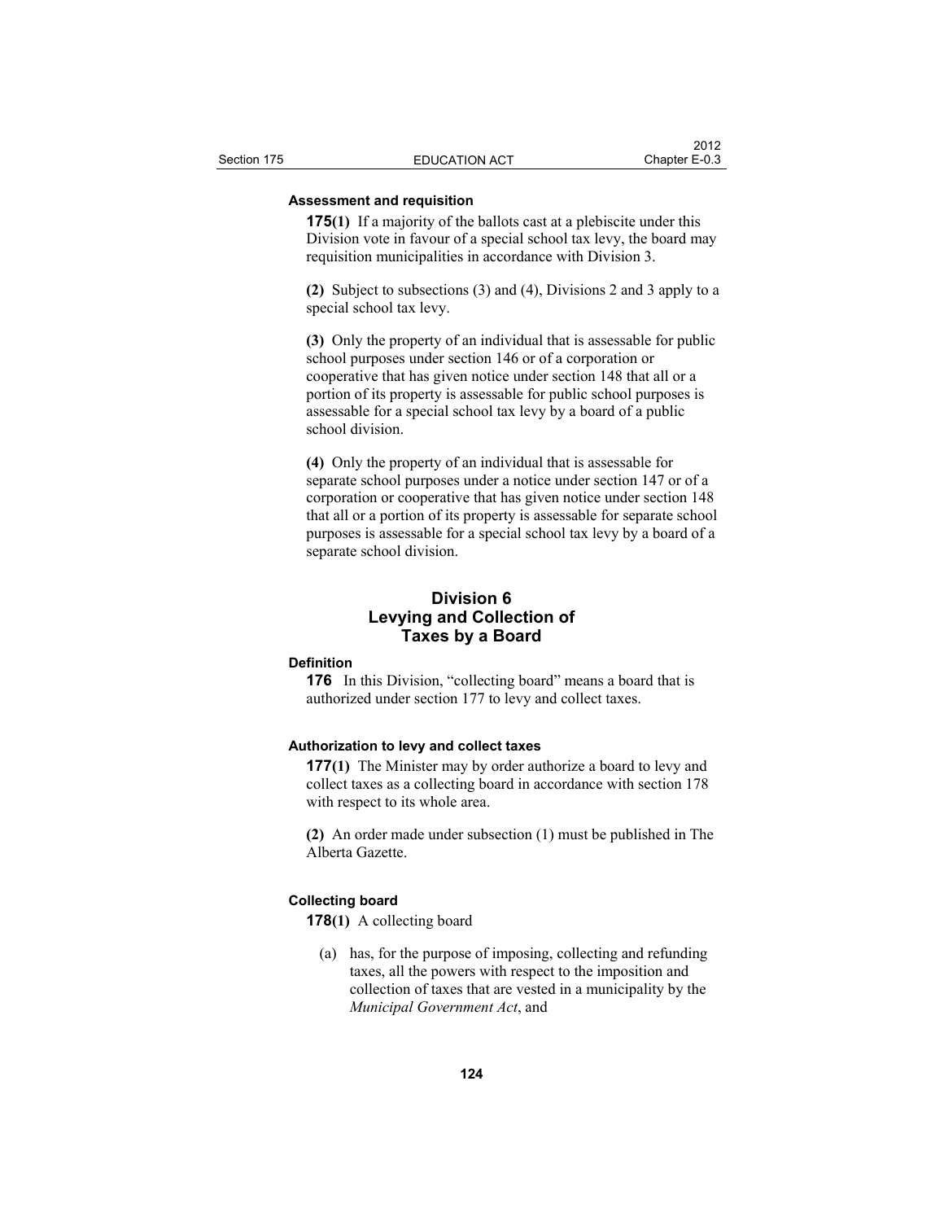**Assessment and requisition**

**175(1)** If a majority of the ballots cast at a plebiscite under this Division vote in favour of a special school tax levy, the board may requisition municipalities in accordance with Division 3.

**(2)** Subject to subsections (3) and (4), Divisions 2 and 3 apply to a special school tax levy.

**(3)** Only the property of an individual that is assessable for public school purposes under section 146 or of a corporation or cooperative that has given notice under section 148 that all or a portion of its property is assessable for public school purposes is assessable for a special school tax levy by a board of a public school division.

**(4)** Only the property of an individual that is assessable for separate school purposes under a notice under section 147 or of a corporation or cooperative that has given notice under section 148 that all or a portion of its property is assessable for separate school purposes is assessable for a special school tax levy by a board of a separate school division.

## Division 6
## Levying and Collection of Taxes by a Board

**Definition**

**176** In this Division, "collecting board" means a board that is authorized under section 177 to levy and collect taxes.

**Authorization to levy and collect taxes**

**177(1)** The Minister may by order authorize a board to levy and collect taxes as a collecting board in accordance with section 178 with respect to its whole area.

**(2)** An order made under subsection (1) must be published in The Alberta Gazette.

**Collecting board**

**178(1)** A collecting board

(a) has, for the purpose of imposing, collecting and refunding taxes, all the powers with respect to the imposition and collection of taxes that are vested in a municipality by the *Municipal Government Act*, and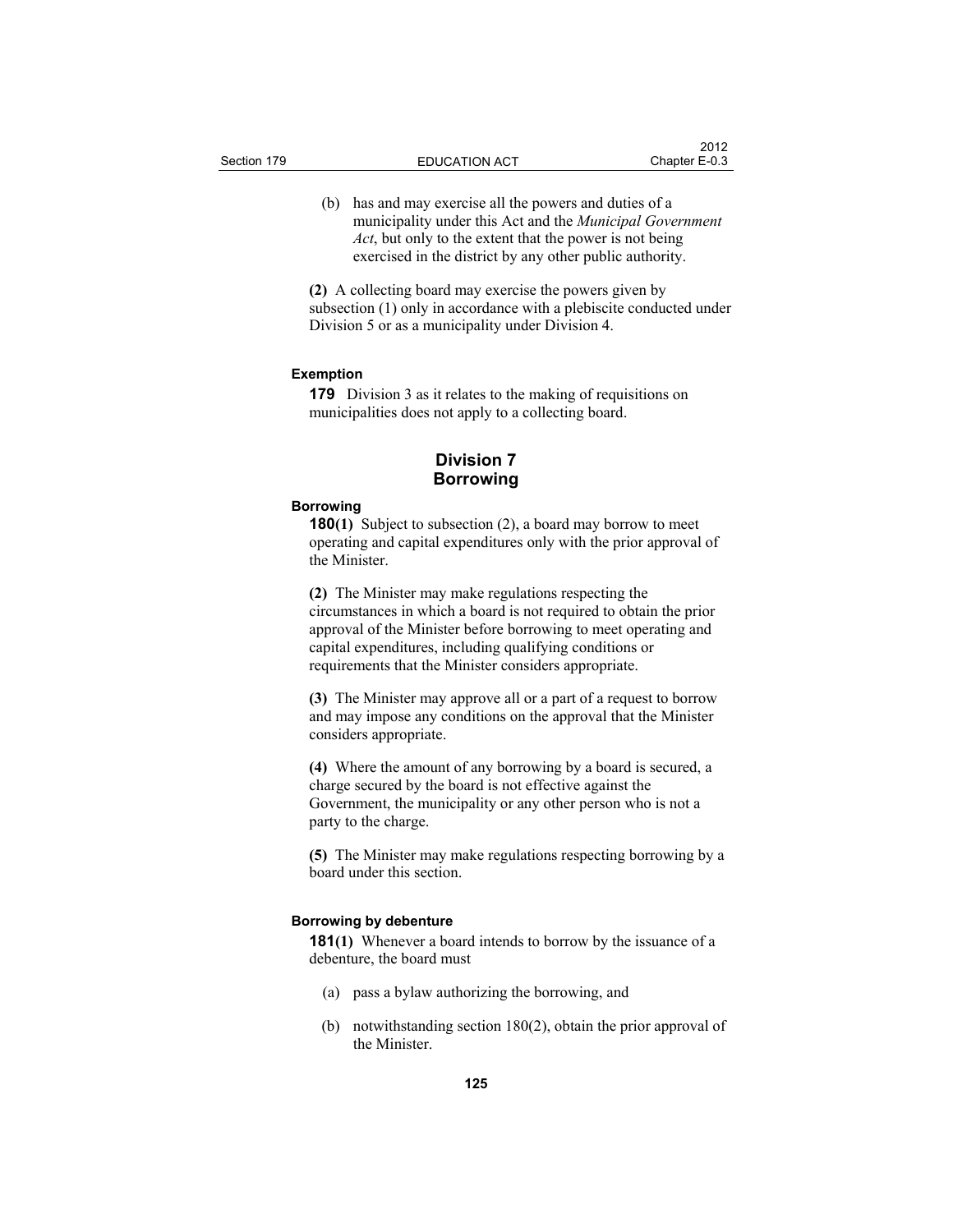(b) has and may exercise all the powers and duties of a municipality under this Act and the *Municipal Government Act*, but only to the extent that the power is not being exercised in the district by any other public authority.

**(2)** A collecting board may exercise the powers given by subsection (1) only in accordance with a plebiscite conducted under Division 5 or as a municipality under Division 4.

#### Exemption

**179** Division 3 as it relates to the making of requisitions on municipalities does not apply to a collecting board.

## Division 7
## Borrowing

#### Borrowing

**180(1)** Subject to subsection (2), a board may borrow to meet operating and capital expenditures only with the prior approval of the Minister.

**(2)** The Minister may make regulations respecting the circumstances in which a board is not required to obtain the prior approval of the Minister before borrowing to meet operating and capital expenditures, including qualifying conditions or requirements that the Minister considers appropriate.

**(3)** The Minister may approve all or a part of a request to borrow and may impose any conditions on the approval that the Minister considers appropriate.

**(4)** Where the amount of any borrowing by a board is secured, a charge secured by the board is not effective against the Government, the municipality or any other person who is not a party to the charge.

**(5)** The Minister may make regulations respecting borrowing by a board under this section.

#### Borrowing by debenture

**181(1)** Whenever a board intends to borrow by the issuance of a debenture, the board must

(a) pass a bylaw authorizing the borrowing, and

(b) notwithstanding section 180(2), obtain the prior approval of the Minister.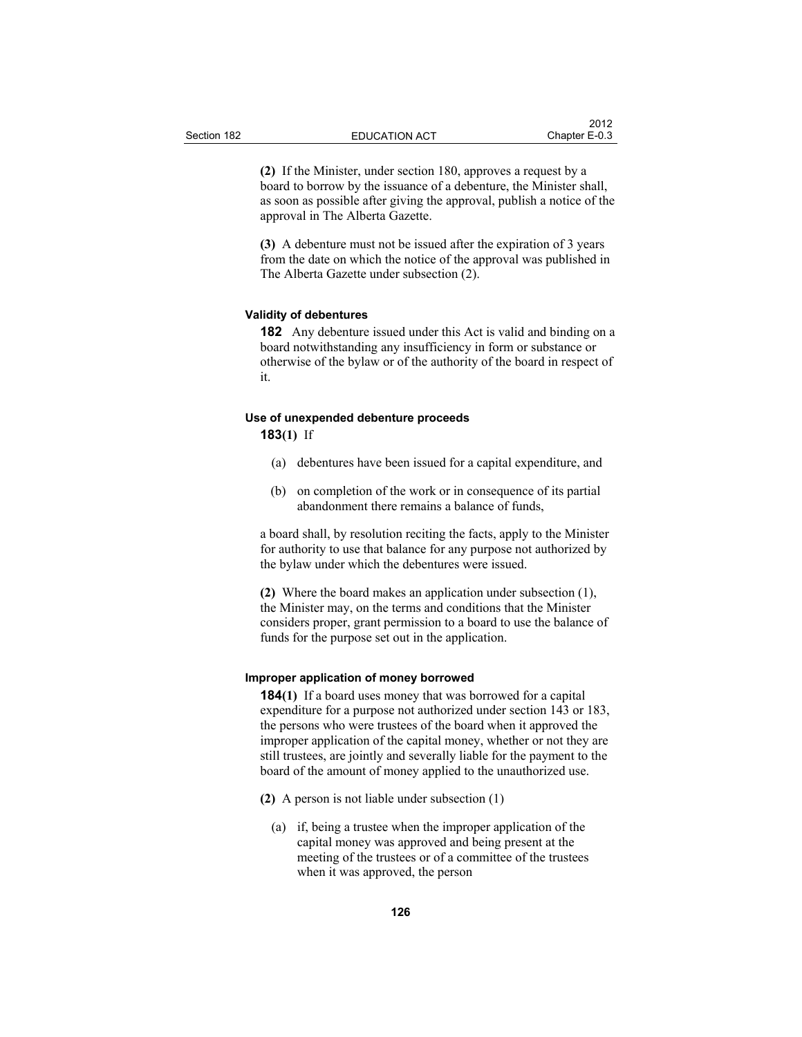**(2)** If the Minister, under section 180, approves a request by a board to borrow by the issuance of a debenture, the Minister shall, as soon as possible after giving the approval, publish a notice of the approval in The Alberta Gazette.

**(3)** A debenture must not be issued after the expiration of 3 years from the date on which the notice of the approval was published in The Alberta Gazette under subsection (2).

#### Validity of debentures

**182** Any debenture issued under this Act is valid and binding on a board notwithstanding any insufficiency in form or substance or otherwise of the bylaw or of the authority of the board in respect of it.

#### Use of unexpended debenture proceeds

**183(1)** If

- (a) debentures have been issued for a capital expenditure, and
- (b) on completion of the work or in consequence of its partial abandonment there remains a balance of funds,

a board shall, by resolution reciting the facts, apply to the Minister for authority to use that balance for any purpose not authorized by the bylaw under which the debentures were issued.

**(2)** Where the board makes an application under subsection (1), the Minister may, on the terms and conditions that the Minister considers proper, grant permission to a board to use the balance of funds for the purpose set out in the application.

#### Improper application of money borrowed

**184(1)** If a board uses money that was borrowed for a capital expenditure for a purpose not authorized under section 143 or 183, the persons who were trustees of the board when it approved the improper application of the capital money, whether or not they are still trustees, are jointly and severally liable for the payment to the board of the amount of money applied to the unauthorized use.

**(2)** A person is not liable under subsection (1)

- (a) if, being a trustee when the improper application of the capital money was approved and being present at the meeting of the trustees or of a committee of the trustees when it was approved, the person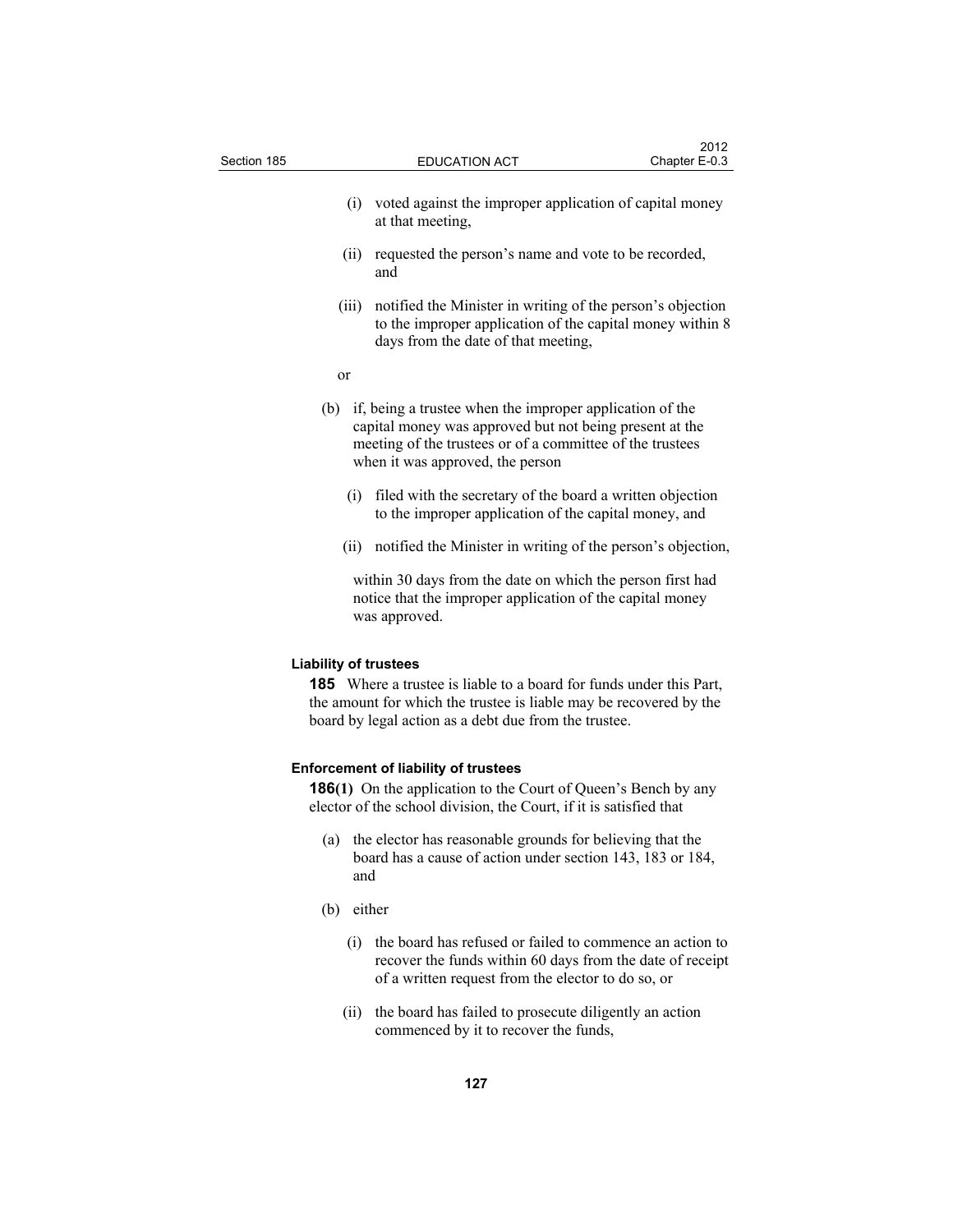(i) voted against the improper application of capital money at that meeting,

(ii) requested the person's name and vote to be recorded, and

(iii) notified the Minister in writing of the person's objection to the improper application of the capital money within 8 days from the date of that meeting,

or

(b) if, being a trustee when the improper application of the capital money was approved but not being present at the meeting of the trustees or of a committee of the trustees when it was approved, the person

(i) filed with the secretary of the board a written objection to the improper application of the capital money, and

(ii) notified the Minister in writing of the person's objection,

within 30 days from the date on which the person first had notice that the improper application of the capital money was approved.

**Liability of trustees**

**185** Where a trustee is liable to a board for funds under this Part, the amount for which the trustee is liable may be recovered by the board by legal action as a debt due from the trustee.

**Enforcement of liability of trustees**

**186(1)** On the application to the Court of Queen's Bench by any elector of the school division, the Court, if it is satisfied that

(a) the elector has reasonable grounds for believing that the board has a cause of action under section 143, 183 or 184, and

(b) either

(i) the board has refused or failed to commence an action to recover the funds within 60 days from the date of receipt of a written request from the elector to do so, or

(ii) the board has failed to prosecute diligently an action commenced by it to recover the funds,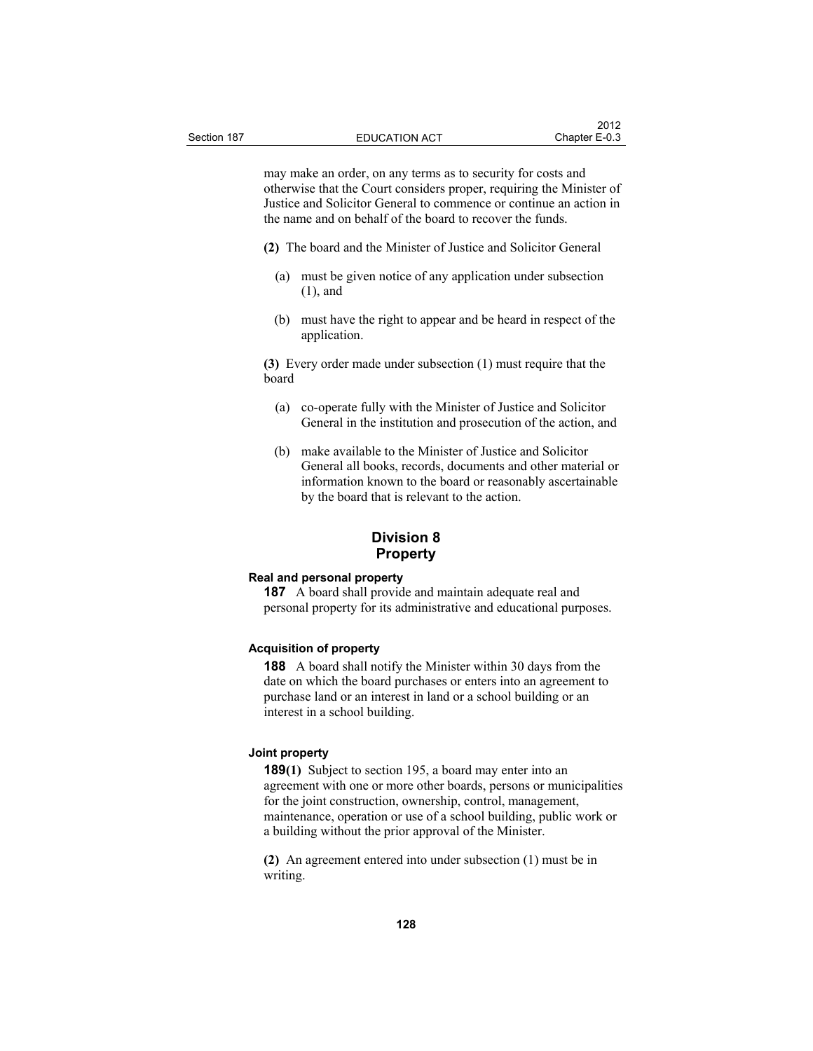may make an order, on any terms as to security for costs and otherwise that the Court considers proper, requiring the Minister of Justice and Solicitor General to commence or continue an action in the name and on behalf of the board to recover the funds.

**(2)** The board and the Minister of Justice and Solicitor General

(a) must be given notice of any application under subsection (1), and

(b) must have the right to appear and be heard in respect of the application.

**(3)** Every order made under subsection (1) must require that the board

(a) co-operate fully with the Minister of Justice and Solicitor General in the institution and prosecution of the action, and

(b) make available to the Minister of Justice and Solicitor General all books, records, documents and other material or information known to the board or reasonably ascertainable by the board that is relevant to the action.

## Division 8
## Property

**Real and personal property**

**187** A board shall provide and maintain adequate real and personal property for its administrative and educational purposes.

**Acquisition of property**

**188** A board shall notify the Minister within 30 days from the date on which the board purchases or enters into an agreement to purchase land or an interest in land or a school building or an interest in a school building.

**Joint property**

**189(1)** Subject to section 195, a board may enter into an agreement with one or more other boards, persons or municipalities for the joint construction, ownership, control, management, maintenance, operation or use of a school building, public work or a building without the prior approval of the Minister.

**(2)** An agreement entered into under subsection (1) must be in writing.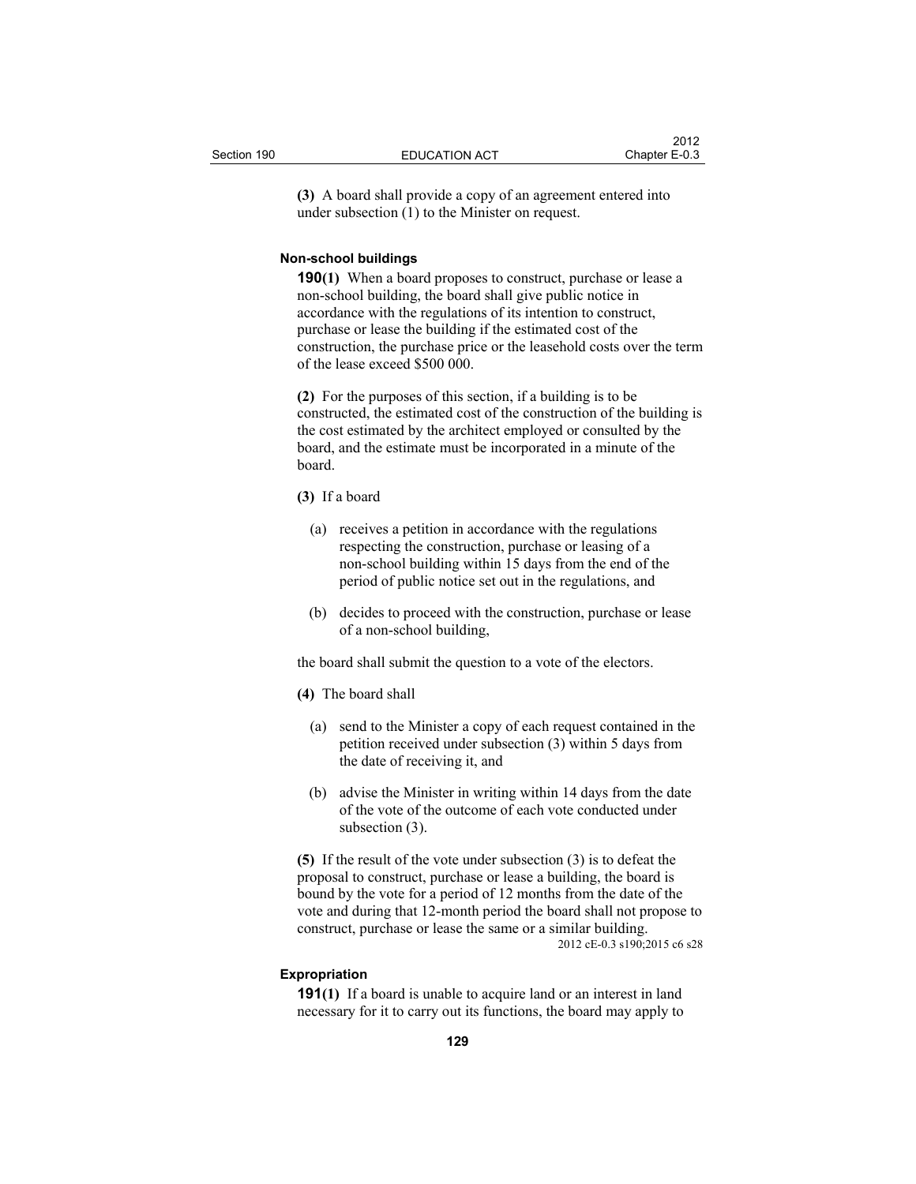**(3)** A board shall provide a copy of an agreement entered into under subsection (1) to the Minister on request.

#### Non-school buildings

**190(1)** When a board proposes to construct, purchase or lease a non-school building, the board shall give public notice in accordance with the regulations of its intention to construct, purchase or lease the building if the estimated cost of the construction, the purchase price or the leasehold costs over the term of the lease exceed $500 000.

**(2)** For the purposes of this section, if a building is to be constructed, the estimated cost of the construction of the building is the cost estimated by the architect employed or consulted by the board, and the estimate must be incorporated in a minute of the board.

**(3)** If a board

(a) receives a petition in accordance with the regulations respecting the construction, purchase or leasing of a non-school building within 15 days from the end of the period of public notice set out in the regulations, and

(b) decides to proceed with the construction, purchase or lease of a non-school building,

the board shall submit the question to a vote of the electors.

**(4)** The board shall

(a) send to the Minister a copy of each request contained in the petition received under subsection (3) within 5 days from the date of receiving it, and

(b) advise the Minister in writing within 14 days from the date of the vote of the outcome of each vote conducted under subsection (3).

**(5)** If the result of the vote under subsection (3) is to defeat the proposal to construct, purchase or lease a building, the board is bound by the vote for a period of 12 months from the date of the vote and during that 12-month period the board shall not propose to construct, purchase or lease the same or a similar building.

2012 cE-0.3 s190;2015 c6 s28

#### Expropriation

**191(1)** If a board is unable to acquire land or an interest in land necessary for it to carry out its functions, the board may apply to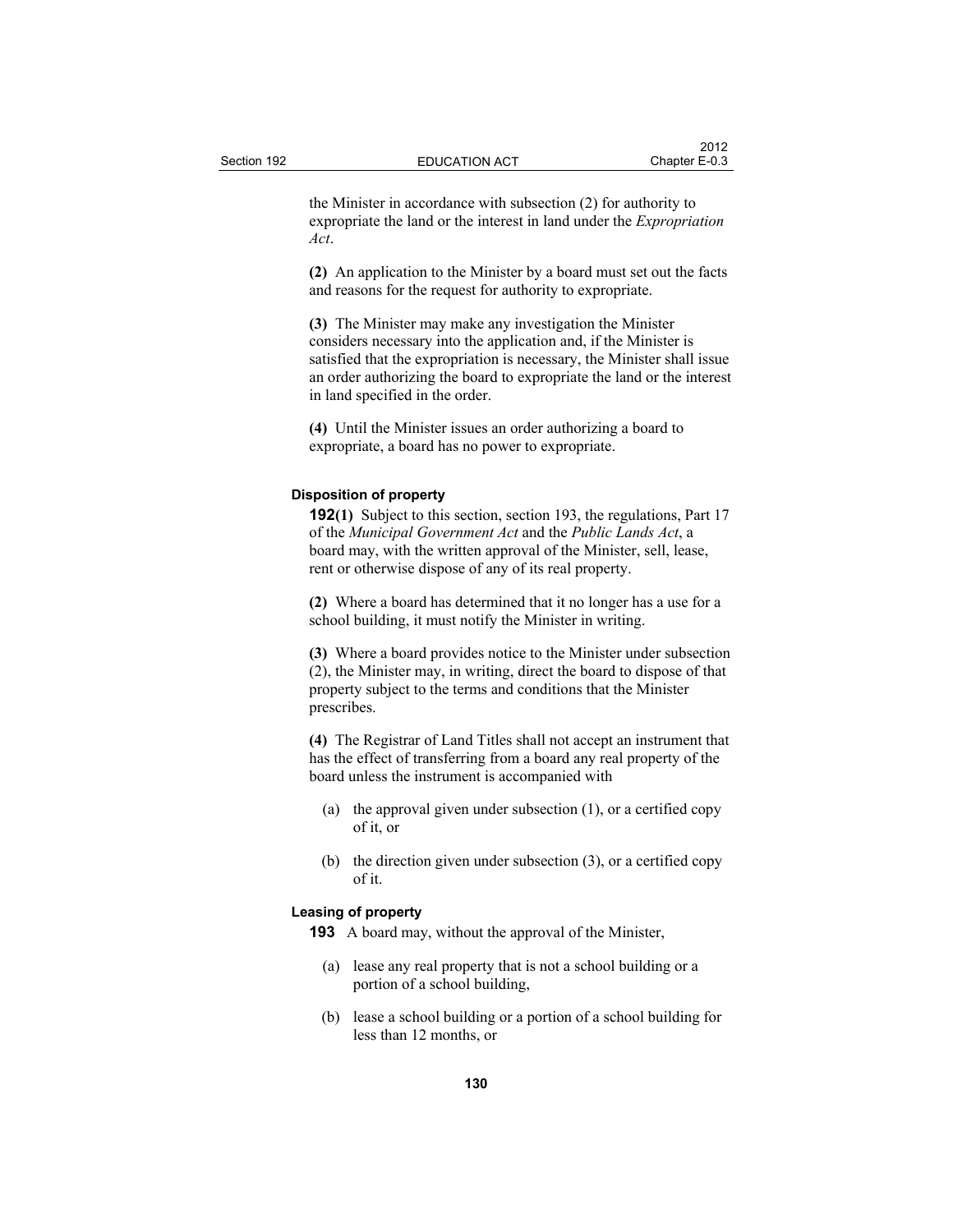the Minister in accordance with subsection (2) for authority to expropriate the land or the interest in land under the *Expropriation Act*.

**(2)** An application to the Minister by a board must set out the facts and reasons for the request for authority to expropriate.

**(3)** The Minister may make any investigation the Minister considers necessary into the application and, if the Minister is satisfied that the expropriation is necessary, the Minister shall issue an order authorizing the board to expropriate the land or the interest in land specified in the order.

**(4)** Until the Minister issues an order authorizing a board to expropriate, a board has no power to expropriate.

#### Disposition of property

**192(1)** Subject to this section, section 193, the regulations, Part 17 of the *Municipal Government Act* and the *Public Lands Act*, a board may, with the written approval of the Minister, sell, lease, rent or otherwise dispose of any of its real property.

**(2)** Where a board has determined that it no longer has a use for a school building, it must notify the Minister in writing.

**(3)** Where a board provides notice to the Minister under subsection (2), the Minister may, in writing, direct the board to dispose of that property subject to the terms and conditions that the Minister prescribes.

**(4)** The Registrar of Land Titles shall not accept an instrument that has the effect of transferring from a board any real property of the board unless the instrument is accompanied with

(a) the approval given under subsection (1), or a certified copy of it, or

(b) the direction given under subsection (3), or a certified copy of it.

#### Leasing of property

**193** A board may, without the approval of the Minister,

(a) lease any real property that is not a school building or a portion of a school building,

(b) lease a school building or a portion of a school building for less than 12 months, or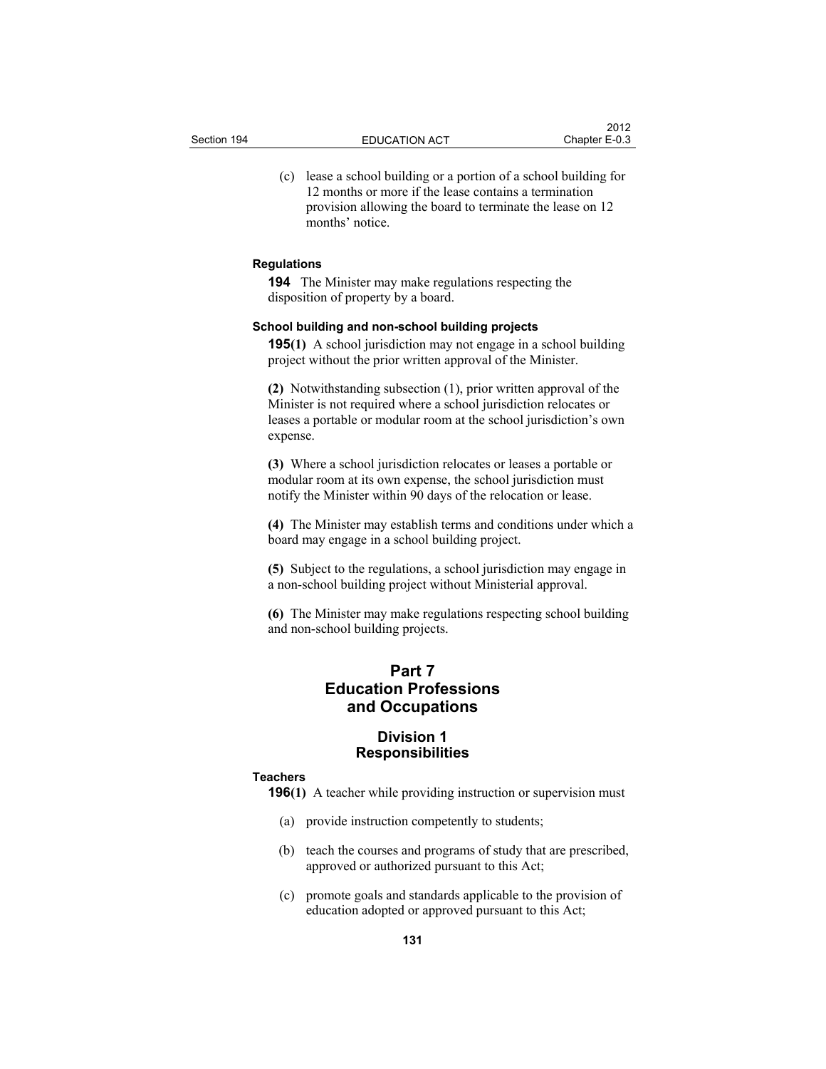(c) lease a school building or a portion of a school building for 12 months or more if the lease contains a termination provision allowing the board to terminate the lease on 12 months' notice.

**Regulations**

**194** The Minister may make regulations respecting the disposition of property by a board.

**School building and non-school building projects**

**195(1)** A school jurisdiction may not engage in a school building project without the prior written approval of the Minister.

**(2)** Notwithstanding subsection (1), prior written approval of the Minister is not required where a school jurisdiction relocates or leases a portable or modular room at the school jurisdiction's own expense.

**(3)** Where a school jurisdiction relocates or leases a portable or modular room at its own expense, the school jurisdiction must notify the Minister within 90 days of the relocation or lease.

**(4)** The Minister may establish terms and conditions under which a board may engage in a school building project.

**(5)** Subject to the regulations, a school jurisdiction may engage in a non-school building project without Ministerial approval.

**(6)** The Minister may make regulations respecting school building and non-school building projects.

# Part 7
# Education Professions and Occupations

## Division 1
## Responsibilities

**Teachers**

**196(1)** A teacher while providing instruction or supervision must

(a) provide instruction competently to students;

(b) teach the courses and programs of study that are prescribed, approved or authorized pursuant to this Act;

(c) promote goals and standards applicable to the provision of education adopted or approved pursuant to this Act;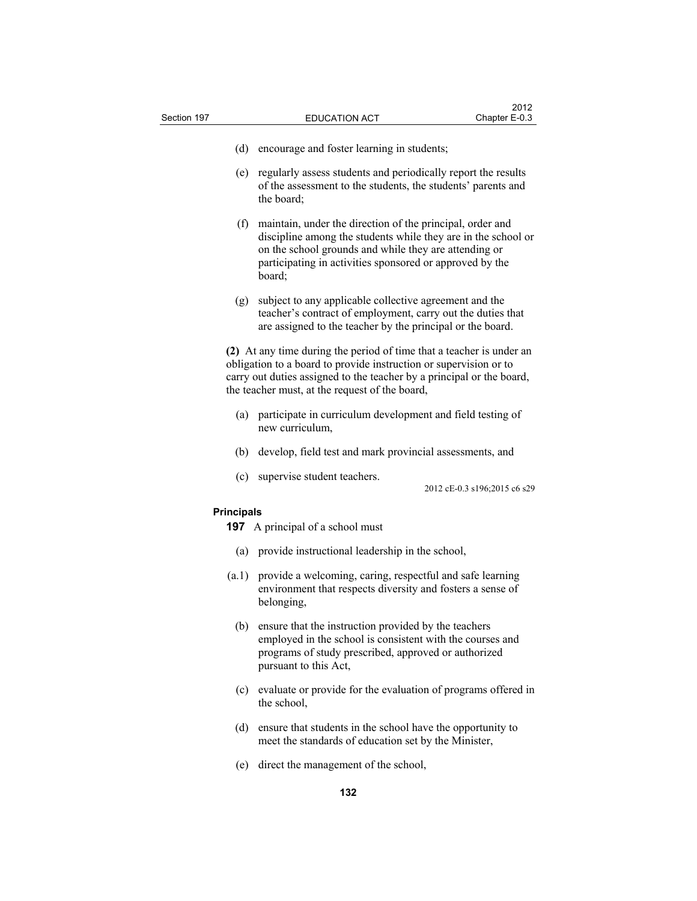(d) encourage and foster learning in students;

(e) regularly assess students and periodically report the results of the assessment to the students, the students' parents and the board;

(f) maintain, under the direction of the principal, order and discipline among the students while they are in the school or on the school grounds and while they are attending or participating in activities sponsored or approved by the board;

(g) subject to any applicable collective agreement and the teacher's contract of employment, carry out the duties that are assigned to the teacher by the principal or the board.

**(2)** At any time during the period of time that a teacher is under an obligation to a board to provide instruction or supervision or to carry out duties assigned to the teacher by a principal or the board, the teacher must, at the request of the board,

(a) participate in curriculum development and field testing of new curriculum,

(b) develop, field test and mark provincial assessments, and

(c) supervise student teachers.

2012 cE-0.3 s196;2015 c6 s29

**Principals**

**197** A principal of a school must

(a) provide instructional leadership in the school,

(a.1) provide a welcoming, caring, respectful and safe learning environment that respects diversity and fosters a sense of belonging,

(b) ensure that the instruction provided by the teachers employed in the school is consistent with the courses and programs of study prescribed, approved or authorized pursuant to this Act,

(c) evaluate or provide for the evaluation of programs offered in the school,

(d) ensure that students in the school have the opportunity to meet the standards of education set by the Minister,

(e) direct the management of the school,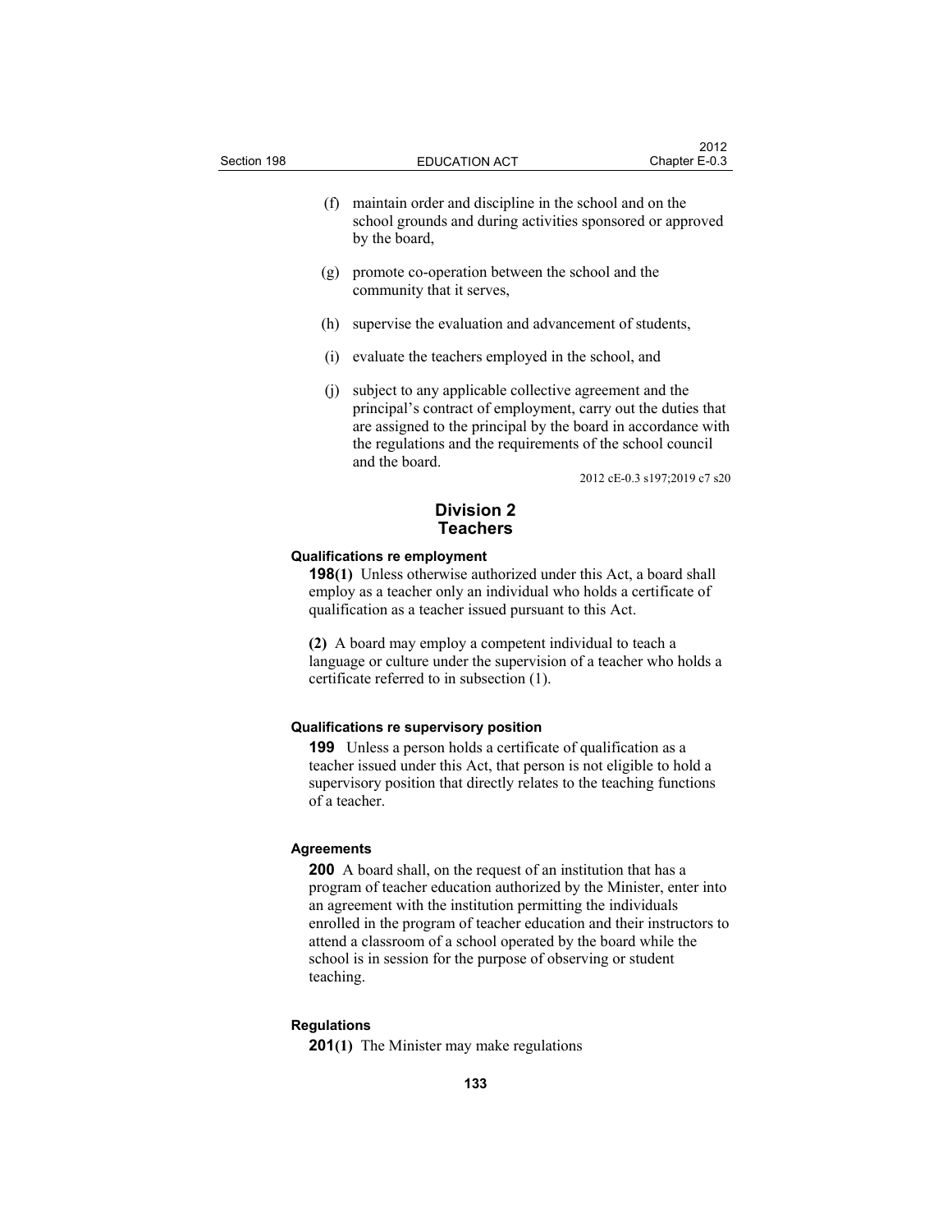(f) maintain order and discipline in the school and on the school grounds and during activities sponsored or approved by the board,

(g) promote co-operation between the school and the community that it serves,

(h) supervise the evaluation and advancement of students,

(i) evaluate the teachers employed in the school, and

(j) subject to any applicable collective agreement and the principal's contract of employment, carry out the duties that are assigned to the principal by the board in accordance with the regulations and the requirements of the school council and the board.

2012 cE-0.3 s197;2019 c7 s20

## Division 2
## Teachers

### Qualifications re employment

**198(1)** Unless otherwise authorized under this Act, a board shall employ as a teacher only an individual who holds a certificate of qualification as a teacher issued pursuant to this Act.

**(2)** A board may employ a competent individual to teach a language or culture under the supervision of a teacher who holds a certificate referred to in subsection (1).

### Qualifications re supervisory position

**199** Unless a person holds a certificate of qualification as a teacher issued under this Act, that person is not eligible to hold a supervisory position that directly relates to the teaching functions of a teacher.

### Agreements

**200** A board shall, on the request of an institution that has a program of teacher education authorized by the Minister, enter into an agreement with the institution permitting the individuals enrolled in the program of teacher education and their instructors to attend a classroom of a school operated by the board while the school is in session for the purpose of observing or student teaching.

### Regulations

**201(1)** The Minister may make regulations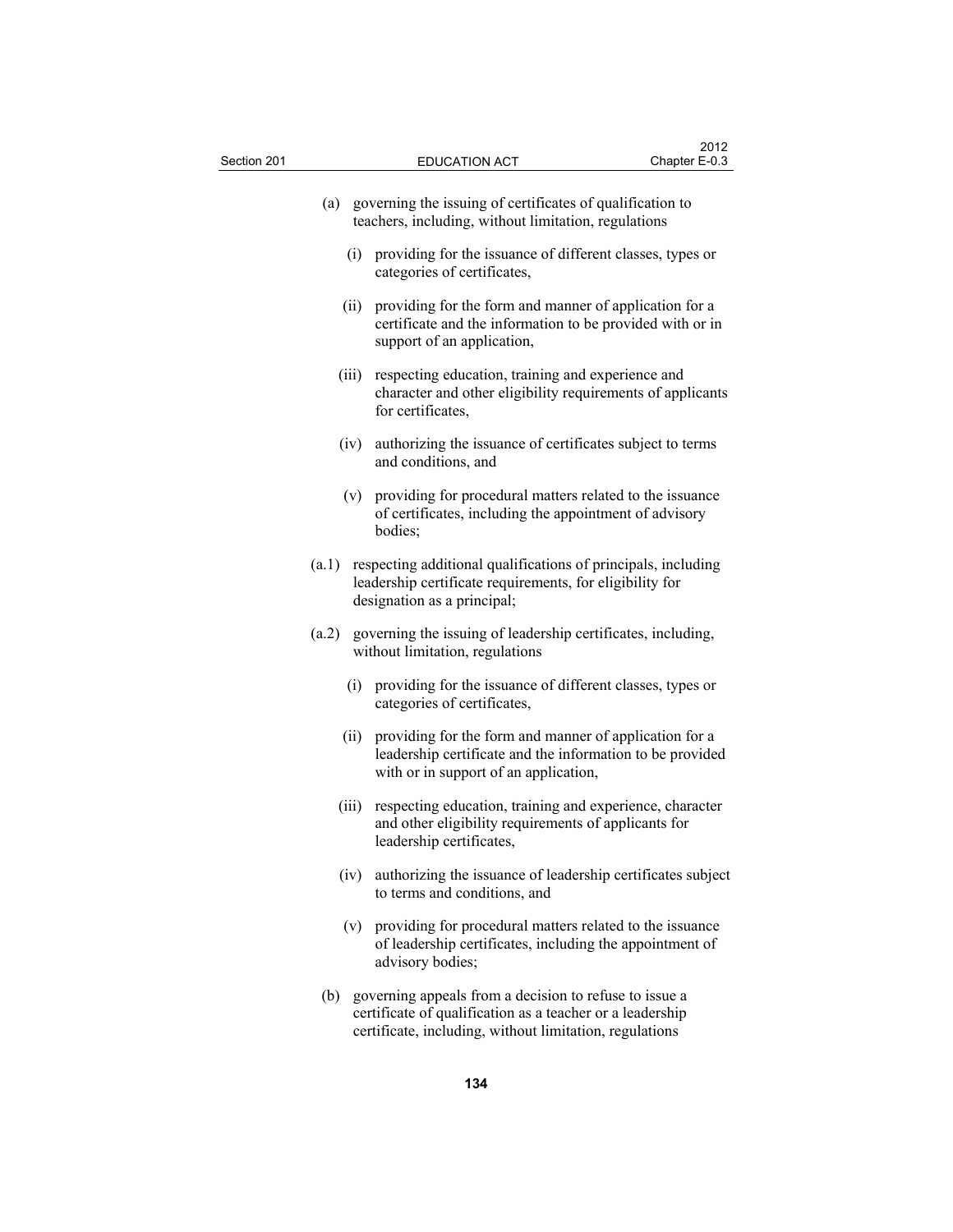(a) governing the issuing of certificates of qualification to teachers, including, without limitation, regulations

(i) providing for the issuance of different classes, types or categories of certificates,

(ii) providing for the form and manner of application for a certificate and the information to be provided with or in support of an application,

(iii) respecting education, training and experience and character and other eligibility requirements of applicants for certificates,

(iv) authorizing the issuance of certificates subject to terms and conditions, and

(v) providing for procedural matters related to the issuance of certificates, including the appointment of advisory bodies;

(a.1) respecting additional qualifications of principals, including leadership certificate requirements, for eligibility for designation as a principal;

(a.2) governing the issuing of leadership certificates, including, without limitation, regulations

(i) providing for the issuance of different classes, types or categories of certificates,

(ii) providing for the form and manner of application for a leadership certificate and the information to be provided with or in support of an application,

(iii) respecting education, training and experience, character and other eligibility requirements of applicants for leadership certificates,

(iv) authorizing the issuance of leadership certificates subject to terms and conditions, and

(v) providing for procedural matters related to the issuance of leadership certificates, including the appointment of advisory bodies;

(b) governing appeals from a decision to refuse to issue a certificate of qualification as a teacher or a leadership certificate, including, without limitation, regulations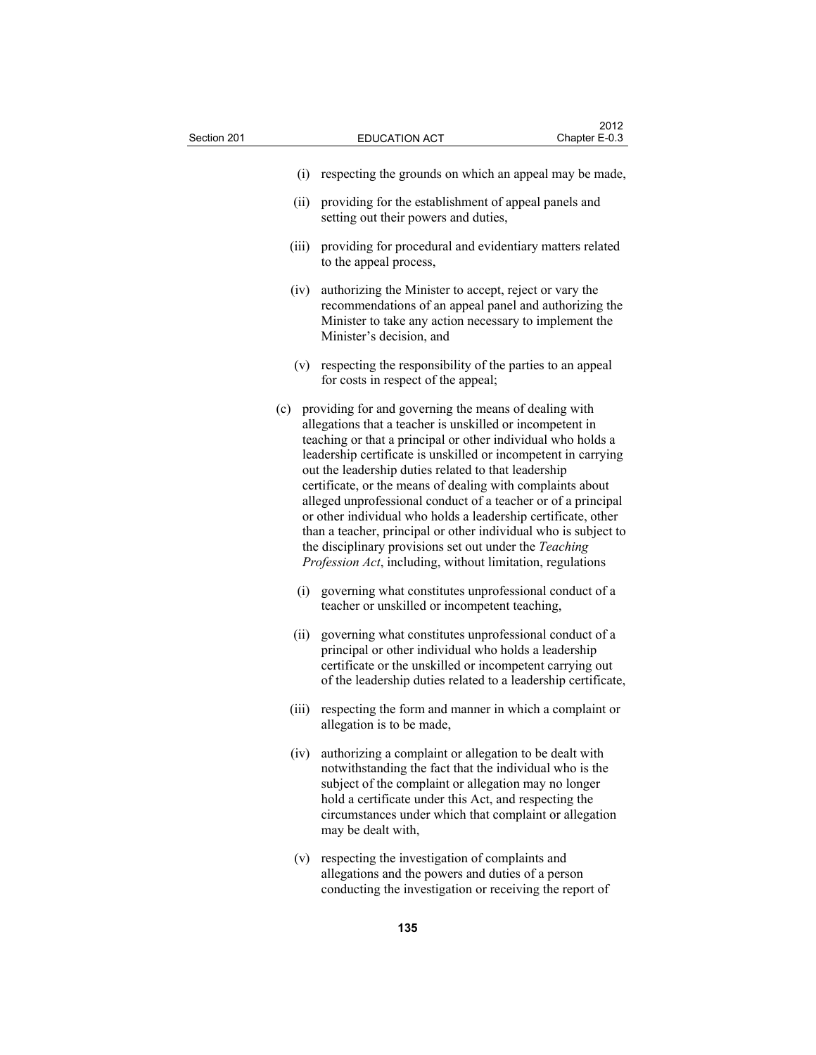(i) respecting the grounds on which an appeal may be made,

(ii) providing for the establishment of appeal panels and setting out their powers and duties,

(iii) providing for procedural and evidentiary matters related to the appeal process,

(iv) authorizing the Minister to accept, reject or vary the recommendations of an appeal panel and authorizing the Minister to take any action necessary to implement the Minister's decision, and

(v) respecting the responsibility of the parties to an appeal for costs in respect of the appeal;

(c) providing for and governing the means of dealing with allegations that a teacher is unskilled or incompetent in teaching or that a principal or other individual who holds a leadership certificate is unskilled or incompetent in carrying out the leadership duties related to that leadership certificate, or the means of dealing with complaints about alleged unprofessional conduct of a teacher or of a principal or other individual who holds a leadership certificate, other than a teacher, principal or other individual who is subject to the disciplinary provisions set out under the *Teaching Profession Act*, including, without limitation, regulations

(i) governing what constitutes unprofessional conduct of a teacher or unskilled or incompetent teaching,

(ii) governing what constitutes unprofessional conduct of a principal or other individual who holds a leadership certificate or the unskilled or incompetent carrying out of the leadership duties related to a leadership certificate,

(iii) respecting the form and manner in which a complaint or allegation is to be made,

(iv) authorizing a complaint or allegation to be dealt with notwithstanding the fact that the individual who is the subject of the complaint or allegation may no longer hold a certificate under this Act, and respecting the circumstances under which that complaint or allegation may be dealt with,

(v) respecting the investigation of complaints and allegations and the powers and duties of a person conducting the investigation or receiving the report of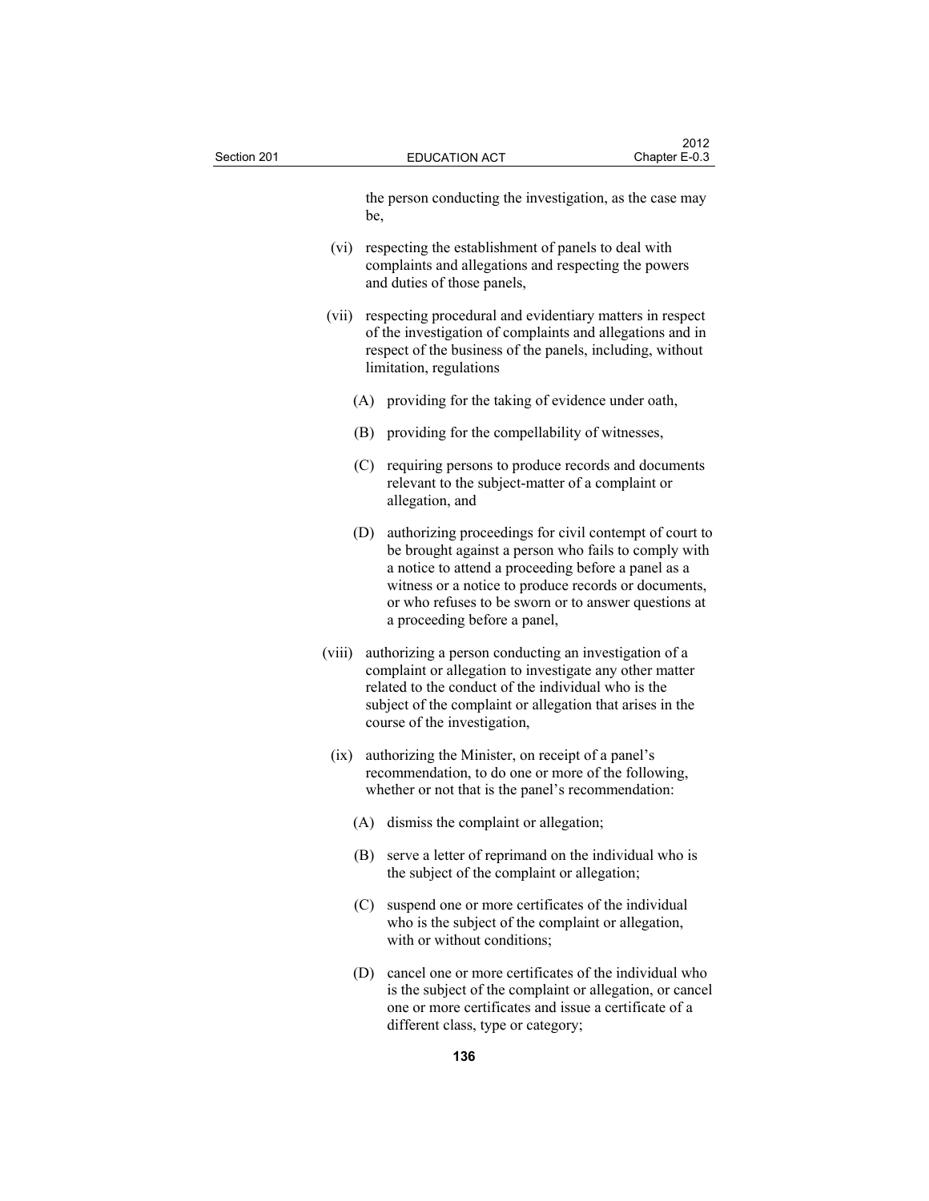the person conducting the investigation, as the case may be,

(vi) respecting the establishment of panels to deal with complaints and allegations and respecting the powers and duties of those panels,

(vii) respecting procedural and evidentiary matters in respect of the investigation of complaints and allegations and in respect of the business of the panels, including, without limitation, regulations

(A) providing for the taking of evidence under oath,

(B) providing for the compellability of witnesses,

(C) requiring persons to produce records and documents relevant to the subject-matter of a complaint or allegation, and

(D) authorizing proceedings for civil contempt of court to be brought against a person who fails to comply with a notice to attend a proceeding before a panel as a witness or a notice to produce records or documents, or who refuses to be sworn or to answer questions at a proceeding before a panel,

(viii) authorizing a person conducting an investigation of a complaint or allegation to investigate any other matter related to the conduct of the individual who is the subject of the complaint or allegation that arises in the course of the investigation,

(ix) authorizing the Minister, on receipt of a panel's recommendation, to do one or more of the following, whether or not that is the panel's recommendation:

(A) dismiss the complaint or allegation;

(B) serve a letter of reprimand on the individual who is the subject of the complaint or allegation;

(C) suspend one or more certificates of the individual who is the subject of the complaint or allegation, with or without conditions;

(D) cancel one or more certificates of the individual who is the subject of the complaint or allegation, or cancel one or more certificates and issue a certificate of a different class, type or category;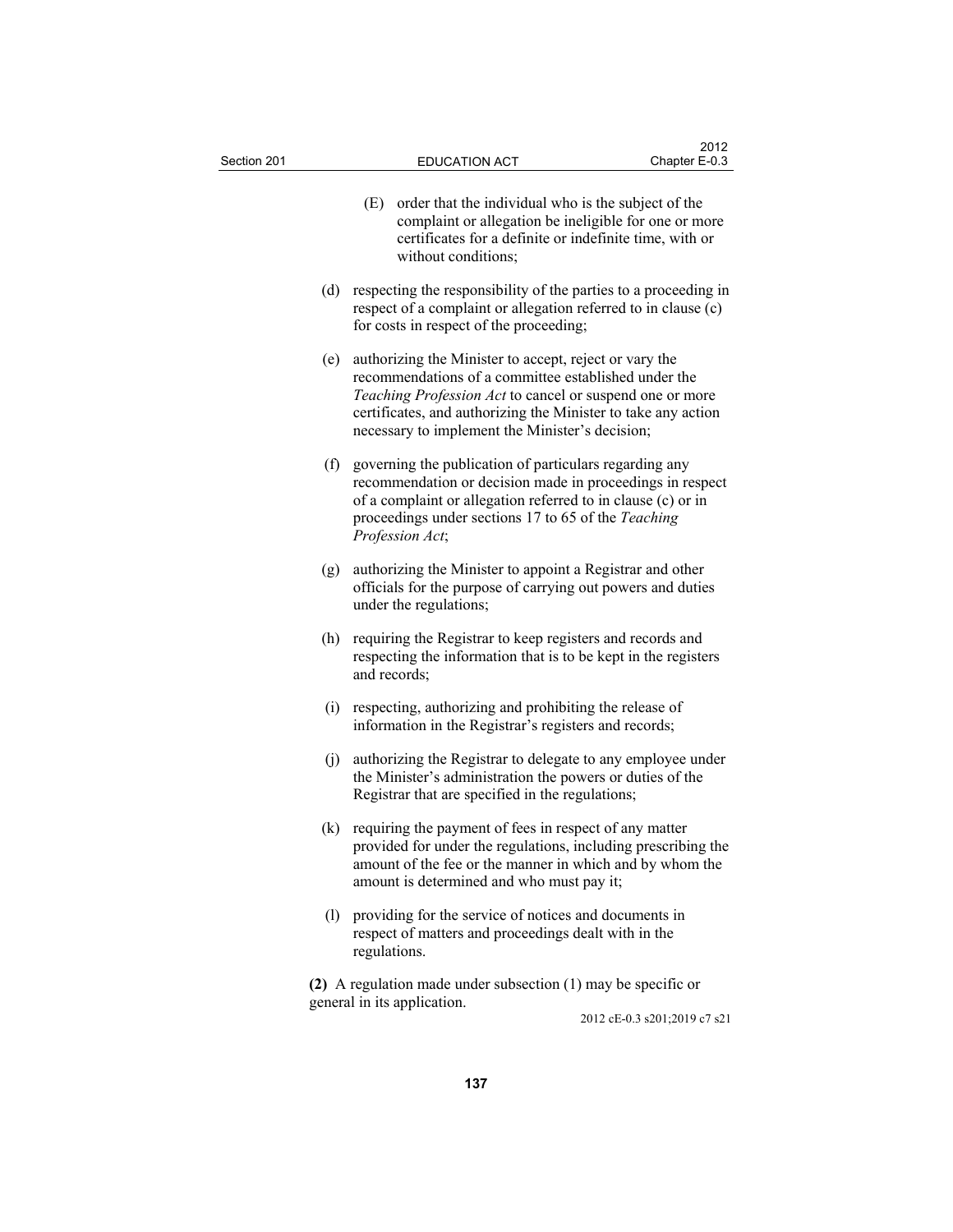(E) order that the individual who is the subject of the complaint or allegation be ineligible for one or more certificates for a definite or indefinite time, with or without conditions;

(d) respecting the responsibility of the parties to a proceeding in respect of a complaint or allegation referred to in clause (c) for costs in respect of the proceeding;

(e) authorizing the Minister to accept, reject or vary the recommendations of a committee established under the *Teaching Profession Act* to cancel or suspend one or more certificates, and authorizing the Minister to take any action necessary to implement the Minister's decision;

(f) governing the publication of particulars regarding any recommendation or decision made in proceedings in respect of a complaint or allegation referred to in clause (c) or in proceedings under sections 17 to 65 of the *Teaching Profession Act*;

(g) authorizing the Minister to appoint a Registrar and other officials for the purpose of carrying out powers and duties under the regulations;

(h) requiring the Registrar to keep registers and records and respecting the information that is to be kept in the registers and records;

(i) respecting, authorizing and prohibiting the release of information in the Registrar's registers and records;

(j) authorizing the Registrar to delegate to any employee under the Minister's administration the powers or duties of the Registrar that are specified in the regulations;

(k) requiring the payment of fees in respect of any matter provided for under the regulations, including prescribing the amount of the fee or the manner in which and by whom the amount is determined and who must pay it;

(l) providing for the service of notices and documents in respect of matters and proceedings dealt with in the regulations.

**(2)** A regulation made under subsection (1) may be specific or general in its application.

2012 cE-0.3 s201;2019 c7 s21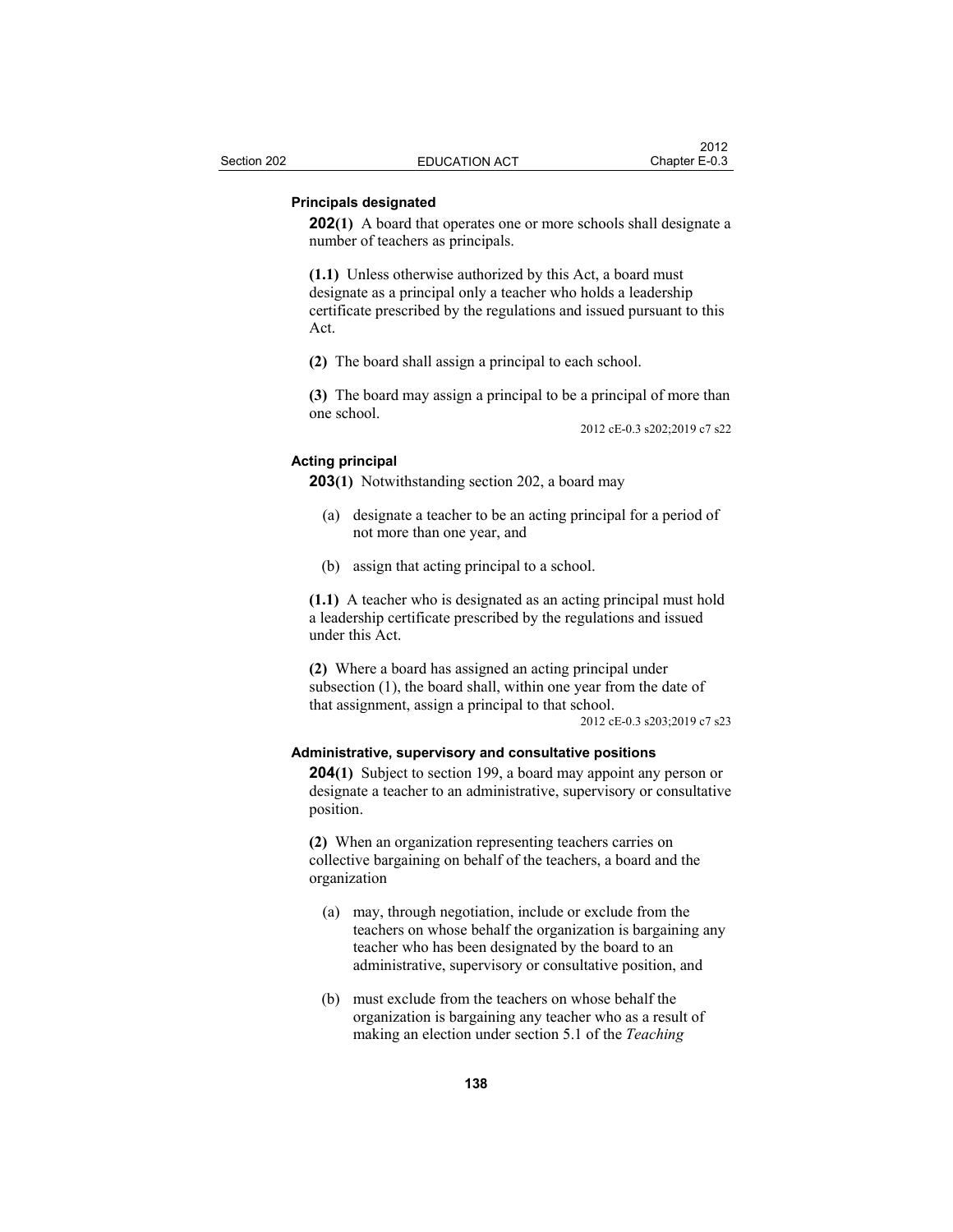### Principals designated

**202(1)** A board that operates one or more schools shall designate a number of teachers as principals.

**(1.1)** Unless otherwise authorized by this Act, a board must designate as a principal only a teacher who holds a leadership certificate prescribed by the regulations and issued pursuant to this Act.

**(2)** The board shall assign a principal to each school.

**(3)** The board may assign a principal to be a principal of more than one school.

2012 cE-0.3 s202;2019 c7 s22

### Acting principal

**203(1)** Notwithstanding section 202, a board may

- (a) designate a teacher to be an acting principal for a period of not more than one year, and
- (b) assign that acting principal to a school.

**(1.1)** A teacher who is designated as an acting principal must hold a leadership certificate prescribed by the regulations and issued under this Act.

**(2)** Where a board has assigned an acting principal under subsection (1), the board shall, within one year from the date of that assignment, assign a principal to that school.

2012 cE-0.3 s203;2019 c7 s23

### Administrative, supervisory and consultative positions

**204(1)** Subject to section 199, a board may appoint any person or designate a teacher to an administrative, supervisory or consultative position.

**(2)** When an organization representing teachers carries on collective bargaining on behalf of the teachers, a board and the organization

- (a) may, through negotiation, include or exclude from the teachers on whose behalf the organization is bargaining any teacher who has been designated by the board to an administrative, supervisory or consultative position, and
- (b) must exclude from the teachers on whose behalf the organization is bargaining any teacher who as a result of making an election under section 5.1 of the *Teaching*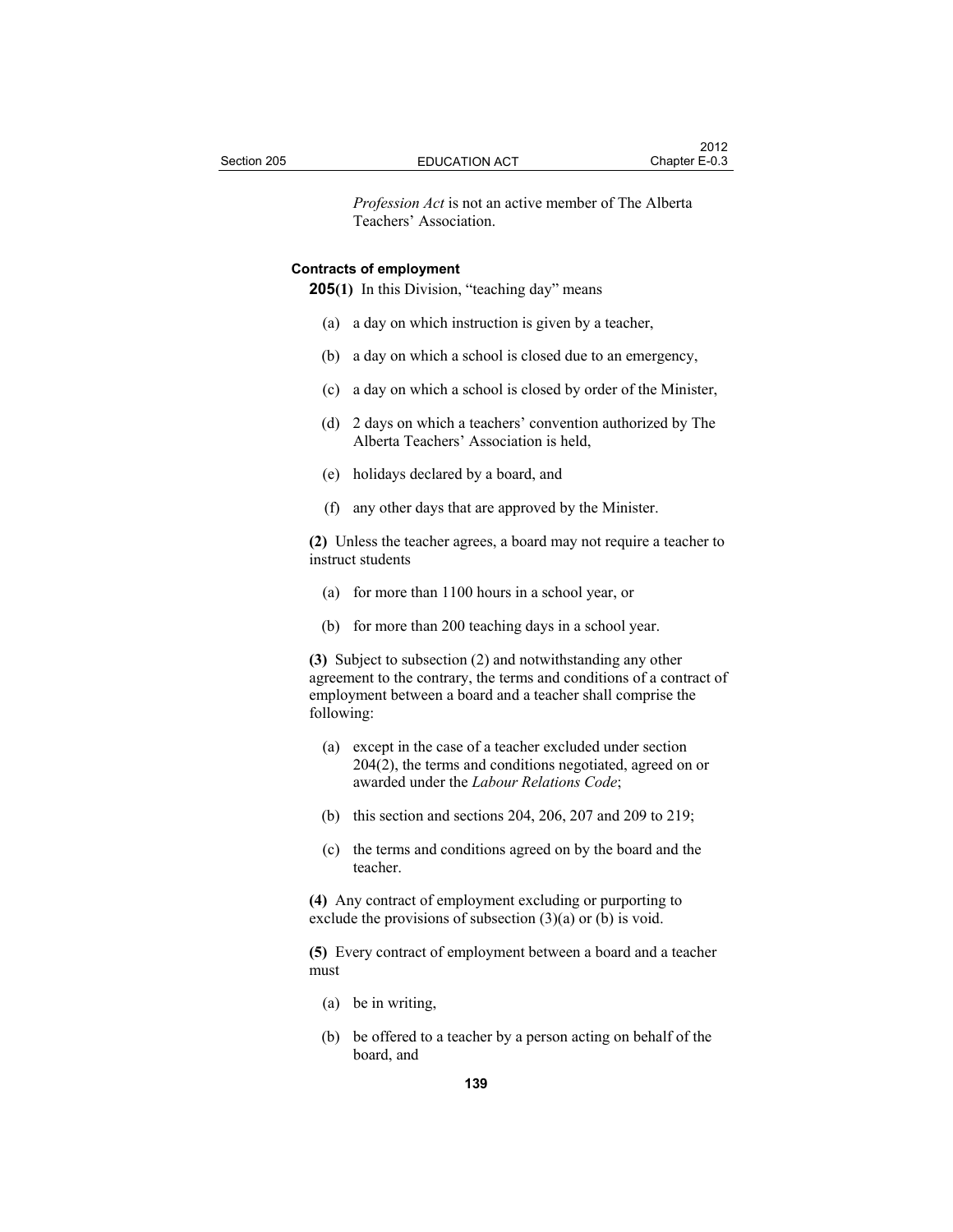*Profession Act* is not an active member of The Alberta Teachers' Association.

**Contracts of employment**

**205(1)** In this Division, "teaching day" means

(a) a day on which instruction is given by a teacher,

(b) a day on which a school is closed due to an emergency,

(c) a day on which a school is closed by order of the Minister,

(d) 2 days on which a teachers' convention authorized by The Alberta Teachers' Association is held,

(e) holidays declared by a board, and

(f) any other days that are approved by the Minister.

**(2)** Unless the teacher agrees, a board may not require a teacher to instruct students

(a) for more than 1100 hours in a school year, or

(b) for more than 200 teaching days in a school year.

**(3)** Subject to subsection (2) and notwithstanding any other agreement to the contrary, the terms and conditions of a contract of employment between a board and a teacher shall comprise the following:

(a) except in the case of a teacher excluded under section 204(2), the terms and conditions negotiated, agreed on or awarded under the *Labour Relations Code*;

(b) this section and sections 204, 206, 207 and 209 to 219;

(c) the terms and conditions agreed on by the board and the teacher.

**(4)** Any contract of employment excluding or purporting to exclude the provisions of subsection (3)(a) or (b) is void.

**(5)** Every contract of employment between a board and a teacher must

(a) be in writing,

(b) be offered to a teacher by a person acting on behalf of the board, and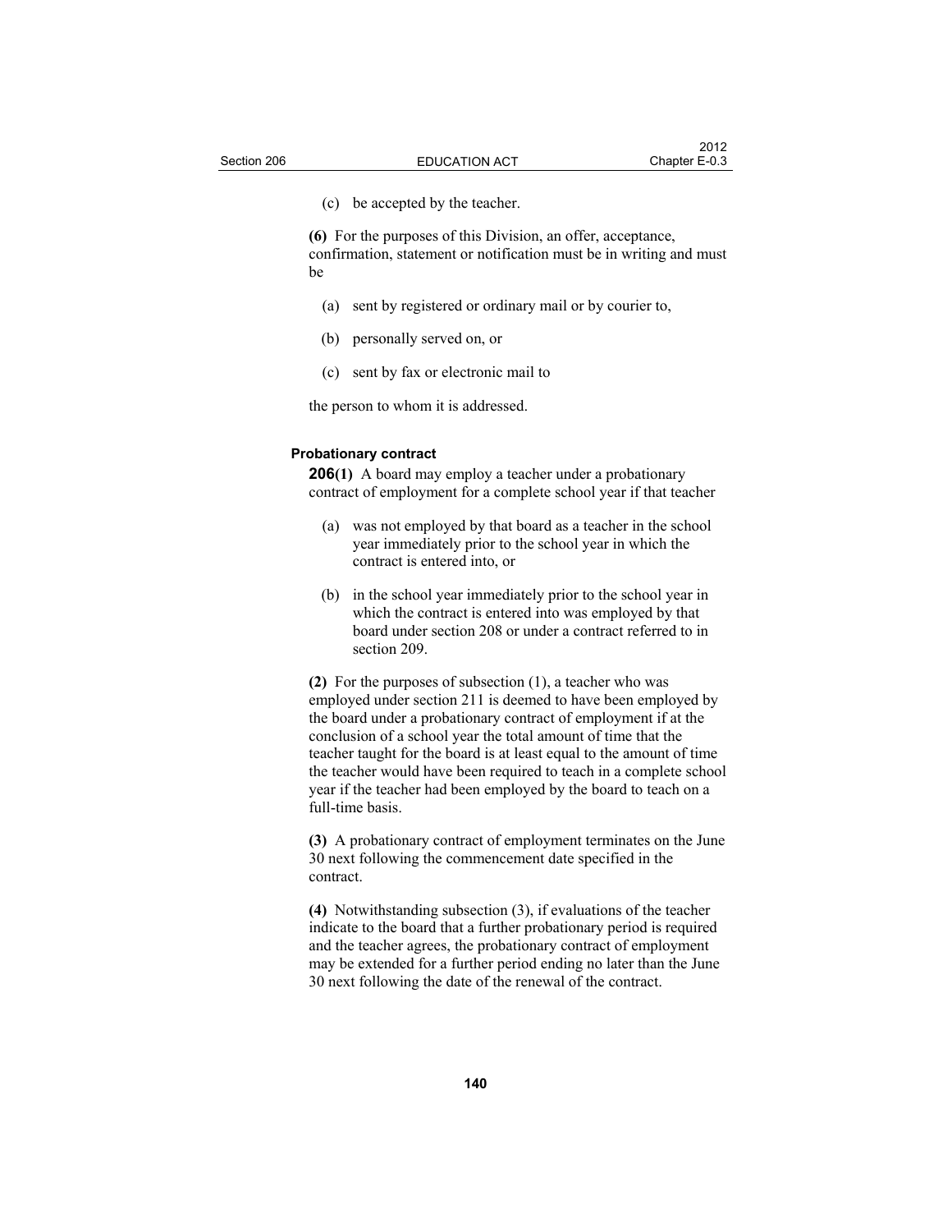(c) be accepted by the teacher.

**(6)** For the purposes of this Division, an offer, acceptance, confirmation, statement or notification must be in writing and must be

(a) sent by registered or ordinary mail or by courier to,

(b) personally served on, or

(c) sent by fax or electronic mail to

the person to whom it is addressed.

#### Probationary contract

**206(1)** A board may employ a teacher under a probationary contract of employment for a complete school year if that teacher

(a) was not employed by that board as a teacher in the school year immediately prior to the school year in which the contract is entered into, or

(b) in the school year immediately prior to the school year in which the contract is entered into was employed by that board under section 208 or under a contract referred to in section 209.

**(2)** For the purposes of subsection (1), a teacher who was employed under section 211 is deemed to have been employed by the board under a probationary contract of employment if at the conclusion of a school year the total amount of time that the teacher taught for the board is at least equal to the amount of time the teacher would have been required to teach in a complete school year if the teacher had been employed by the board to teach on a full-time basis.

**(3)** A probationary contract of employment terminates on the June 30 next following the commencement date specified in the contract.

**(4)** Notwithstanding subsection (3), if evaluations of the teacher indicate to the board that a further probationary period is required and the teacher agrees, the probationary contract of employment may be extended for a further period ending no later than the June 30 next following the date of the renewal of the contract.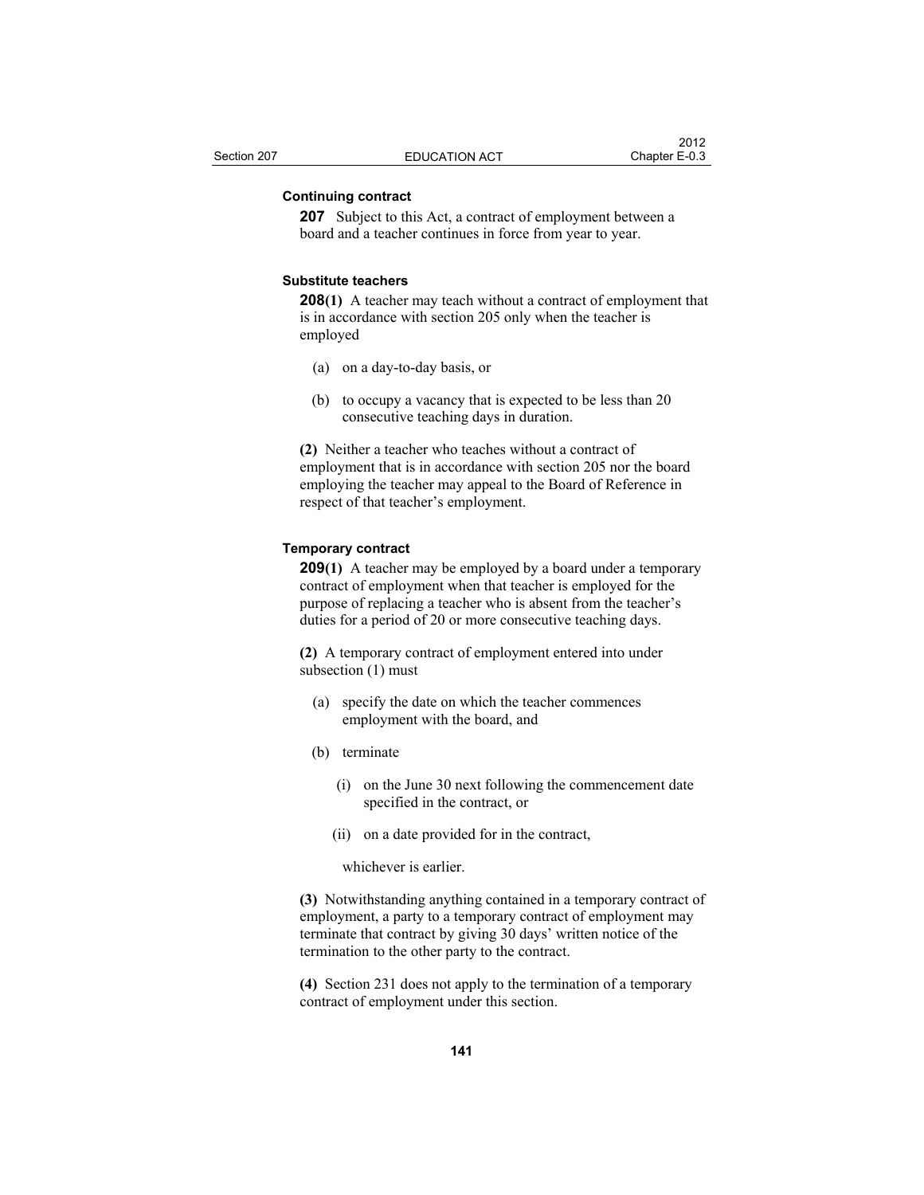**Continuing contract**

**207** Subject to this Act, a contract of employment between a board and a teacher continues in force from year to year.

**Substitute teachers**

**208(1)** A teacher may teach without a contract of employment that is in accordance with section 205 only when the teacher is employed

(a) on a day-to-day basis, or

(b) to occupy a vacancy that is expected to be less than 20 consecutive teaching days in duration.

**(2)** Neither a teacher who teaches without a contract of employment that is in accordance with section 205 nor the board employing the teacher may appeal to the Board of Reference in respect of that teacher's employment.

**Temporary contract**

**209(1)** A teacher may be employed by a board under a temporary contract of employment when that teacher is employed for the purpose of replacing a teacher who is absent from the teacher's duties for a period of 20 or more consecutive teaching days.

**(2)** A temporary contract of employment entered into under subsection (1) must

(a) specify the date on which the teacher commences employment with the board, and

(b) terminate

(i) on the June 30 next following the commencement date specified in the contract, or

(ii) on a date provided for in the contract,

whichever is earlier.

**(3)** Notwithstanding anything contained in a temporary contract of employment, a party to a temporary contract of employment may terminate that contract by giving 30 days' written notice of the termination to the other party to the contract.

**(4)** Section 231 does not apply to the termination of a temporary contract of employment under this section.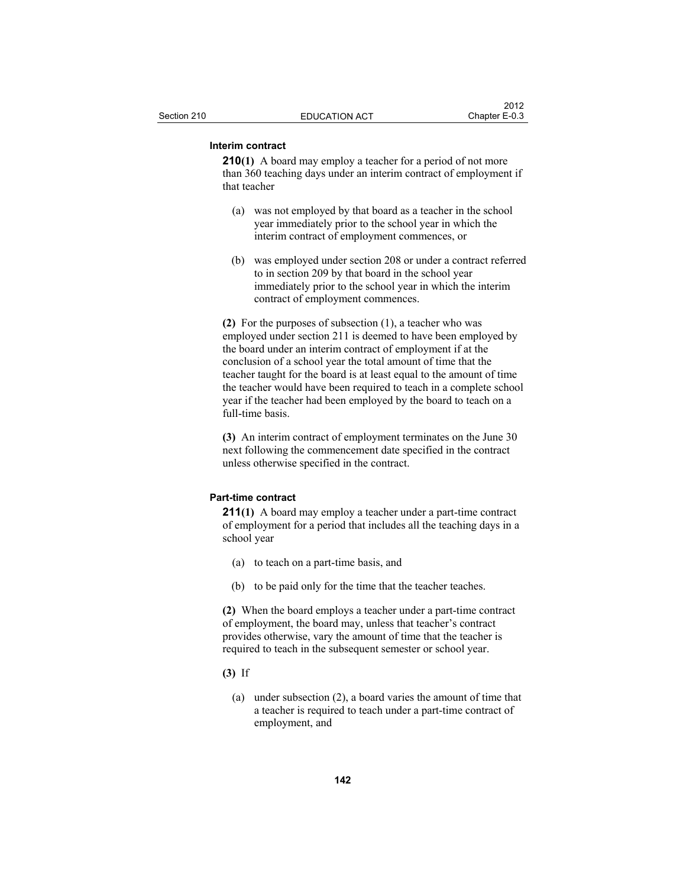**Interim contract**

**210(1)** A board may employ a teacher for a period of not more than 360 teaching days under an interim contract of employment if that teacher

(a) was not employed by that board as a teacher in the school year immediately prior to the school year in which the interim contract of employment commences, or

(b) was employed under section 208 or under a contract referred to in section 209 by that board in the school year immediately prior to the school year in which the interim contract of employment commences.

**(2)** For the purposes of subsection (1), a teacher who was employed under section 211 is deemed to have been employed by the board under an interim contract of employment if at the conclusion of a school year the total amount of time that the teacher taught for the board is at least equal to the amount of time the teacher would have been required to teach in a complete school year if the teacher had been employed by the board to teach on a full-time basis.

**(3)** An interim contract of employment terminates on the June 30 next following the commencement date specified in the contract unless otherwise specified in the contract.

**Part-time contract**

**211(1)** A board may employ a teacher under a part-time contract of employment for a period that includes all the teaching days in a school year

(a) to teach on a part-time basis, and

(b) to be paid only for the time that the teacher teaches.

**(2)** When the board employs a teacher under a part-time contract of employment, the board may, unless that teacher's contract provides otherwise, vary the amount of time that the teacher is required to teach in the subsequent semester or school year.

**(3)** If

(a) under subsection (2), a board varies the amount of time that a teacher is required to teach under a part-time contract of employment, and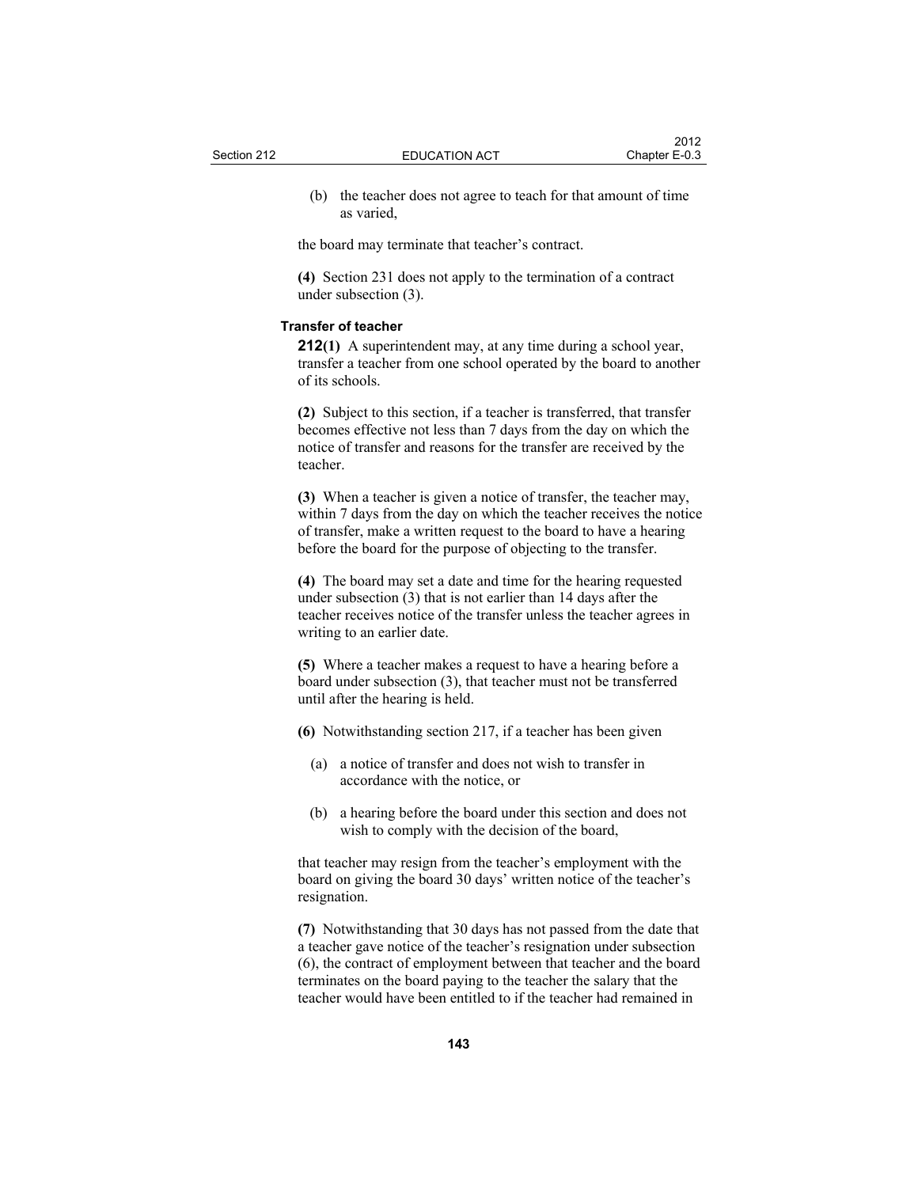(b) the teacher does not agree to teach for that amount of time as varied,

the board may terminate that teacher's contract.

**(4)** Section 231 does not apply to the termination of a contract under subsection (3).

### Transfer of teacher

**212(1)** A superintendent may, at any time during a school year, transfer a teacher from one school operated by the board to another of its schools.

**(2)** Subject to this section, if a teacher is transferred, that transfer becomes effective not less than 7 days from the day on which the notice of transfer and reasons for the transfer are received by the teacher.

**(3)** When a teacher is given a notice of transfer, the teacher may, within 7 days from the day on which the teacher receives the notice of transfer, make a written request to the board to have a hearing before the board for the purpose of objecting to the transfer.

**(4)** The board may set a date and time for the hearing requested under subsection (3) that is not earlier than 14 days after the teacher receives notice of the transfer unless the teacher agrees in writing to an earlier date.

**(5)** Where a teacher makes a request to have a hearing before a board under subsection (3), that teacher must not be transferred until after the hearing is held.

**(6)** Notwithstanding section 217, if a teacher has been given

(a) a notice of transfer and does not wish to transfer in accordance with the notice, or

(b) a hearing before the board under this section and does not wish to comply with the decision of the board,

that teacher may resign from the teacher's employment with the board on giving the board 30 days' written notice of the teacher's resignation.

**(7)** Notwithstanding that 30 days has not passed from the date that a teacher gave notice of the teacher's resignation under subsection (6), the contract of employment between that teacher and the board terminates on the board paying to the teacher the salary that the teacher would have been entitled to if the teacher had remained in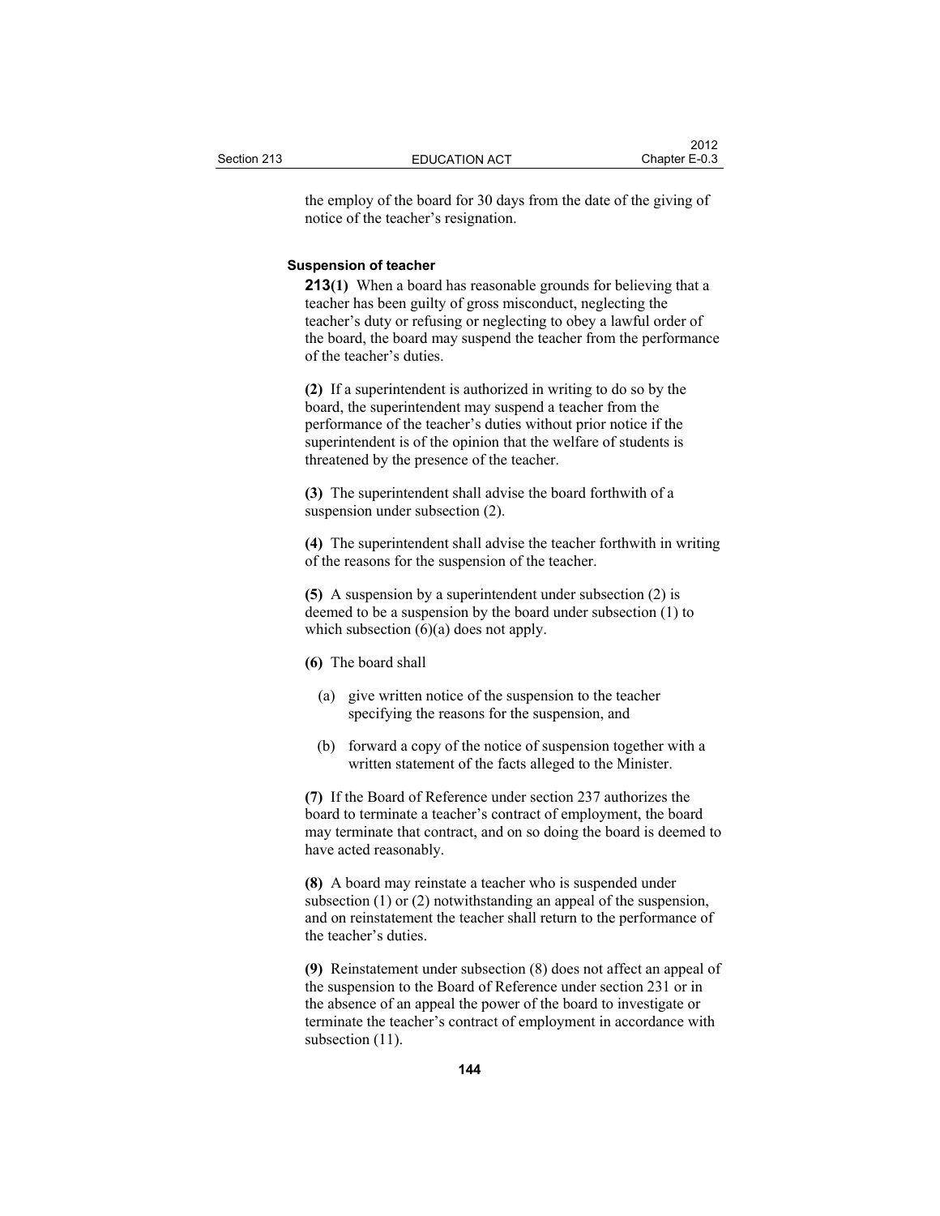the employ of the board for 30 days from the date of the giving of notice of the teacher's resignation.

**Suspension of teacher**

**213(1)** When a board has reasonable grounds for believing that a teacher has been guilty of gross misconduct, neglecting the teacher's duty or refusing or neglecting to obey a lawful order of the board, the board may suspend the teacher from the performance of the teacher's duties.

**(2)** If a superintendent is authorized in writing to do so by the board, the superintendent may suspend a teacher from the performance of the teacher's duties without prior notice if the superintendent is of the opinion that the welfare of students is threatened by the presence of the teacher.

**(3)** The superintendent shall advise the board forthwith of a suspension under subsection (2).

**(4)** The superintendent shall advise the teacher forthwith in writing of the reasons for the suspension of the teacher.

**(5)** A suspension by a superintendent under subsection (2) is deemed to be a suspension by the board under subsection (1) to which subsection (6)(a) does not apply.

**(6)** The board shall

(a) give written notice of the suspension to the teacher specifying the reasons for the suspension, and

(b) forward a copy of the notice of suspension together with a written statement of the facts alleged to the Minister.

**(7)** If the Board of Reference under section 237 authorizes the board to terminate a teacher's contract of employment, the board may terminate that contract, and on so doing the board is deemed to have acted reasonably.

**(8)** A board may reinstate a teacher who is suspended under subsection (1) or (2) notwithstanding an appeal of the suspension, and on reinstatement the teacher shall return to the performance of the teacher's duties.

**(9)** Reinstatement under subsection (8) does not affect an appeal of the suspension to the Board of Reference under section 231 or in the absence of an appeal the power of the board to investigate or terminate the teacher's contract of employment in accordance with subsection (11).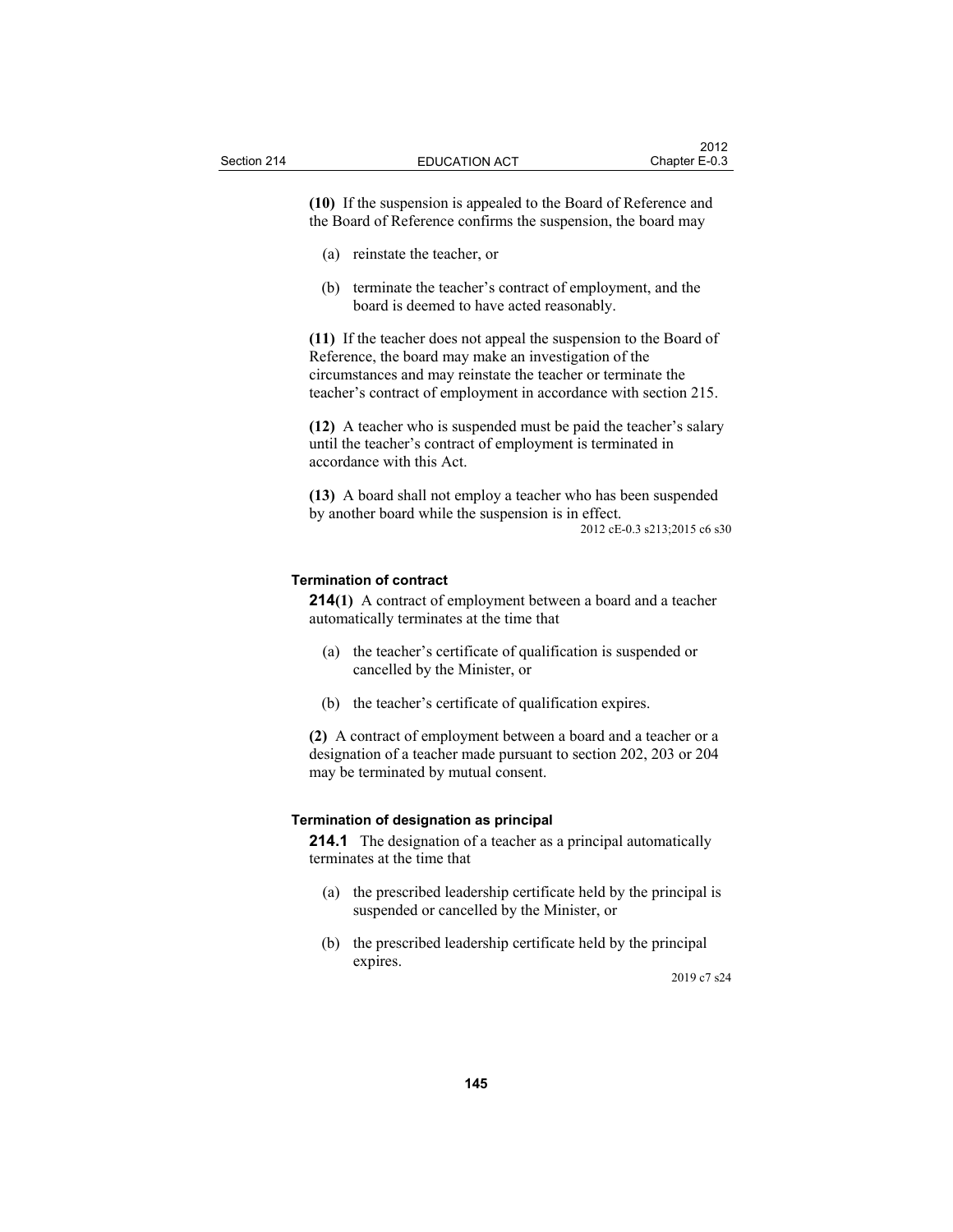**(10)** If the suspension is appealed to the Board of Reference and the Board of Reference confirms the suspension, the board may

(a) reinstate the teacher, or

(b) terminate the teacher's contract of employment, and the board is deemed to have acted reasonably.

**(11)** If the teacher does not appeal the suspension to the Board of Reference, the board may make an investigation of the circumstances and may reinstate the teacher or terminate the teacher's contract of employment in accordance with section 215.

**(12)** A teacher who is suspended must be paid the teacher's salary until the teacher's contract of employment is terminated in accordance with this Act.

**(13)** A board shall not employ a teacher who has been suspended by another board while the suspension is in effect.

2012 cE-0.3 s213;2015 c6 s30

#### Termination of contract

**214(1)** A contract of employment between a board and a teacher automatically terminates at the time that

(a) the teacher's certificate of qualification is suspended or cancelled by the Minister, or

(b) the teacher's certificate of qualification expires.

**(2)** A contract of employment between a board and a teacher or a designation of a teacher made pursuant to section 202, 203 or 204 may be terminated by mutual consent.

#### Termination of designation as principal

**214.1** The designation of a teacher as a principal automatically terminates at the time that

(a) the prescribed leadership certificate held by the principal is suspended or cancelled by the Minister, or

(b) the prescribed leadership certificate held by the principal expires.

2019 c7 s24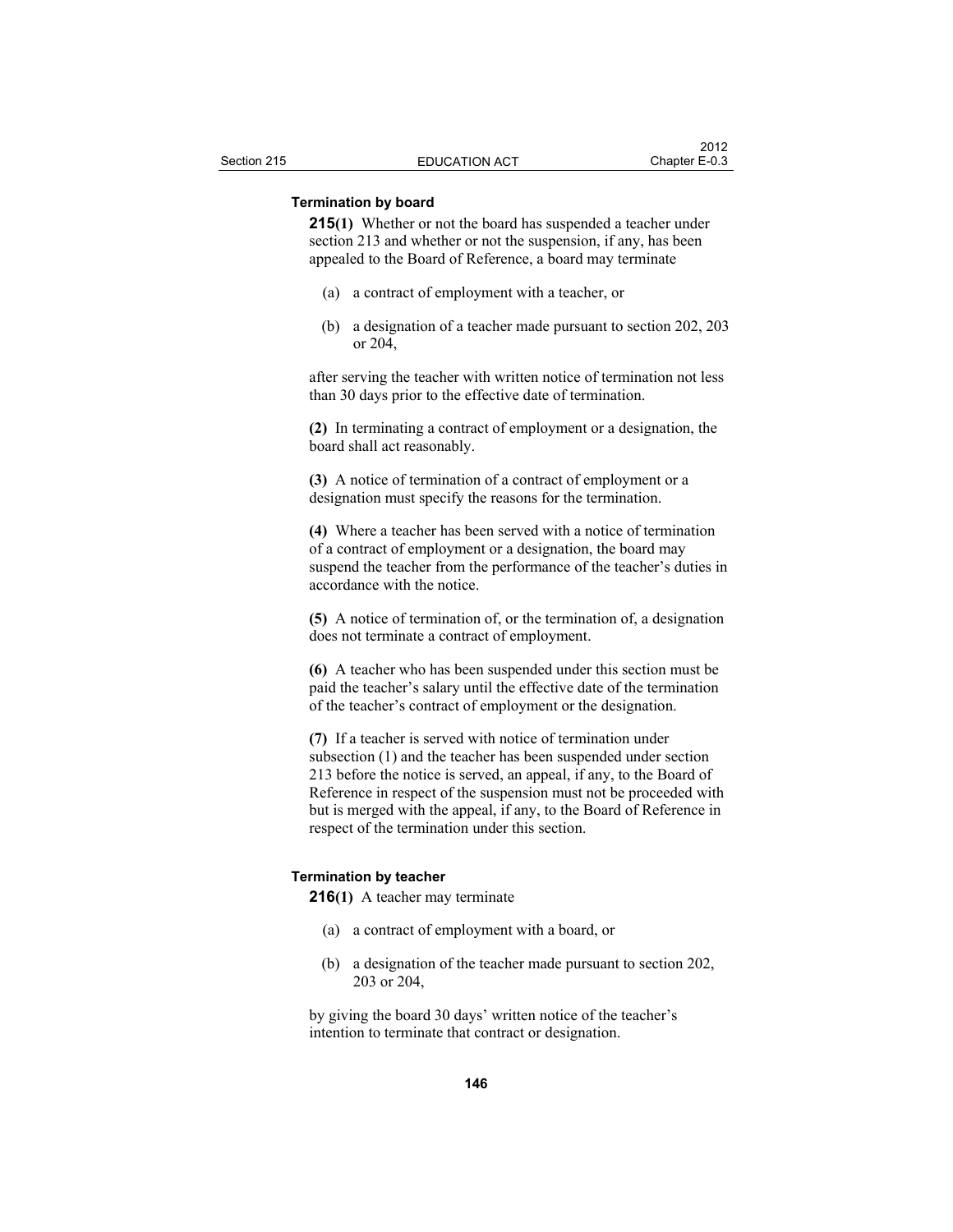**Termination by board**

**215(1)** Whether or not the board has suspended a teacher under section 213 and whether or not the suspension, if any, has been appealed to the Board of Reference, a board may terminate

(a) a contract of employment with a teacher, or

(b) a designation of a teacher made pursuant to section 202, 203 or 204,

after serving the teacher with written notice of termination not less than 30 days prior to the effective date of termination.

**(2)** In terminating a contract of employment or a designation, the board shall act reasonably.

**(3)** A notice of termination of a contract of employment or a designation must specify the reasons for the termination.

**(4)** Where a teacher has been served with a notice of termination of a contract of employment or a designation, the board may suspend the teacher from the performance of the teacher's duties in accordance with the notice.

**(5)** A notice of termination of, or the termination of, a designation does not terminate a contract of employment.

**(6)** A teacher who has been suspended under this section must be paid the teacher's salary until the effective date of the termination of the teacher's contract of employment or the designation.

**(7)** If a teacher is served with notice of termination under subsection (1) and the teacher has been suspended under section 213 before the notice is served, an appeal, if any, to the Board of Reference in respect of the suspension must not be proceeded with but is merged with the appeal, if any, to the Board of Reference in respect of the termination under this section.

**Termination by teacher**

**216(1)** A teacher may terminate

(a) a contract of employment with a board, or

(b) a designation of the teacher made pursuant to section 202, 203 or 204,

by giving the board 30 days' written notice of the teacher's intention to terminate that contract or designation.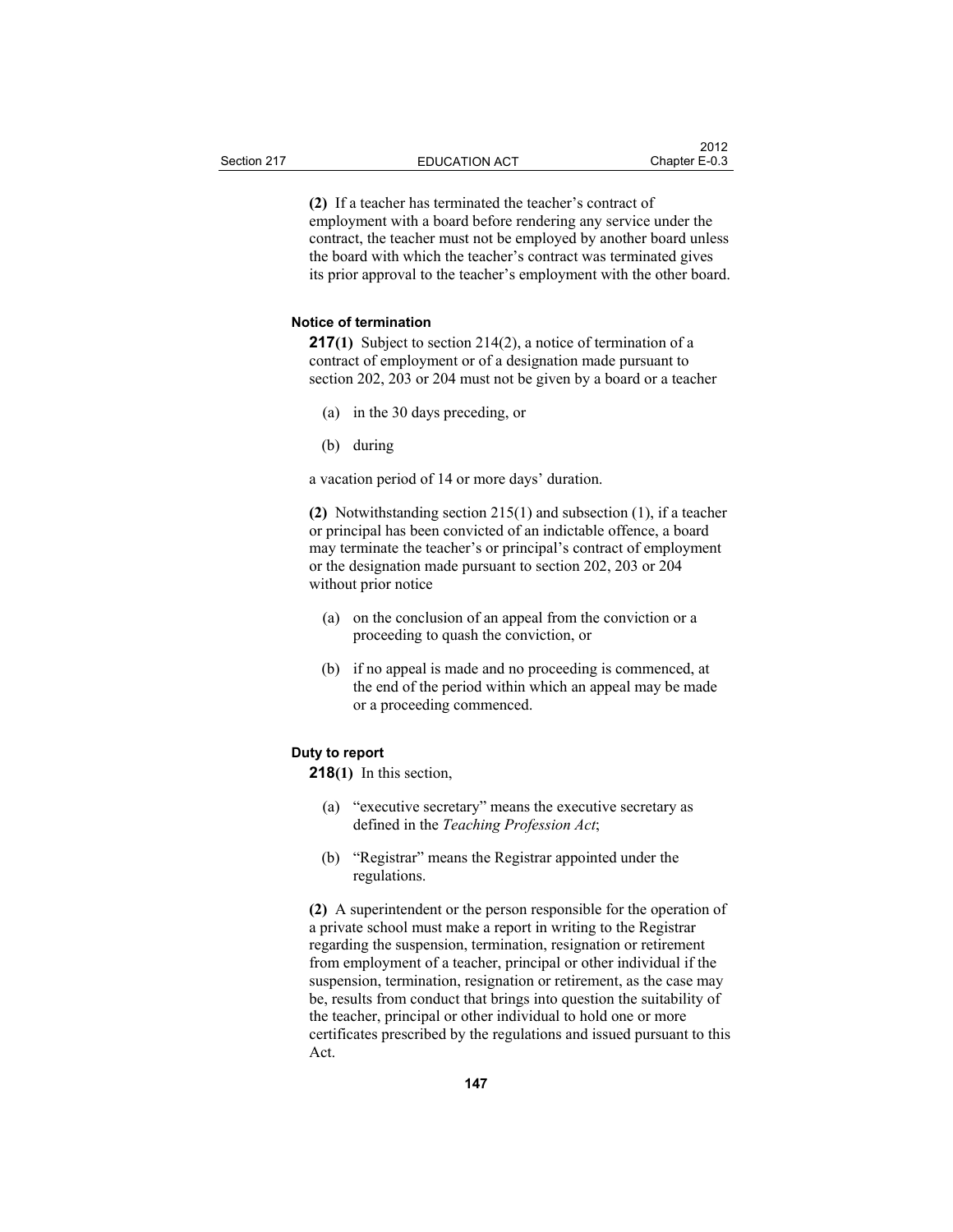**(2)** If a teacher has terminated the teacher's contract of employment with a board before rendering any service under the contract, the teacher must not be employed by another board unless the board with which the teacher's contract was terminated gives its prior approval to the teacher's employment with the other board.

**Notice of termination**

**217(1)** Subject to section 214(2), a notice of termination of a contract of employment or of a designation made pursuant to section 202, 203 or 204 must not be given by a board or a teacher

(a) in the 30 days preceding, or

(b) during

a vacation period of 14 or more days' duration.

**(2)** Notwithstanding section 215(1) and subsection (1), if a teacher or principal has been convicted of an indictable offence, a board may terminate the teacher's or principal's contract of employment or the designation made pursuant to section 202, 203 or 204 without prior notice

(a) on the conclusion of an appeal from the conviction or a proceeding to quash the conviction, or

(b) if no appeal is made and no proceeding is commenced, at the end of the period within which an appeal may be made or a proceeding commenced.

**Duty to report**

**218(1)** In this section,

(a) "executive secretary" means the executive secretary as defined in the *Teaching Profession Act*;

(b) "Registrar" means the Registrar appointed under the regulations.

**(2)** A superintendent or the person responsible for the operation of a private school must make a report in writing to the Registrar regarding the suspension, termination, resignation or retirement from employment of a teacher, principal or other individual if the suspension, termination, resignation or retirement, as the case may be, results from conduct that brings into question the suitability of the teacher, principal or other individual to hold one or more certificates prescribed by the regulations and issued pursuant to this Act.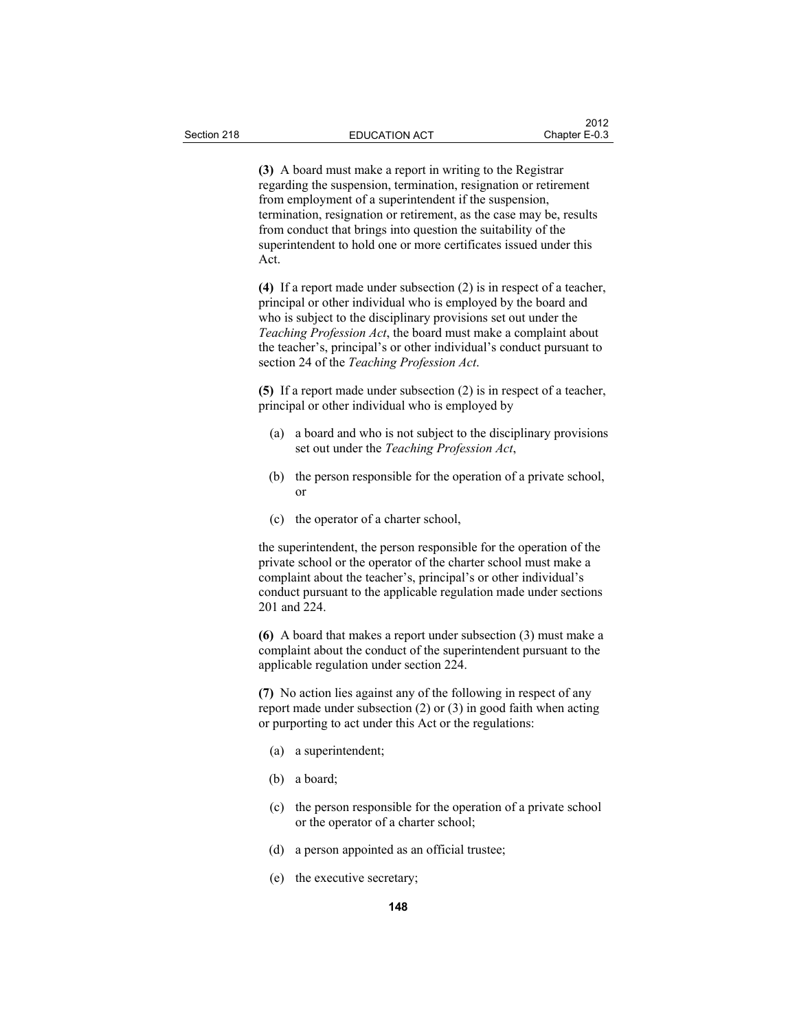**(3)** A board must make a report in writing to the Registrar regarding the suspension, termination, resignation or retirement from employment of a superintendent if the suspension, termination, resignation or retirement, as the case may be, results from conduct that brings into question the suitability of the superintendent to hold one or more certificates issued under this Act.

**(4)** If a report made under subsection (2) is in respect of a teacher, principal or other individual who is employed by the board and who is subject to the disciplinary provisions set out under the *Teaching Profession Act*, the board must make a complaint about the teacher's, principal's or other individual's conduct pursuant to section 24 of the *Teaching Profession Act*.

**(5)** If a report made under subsection (2) is in respect of a teacher, principal or other individual who is employed by

- (a) a board and who is not subject to the disciplinary provisions set out under the *Teaching Profession Act*,
- (b) the person responsible for the operation of a private school, or
- (c) the operator of a charter school,

the superintendent, the person responsible for the operation of the private school or the operator of the charter school must make a complaint about the teacher's, principal's or other individual's conduct pursuant to the applicable regulation made under sections 201 and 224.

**(6)** A board that makes a report under subsection (3) must make a complaint about the conduct of the superintendent pursuant to the applicable regulation under section 224.

**(7)** No action lies against any of the following in respect of any report made under subsection (2) or (3) in good faith when acting or purporting to act under this Act or the regulations:

- (a) a superintendent;
- (b) a board;
- (c) the person responsible for the operation of a private school or the operator of a charter school;
- (d) a person appointed as an official trustee;
- (e) the executive secretary;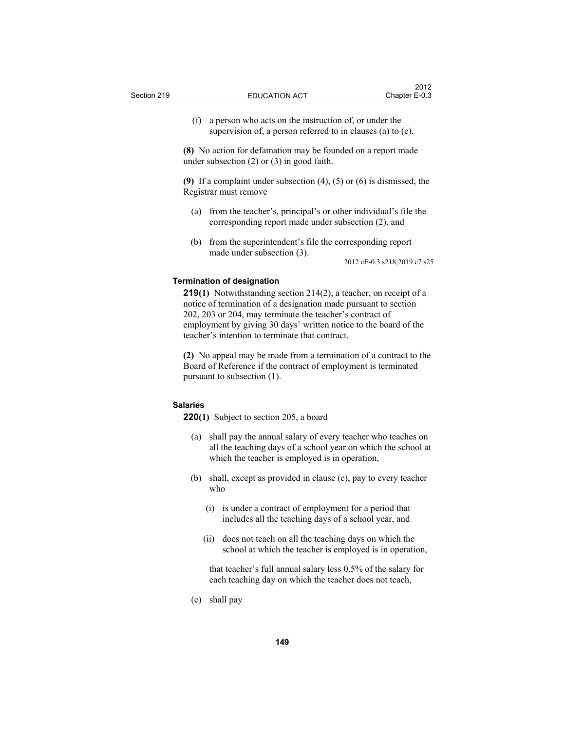(f) a person who acts on the instruction of, or under the supervision of, a person referred to in clauses (a) to (e).

**(8)** No action for defamation may be founded on a report made under subsection (2) or (3) in good faith.

**(9)** If a complaint under subsection (4), (5) or (6) is dismissed, the Registrar must remove

(a) from the teacher's, principal's or other individual's file the corresponding report made under subsection (2), and

(b) from the superintendent's file the corresponding report made under subsection (3).

2012 cE-0.3 s218;2019 c7 s25

**Termination of designation**

**219(1)** Notwithstanding section 214(2), a teacher, on receipt of a notice of termination of a designation made pursuant to section 202, 203 or 204, may terminate the teacher's contract of employment by giving 30 days' written notice to the board of the teacher's intention to terminate that contract.

**(2)** No appeal may be made from a termination of a contract to the Board of Reference if the contract of employment is terminated pursuant to subsection (1).

**Salaries**

**220(1)** Subject to section 205, a board

(a) shall pay the annual salary of every teacher who teaches on all the teaching days of a school year on which the school at which the teacher is employed is in operation,

(b) shall, except as provided in clause (c), pay to every teacher who

(i) is under a contract of employment for a period that includes all the teaching days of a school year, and

(ii) does not teach on all the teaching days on which the school at which the teacher is employed is in operation,

that teacher's full annual salary less 0.5% of the salary for each teaching day on which the teacher does not teach,

(c) shall pay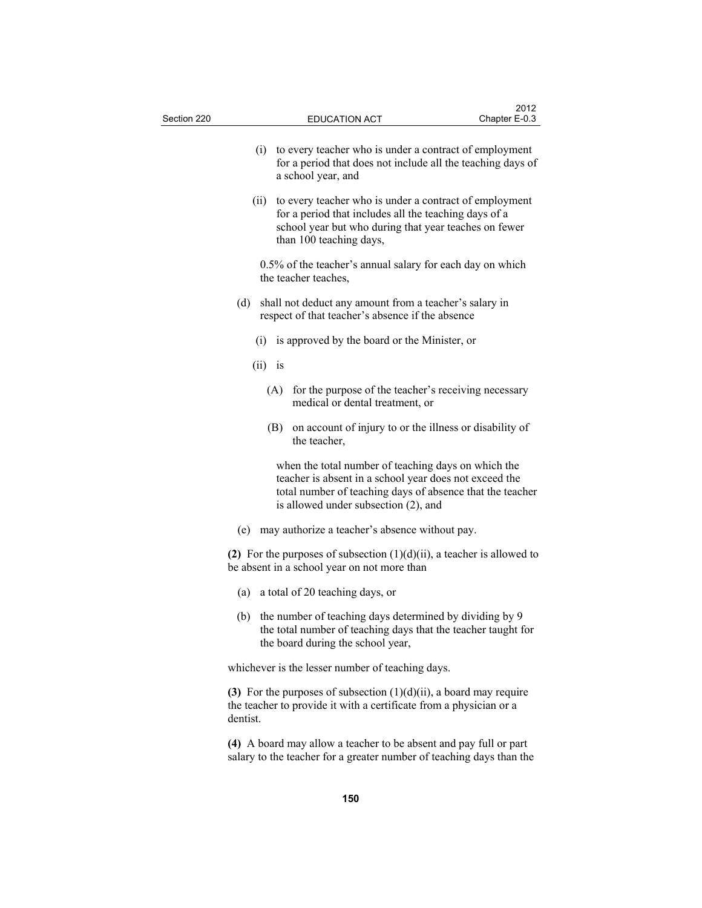(i) to every teacher who is under a contract of employment for a period that does not include all the teaching days of a school year, and

(ii) to every teacher who is under a contract of employment for a period that includes all the teaching days of a school year but who during that year teaches on fewer than 100 teaching days,

0.5% of the teacher's annual salary for each day on which the teacher teaches,

(d) shall not deduct any amount from a teacher's salary in respect of that teacher's absence if the absence

(i) is approved by the board or the Minister, or

(ii) is

(A) for the purpose of the teacher's receiving necessary medical or dental treatment, or

(B) on account of injury to or the illness or disability of the teacher,

when the total number of teaching days on which the teacher is absent in a school year does not exceed the total number of teaching days of absence that the teacher is allowed under subsection (2), and

(e) may authorize a teacher's absence without pay.

**(2)** For the purposes of subsection (1)(d)(ii), a teacher is allowed to be absent in a school year on not more than

(a) a total of 20 teaching days, or

(b) the number of teaching days determined by dividing by 9 the total number of teaching days that the teacher taught for the board during the school year,

whichever is the lesser number of teaching days.

**(3)** For the purposes of subsection (1)(d)(ii), a board may require the teacher to provide it with a certificate from a physician or a dentist.

**(4)** A board may allow a teacher to be absent and pay full or part salary to the teacher for a greater number of teaching days than the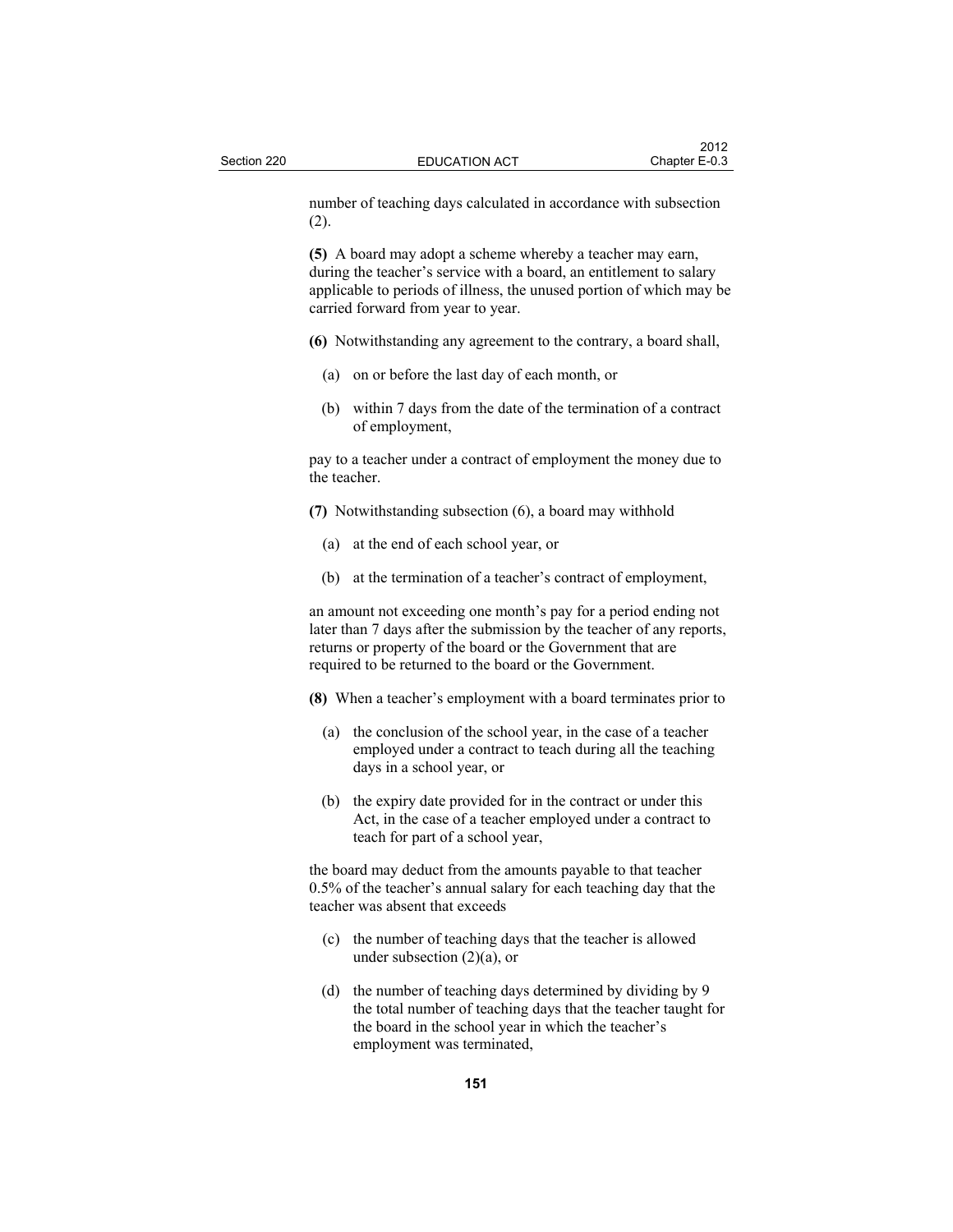number of teaching days calculated in accordance with subsection (2).

**(5)** A board may adopt a scheme whereby a teacher may earn, during the teacher's service with a board, an entitlement to salary applicable to periods of illness, the unused portion of which may be carried forward from year to year.

**(6)** Notwithstanding any agreement to the contrary, a board shall,

- (a) on or before the last day of each month, or
- (b) within 7 days from the date of the termination of a contract of employment,

pay to a teacher under a contract of employment the money due to the teacher.

**(7)** Notwithstanding subsection (6), a board may withhold

- (a) at the end of each school year, or
- (b) at the termination of a teacher's contract of employment,

an amount not exceeding one month's pay for a period ending not later than 7 days after the submission by the teacher of any reports, returns or property of the board or the Government that are required to be returned to the board or the Government.

**(8)** When a teacher's employment with a board terminates prior to

- (a) the conclusion of the school year, in the case of a teacher employed under a contract to teach during all the teaching days in a school year, or
- (b) the expiry date provided for in the contract or under this Act, in the case of a teacher employed under a contract to teach for part of a school year,

the board may deduct from the amounts payable to that teacher 0.5% of the teacher's annual salary for each teaching day that the teacher was absent that exceeds

- (c) the number of teaching days that the teacher is allowed under subsection (2)(a), or
- (d) the number of teaching days determined by dividing by 9 the total number of teaching days that the teacher taught for the board in the school year in which the teacher's employment was terminated,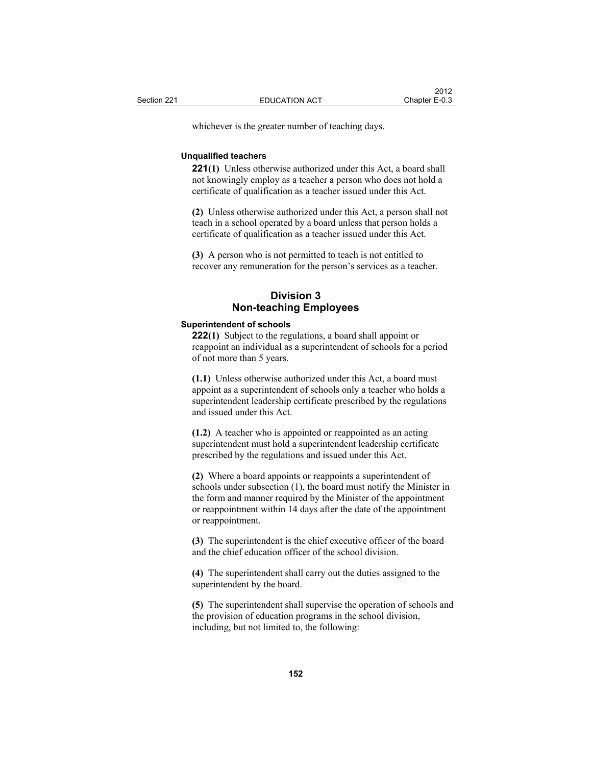whichever is the greater number of teaching days.

**Unqualified teachers**

**221(1)** Unless otherwise authorized under this Act, a board shall not knowingly employ as a teacher a person who does not hold a certificate of qualification as a teacher issued under this Act.

**(2)** Unless otherwise authorized under this Act, a person shall not teach in a school operated by a board unless that person holds a certificate of qualification as a teacher issued under this Act.

**(3)** A person who is not permitted to teach is not entitled to recover any remuneration for the person's services as a teacher.

## Division 3
## Non-teaching Employees

**Superintendent of schools**

**222(1)** Subject to the regulations, a board shall appoint or reappoint an individual as a superintendent of schools for a period of not more than 5 years.

**(1.1)** Unless otherwise authorized under this Act, a board must appoint as a superintendent of schools only a teacher who holds a superintendent leadership certificate prescribed by the regulations and issued under this Act.

**(1.2)** A teacher who is appointed or reappointed as an acting superintendent must hold a superintendent leadership certificate prescribed by the regulations and issued under this Act.

**(2)** Where a board appoints or reappoints a superintendent of schools under subsection (1), the board must notify the Minister in the form and manner required by the Minister of the appointment or reappointment within 14 days after the date of the appointment or reappointment.

**(3)** The superintendent is the chief executive officer of the board and the chief education officer of the school division.

**(4)** The superintendent shall carry out the duties assigned to the superintendent by the board.

**(5)** The superintendent shall supervise the operation of schools and the provision of education programs in the school division, including, but not limited to, the following: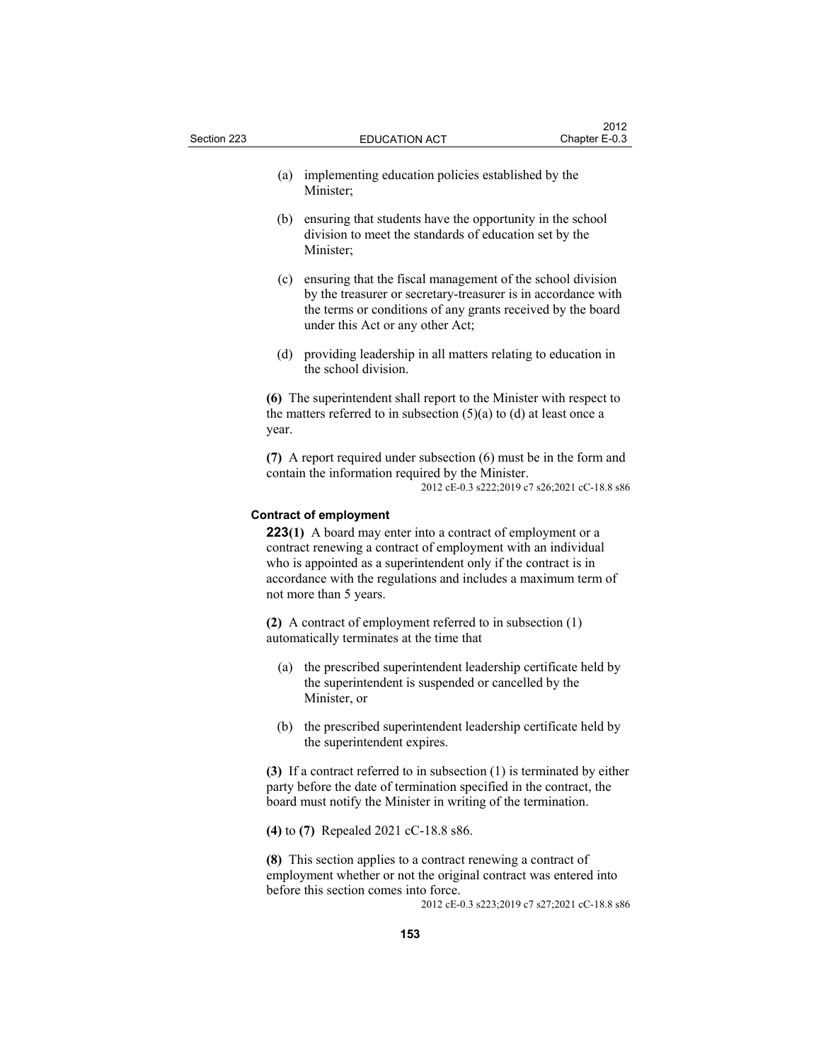(a) implementing education policies established by the Minister;

(b) ensuring that students have the opportunity in the school division to meet the standards of education set by the Minister;

(c) ensuring that the fiscal management of the school division by the treasurer or secretary-treasurer is in accordance with the terms or conditions of any grants received by the board under this Act or any other Act;

(d) providing leadership in all matters relating to education in the school division.

**(6)** The superintendent shall report to the Minister with respect to the matters referred to in subsection (5)(a) to (d) at least once a year.

**(7)** A report required under subsection (6) must be in the form and contain the information required by the Minister.

2012 cE-0.3 s222;2019 c7 s26;2021 cC-18.8 s86

#### Contract of employment

**223(1)** A board may enter into a contract of employment or a contract renewing a contract of employment with an individual who is appointed as a superintendent only if the contract is in accordance with the regulations and includes a maximum term of not more than 5 years.

**(2)** A contract of employment referred to in subsection (1) automatically terminates at the time that

(a) the prescribed superintendent leadership certificate held by the superintendent is suspended or cancelled by the Minister, or

(b) the prescribed superintendent leadership certificate held by the superintendent expires.

**(3)** If a contract referred to in subsection (1) is terminated by either party before the date of termination specified in the contract, the board must notify the Minister in writing of the termination.

**(4)** to **(7)** Repealed 2021 cC-18.8 s86.

**(8)** This section applies to a contract renewing a contract of employment whether or not the original contract was entered into before this section comes into force.

2012 cE-0.3 s223;2019 c7 s27;2021 cC-18.8 s86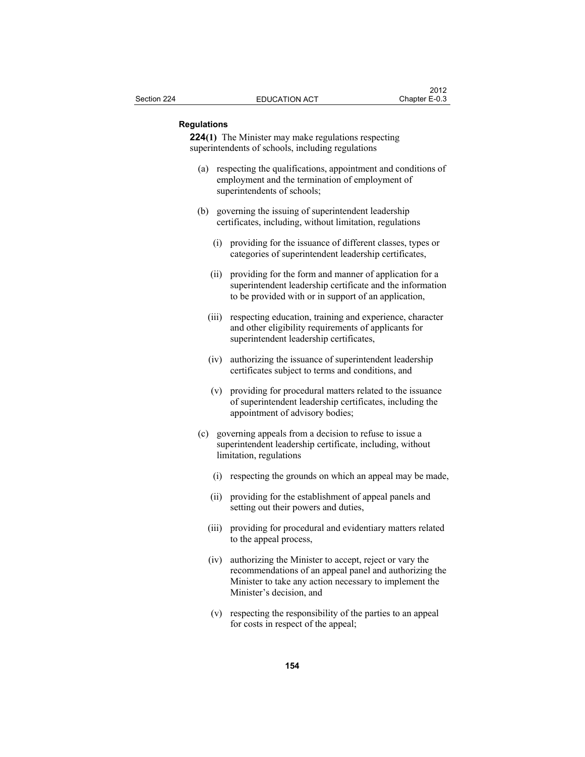**Regulations**

**224(1)** The Minister may make regulations respecting superintendents of schools, including regulations

(a) respecting the qualifications, appointment and conditions of employment and the termination of employment of superintendents of schools;

(b) governing the issuing of superintendent leadership certificates, including, without limitation, regulations

(i) providing for the issuance of different classes, types or categories of superintendent leadership certificates,

(ii) providing for the form and manner of application for a superintendent leadership certificate and the information to be provided with or in support of an application,

(iii) respecting education, training and experience, character and other eligibility requirements of applicants for superintendent leadership certificates,

(iv) authorizing the issuance of superintendent leadership certificates subject to terms and conditions, and

(v) providing for procedural matters related to the issuance of superintendent leadership certificates, including the appointment of advisory bodies;

(c) governing appeals from a decision to refuse to issue a superintendent leadership certificate, including, without limitation, regulations

(i) respecting the grounds on which an appeal may be made,

(ii) providing for the establishment of appeal panels and setting out their powers and duties,

(iii) providing for procedural and evidentiary matters related to the appeal process,

(iv) authorizing the Minister to accept, reject or vary the recommendations of an appeal panel and authorizing the Minister to take any action necessary to implement the Minister's decision, and

(v) respecting the responsibility of the parties to an appeal for costs in respect of the appeal;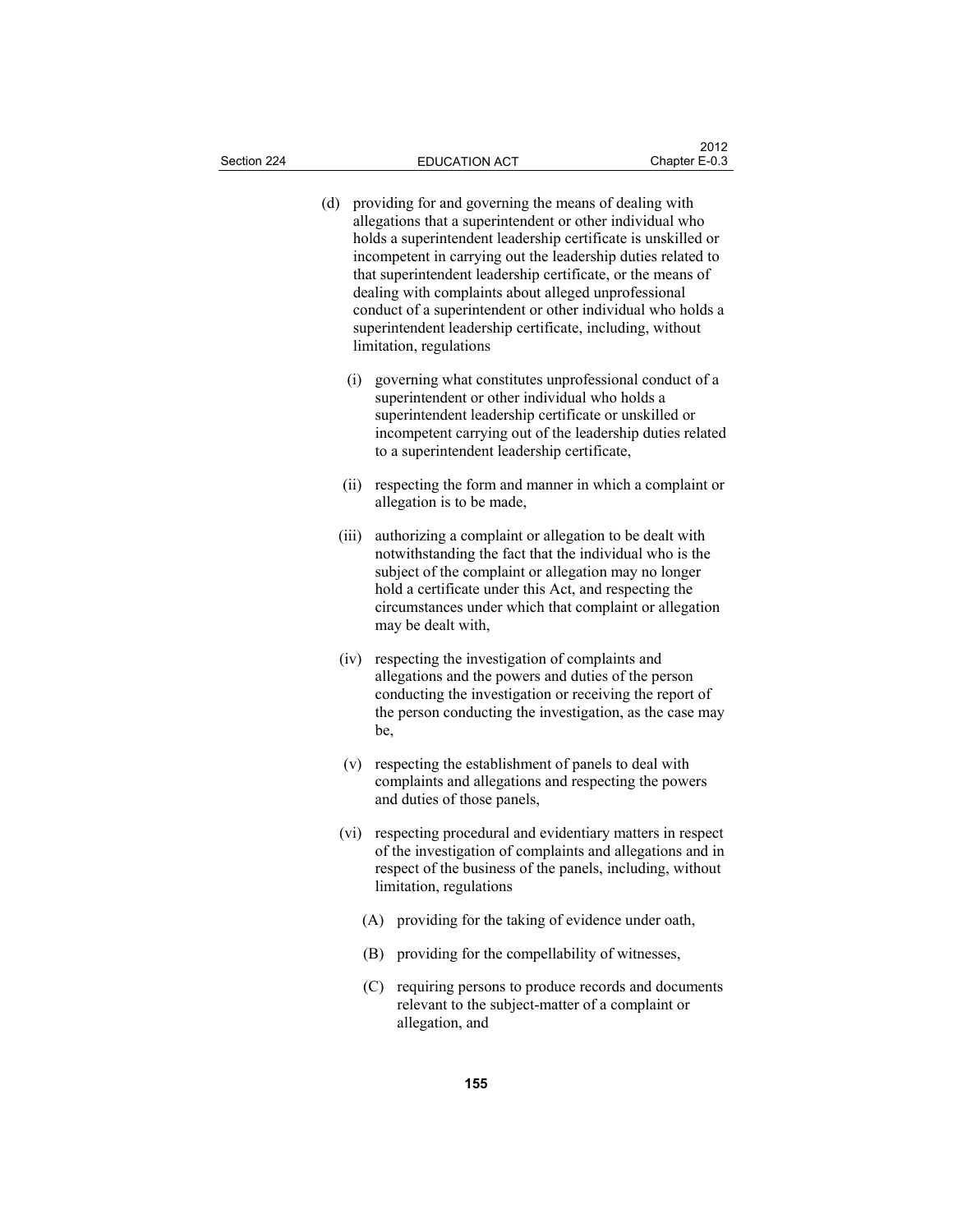(d) providing for and governing the means of dealing with allegations that a superintendent or other individual who holds a superintendent leadership certificate is unskilled or incompetent in carrying out the leadership duties related to that superintendent leadership certificate, or the means of dealing with complaints about alleged unprofessional conduct of a superintendent or other individual who holds a superintendent leadership certificate, including, without limitation, regulations

(i) governing what constitutes unprofessional conduct of a superintendent or other individual who holds a superintendent leadership certificate or unskilled or incompetent carrying out of the leadership duties related to a superintendent leadership certificate,

(ii) respecting the form and manner in which a complaint or allegation is to be made,

(iii) authorizing a complaint or allegation to be dealt with notwithstanding the fact that the individual who is the subject of the complaint or allegation may no longer hold a certificate under this Act, and respecting the circumstances under which that complaint or allegation may be dealt with,

(iv) respecting the investigation of complaints and allegations and the powers and duties of the person conducting the investigation or receiving the report of the person conducting the investigation, as the case may be,

(v) respecting the establishment of panels to deal with complaints and allegations and respecting the powers and duties of those panels,

(vi) respecting procedural and evidentiary matters in respect of the investigation of complaints and allegations and in respect of the business of the panels, including, without limitation, regulations

(A) providing for the taking of evidence under oath,

(B) providing for the compellability of witnesses,

(C) requiring persons to produce records and documents relevant to the subject-matter of a complaint or allegation, and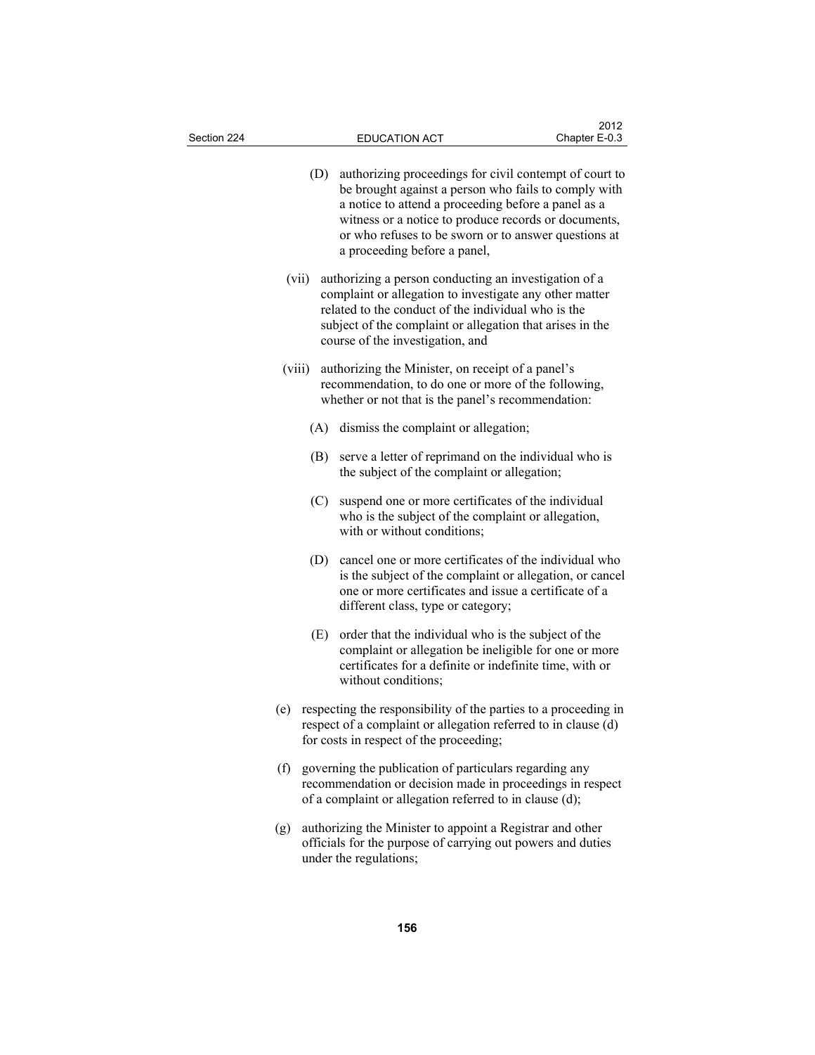(D) authorizing proceedings for civil contempt of court to be brought against a person who fails to comply with a notice to attend a proceeding before a panel as a witness or a notice to produce records or documents, or who refuses to be sworn or to answer questions at a proceeding before a panel,

(vii) authorizing a person conducting an investigation of a complaint or allegation to investigate any other matter related to the conduct of the individual who is the subject of the complaint or allegation that arises in the course of the investigation, and

(viii) authorizing the Minister, on receipt of a panel's recommendation, to do one or more of the following, whether or not that is the panel's recommendation:

(A) dismiss the complaint or allegation;

(B) serve a letter of reprimand on the individual who is the subject of the complaint or allegation;

(C) suspend one or more certificates of the individual who is the subject of the complaint or allegation, with or without conditions;

(D) cancel one or more certificates of the individual who is the subject of the complaint or allegation, or cancel one or more certificates and issue a certificate of a different class, type or category;

(E) order that the individual who is the subject of the complaint or allegation be ineligible for one or more certificates for a definite or indefinite time, with or without conditions;

(e) respecting the responsibility of the parties to a proceeding in respect of a complaint or allegation referred to in clause (d) for costs in respect of the proceeding;

(f) governing the publication of particulars regarding any recommendation or decision made in proceedings in respect of a complaint or allegation referred to in clause (d);

(g) authorizing the Minister to appoint a Registrar and other officials for the purpose of carrying out powers and duties under the regulations;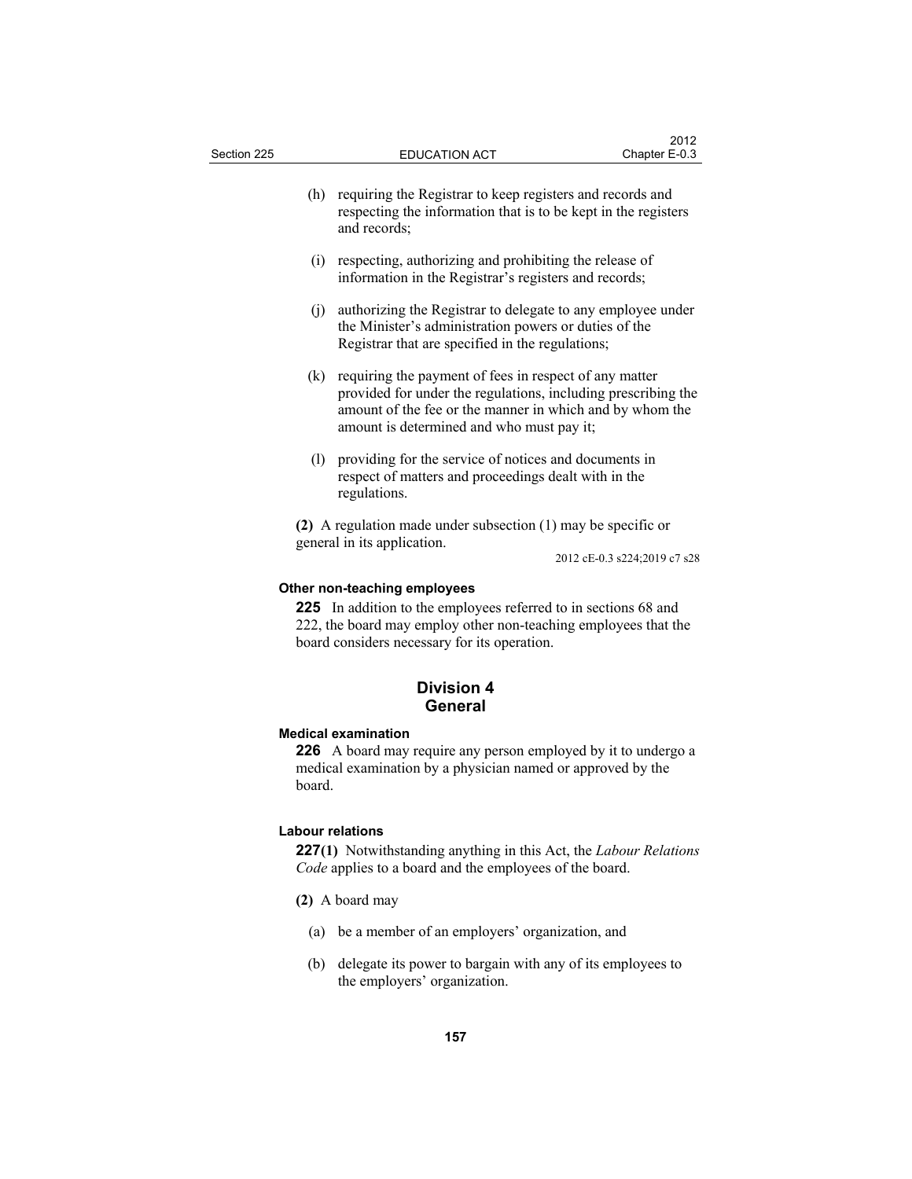(h) requiring the Registrar to keep registers and records and respecting the information that is to be kept in the registers and records;

(i) respecting, authorizing and prohibiting the release of information in the Registrar's registers and records;

(j) authorizing the Registrar to delegate to any employee under the Minister's administration powers or duties of the Registrar that are specified in the regulations;

(k) requiring the payment of fees in respect of any matter provided for under the regulations, including prescribing the amount of the fee or the manner in which and by whom the amount is determined and who must pay it;

(l) providing for the service of notices and documents in respect of matters and proceedings dealt with in the regulations.

**(2)** A regulation made under subsection (1) may be specific or general in its application.

2012 cE-0.3 s224;2019 c7 s28

**Other non-teaching employees**

**225** In addition to the employees referred to in sections 68 and 222, the board may employ other non-teaching employees that the board considers necessary for its operation.

## Division 4
## General

**Medical examination**

**226** A board may require any person employed by it to undergo a medical examination by a physician named or approved by the board.

**Labour relations**

**227(1)** Notwithstanding anything in this Act, the *Labour Relations Code* applies to a board and the employees of the board.

**(2)** A board may

(a) be a member of an employers' organization, and

(b) delegate its power to bargain with any of its employees to the employers' organization.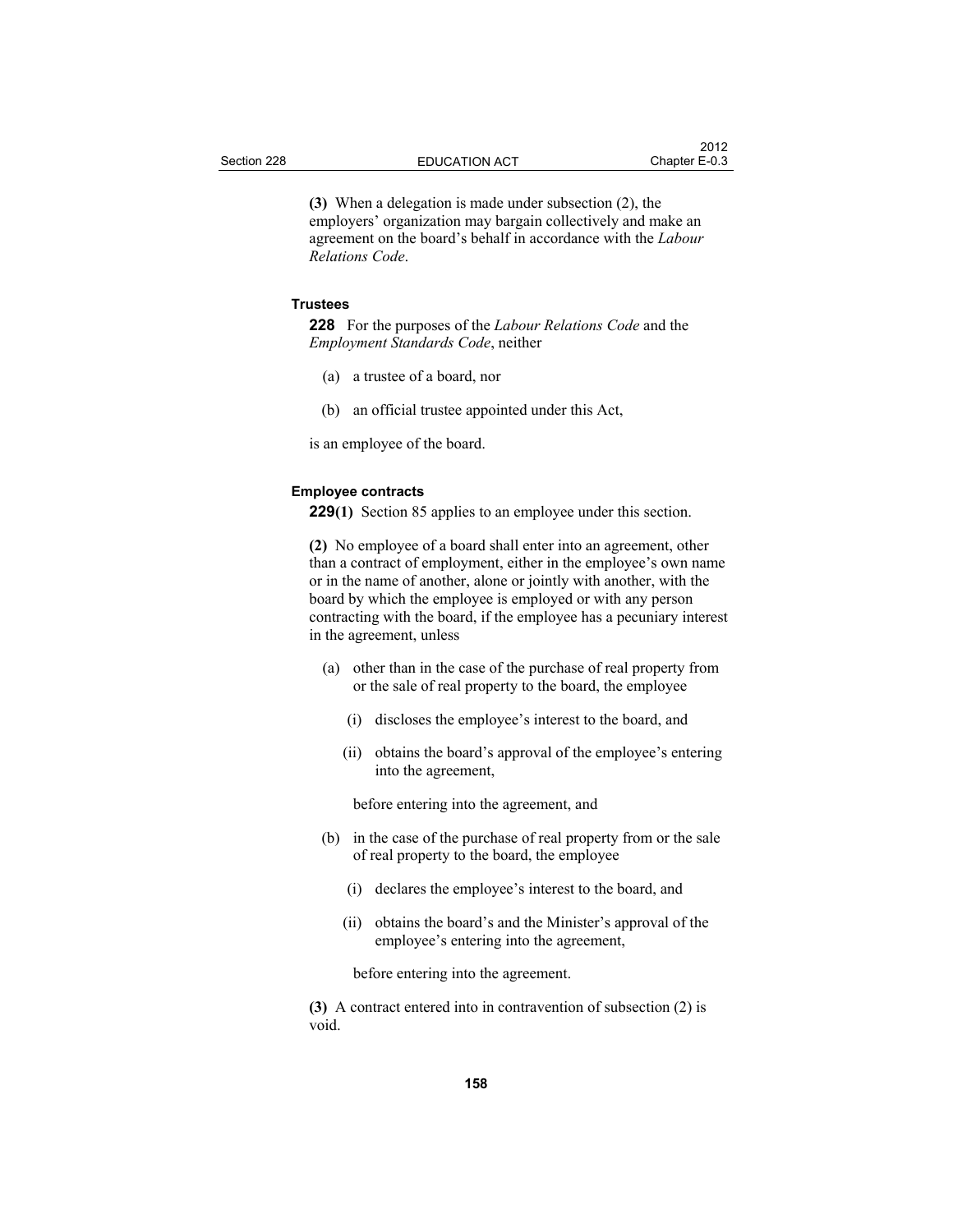**(3)** When a delegation is made under subsection (2), the employers' organization may bargain collectively and make an agreement on the board's behalf in accordance with the *Labour Relations Code*.

#### Trustees

**228** For the purposes of the *Labour Relations Code* and the *Employment Standards Code*, neither

(a) a trustee of a board, nor

(b) an official trustee appointed under this Act,

is an employee of the board.

#### Employee contracts

**229(1)** Section 85 applies to an employee under this section.

**(2)** No employee of a board shall enter into an agreement, other than a contract of employment, either in the employee's own name or in the name of another, alone or jointly with another, with the board by which the employee is employed or with any person contracting with the board, if the employee has a pecuniary interest in the agreement, unless

(a) other than in the case of the purchase of real property from or the sale of real property to the board, the employee

  (i) discloses the employee's interest to the board, and

  (ii) obtains the board's approval of the employee's entering into the agreement,

  before entering into the agreement, and

(b) in the case of the purchase of real property from or the sale of real property to the board, the employee

  (i) declares the employee's interest to the board, and

  (ii) obtains the board's and the Minister's approval of the employee's entering into the agreement,

  before entering into the agreement.

**(3)** A contract entered into in contravention of subsection (2) is void.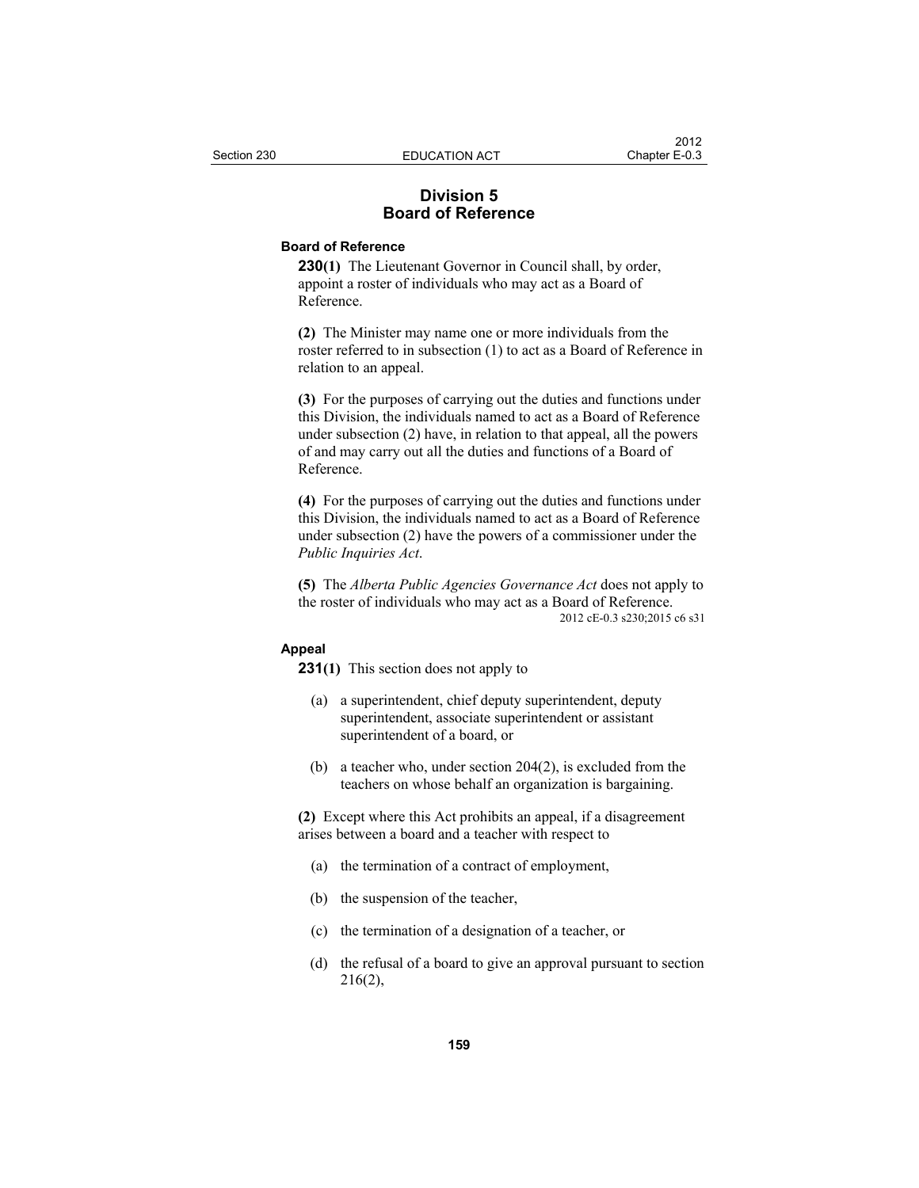## Division 5
## Board of Reference

**Board of Reference**

**230(1)** The Lieutenant Governor in Council shall, by order, appoint a roster of individuals who may act as a Board of Reference.

**(2)** The Minister may name one or more individuals from the roster referred to in subsection (1) to act as a Board of Reference in relation to an appeal.

**(3)** For the purposes of carrying out the duties and functions under this Division, the individuals named to act as a Board of Reference under subsection (2) have, in relation to that appeal, all the powers of and may carry out all the duties and functions of a Board of Reference.

**(4)** For the purposes of carrying out the duties and functions under this Division, the individuals named to act as a Board of Reference under subsection (2) have the powers of a commissioner under the *Public Inquiries Act*.

**(5)** The *Alberta Public Agencies Governance Act* does not apply to the roster of individuals who may act as a Board of Reference.

2012 cE-0.3 s230;2015 c6 s31

**Appeal**

**231(1)** This section does not apply to

(a) a superintendent, chief deputy superintendent, deputy superintendent, associate superintendent or assistant superintendent of a board, or

(b) a teacher who, under section 204(2), is excluded from the teachers on whose behalf an organization is bargaining.

**(2)** Except where this Act prohibits an appeal, if a disagreement arises between a board and a teacher with respect to

(a) the termination of a contract of employment,

(b) the suspension of the teacher,

(c) the termination of a designation of a teacher, or

(d) the refusal of a board to give an approval pursuant to section 216(2),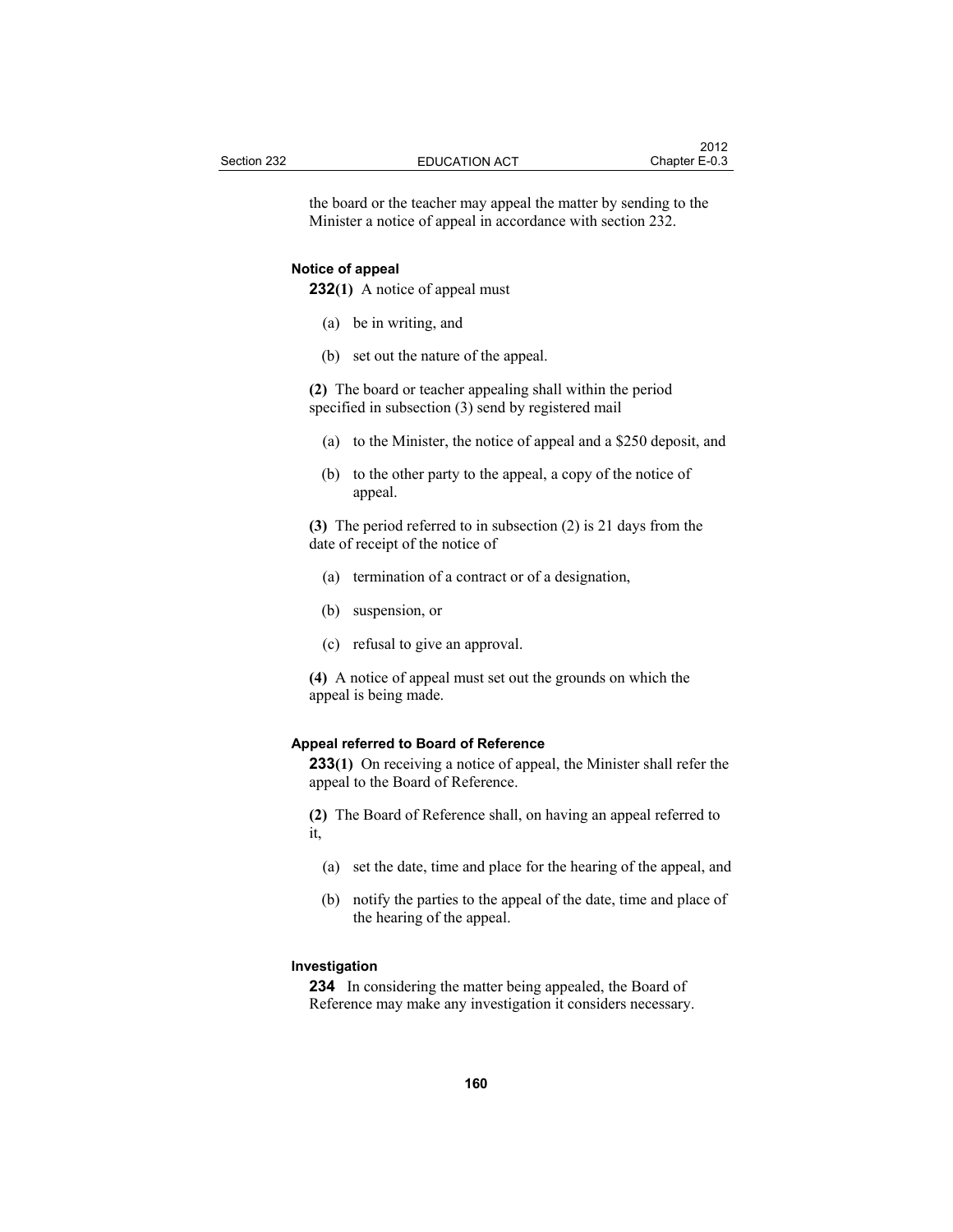the board or the teacher may appeal the matter by sending to the Minister a notice of appeal in accordance with section 232.

#### Notice of appeal

**232(1)** A notice of appeal must

(a) be in writing, and

(b) set out the nature of the appeal.

**(2)** The board or teacher appealing shall within the period specified in subsection (3) send by registered mail

(a) to the Minister, the notice of appeal and a $250 deposit, and

(b) to the other party to the appeal, a copy of the notice of appeal.

**(3)** The period referred to in subsection (2) is 21 days from the date of receipt of the notice of

(a) termination of a contract or of a designation,

(b) suspension, or

(c) refusal to give an approval.

**(4)** A notice of appeal must set out the grounds on which the appeal is being made.

#### Appeal referred to Board of Reference

**233(1)** On receiving a notice of appeal, the Minister shall refer the appeal to the Board of Reference.

**(2)** The Board of Reference shall, on having an appeal referred to it,

(a) set the date, time and place for the hearing of the appeal, and

(b) notify the parties to the appeal of the date, time and place of the hearing of the appeal.

#### Investigation

**234** In considering the matter being appealed, the Board of Reference may make any investigation it considers necessary.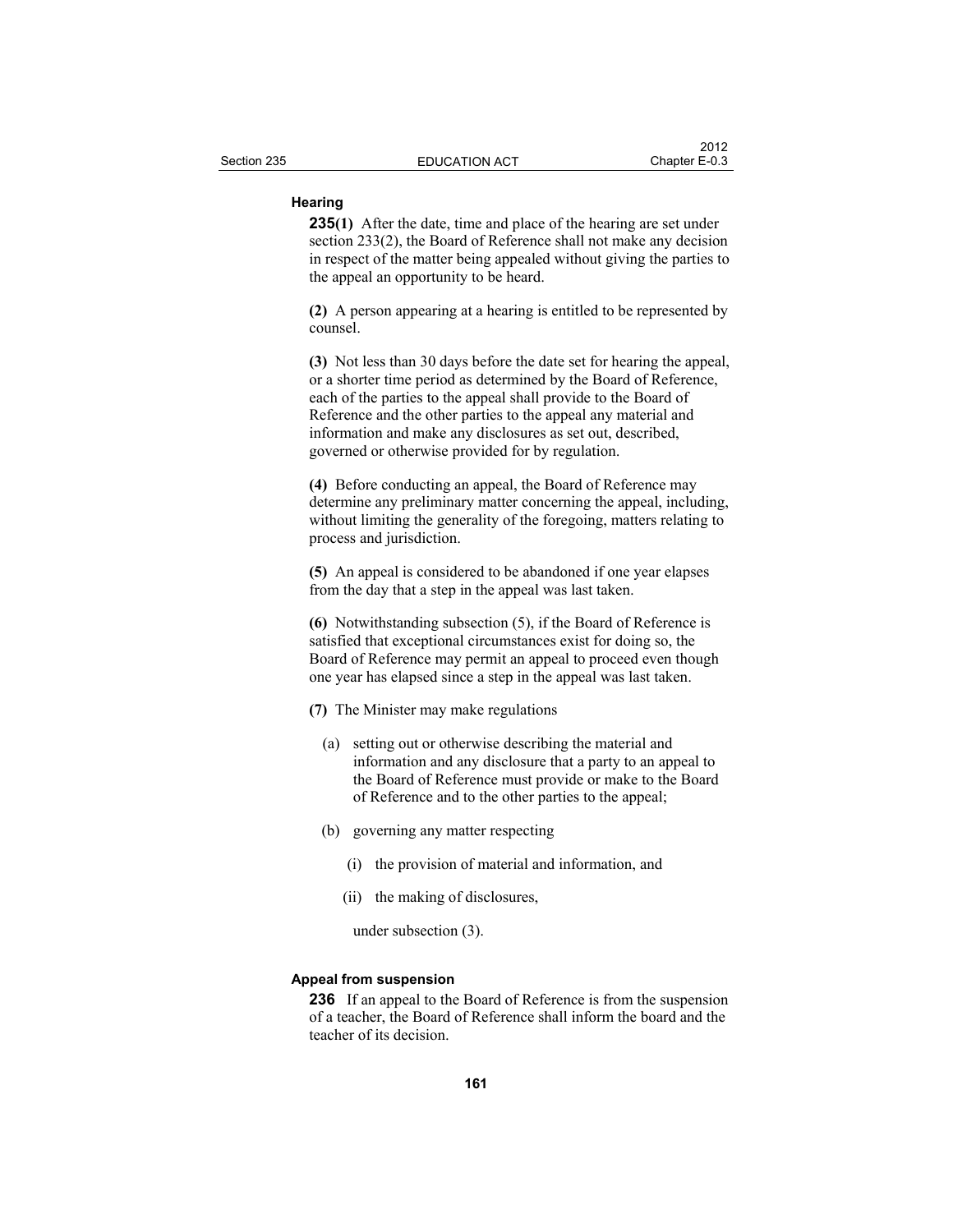#### Hearing

**235(1)** After the date, time and place of the hearing are set under section 233(2), the Board of Reference shall not make any decision in respect of the matter being appealed without giving the parties to the appeal an opportunity to be heard.

**(2)** A person appearing at a hearing is entitled to be represented by counsel.

**(3)** Not less than 30 days before the date set for hearing the appeal, or a shorter time period as determined by the Board of Reference, each of the parties to the appeal shall provide to the Board of Reference and the other parties to the appeal any material and information and make any disclosures as set out, described, governed or otherwise provided for by regulation.

**(4)** Before conducting an appeal, the Board of Reference may determine any preliminary matter concerning the appeal, including, without limiting the generality of the foregoing, matters relating to process and jurisdiction.

**(5)** An appeal is considered to be abandoned if one year elapses from the day that a step in the appeal was last taken.

**(6)** Notwithstanding subsection (5), if the Board of Reference is satisfied that exceptional circumstances exist for doing so, the Board of Reference may permit an appeal to proceed even though one year has elapsed since a step in the appeal was last taken.

**(7)** The Minister may make regulations

- (a) setting out or otherwise describing the material and information and any disclosure that a party to an appeal to the Board of Reference must provide or make to the Board of Reference and to the other parties to the appeal;
- (b) governing any matter respecting
  - (i) the provision of material and information, and
  - (ii) the making of disclosures,

  under subsection (3).

#### Appeal from suspension

**236** If an appeal to the Board of Reference is from the suspension of a teacher, the Board of Reference shall inform the board and the teacher of its decision.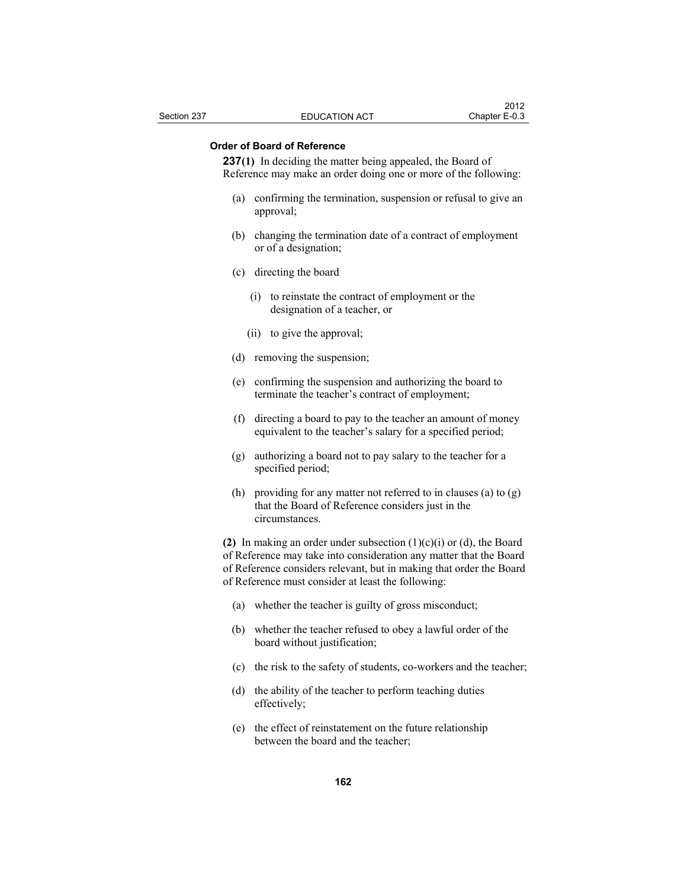**Order of Board of Reference**

**237(1)** In deciding the matter being appealed, the Board of Reference may make an order doing one or more of the following:

(a) confirming the termination, suspension or refusal to give an approval;

(b) changing the termination date of a contract of employment or of a designation;

(c) directing the board

(i) to reinstate the contract of employment or the designation of a teacher, or

(ii) to give the approval;

(d) removing the suspension;

(e) confirming the suspension and authorizing the board to terminate the teacher's contract of employment;

(f) directing a board to pay to the teacher an amount of money equivalent to the teacher's salary for a specified period;

(g) authorizing a board not to pay salary to the teacher for a specified period;

(h) providing for any matter not referred to in clauses (a) to (g) that the Board of Reference considers just in the circumstances.

**(2)** In making an order under subsection (1)(c)(i) or (d), the Board of Reference may take into consideration any matter that the Board of Reference considers relevant, but in making that order the Board of Reference must consider at least the following:

(a) whether the teacher is guilty of gross misconduct;

(b) whether the teacher refused to obey a lawful order of the board without justification;

(c) the risk to the safety of students, co-workers and the teacher;

(d) the ability of the teacher to perform teaching duties effectively;

(e) the effect of reinstatement on the future relationship between the board and the teacher;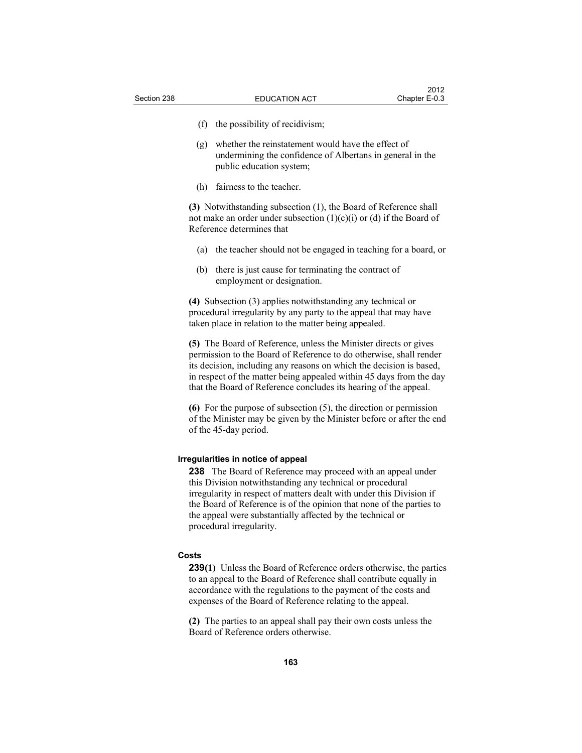(f) the possibility of recidivism;

(g) whether the reinstatement would have the effect of undermining the confidence of Albertans in general in the public education system;

(h) fairness to the teacher.

**(3)** Notwithstanding subsection (1), the Board of Reference shall not make an order under subsection (1)(c)(i) or (d) if the Board of Reference determines that

(a) the teacher should not be engaged in teaching for a board, or

(b) there is just cause for terminating the contract of employment or designation.

**(4)** Subsection (3) applies notwithstanding any technical or procedural irregularity by any party to the appeal that may have taken place in relation to the matter being appealed.

**(5)** The Board of Reference, unless the Minister directs or gives permission to the Board of Reference to do otherwise, shall render its decision, including any reasons on which the decision is based, in respect of the matter being appealed within 45 days from the day that the Board of Reference concludes its hearing of the appeal.

**(6)** For the purpose of subsection (5), the direction or permission of the Minister may be given by the Minister before or after the end of the 45-day period.

**Irregularities in notice of appeal**

**238** The Board of Reference may proceed with an appeal under this Division notwithstanding any technical or procedural irregularity in respect of matters dealt with under this Division if the Board of Reference is of the opinion that none of the parties to the appeal were substantially affected by the technical or procedural irregularity.

**Costs**

**239(1)** Unless the Board of Reference orders otherwise, the parties to an appeal to the Board of Reference shall contribute equally in accordance with the regulations to the payment of the costs and expenses of the Board of Reference relating to the appeal.

**(2)** The parties to an appeal shall pay their own costs unless the Board of Reference orders otherwise.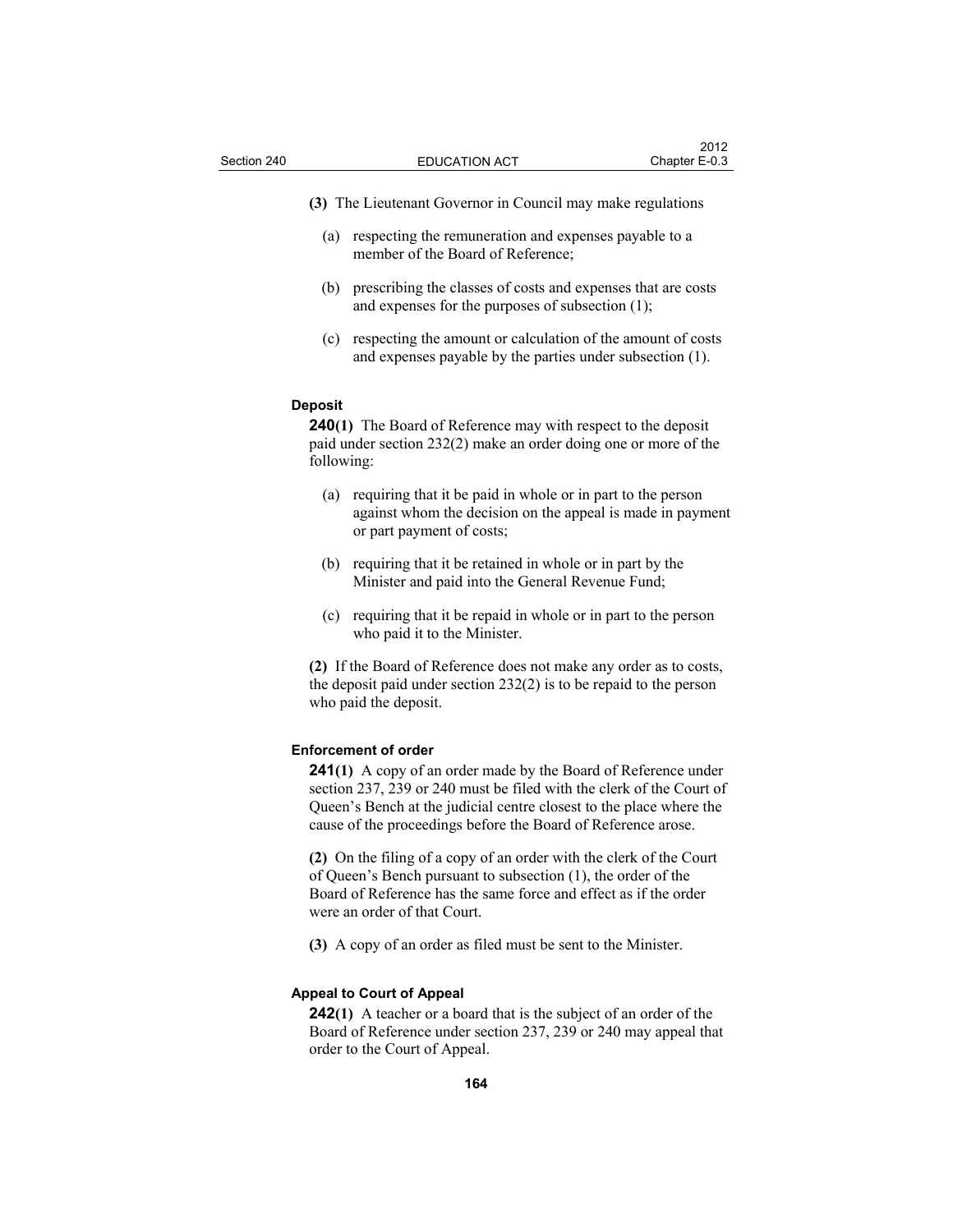**(3)** The Lieutenant Governor in Council may make regulations

(a) respecting the remuneration and expenses payable to a member of the Board of Reference;

(b) prescribing the classes of costs and expenses that are costs and expenses for the purposes of subsection (1);

(c) respecting the amount or calculation of the amount of costs and expenses payable by the parties under subsection (1).

**Deposit**

**240(1)** The Board of Reference may with respect to the deposit paid under section 232(2) make an order doing one or more of the following:

(a) requiring that it be paid in whole or in part to the person against whom the decision on the appeal is made in payment or part payment of costs;

(b) requiring that it be retained in whole or in part by the Minister and paid into the General Revenue Fund;

(c) requiring that it be repaid in whole or in part to the person who paid it to the Minister.

**(2)** If the Board of Reference does not make any order as to costs, the deposit paid under section 232(2) is to be repaid to the person who paid the deposit.

**Enforcement of order**

**241(1)** A copy of an order made by the Board of Reference under section 237, 239 or 240 must be filed with the clerk of the Court of Queen's Bench at the judicial centre closest to the place where the cause of the proceedings before the Board of Reference arose.

**(2)** On the filing of a copy of an order with the clerk of the Court of Queen's Bench pursuant to subsection (1), the order of the Board of Reference has the same force and effect as if the order were an order of that Court.

**(3)** A copy of an order as filed must be sent to the Minister.

**Appeal to Court of Appeal**

**242(1)** A teacher or a board that is the subject of an order of the Board of Reference under section 237, 239 or 240 may appeal that order to the Court of Appeal.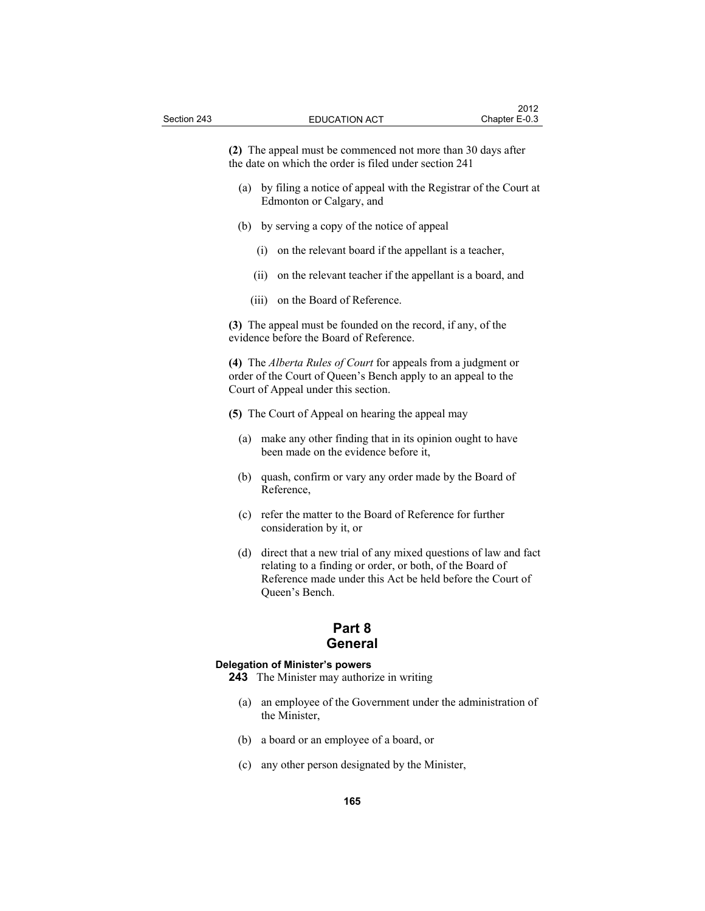**(2)** The appeal must be commenced not more than 30 days after the date on which the order is filed under section 241

(a) by filing a notice of appeal with the Registrar of the Court at Edmonton or Calgary, and

(b) by serving a copy of the notice of appeal

(i) on the relevant board if the appellant is a teacher,

(ii) on the relevant teacher if the appellant is a board, and

(iii) on the Board of Reference.

**(3)** The appeal must be founded on the record, if any, of the evidence before the Board of Reference.

**(4)** The *Alberta Rules of Court* for appeals from a judgment or order of the Court of Queen's Bench apply to an appeal to the Court of Appeal under this section.

**(5)** The Court of Appeal on hearing the appeal may

(a) make any other finding that in its opinion ought to have been made on the evidence before it,

(b) quash, confirm or vary any order made by the Board of Reference,

(c) refer the matter to the Board of Reference for further consideration by it, or

(d) direct that a new trial of any mixed questions of law and fact relating to a finding or order, or both, of the Board of Reference made under this Act be held before the Court of Queen's Bench.

# Part 8
# General

**Delegation of Minister's powers**

**243** The Minister may authorize in writing

(a) an employee of the Government under the administration of the Minister,

(b) a board or an employee of a board, or

(c) any other person designated by the Minister,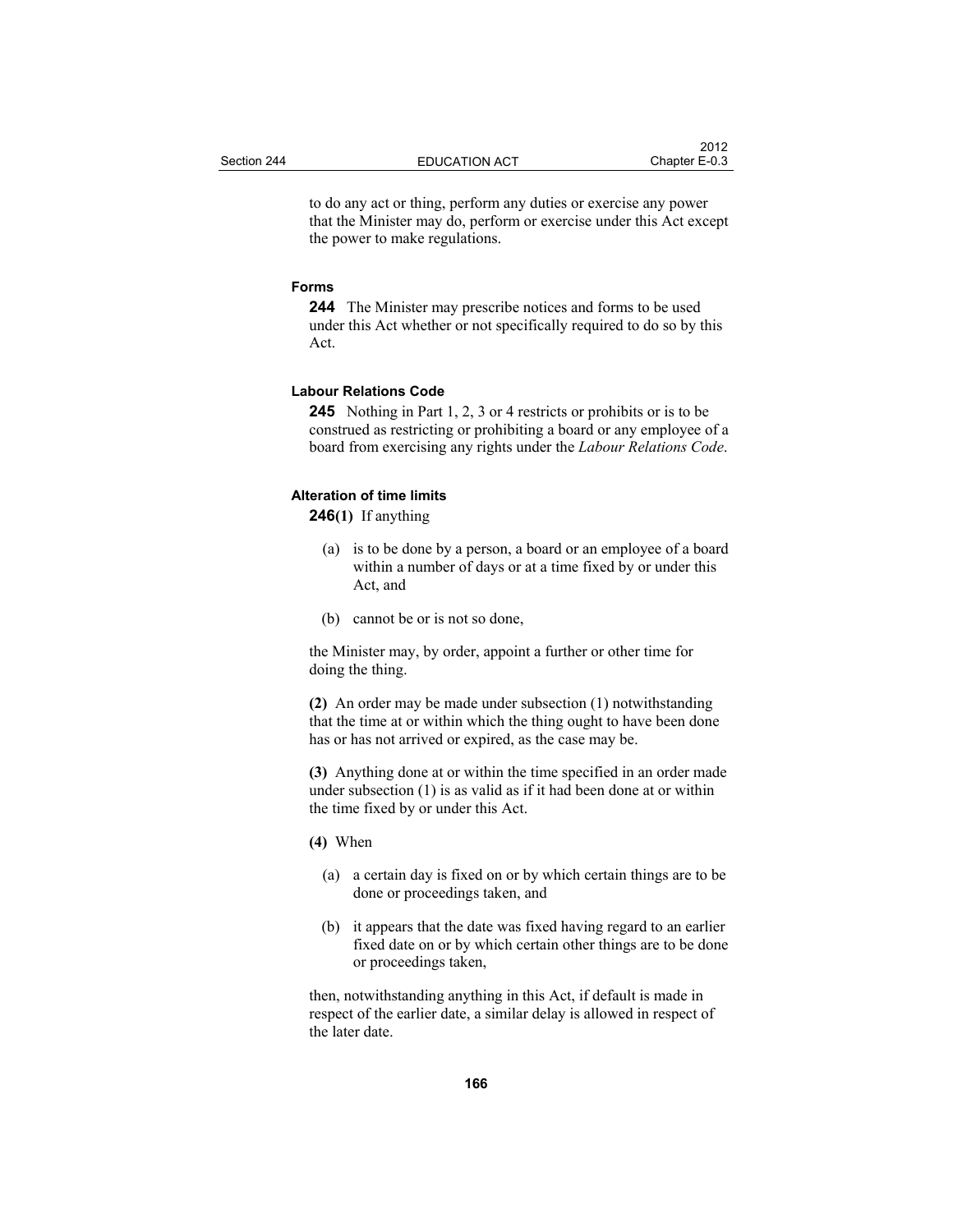to do any act or thing, perform any duties or exercise any power that the Minister may do, perform or exercise under this Act except the power to make regulations.

**Forms**

**244** The Minister may prescribe notices and forms to be used under this Act whether or not specifically required to do so by this Act.

**Labour Relations Code**

**245** Nothing in Part 1, 2, 3 or 4 restricts or prohibits or is to be construed as restricting or prohibiting a board or any employee of a board from exercising any rights under the *Labour Relations Code*.

**Alteration of time limits**

**246(1)** If anything

(a) is to be done by a person, a board or an employee of a board within a number of days or at a time fixed by or under this Act, and

(b) cannot be or is not so done,

the Minister may, by order, appoint a further or other time for doing the thing.

**(2)** An order may be made under subsection (1) notwithstanding that the time at or within which the thing ought to have been done has or has not arrived or expired, as the case may be.

**(3)** Anything done at or within the time specified in an order made under subsection (1) is as valid as if it had been done at or within the time fixed by or under this Act.

**(4)** When

(a) a certain day is fixed on or by which certain things are to be done or proceedings taken, and

(b) it appears that the date was fixed having regard to an earlier fixed date on or by which certain other things are to be done or proceedings taken,

then, notwithstanding anything in this Act, if default is made in respect of the earlier date, a similar delay is allowed in respect of the later date.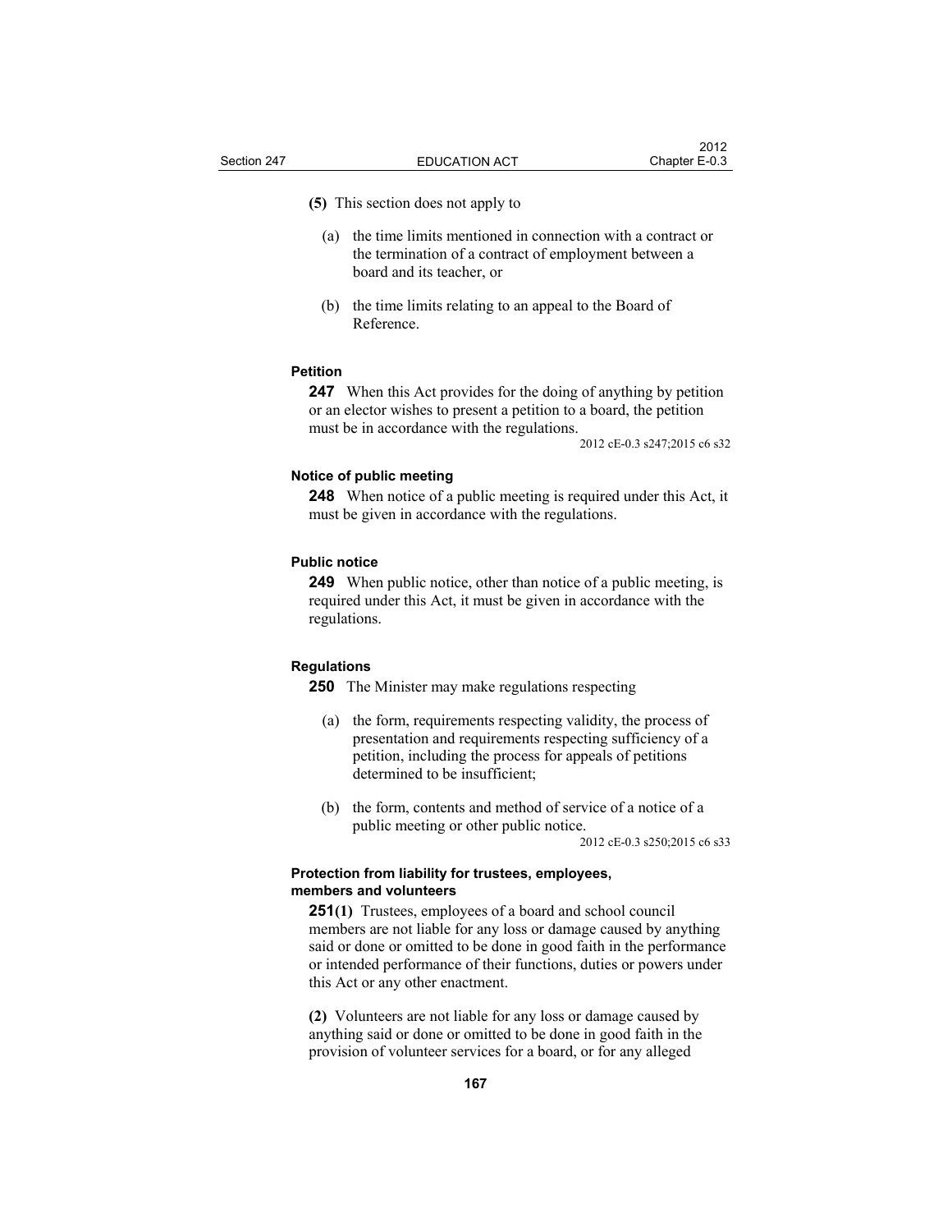**(5)** This section does not apply to

(a) the time limits mentioned in connection with a contract or the termination of a contract of employment between a board and its teacher, or

(b) the time limits relating to an appeal to the Board of Reference.

#### Petition

**247** When this Act provides for the doing of anything by petition or an elector wishes to present a petition to a board, the petition must be in accordance with the regulations.

2012 cE-0.3 s247;2015 c6 s32

#### Notice of public meeting

**248** When notice of a public meeting is required under this Act, it must be given in accordance with the regulations.

#### Public notice

**249** When public notice, other than notice of a public meeting, is required under this Act, it must be given in accordance with the regulations.

#### Regulations

**250** The Minister may make regulations respecting

(a) the form, requirements respecting validity, the process of presentation and requirements respecting sufficiency of a petition, including the process for appeals of petitions determined to be insufficient;

(b) the form, contents and method of service of a notice of a public meeting or other public notice.

2012 cE-0.3 s250;2015 c6 s33

#### Protection from liability for trustees, employees, members and volunteers

**251(1)** Trustees, employees of a board and school council members are not liable for any loss or damage caused by anything said or done or omitted to be done in good faith in the performance or intended performance of their functions, duties or powers under this Act or any other enactment.

**(2)** Volunteers are not liable for any loss or damage caused by anything said or done or omitted to be done in good faith in the provision of volunteer services for a board, or for any alleged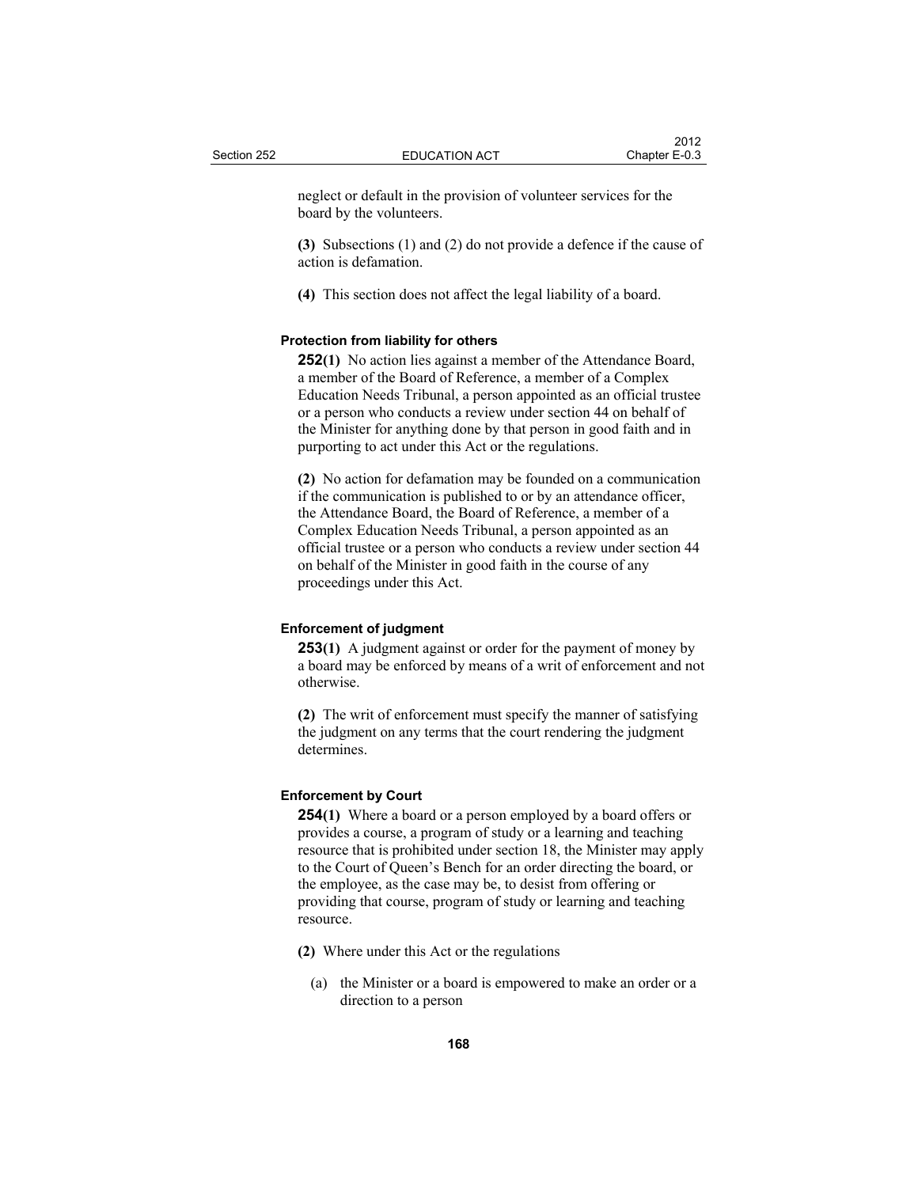neglect or default in the provision of volunteer services for the board by the volunteers.

**(3)** Subsections (1) and (2) do not provide a defence if the cause of action is defamation.

**(4)** This section does not affect the legal liability of a board.

#### Protection from liability for others

**252(1)** No action lies against a member of the Attendance Board, a member of the Board of Reference, a member of a Complex Education Needs Tribunal, a person appointed as an official trustee or a person who conducts a review under section 44 on behalf of the Minister for anything done by that person in good faith and in purporting to act under this Act or the regulations.

**(2)** No action for defamation may be founded on a communication if the communication is published to or by an attendance officer, the Attendance Board, the Board of Reference, a member of a Complex Education Needs Tribunal, a person appointed as an official trustee or a person who conducts a review under section 44 on behalf of the Minister in good faith in the course of any proceedings under this Act.

#### Enforcement of judgment

**253(1)** A judgment against or order for the payment of money by a board may be enforced by means of a writ of enforcement and not otherwise.

**(2)** The writ of enforcement must specify the manner of satisfying the judgment on any terms that the court rendering the judgment determines.

#### Enforcement by Court

**254(1)** Where a board or a person employed by a board offers or provides a course, a program of study or a learning and teaching resource that is prohibited under section 18, the Minister may apply to the Court of Queen's Bench for an order directing the board, or the employee, as the case may be, to desist from offering or providing that course, program of study or learning and teaching resource.

**(2)** Where under this Act or the regulations

(a) the Minister or a board is empowered to make an order or a direction to a person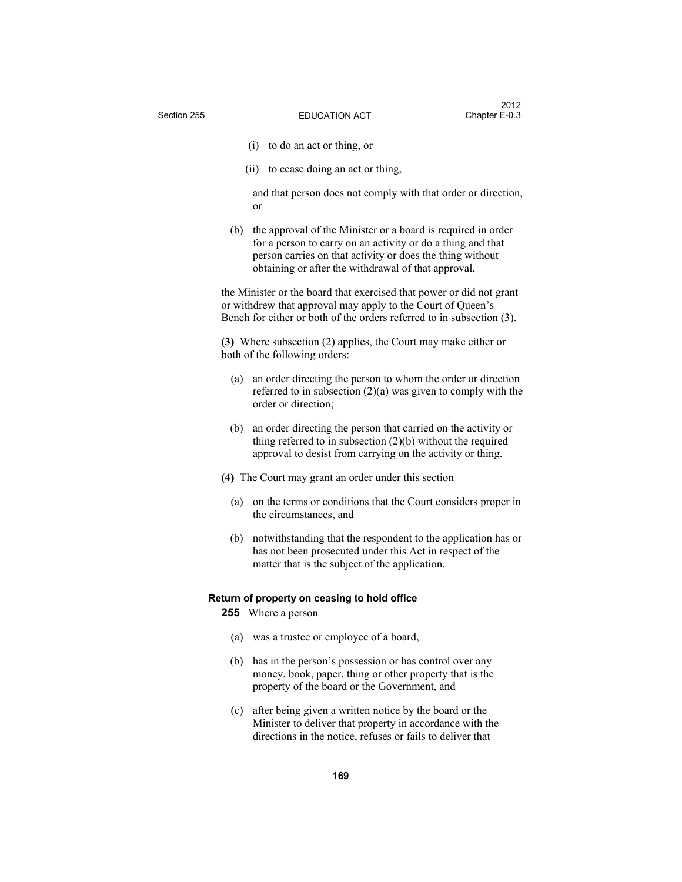(i) to do an act or thing, or

(ii) to cease doing an act or thing,

and that person does not comply with that order or direction, or

(b) the approval of the Minister or a board is required in order for a person to carry on an activity or do a thing and that person carries on that activity or does the thing without obtaining or after the withdrawal of that approval,

the Minister or the board that exercised that power or did not grant or withdrew that approval may apply to the Court of Queen's Bench for either or both of the orders referred to in subsection (3).

**(3)** Where subsection (2) applies, the Court may make either or both of the following orders:

(a) an order directing the person to whom the order or direction referred to in subsection (2)(a) was given to comply with the order or direction;

(b) an order directing the person that carried on the activity or thing referred to in subsection (2)(b) without the required approval to desist from carrying on the activity or thing.

**(4)** The Court may grant an order under this section

(a) on the terms or conditions that the Court considers proper in the circumstances, and

(b) notwithstanding that the respondent to the application has or has not been prosecuted under this Act in respect of the matter that is the subject of the application.

#### Return of property on ceasing to hold office

**255** Where a person

(a) was a trustee or employee of a board,

(b) has in the person's possession or has control over any money, book, paper, thing or other property that is the property of the board or the Government, and

(c) after being given a written notice by the board or the Minister to deliver that property in accordance with the directions in the notice, refuses or fails to deliver that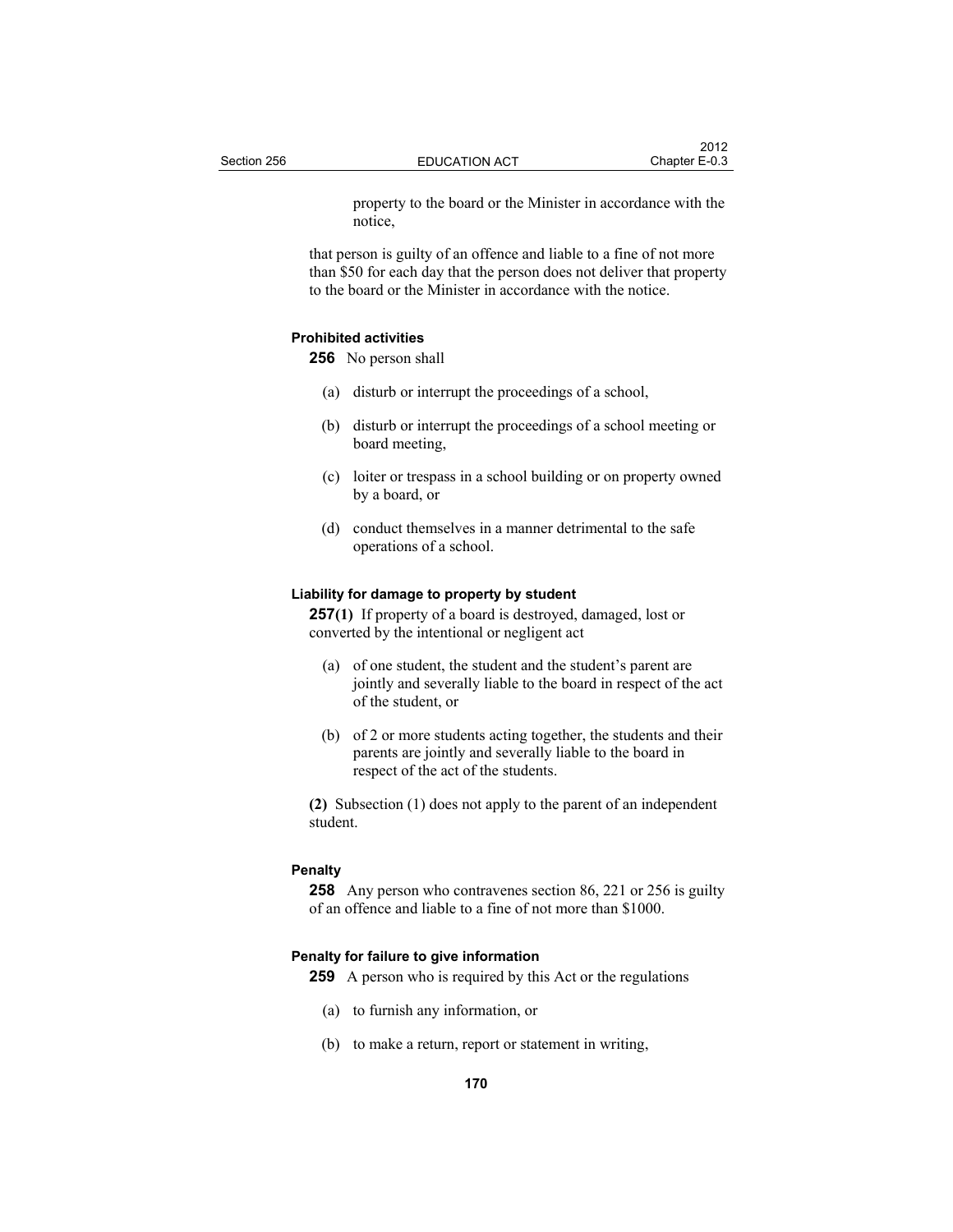property to the board or the Minister in accordance with the notice,

that person is guilty of an offence and liable to a fine of not more than $50 for each day that the person does not deliver that property to the board or the Minister in accordance with the notice.

**Prohibited activities**

**256** No person shall

(a) disturb or interrupt the proceedings of a school,

(b) disturb or interrupt the proceedings of a school meeting or board meeting,

(c) loiter or trespass in a school building or on property owned by a board, or

(d) conduct themselves in a manner detrimental to the safe operations of a school.

**Liability for damage to property by student**

**257(1)** If property of a board is destroyed, damaged, lost or converted by the intentional or negligent act

(a) of one student, the student and the student's parent are jointly and severally liable to the board in respect of the act of the student, or

(b) of 2 or more students acting together, the students and their parents are jointly and severally liable to the board in respect of the act of the students.

**(2)** Subsection (1) does not apply to the parent of an independent student.

**Penalty**

**258** Any person who contravenes section 86, 221 or 256 is guilty of an offence and liable to a fine of not more than $1000.

**Penalty for failure to give information**

**259** A person who is required by this Act or the regulations

(a) to furnish any information, or

(b) to make a return, report or statement in writing,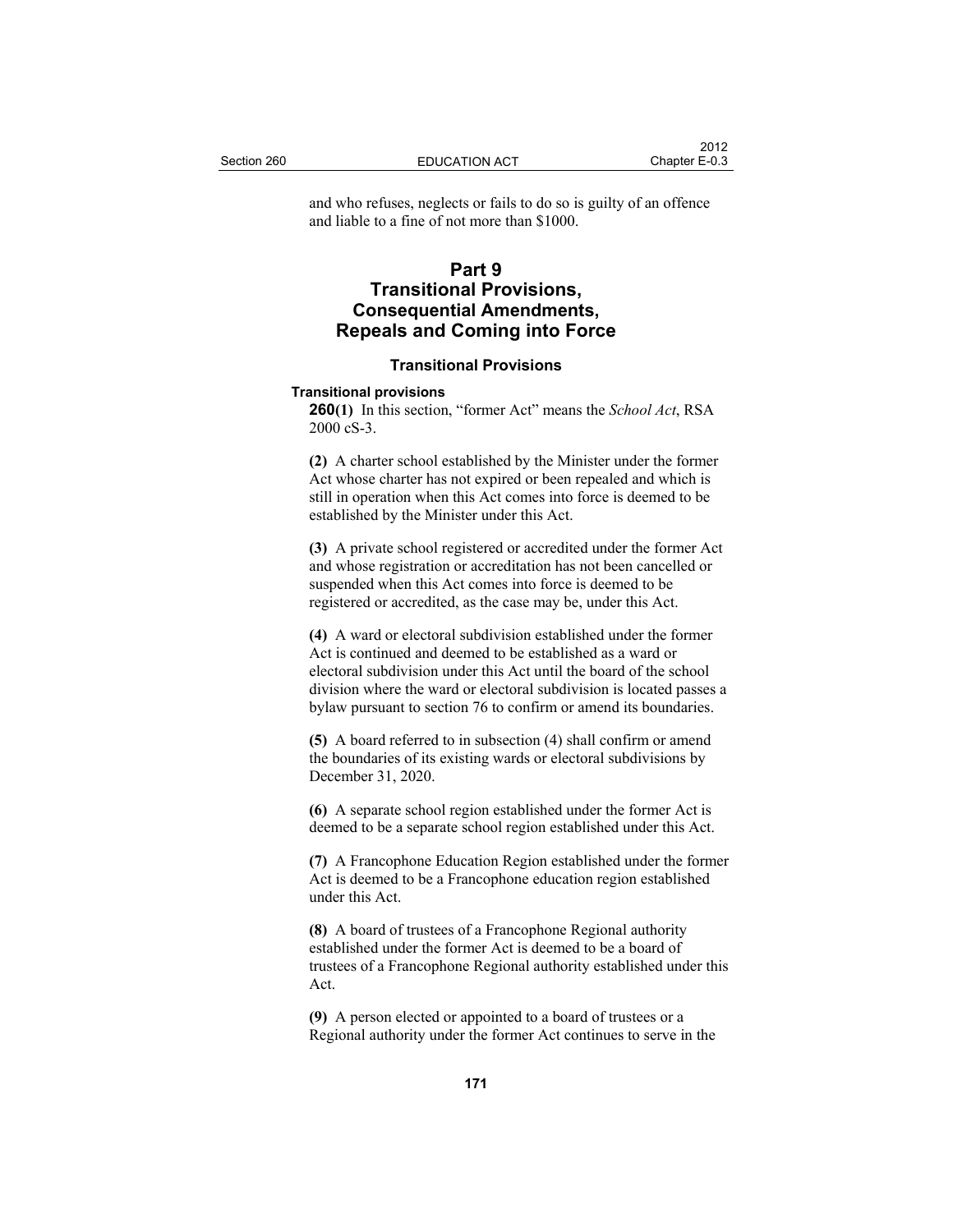and who refuses, neglects or fails to do so is guilty of an offence and liable to a fine of not more than $1000.

# Part 9
# Transitional Provisions, Consequential Amendments, Repeals and Coming into Force

## Transitional Provisions

### Transitional provisions

**260(1)** In this section, "former Act" means the *School Act*, RSA 2000 cS-3.

**(2)** A charter school established by the Minister under the former Act whose charter has not expired or been repealed and which is still in operation when this Act comes into force is deemed to be established by the Minister under this Act.

**(3)** A private school registered or accredited under the former Act and whose registration or accreditation has not been cancelled or suspended when this Act comes into force is deemed to be registered or accredited, as the case may be, under this Act.

**(4)** A ward or electoral subdivision established under the former Act is continued and deemed to be established as a ward or electoral subdivision under this Act until the board of the school division where the ward or electoral subdivision is located passes a bylaw pursuant to section 76 to confirm or amend its boundaries.

**(5)** A board referred to in subsection (4) shall confirm or amend the boundaries of its existing wards or electoral subdivisions by December 31, 2020.

**(6)** A separate school region established under the former Act is deemed to be a separate school region established under this Act.

**(7)** A Francophone Education Region established under the former Act is deemed to be a Francophone education region established under this Act.

**(8)** A board of trustees of a Francophone Regional authority established under the former Act is deemed to be a board of trustees of a Francophone Regional authority established under this Act.

**(9)** A person elected or appointed to a board of trustees or a Regional authority under the former Act continues to serve in the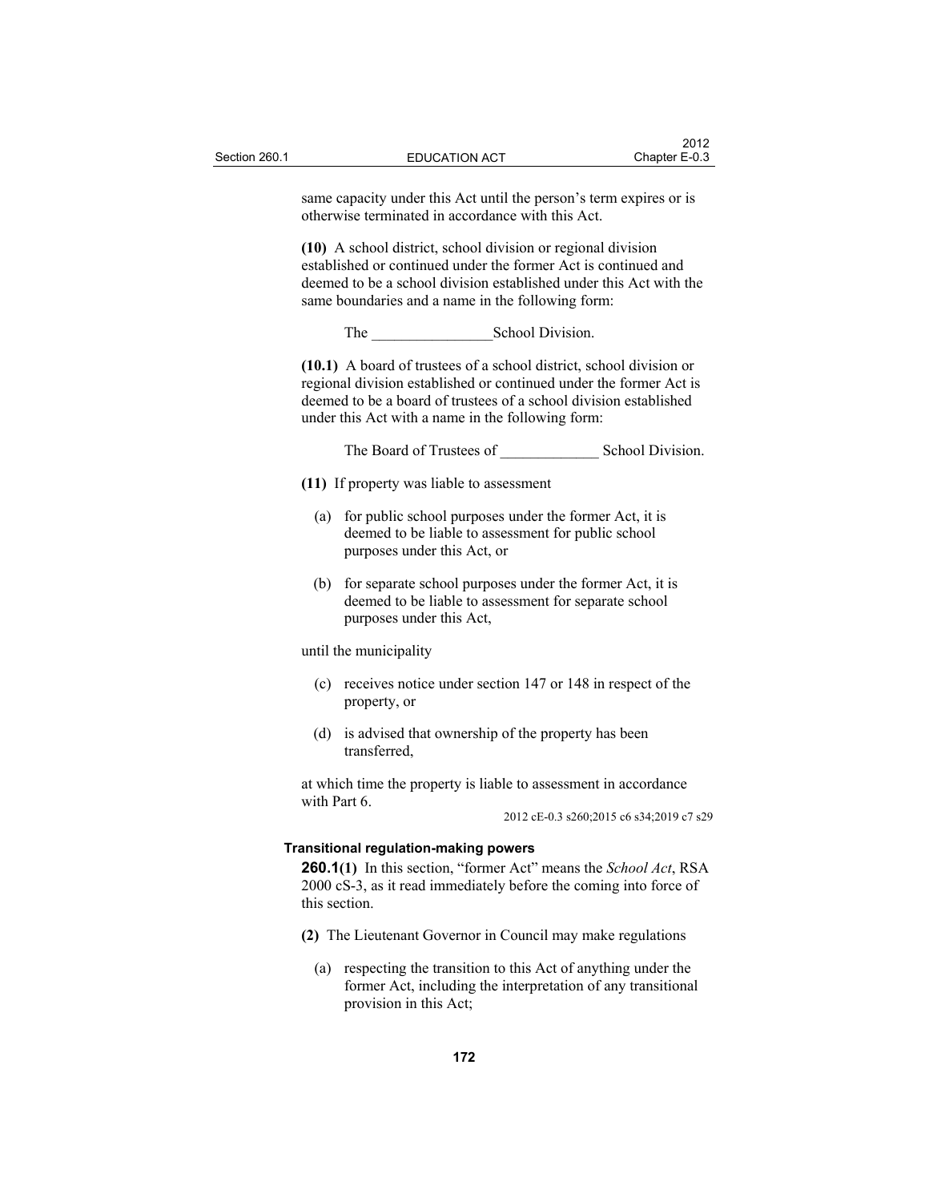same capacity under this Act until the person's term expires or is otherwise terminated in accordance with this Act.

**(10)** A school district, school division or regional division established or continued under the former Act is continued and deemed to be a school division established under this Act with the same boundaries and a name in the following form:

The ________________School Division.

**(10.1)** A board of trustees of a school district, school division or regional division established or continued under the former Act is deemed to be a board of trustees of a school division established under this Act with a name in the following form:

The Board of Trustees of _____________ School Division.

**(11)** If property was liable to assessment

- (a) for public school purposes under the former Act, it is deemed to be liable to assessment for public school purposes under this Act, or
- (b) for separate school purposes under the former Act, it is deemed to be liable to assessment for separate school purposes under this Act,

until the municipality

- (c) receives notice under section 147 or 148 in respect of the property, or
- (d) is advised that ownership of the property has been transferred,

at which time the property is liable to assessment in accordance with Part 6.

2012 cE-0.3 s260;2015 c6 s34;2019 c7 s29

### Transitional regulation-making powers

**260.1(1)** In this section, "former Act" means the *School Act*, RSA 2000 cS-3, as it read immediately before the coming into force of this section.

**(2)** The Lieutenant Governor in Council may make regulations

- (a) respecting the transition to this Act of anything under the former Act, including the interpretation of any transitional provision in this Act;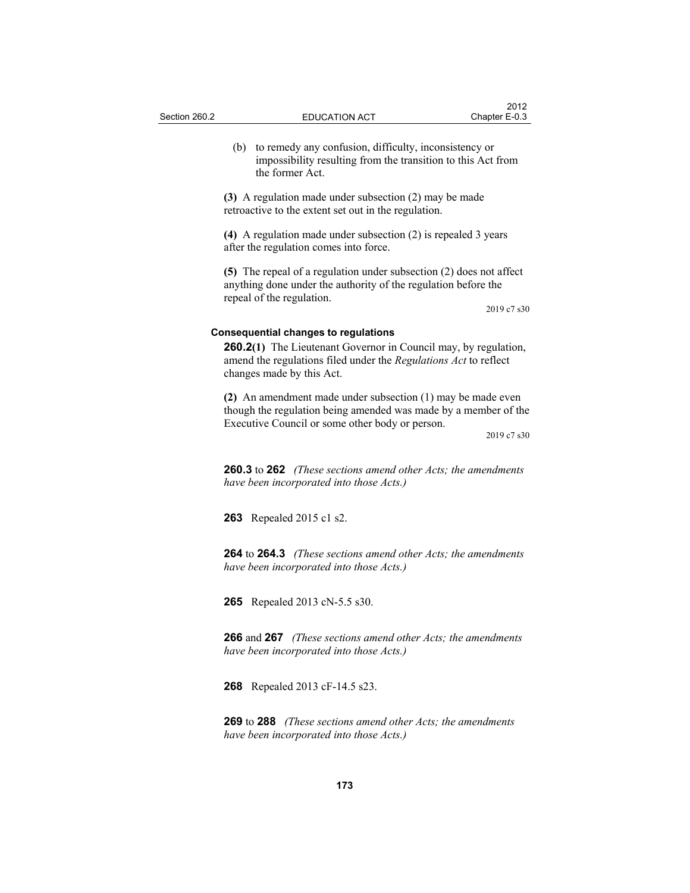(b) to remedy any confusion, difficulty, inconsistency or impossibility resulting from the transition to this Act from the former Act.

**(3)** A regulation made under subsection (2) may be made retroactive to the extent set out in the regulation.

**(4)** A regulation made under subsection (2) is repealed 3 years after the regulation comes into force.

**(5)** The repeal of a regulation under subsection (2) does not affect anything done under the authority of the regulation before the repeal of the regulation.

2019 c7 s30

### Consequential changes to regulations

**260.2(1)** The Lieutenant Governor in Council may, by regulation, amend the regulations filed under the *Regulations Act* to reflect changes made by this Act.

**(2)** An amendment made under subsection (1) may be made even though the regulation being amended was made by a member of the Executive Council or some other body or person.

2019 c7 s30

**260.3** to **262** *(These sections amend other Acts; the amendments have been incorporated into those Acts.)*

**263** Repealed 2015 c1 s2.

**264** to **264.3** *(These sections amend other Acts; the amendments have been incorporated into those Acts.)*

**265** Repealed 2013 cN-5.5 s30.

**266** and **267** *(These sections amend other Acts; the amendments have been incorporated into those Acts.)*

**268** Repealed 2013 cF-14.5 s23.

**269** to **288** *(These sections amend other Acts; the amendments have been incorporated into those Acts.)*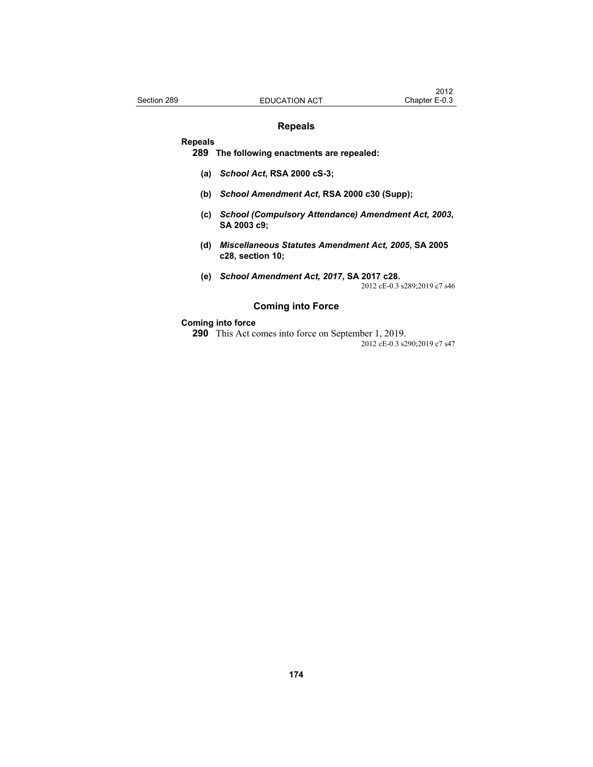## Repeals

### Repeals

**289 The following enactments are repealed:**

**(a)** ***School Act*, RSA 2000 cS-3;**

**(b)** ***School Amendment Act*, RSA 2000 c30 (Supp);**

**(c)** ***School (Compulsory Attendance) Amendment Act, 2003*, SA 2003 c9;**

**(d)** ***Miscellaneous Statutes Amendment Act, 2005*, SA 2005 c28, section 10;**

**(e)** ***School Amendment Act, 2017*, SA 2017 c28.**

2012 cE-0.3 s289;2019 c7 s46

## Coming into Force

### Coming into force

**290** This Act comes into force on September 1, 2019.

2012 cE-0.3 s290;2019 c7 s47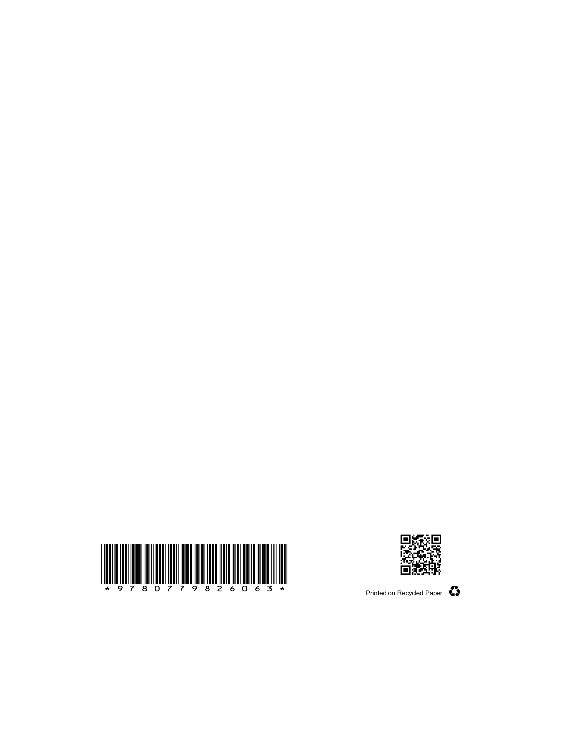*9780779826063*

Printed on Recycled Paper